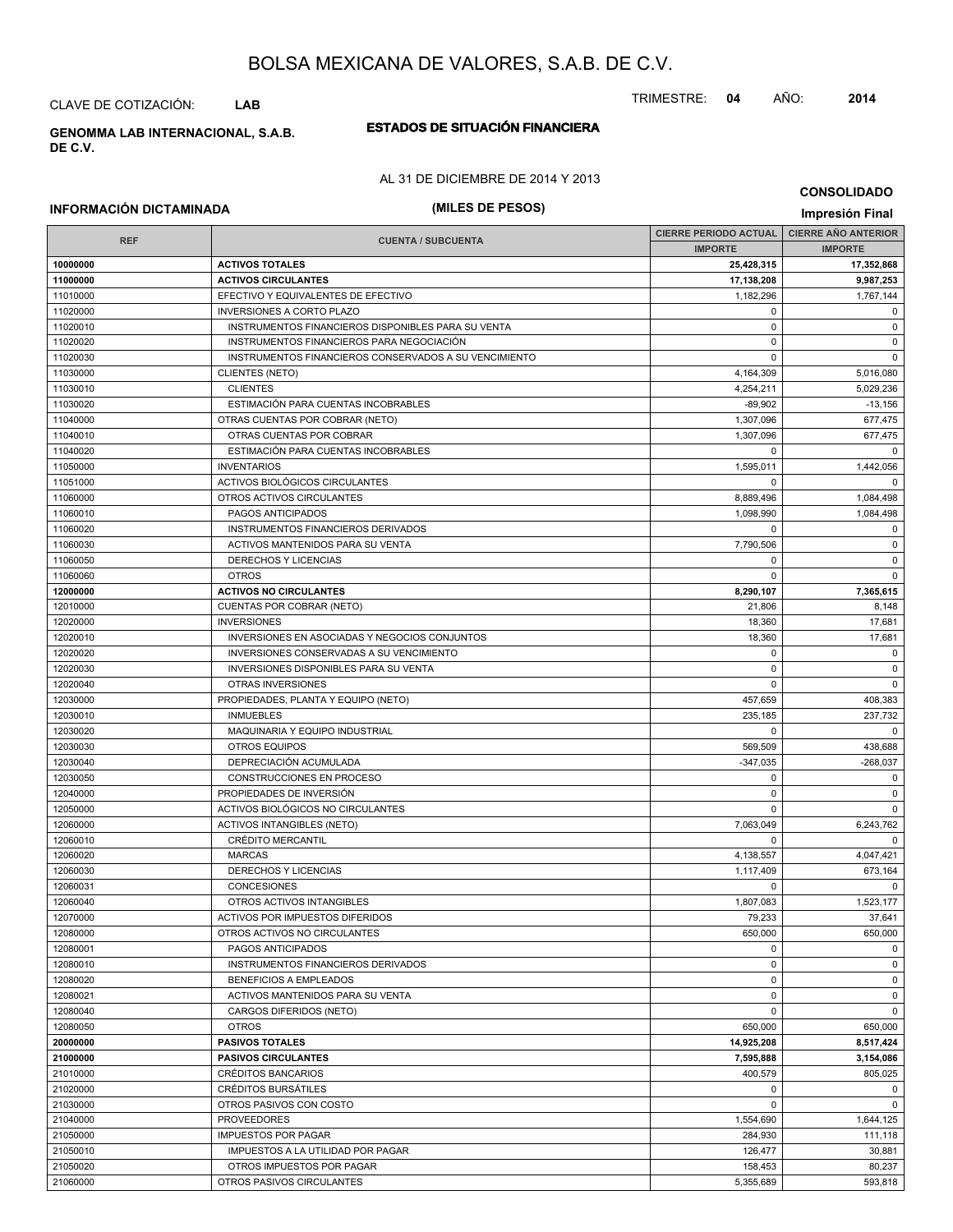# BOLSA MEXICANA DE VALORES, S.A.B. DE C.V.

CLAVE DE COTIZACIÓN: **LAB**

TRIMESTRE: **04** AÑO: **2014**

**GENOMMA LAB INTERNACIONAL, S.A.B. DE C.V.**

## ESTADOS DE SITUACIÓN FINANCIERA

AL 31 DE DICIEMBRE DE 2014 Y 2013

**CONSOLIDADO**

**INFORMACIÓN DICTAMINADA**

**(MILES DE PESOS)**

**Impresión Final**

| REF | CUENTA / SUBCUENTA | CIERRE PERIODO ACTUAL | CIERRE AÑO ANTERIOR |
|---|---|---|---|
| | | IMPORTE | IMPORTE |
| **10000000** | **ACTIVOS TOTALES** | **25,428,315** | **17,352,868** |
| **11000000** | **ACTIVOS CIRCULANTES** | **17,138,208** | **9,987,253** |
| 11010000 | EFECTIVO Y EQUIVALENTES DE EFECTIVO | 1,182,296 | 1,767,144 |
| 11020000 | INVERSIONES A CORTO PLAZO | 0 | 0 |
| 11020010 | INSTRUMENTOS FINANCIEROS DISPONIBLES PARA SU VENTA | 0 | 0 |
| 11020020 | INSTRUMENTOS FINANCIEROS PARA NEGOCIACIÓN | 0 | 0 |
| 11020030 | INSTRUMENTOS FINANCIEROS CONSERVADOS A SU VENCIMIENTO | 0 | 0 |
| 11030000 | CLIENTES (NETO) | 4,164,309 | 5,016,080 |
| 11030010 | CLIENTES | 4,254,211 | 5,029,236 |
| 11030020 | ESTIMACIÓN PARA CUENTAS INCOBRABLES | -89,902 | -13,156 |
| 11040000 | OTRAS CUENTAS POR COBRAR (NETO) | 1,307,096 | 677,475 |
| 11040010 | OTRAS CUENTAS POR COBRAR | 1,307,096 | 677,475 |
| 11040020 | ESTIMACIÓN PARA CUENTAS INCOBRABLES | 0 | 0 |
| 11050000 | INVENTARIOS | 1,595,011 | 1,442,056 |
| 11051000 | ACTIVOS BIOLÓGICOS CIRCULANTES | 0 | 0 |
| 11060000 | OTROS ACTIVOS CIRCULANTES | 8,889,496 | 1,084,498 |
| 11060010 | PAGOS ANTICIPADOS | 1,098,990 | 1,084,498 |
| 11060020 | INSTRUMENTOS FINANCIEROS DERIVADOS | 0 | 0 |
| 11060030 | ACTIVOS MANTENIDOS PARA SU VENTA | 7,790,506 | 0 |
| 11060050 | DERECHOS Y LICENCIAS | 0 | 0 |
| 11060060 | OTROS | 0 | 0 |
| **12000000** | **ACTIVOS NO CIRCULANTES** | **8,290,107** | **7,365,615** |
| 12010000 | CUENTAS POR COBRAR (NETO) | 21,806 | 8,148 |
| 12020000 | INVERSIONES | 18,360 | 17,681 |
| 12020010 | INVERSIONES EN ASOCIADAS Y NEGOCIOS CONJUNTOS | 18,360 | 17,681 |
| 12020020 | INVERSIONES CONSERVADAS A SU VENCIMIENTO | 0 | 0 |
| 12020030 | INVERSIONES DISPONIBLES PARA SU VENTA | 0 | 0 |
| 12020040 | OTRAS INVERSIONES | 0 | 0 |
| 12030000 | PROPIEDADES, PLANTA Y EQUIPO (NETO) | 457,659 | 408,383 |
| 12030010 | INMUEBLES | 235,185 | 237,732 |
| 12030020 | MAQUINARIA Y EQUIPO INDUSTRIAL | 0 | 0 |
| 12030030 | OTROS EQUIPOS | 569,509 | 438,688 |
| 12030040 | DEPRECIACIÓN ACUMULADA | -347,035 | -268,037 |
| 12030050 | CONSTRUCCIONES EN PROCESO | 0 | 0 |
| 12040000 | PROPIEDADES DE INVERSIÓN | 0 | 0 |
| 12050000 | ACTIVOS BIOLÓGICOS NO CIRCULANTES | 0 | 0 |
| 12060000 | ACTIVOS INTANGIBLES (NETO) | 7,063,049 | 6,243,762 |
| 12060010 | CRÉDITO MERCANTIL | 0 | 0 |
| 12060020 | MARCAS | 4,138,557 | 4,047,421 |
| 12060030 | DERECHOS Y LICENCIAS | 1,117,409 | 673,164 |
| 12060031 | CONCESIONES | 0 | 0 |
| 12060040 | OTROS ACTIVOS INTANGIBLES | 1,807,083 | 1,523,177 |
| 12070000 | ACTIVOS POR IMPUESTOS DIFERIDOS | 79,233 | 37,641 |
| 12080000 | OTROS ACTIVOS NO CIRCULANTES | 650,000 | 650,000 |
| 12080001 | PAGOS ANTICIPADOS | 0 | 0 |
| 12080010 | INSTRUMENTOS FINANCIEROS DERIVADOS | 0 | 0 |
| 12080020 | BENEFICIOS A EMPLEADOS | 0 | 0 |
| 12080021 | ACTIVOS MANTENIDOS PARA SU VENTA | 0 | 0 |
| 12080040 | CARGOS DIFERIDOS (NETO) | 0 | 0 |
| 12080050 | OTROS | 650,000 | 650,000 |
| **20000000** | **PASIVOS TOTALES** | **14,925,208** | **8,517,424** |
| **21000000** | **PASIVOS CIRCULANTES** | **7,595,888** | **3,154,086** |
| 21010000 | CRÉDITOS BANCARIOS | 400,579 | 805,025 |
| 21020000 | CRÉDITOS BURSÁTILES | 0 | 0 |
| 21030000 | OTROS PASIVOS CON COSTO | 0 | 0 |
| 21040000 | PROVEEDORES | 1,554,690 | 1,644,125 |
| 21050000 | IMPUESTOS POR PAGAR | 284,930 | 111,118 |
| 21050010 | IMPUESTOS A LA UTILIDAD POR PAGAR | 126,477 | 30,881 |
| 21050020 | OTROS IMPUESTOS POR PAGAR | 158,453 | 80,237 |
| 21060000 | OTROS PASIVOS CIRCULANTES | 5,355,689 | 593,818 |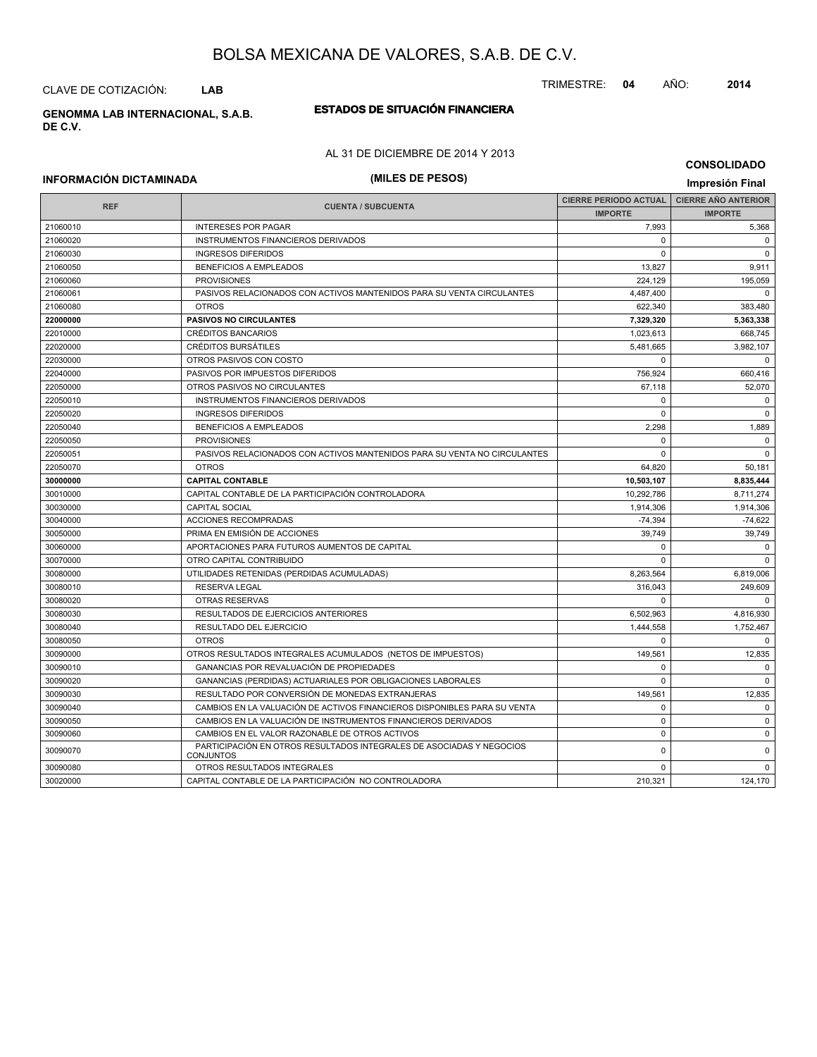# BOLSA MEXICANA DE VALORES, S.A.B. DE C.V.

CLAVE DE COTIZACIÓN: **LAB**

TRIMESTRE: **04** AÑO: **2014**

**GENOMMA LAB INTERNACIONAL, S.A.B. DE C.V.**

## ESTADOS DE SITUACIÓN FINANCIERA

AL 31 DE DICIEMBRE DE 2014 Y 2013

**CONSOLIDADO**

**INFORMACIÓN DICTAMINADA**

**(MILES DE PESOS)**

**Impresión Final**

| REF | CUENTA / SUBCUENTA | CIERRE PERIODO ACTUAL IMPORTE | CIERRE AÑO ANTERIOR IMPORTE |
|---|---|---|---|
| 21060010 | INTERESES POR PAGAR | 7,993 | 5,368 |
| 21060020 | INSTRUMENTOS FINANCIEROS DERIVADOS | 0 | 0 |
| 21060030 | INGRESOS DIFERIDOS | 0 | 0 |
| 21060050 | BENEFICIOS A EMPLEADOS | 13,827 | 9,911 |
| 21060060 | PROVISIONES | 224,129 | 195,059 |
| 21060061 | PASIVOS RELACIONADOS CON ACTIVOS MANTENIDOS PARA SU VENTA CIRCULANTES | 4,487,400 | 0 |
| 21060080 | OTROS | 622,340 | 383,480 |
| **22000000** | **PASIVOS NO CIRCULANTES** | **7,329,320** | **5,363,338** |
| 22010000 | CRÉDITOS BANCARIOS | 1,023,613 | 668,745 |
| 22020000 | CRÉDITOS BURSÁTILES | 5,481,665 | 3,982,107 |
| 22030000 | OTROS PASIVOS CON COSTO | 0 | 0 |
| 22040000 | PASIVOS POR IMPUESTOS DIFERIDOS | 756,924 | 660,416 |
| 22050000 | OTROS PASIVOS NO CIRCULANTES | 67,118 | 52,070 |
| 22050010 | INSTRUMENTOS FINANCIEROS DERIVADOS | 0 | 0 |
| 22050020 | INGRESOS DIFERIDOS | 0 | 0 |
| 22050040 | BENEFICIOS A EMPLEADOS | 2,298 | 1,889 |
| 22050050 | PROVISIONES | 0 | 0 |
| 22050051 | PASIVOS RELACIONADOS CON ACTIVOS MANTENIDOS PARA SU VENTA NO CIRCULANTES | 0 | 0 |
| 22050070 | OTROS | 64,820 | 50,181 |
| **30000000** | **CAPITAL CONTABLE** | **10,503,107** | **8,835,444** |
| 30010000 | CAPITAL CONTABLE DE LA PARTICIPACIÓN CONTROLADORA | 10,292,786 | 8,711,274 |
| 30030000 | CAPITAL SOCIAL | 1,914,306 | 1,914,306 |
| 30040000 | ACCIONES RECOMPRADAS | -74,394 | -74,622 |
| 30050000 | PRIMA EN EMISIÓN DE ACCIONES | 39,749 | 39,749 |
| 30060000 | APORTACIONES PARA FUTUROS AUMENTOS DE CAPITAL | 0 | 0 |
| 30070000 | OTRO CAPITAL CONTRIBUIDO | 0 | 0 |
| 30080000 | UTILIDADES RETENIDAS (PERDIDAS ACUMULADAS) | 8,263,564 | 6,819,006 |
| 30080010 | RESERVA LEGAL | 316,043 | 249,609 |
| 30080020 | OTRAS RESERVAS | 0 | 0 |
| 30080030 | RESULTADOS DE EJERCICIOS ANTERIORES | 6,502,963 | 4,816,930 |
| 30080040 | RESULTADO DEL EJERCICIO | 1,444,558 | 1,752,467 |
| 30080050 | OTROS | 0 | 0 |
| 30090000 | OTROS RESULTADOS INTEGRALES ACUMULADOS (NETOS DE IMPUESTOS) | 149,561 | 12,835 |
| 30090010 | GANANCIAS POR REVALUACIÓN DE PROPIEDADES | 0 | 0 |
| 30090020 | GANANCIAS (PERDIDAS) ACTUARIALES POR OBLIGACIONES LABORALES | 0 | 0 |
| 30090030 | RESULTADO POR CONVERSIÓN DE MONEDAS EXTRANJERAS | 149,561 | 12,835 |
| 30090040 | CAMBIOS EN LA VALUACIÓN DE ACTIVOS FINANCIEROS DISPONIBLES PARA SU VENTA | 0 | 0 |
| 30090050 | CAMBIOS EN LA VALUACIÓN DE INSTRUMENTOS FINANCIEROS DERIVADOS | 0 | 0 |
| 30090060 | CAMBIOS EN EL VALOR RAZONABLE DE OTROS ACTIVOS | 0 | 0 |
| 30090070 | PARTICIPACIÓN EN OTROS RESULTADOS INTEGRALES DE ASOCIADAS Y NEGOCIOS CONJUNTOS | 0 | 0 |
| 30090080 | OTROS RESULTADOS INTEGRALES | 0 | 0 |
| 30020000 | CAPITAL CONTABLE DE LA PARTICIPACIÓN NO CONTROLADORA | 210,321 | 124,170 |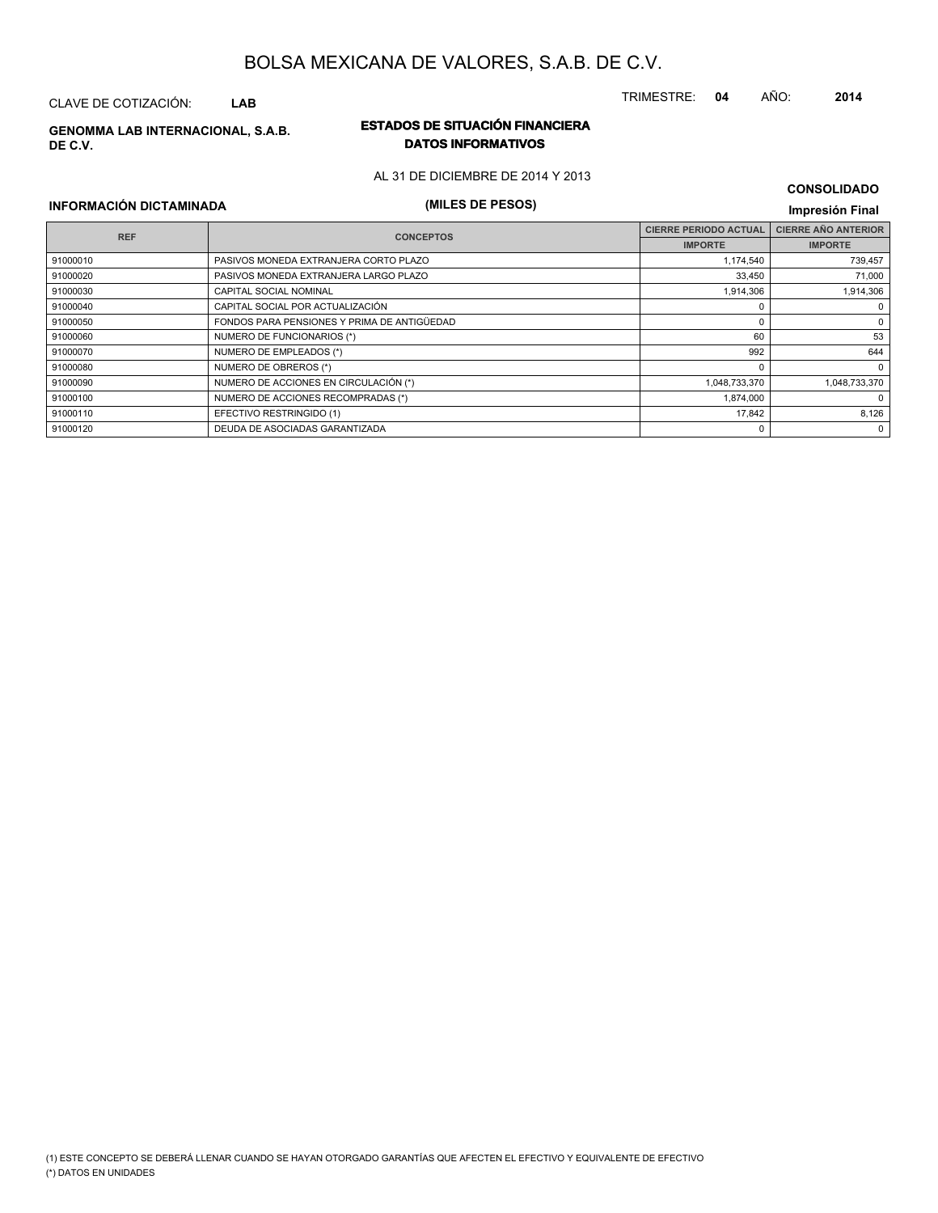# BOLSA MEXICANA DE VALORES, S.A.B. DE C.V.

CLAVE DE COTIZACIÓN: **LAB**

TRIMESTRE: **04** AÑO: **2014**

**GENOMMA LAB INTERNACIONAL, S.A.B. DE C.V.**

## ESTADOS DE SITUACIÓN FINANCIERA
### DATOS INFORMATIVOS

AL 31 DE DICIEMBRE DE 2014 Y 2013

**(MILES DE PESOS)**

**CONSOLIDADO**

**INFORMACIÓN DICTAMINADA**

**Impresión Final**

| REF | CONCEPTOS | CIERRE PERIODO ACTUAL | CIERRE AÑO ANTERIOR |
|---|---|---|---|
| | | IMPORTE | IMPORTE |
| 91000010 | PASIVOS MONEDA EXTRANJERA CORTO PLAZO | 1,174,540 | 739,457 |
| 91000020 | PASIVOS MONEDA EXTRANJERA LARGO PLAZO | 33,450 | 71,000 |
| 91000030 | CAPITAL SOCIAL NOMINAL | 1,914,306 | 1,914,306 |
| 91000040 | CAPITAL SOCIAL POR ACTUALIZACIÓN | 0 | 0 |
| 91000050 | FONDOS PARA PENSIONES Y PRIMA DE ANTIGÜEDAD | 0 | 0 |
| 91000060 | NUMERO DE FUNCIONARIOS (*) | 60 | 53 |
| 91000070 | NUMERO DE EMPLEADOS (*) | 992 | 644 |
| 91000080 | NUMERO DE OBREROS (*) | 0 | 0 |
| 91000090 | NUMERO DE ACCIONES EN CIRCULACIÓN (*) | 1,048,733,370 | 1,048,733,370 |
| 91000100 | NUMERO DE ACCIONES RECOMPRADAS (*) | 1,874,000 | 0 |
| 91000110 | EFECTIVO RESTRINGIDO (1) | 17,842 | 8,126 |
| 91000120 | DEUDA DE ASOCIADAS GARANTIZADA | 0 | 0 |

(1) ESTE CONCEPTO SE DEBERÁ LLENAR CUANDO SE HAYAN OTORGADO GARANTÍAS QUE AFECTEN EL EFECTIVO Y EQUIVALENTE DE EFECTIVO

(*) DATOS EN UNIDADES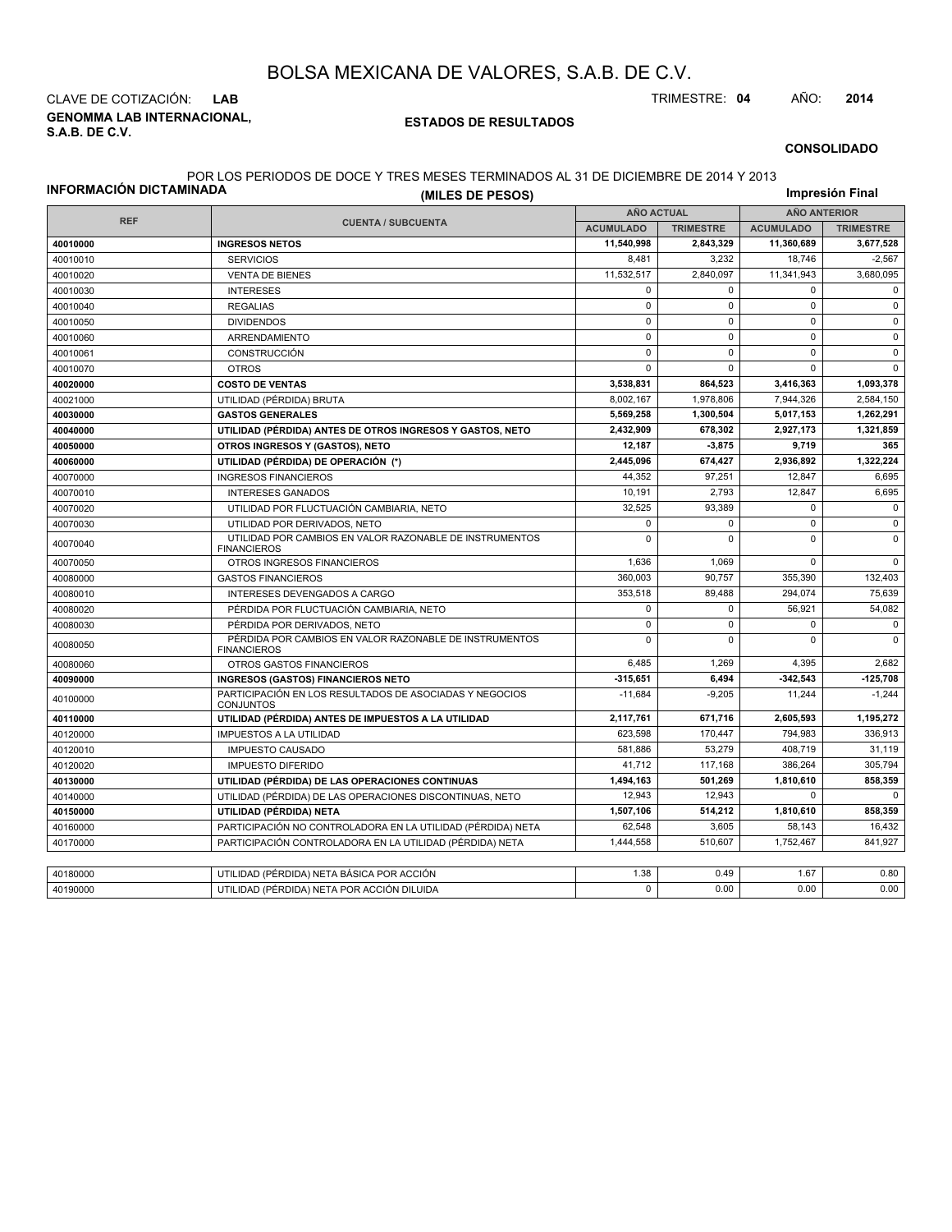# BOLSA MEXICANA DE VALORES, S.A.B. DE C.V.

CLAVE DE COTIZACIÓN: **LAB**

TRIMESTRE: **04** AÑO: **2014**

**GENOMMA LAB INTERNACIONAL, S.A.B. DE C.V.**

**ESTADOS DE RESULTADOS**

**CONSOLIDADO**

**INFORMACIÓN DICTAMINADA**

POR LOS PERIODOS DE DOCE Y TRES MESES TERMINADOS AL 31 DE DICIEMBRE DE 2014 Y 2013

**(MILES DE PESOS)**

**Impresión Final**

| REF | CUENTA / SUBCUENTA | AÑO ACTUAL | | AÑO ANTERIOR | |
|---|---|---|---|---|---|
| | | ACUMULADO | TRIMESTRE | ACUMULADO | TRIMESTRE |
| **40010000** | **INGRESOS NETOS** | **11,540,998** | **2,843,329** | **11,360,689** | **3,677,528** |
| 40010010 | SERVICIOS | 8,481 | 3,232 | 18,746 | -2,567 |
| 40010020 | VENTA DE BIENES | 11,532,517 | 2,840,097 | 11,341,943 | 3,680,095 |
| 40010030 | INTERESES | 0 | 0 | 0 | 0 |
| 40010040 | REGALIAS | 0 | 0 | 0 | 0 |
| 40010050 | DIVIDENDOS | 0 | 0 | 0 | 0 |
| 40010060 | ARRENDAMIENTO | 0 | 0 | 0 | 0 |
| 40010061 | CONSTRUCCIÓN | 0 | 0 | 0 | 0 |
| 40010070 | OTROS | 0 | 0 | 0 | 0 |
| **40020000** | **COSTO DE VENTAS** | **3,538,831** | **864,523** | **3,416,363** | **1,093,378** |
| 40021000 | UTILIDAD (PÉRDIDA) BRUTA | 8,002,167 | 1,978,806 | 7,944,326 | 2,584,150 |
| **40030000** | **GASTOS GENERALES** | **5,569,258** | **1,300,504** | **5,017,153** | **1,262,291** |
| **40040000** | **UTILIDAD (PÉRDIDA) ANTES DE OTROS INGRESOS Y GASTOS, NETO** | **2,432,909** | **678,302** | **2,927,173** | **1,321,859** |
| **40050000** | **OTROS INGRESOS Y (GASTOS), NETO** | **12,187** | **-3,875** | **9,719** | **365** |
| **40060000** | **UTILIDAD (PÉRDIDA) DE OPERACIÓN (*)** | **2,445,096** | **674,427** | **2,936,892** | **1,322,224** |
| 40070000 | INGRESOS FINANCIEROS | 44,352 | 97,251 | 12,847 | 6,695 |
| 40070010 | INTERESES GANADOS | 10,191 | 2,793 | 12,847 | 6,695 |
| 40070020 | UTILIDAD POR FLUCTUACIÓN CAMBIARIA, NETO | 32,525 | 93,389 | 0 | 0 |
| 40070030 | UTILIDAD POR DERIVADOS, NETO | 0 | 0 | 0 | 0 |
| 40070040 | UTILIDAD POR CAMBIOS EN VALOR RAZONABLE DE INSTRUMENTOS FINANCIEROS | 0 | 0 | 0 | 0 |
| 40070050 | OTROS INGRESOS FINANCIEROS | 1,636 | 1,069 | 0 | 0 |
| 40080000 | GASTOS FINANCIEROS | 360,003 | 90,757 | 355,390 | 132,403 |
| 40080010 | INTERESES DEVENGADOS A CARGO | 353,518 | 89,488 | 294,074 | 75,639 |
| 40080020 | PÉRDIDA POR FLUCTUACIÓN CAMBIARIA, NETO | 0 | 0 | 56,921 | 54,082 |
| 40080030 | PÉRDIDA POR DERIVADOS, NETO | 0 | 0 | 0 | 0 |
| 40080050 | PÉRDIDA POR CAMBIOS EN VALOR RAZONABLE DE INSTRUMENTOS FINANCIEROS | 0 | 0 | 0 | 0 |
| 40080060 | OTROS GASTOS FINANCIEROS | 6,485 | 1,269 | 4,395 | 2,682 |
| **40090000** | **INGRESOS (GASTOS) FINANCIEROS NETO** | **-315,651** | **6,494** | **-342,543** | **-125,708** |
| 40100000 | PARTICIPACIÓN EN LOS RESULTADOS DE ASOCIADAS Y NEGOCIOS CONJUNTOS | -11,684 | -9,205 | 11,244 | -1,244 |
| **40110000** | **UTILIDAD (PÉRDIDA) ANTES DE IMPUESTOS A LA UTILIDAD** | **2,117,761** | **671,716** | **2,605,593** | **1,195,272** |
| 40120000 | IMPUESTOS A LA UTILIDAD | 623,598 | 170,447 | 794,983 | 336,913 |
| 40120010 | IMPUESTO CAUSADO | 581,886 | 53,279 | 408,719 | 31,119 |
| 40120020 | IMPUESTO DIFERIDO | 41,712 | 117,168 | 386,264 | 305,794 |
| **40130000** | **UTILIDAD (PÉRDIDA) DE LAS OPERACIONES CONTINUAS** | **1,494,163** | **501,269** | **1,810,610** | **858,359** |
| 40140000 | UTILIDAD (PÉRDIDA) DE LAS OPERACIONES DISCONTINUAS, NETO | 12,943 | 12,943 | 0 | 0 |
| **40150000** | **UTILIDAD (PÉRDIDA) NETA** | **1,507,106** | **514,212** | **1,810,610** | **858,359** |
| 40160000 | PARTICIPACIÓN NO CONTROLADORA EN LA UTILIDAD (PÉRDIDA) NETA | 62,548 | 3,605 | 58,143 | 16,432 |
| 40170000 | PARTICIPACIÓN CONTROLADORA EN LA UTILIDAD (PÉRDIDA) NETA | 1,444,558 | 510,607 | 1,752,467 | 841,927 |
| | | | | | |
| 40180000 | UTILIDAD (PÉRDIDA) NETA BÁSICA POR ACCIÓN | 1.38 | 0.49 | 1.67 | 0.80 |
| 40190000 | UTILIDAD (PÉRDIDA) NETA POR ACCIÓN DILUIDA | 0 | 0.00 | 0.00 | 0.00 |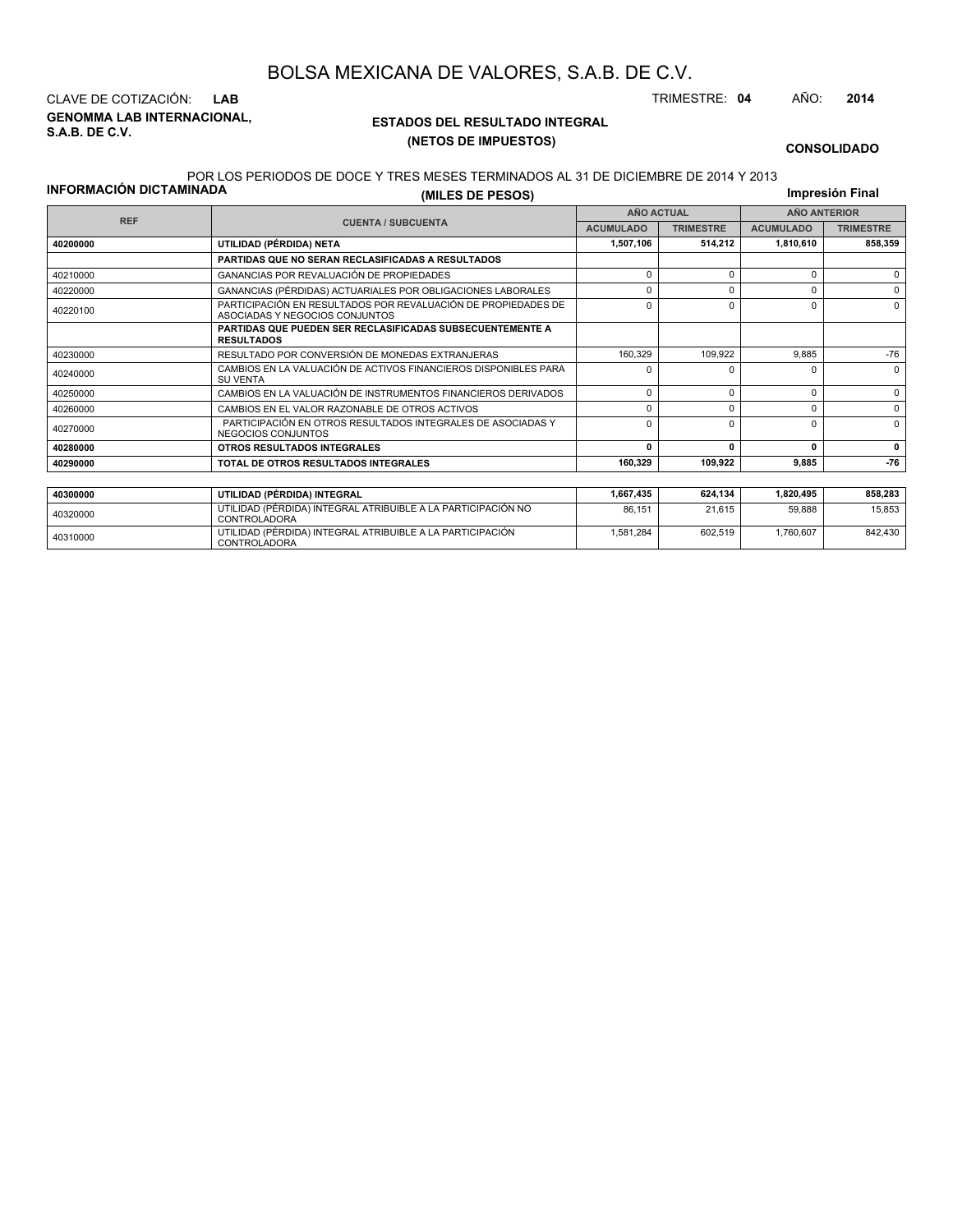# BOLSA MEXICANA DE VALORES, S.A.B. DE C.V.

CLAVE DE COTIZACIÓN: **LAB**

TRIMESTRE: **04** AÑO: **2014**

**GENOMMA LAB INTERNACIONAL, S.A.B. DE C.V.**

## ESTADOS DEL RESULTADO INTEGRAL
## (NETOS DE IMPUESTOS)

**CONSOLIDADO**

POR LOS PERIODOS DE DOCE Y TRES MESES TERMINADOS AL 31 DE DICIEMBRE DE 2014 Y 2013

**INFORMACIÓN DICTAMINADA**

**(MILES DE PESOS)**

**Impresión Final**

| REF | CUENTA / SUBCUENTA | AÑO ACTUAL | | AÑO ANTERIOR | |
|---|---|---|---|---|---|
| | | ACUMULADO | TRIMESTRE | ACUMULADO | TRIMESTRE |
| **40200000** | **UTILIDAD (PÉRDIDA) NETA** | **1,507,106** | **514,212** | **1,810,610** | **858,359** |
| | **PARTIDAS QUE NO SERAN RECLASIFICADAS A RESULTADOS** | | | | |
| 40210000 | GANANCIAS POR REVALUACIÓN DE PROPIEDADES | 0 | 0 | 0 | 0 |
| 40220000 | GANANCIAS (PÉRDIDAS) ACTUARIALES POR OBLIGACIONES LABORALES | 0 | 0 | 0 | 0 |
| 40220100 | PARTICIPACIÓN EN RESULTADOS POR REVALUACIÓN DE PROPIEDADES DE ASOCIADAS Y NEGOCIOS CONJUNTOS | 0 | 0 | 0 | 0 |
| | **PARTIDAS QUE PUEDEN SER RECLASIFICADAS SUBSECUENTEMENTE A RESULTADOS** | | | | |
| 40230000 | RESULTADO POR CONVERSIÓN DE MONEDAS EXTRANJERAS | 160,329 | 109,922 | 9,885 | -76 |
| 40240000 | CAMBIOS EN LA VALUACIÓN DE ACTIVOS FINANCIEROS DISPONIBLES PARA SU VENTA | 0 | 0 | 0 | 0 |
| 40250000 | CAMBIOS EN LA VALUACIÓN DE INSTRUMENTOS FINANCIEROS DERIVADOS | 0 | 0 | 0 | 0 |
| 40260000 | CAMBIOS EN EL VALOR RAZONABLE DE OTROS ACTIVOS | 0 | 0 | 0 | 0 |
| 40270000 | PARTICIPACIÓN EN OTROS RESULTADOS INTEGRALES DE ASOCIADAS Y NEGOCIOS CONJUNTOS | 0 | 0 | 0 | 0 |
| **40280000** | **OTROS RESULTADOS INTEGRALES** | **0** | **0** | **0** | **0** |
| **40290000** | **TOTAL DE OTROS RESULTADOS INTEGRALES** | **160,329** | **109,922** | **9,885** | **-76** |

| REF | CUENTA / SUBCUENTA | AÑO ACTUAL ACUMULADO | AÑO ACTUAL TRIMESTRE | AÑO ANTERIOR ACUMULADO | AÑO ANTERIOR TRIMESTRE |
|---|---|---|---|---|---|
| **40300000** | **UTILIDAD (PÉRDIDA) INTEGRAL** | **1,667,435** | **624,134** | **1,820,495** | **858,283** |
| 40320000 | UTILIDAD (PÉRDIDA) INTEGRAL ATRIBUIBLE A LA PARTICIPACIÓN NO CONTROLADORA | 86,151 | 21,615 | 59,888 | 15,853 |
| 40310000 | UTILIDAD (PÉRDIDA) INTEGRAL ATRIBUIBLE A LA PARTICIPACIÓN CONTROLADORA | 1,581,284 | 602,519 | 1,760,607 | 842,430 |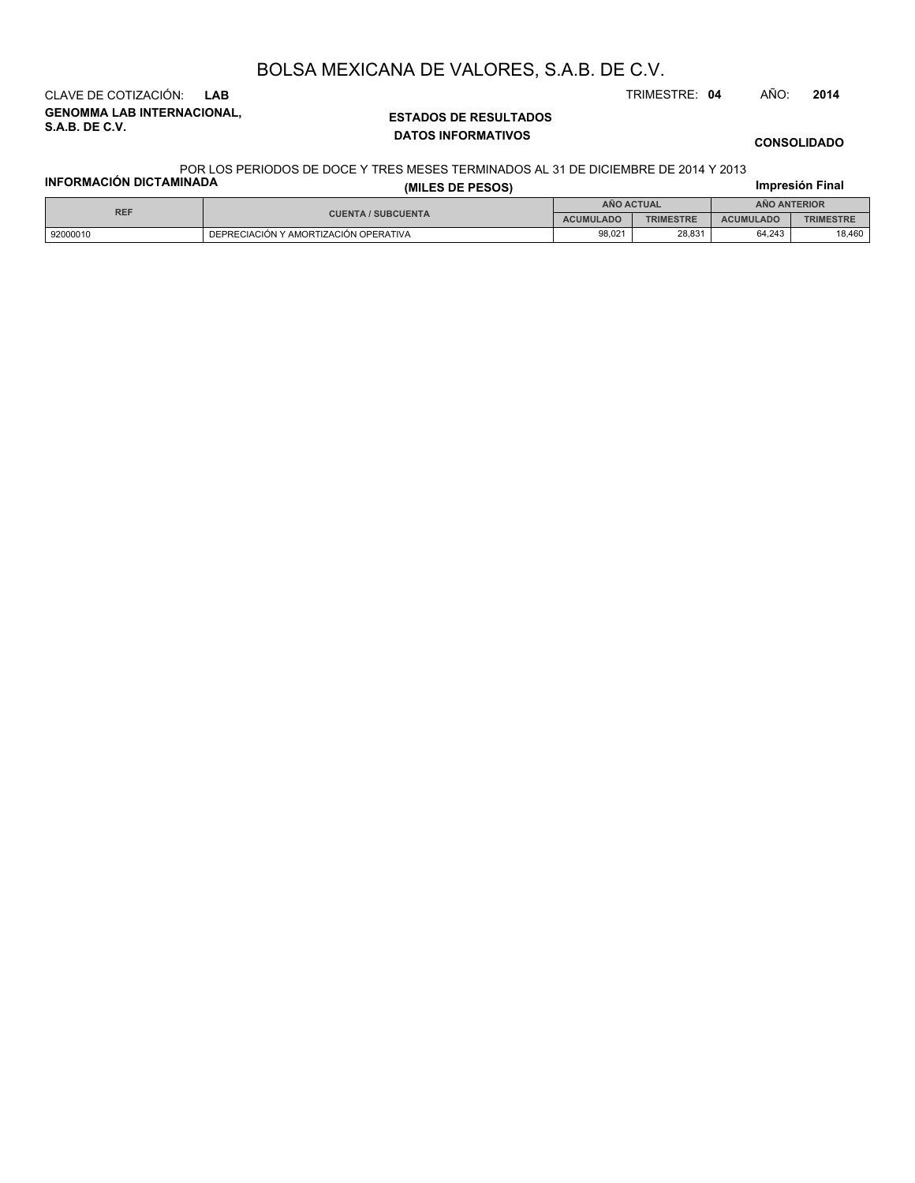# BOLSA MEXICANA DE VALORES, S.A.B. DE C.V.

CLAVE DE COTIZACIÓN: **LAB**

TRIMESTRE: **04** AÑO: **2014**

**GENOMMA LAB INTERNACIONAL, S.A.B. DE C.V.**

**ESTADOS DE RESULTADOS**

**DATOS INFORMATIVOS**

**CONSOLIDADO**

POR LOS PERIODOS DE DOCE Y TRES MESES TERMINADOS AL 31 DE DICIEMBRE DE 2014 Y 2013

**INFORMACIÓN DICTAMINADA**

**(MILES DE PESOS)**

**Impresión Final**

| REF | CUENTA / SUBCUENTA | AÑO ACTUAL | | AÑO ANTERIOR | |
|---|---|---|---|---|---|
| | | ACUMULADO | TRIMESTRE | ACUMULADO | TRIMESTRE |
| 92000010 | DEPRECIACIÓN Y AMORTIZACIÓN OPERATIVA | 98,021 | 28,831 | 64,243 | 18,460 |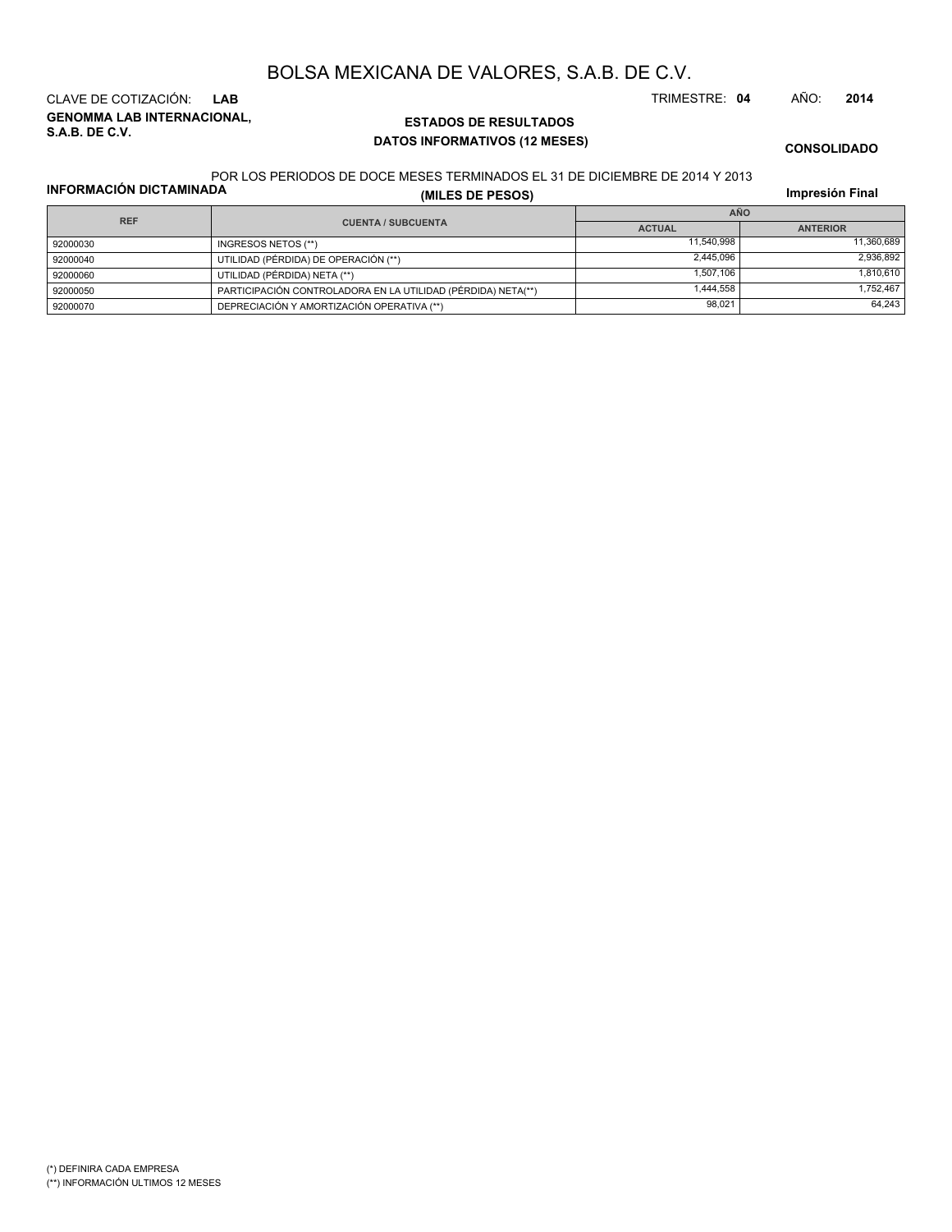# BOLSA MEXICANA DE VALORES, S.A.B. DE C.V.

CLAVE DE COTIZACIÓN: **LAB**

TRIMESTRE: **04** AÑO: **2014**

**GENOMMA LAB INTERNACIONAL, S.A.B. DE C.V.**

## ESTADOS DE RESULTADOS
### DATOS INFORMATIVOS (12 MESES)

**CONSOLIDADO**

POR LOS PERIODOS DE DOCE MESES TERMINADOS EL 31 DE DICIEMBRE DE 2014 Y 2013

**INFORMACIÓN DICTAMINADA**

**(MILES DE PESOS)**

**Impresión Final**

| REF | CUENTA / SUBCUENTA | AÑO | |
|---|---|---|---|
| | | ACTUAL | ANTERIOR |
| 92000030 | INGRESOS NETOS (**) | 11,540,998 | 11,360,689 |
| 92000040 | UTILIDAD (PÉRDIDA) DE OPERACIÓN (**) | 2,445,096 | 2,936,892 |
| 92000060 | UTILIDAD (PÉRDIDA) NETA (**) | 1,507,106 | 1,810,610 |
| 92000050 | PARTICIPACIÓN CONTROLADORA EN LA UTILIDAD (PÉRDIDA) NETA(**) | 1,444,558 | 1,752,467 |
| 92000070 | DEPRECIACIÓN Y AMORTIZACIÓN OPERATIVA (**) | 98,021 | 64,243 |

(*) DEFINIRA CADA EMPRESA

(**) INFORMACIÓN ULTIMOS 12 MESES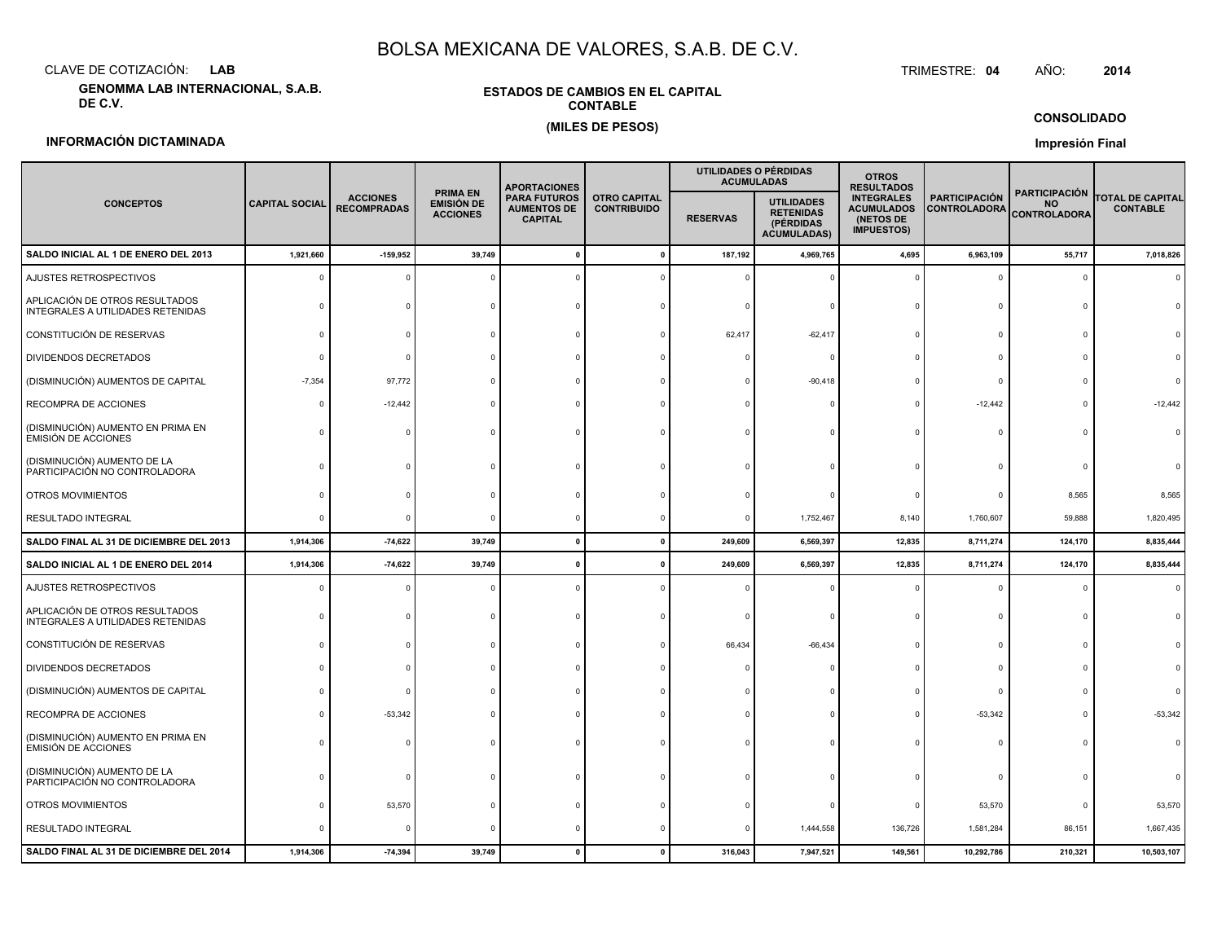# BOLSA MEXICANA DE VALORES, S.A.B. DE C.V.

CLAVE DE COTIZACIÓN: **LAB**

TRIMESTRE: **04** AÑO: **2014**

**GENOMMA LAB INTERNACIONAL, S.A.B. DE C.V.**

**ESTADOS DE CAMBIOS EN EL CAPITAL CONTABLE**

**(MILES DE PESOS)**

**CONSOLIDADO**

**INFORMACIÓN DICTAMINADA**

**Impresión Final**

| CONCEPTOS | CAPITAL SOCIAL | ACCIONES RECOMPRADAS | PRIMA EN EMISIÓN DE ACCIONES | APORTACIONES PARA FUTUROS AUMENTOS DE CAPITAL | OTRO CAPITAL CONTRIBUIDO | UTILIDADES O PÉRDIDAS ACUMULADAS | | OTROS RESULTADOS INTEGRALES ACUMULADOS (NETOS DE IMPUESTOS) | PARTICIPACIÓN CONTROLADORA | PARTICIPACIÓN NO CONTROLADORA | TOTAL DE CAPITAL CONTABLE |
|---|---|---|---|---|---|---|---|---|---|---|---|
| | | | | | | RESERVAS | UTILIDADES RETENIDAS (PÉRDIDAS ACUMULADAS) | | | | |
| **SALDO INICIAL AL 1 DE ENERO DEL 2013** | **1,921,660** | **-159,952** | **39,749** | **0** | **0** | **187,192** | **4,969,765** | **4,695** | **6,963,109** | **55,717** | **7,018,826** |
| AJUSTES RETROSPECTIVOS | 0 | 0 | 0 | 0 | 0 | 0 | 0 | 0 | 0 | 0 | 0 |
| APLICACIÓN DE OTROS RESULTADOS INTEGRALES A UTILIDADES RETENIDAS | 0 | 0 | 0 | 0 | 0 | 0 | 0 | 0 | 0 | 0 | 0 |
| CONSTITUCIÓN DE RESERVAS | 0 | 0 | 0 | 0 | 0 | 62,417 | -62,417 | 0 | 0 | 0 | 0 |
| DIVIDENDOS DECRETADOS | 0 | 0 | 0 | 0 | 0 | 0 | 0 | 0 | 0 | 0 | 0 |
| (DISMINUCIÓN) AUMENTOS DE CAPITAL | -7,354 | 97,772 | 0 | 0 | 0 | 0 | -90,418 | 0 | 0 | 0 | 0 |
| RECOMPRA DE ACCIONES | 0 | -12,442 | 0 | 0 | 0 | 0 | 0 | 0 | -12,442 | 0 | -12,442 |
| (DISMINUCIÓN) AUMENTO EN PRIMA EN EMISIÓN DE ACCIONES | 0 | 0 | 0 | 0 | 0 | 0 | 0 | 0 | 0 | 0 | 0 |
| (DISMINUCIÓN) AUMENTO DE LA PARTICIPACIÓN NO CONTROLADORA | 0 | 0 | 0 | 0 | 0 | 0 | 0 | 0 | 0 | 0 | 0 |
| OTROS MOVIMIENTOS | 0 | 0 | 0 | 0 | 0 | 0 | 0 | 0 | 0 | 8,565 | 8,565 |
| RESULTADO INTEGRAL | 0 | 0 | 0 | 0 | 0 | 0 | 1,752,467 | 8,140 | 1,760,607 | 59,888 | 1,820,495 |
| **SALDO FINAL AL 31 DE DICIEMBRE DEL 2013** | **1,914,306** | **-74,622** | **39,749** | **0** | **0** | **249,609** | **6,569,397** | **12,835** | **8,711,274** | **124,170** | **8,835,444** |
| **SALDO INICIAL AL 1 DE ENERO DEL 2014** | **1,914,306** | **-74,622** | **39,749** | **0** | **0** | **249,609** | **6,569,397** | **12,835** | **8,711,274** | **124,170** | **8,835,444** |
| AJUSTES RETROSPECTIVOS | 0 | 0 | 0 | 0 | 0 | 0 | 0 | 0 | 0 | 0 | 0 |
| APLICACIÓN DE OTROS RESULTADOS INTEGRALES A UTILIDADES RETENIDAS | 0 | 0 | 0 | 0 | 0 | 0 | 0 | 0 | 0 | 0 | 0 |
| CONSTITUCIÓN DE RESERVAS | 0 | 0 | 0 | 0 | 0 | 66,434 | -66,434 | 0 | 0 | 0 | 0 |
| DIVIDENDOS DECRETADOS | 0 | 0 | 0 | 0 | 0 | 0 | 0 | 0 | 0 | 0 | 0 |
| (DISMINUCIÓN) AUMENTOS DE CAPITAL | 0 | 0 | 0 | 0 | 0 | 0 | 0 | 0 | 0 | 0 | 0 |
| RECOMPRA DE ACCIONES | 0 | -53,342 | 0 | 0 | 0 | 0 | 0 | 0 | -53,342 | 0 | -53,342 |
| (DISMINUCIÓN) AUMENTO EN PRIMA EN EMISIÓN DE ACCIONES | 0 | 0 | 0 | 0 | 0 | 0 | 0 | 0 | 0 | 0 | 0 |
| (DISMINUCIÓN) AUMENTO DE LA PARTICIPACIÓN NO CONTROLADORA | 0 | 0 | 0 | 0 | 0 | 0 | 0 | 0 | 0 | 0 | 0 |
| OTROS MOVIMIENTOS | 0 | 53,570 | 0 | 0 | 0 | 0 | 0 | 0 | 53,570 | 0 | 53,570 |
| RESULTADO INTEGRAL | 0 | 0 | 0 | 0 | 0 | 0 | 1,444,558 | 136,726 | 1,581,284 | 86,151 | 1,667,435 |
| **SALDO FINAL AL 31 DE DICIEMBRE DEL 2014** | **1,914,306** | **-74,394** | **39,749** | **0** | **0** | **316,043** | **7,947,521** | **149,561** | **10,292,786** | **210,321** | **10,503,107** |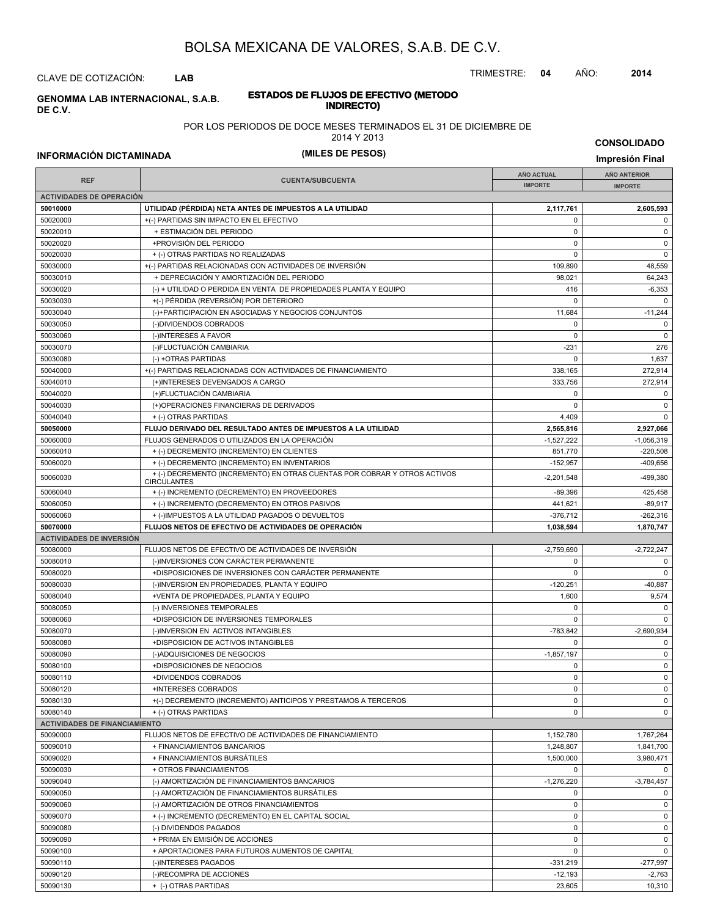# BOLSA MEXICANA DE VALORES, S.A.B. DE C.V.

CLAVE DE COTIZACIÓN: **LAB**

TRIMESTRE: **04** AÑO: **2014**

**GENOMMA LAB INTERNACIONAL, S.A.B. DE C.V.**

**ESTADOS DE FLUJOS DE EFECTIVO (METODO INDIRECTO)**

POR LOS PERIODOS DE DOCE MESES TERMINADOS EL 31 DE DICIEMBRE DE 2014 Y 2013

**(MILES DE PESOS)**

**CONSOLIDADO**

**INFORMACIÓN DICTAMINADA**

**Impresión Final**

| REF | CUENTA/SUBCUENTA | AÑO ACTUAL IMPORTE | AÑO ANTERIOR IMPORTE |
|---|---|---|---|
| **ACTIVIDADES DE OPERACIÓN** | | | |
| **50010000** | **UTILIDAD (PÉRDIDA) NETA ANTES DE IMPUESTOS A LA UTILIDAD** | **2,117,761** | **2,605,593** |
| 50020000 | +(-) PARTIDAS SIN IMPACTO EN EL EFECTIVO | 0 | 0 |
| 50020010 | + ESTIMACIÓN DEL PERIODO | 0 | 0 |
| 50020020 | +PROVISIÓN DEL PERIODO | 0 | 0 |
| 50020030 | + (-) OTRAS PARTIDAS NO REALIZADAS | 0 | 0 |
| 50030000 | +(-) PARTIDAS RELACIONADAS CON ACTIVIDADES DE INVERSIÓN | 109,890 | 48,559 |
| 50030010 | + DEPRECIACIÓN Y AMORTIZACIÓN DEL PERIODO | 98,021 | 64,243 |
| 50030020 | (-) + UTILIDAD O PERDIDA EN VENTA DE PROPIEDADES PLANTA Y EQUIPO | 416 | -6,353 |
| 50030030 | +(-) PÉRDIDA (REVERSIÓN) POR DETERIORO | 0 | 0 |
| 50030040 | (-)+PARTICIPACIÓN EN ASOCIADAS Y NEGOCIOS CONJUNTOS | 11,684 | -11,244 |
| 50030050 | (-)DIVIDENDOS COBRADOS | 0 | 0 |
| 50030060 | (-)INTERESES A FAVOR | 0 | 0 |
| 50030070 | (-)FLUCTUACIÓN CAMBIARIA | -231 | 276 |
| 50030080 | (-) +OTRAS PARTIDAS | 0 | 1,637 |
| 50040000 | +(-) PARTIDAS RELACIONADAS CON ACTIVIDADES DE FINANCIAMIENTO | 338,165 | 272,914 |
| 50040010 | (+)INTERESES DEVENGADOS A CARGO | 333,756 | 272,914 |
| 50040020 | (+)FLUCTUACIÓN CAMBIARIA | 0 | 0 |
| 50040030 | (+)OPERACIONES FINANCIERAS DE DERIVADOS | 0 | 0 |
| 50040040 | + (-) OTRAS PARTIDAS | 4,409 | 0 |
| **50050000** | **FLUJO DERIVADO DEL RESULTADO ANTES DE IMPUESTOS A LA UTILIDAD** | **2,565,816** | **2,927,066** |
| 50060000 | FLUJOS GENERADOS O UTILIZADOS EN LA OPERACIÓN | -1,527,222 | -1,056,319 |
| 50060010 | + (-) DECREMENTO (INCREMENTO) EN CLIENTES | 851,770 | -220,508 |
| 50060020 | + (-) DECREMENTO (INCREMENTO) EN INVENTARIOS | -152,957 | -409,656 |
| 50060030 | + (-) DECREMENTO (INCREMENTO) EN OTRAS CUENTAS POR COBRAR Y OTROS ACTIVOS CIRCULANTES | -2,201,548 | -499,380 |
| 50060040 | + (-) INCREMENTO (DECREMENTO) EN PROVEEDORES | -89,396 | 425,458 |
| 50060050 | + (-) INCREMENTO (DECREMENTO) EN OTROS PASIVOS | 441,621 | -89,917 |
| 50060060 | + (-)IMPUESTOS A LA UTILIDAD PAGADOS O DEVUELTOS | -376,712 | -262,316 |
| **50070000** | **FLUJOS NETOS DE EFECTIVO DE ACTIVIDADES DE OPERACIÓN** | **1,038,594** | **1,870,747** |
| **ACTIVIDADES DE INVERSIÓN** | | | |
| 50080000 | FLUJOS NETOS DE EFECTIVO DE ACTIVIDADES DE INVERSIÓN | -2,759,690 | -2,722,247 |
| 50080010 | (-)INVERSIONES CON CARÁCTER PERMANENTE | 0 | 0 |
| 50080020 | +DISPOSICIONES DE INVERSIONES CON CARÁCTER PERMANENTE | 0 | 0 |
| 50080030 | (-)INVERSION EN PROPIEDADES, PLANTA Y EQUIPO | -120,251 | -40,887 |
| 50080040 | +VENTA DE PROPIEDADES, PLANTA Y EQUIPO | 1,600 | 9,574 |
| 50080050 | (-) INVERSIONES TEMPORALES | 0 | 0 |
| 50080060 | +DISPOSICION DE INVERSIONES TEMPORALES | 0 | 0 |
| 50080070 | (-)INVERSION EN ACTIVOS INTANGIBLES | -783,842 | -2,690,934 |
| 50080080 | +DISPOSICION DE ACTIVOS INTANGIBLES | 0 | 0 |
| 50080090 | (-)ADQUISICIONES DE NEGOCIOS | -1,857,197 | 0 |
| 50080100 | +DISPOSICIONES DE NEGOCIOS | 0 | 0 |
| 50080110 | +DIVIDENDOS COBRADOS | 0 | 0 |
| 50080120 | +INTERESES COBRADOS | 0 | 0 |
| 50080130 | +(-) DECREMENTO (INCREMENTO) ANTICIPOS Y PRESTAMOS A TERCEROS | 0 | 0 |
| 50080140 | + (-) OTRAS PARTIDAS | 0 | 0 |
| **ACTIVIDADES DE FINANCIAMIENTO** | | | |
| 50090000 | FLUJOS NETOS DE EFECTIVO DE ACTIVIDADES DE FINANCIAMIENTO | 1,152,780 | 1,767,264 |
| 50090010 | + FINANCIAMIENTOS BANCARIOS | 1,248,807 | 1,841,700 |
| 50090020 | + FINANCIAMIENTOS BURSÁTILES | 1,500,000 | 3,980,471 |
| 50090030 | + OTROS FINANCIAMIENTOS | 0 | 0 |
| 50090040 | (-) AMORTIZACIÓN DE FINANCIAMIENTOS BANCARIOS | -1,276,220 | -3,784,457 |
| 50090050 | (-) AMORTIZACIÓN DE FINANCIAMIENTOS BURSÁTILES | 0 | 0 |
| 50090060 | (-) AMORTIZACIÓN DE OTROS FINANCIAMIENTOS | 0 | 0 |
| 50090070 | + (-) INCREMENTO (DECREMENTO) EN EL CAPITAL SOCIAL | 0 | 0 |
| 50090080 | (-) DIVIDENDOS PAGADOS | 0 | 0 |
| 50090090 | + PRIMA EN EMISIÓN DE ACCIONES | 0 | 0 |
| 50090100 | + APORTACIONES PARA FUTUROS AUMENTOS DE CAPITAL | 0 | 0 |
| 50090110 | (-)INTERESES PAGADOS | -331,219 | -277,997 |
| 50090120 | (-)RECOMPRA DE ACCIONES | -12,193 | -2,763 |
| 50090130 | + (-) OTRAS PARTIDAS | 23,605 | 10,310 |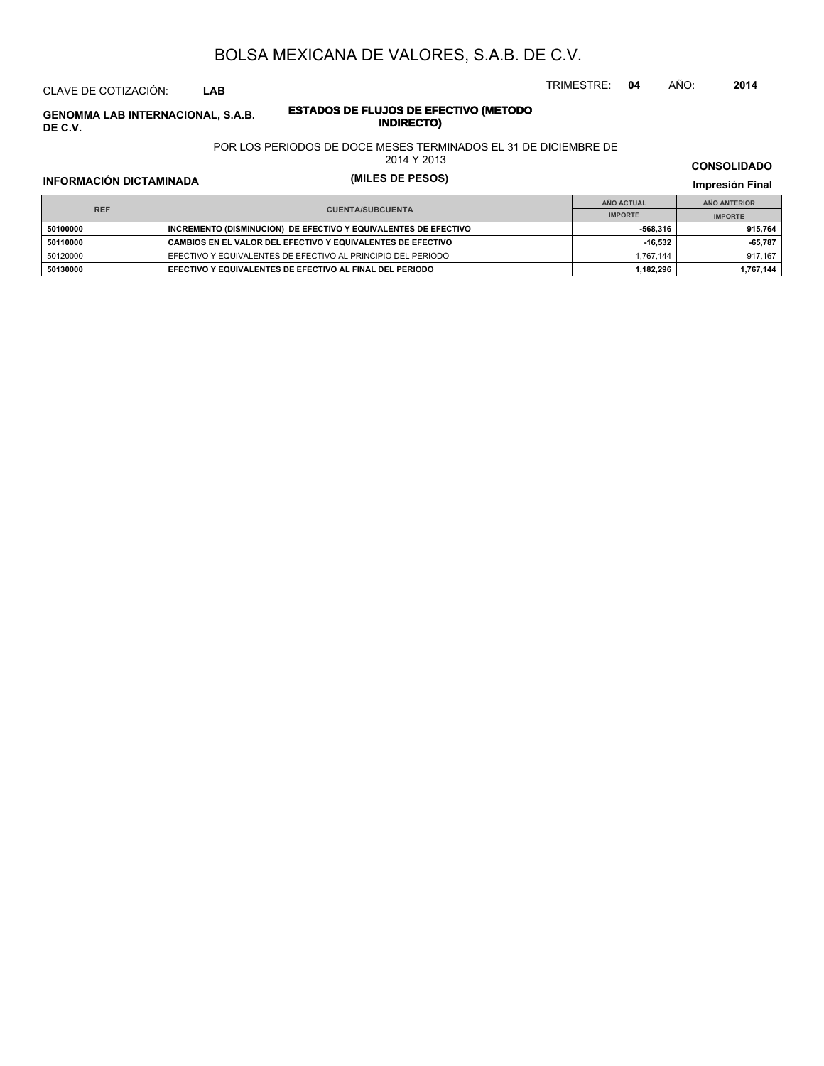# BOLSA MEXICANA DE VALORES, S.A.B. DE C.V.

CLAVE DE COTIZACIÓN: **LAB**

TRIMESTRE: **04** AÑO: **2014**

**GENOMMA LAB INTERNACIONAL, S.A.B. DE C.V.**

## ESTADOS DE FLUJOS DE EFECTIVO (METODO INDIRECTO)

POR LOS PERIODOS DE DOCE MESES TERMINADOS EL 31 DE DICIEMBRE DE 2014 Y 2013

**(MILES DE PESOS)**

**CONSOLIDADO**

**INFORMACIÓN DICTAMINADA**

**Impresión Final**

| REF | CUENTA/SUBCUENTA | AÑO ACTUAL | AÑO ANTERIOR |
|---|---|---|---|
| | | IMPORTE | IMPORTE |
| **50100000** | **INCREMENTO (DISMINUCION) DE EFECTIVO Y EQUIVALENTES DE EFECTIVO** | **-568,316** | **915,764** |
| **50110000** | **CAMBIOS EN EL VALOR DEL EFECTIVO Y EQUIVALENTES DE EFECTIVO** | **-16,532** | **-65,787** |
| 50120000 | EFECTIVO Y EQUIVALENTES DE EFECTIVO AL PRINCIPIO DEL PERIODO | 1,767,144 | 917,167 |
| **50130000** | **EFECTIVO Y EQUIVALENTES DE EFECTIVO AL FINAL DEL PERIODO** | **1,182,296** | **1,767,144** |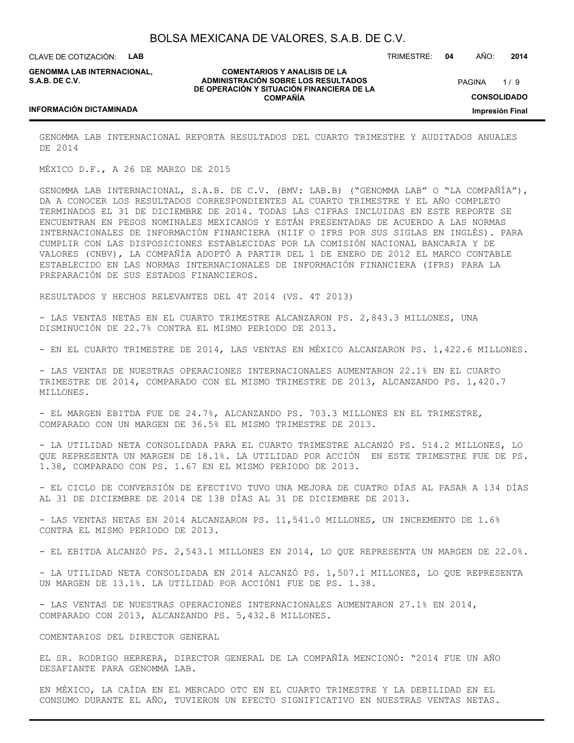GENOMMA LAB INTERNACIONAL REPORTA RESULTADOS DEL CUARTO TRIMESTRE Y AUDITADOS ANUALES DE 2014

MÉXICO D.F., A 26 DE MARZO DE 2015

GENOMMA LAB INTERNACIONAL, S.A.B. DE C.V. (BMV: LAB.B) ("GENOMMA LAB" O "LA COMPAÑÍA"), DA A CONOCER LOS RESULTADOS CORRESPONDIENTES AL CUARTO TRIMESTRE Y EL AÑO COMPLETO TERMINADOS EL 31 DE DICIEMBRE DE 2014. TODAS LAS CIFRAS INCLUIDAS EN ESTE REPORTE SE ENCUENTRAN EN PESOS NOMINALES MEXICANOS Y ESTÁN PRESENTADAS DE ACUERDO A LAS NORMAS INTERNACIONALES DE INFORMACIÓN FINANCIERA (NIIF O IFRS POR SUS SIGLAS EN INGLÉS). PARA CUMPLIR CON LAS DISPOSICIONES ESTABLECIDAS POR LA COMISIÓN NACIONAL BANCARIA Y DE VALORES (CNBV), LA COMPAÑÍA ADOPTÓ A PARTIR DEL 1 DE ENERO DE 2012 EL MARCO CONTABLE ESTABLECIDO EN LAS NORMAS INTERNACIONALES DE INFORMACIÓN FINANCIERA (IFRS) PARA LA PREPARACIÓN DE SUS ESTADOS FINANCIEROS.

RESULTADOS Y HECHOS RELEVANTES DEL 4T 2014 (VS. 4T 2013)

- LAS VENTAS NETAS EN EL CUARTO TRIMESTRE ALCANZARON PS. 2,843.3 MILLONES, UNA DISMINUCIÓN DE 22.7% CONTRA EL MISMO PERIODO DE 2013.

- EN EL CUARTO TRIMESTRE DE 2014, LAS VENTAS EN MÉXICO ALCANZARON PS. 1,422.6 MILLONES.

- LAS VENTAS DE NUESTRAS OPERACIONES INTERNACIONALES AUMENTARON 22.1% EN EL CUARTO TRIMESTRE DE 2014, COMPARADO CON EL MISMO TRIMESTRE DE 2013, ALCANZANDO PS. 1,420.7 MILLONES.

- EL MARGEN EBITDA FUE DE 24.7%, ALCANZANDO PS. 703.3 MILLONES EN EL TRIMESTRE, COMPARADO CON UN MARGEN DE 36.5% EL MISMO TRIMESTRE DE 2013.

- LA UTILIDAD NETA CONSOLIDADA PARA EL CUARTO TRIMESTRE ALCANZÓ PS. 514.2 MILLONES, LO QUE REPRESENTA UN MARGEN DE 18.1%. LA UTILIDAD POR ACCIÓN EN ESTE TRIMESTRE FUE DE PS. 1.38, COMPARADO CON PS. 1.67 EN EL MISMO PERIODO DE 2013.

- EL CICLO DE CONVERSIÓN DE EFECTIVO TUVO UNA MEJORA DE CUATRO DÍAS AL PASAR A 134 DÍAS AL 31 DE DICIEMBRE DE 2014 DE 138 DÍAS AL 31 DE DICIEMBRE DE 2013.

- LAS VENTAS NETAS EN 2014 ALCANZARON PS. 11,541.0 MILLONES, UN INCREMENTO DE 1.6% CONTRA EL MISMO PERIODO DE 2013.

- EL EBITDA ALCANZÓ PS. 2,543.1 MILLONES EN 2014, LO QUE REPRESENTA UN MARGEN DE 22.0%.

- LA UTILIDAD NETA CONSOLIDADA EN 2014 ALCANZÓ PS. 1,507.1 MILLONES, LO QUE REPRESENTA UN MARGEN DE 13.1%. LA UTILIDAD POR ACCIÓN[1] FUE DE PS. 1.38.

- LAS VENTAS DE NUESTRAS OPERACIONES INTERNACIONALES AUMENTARON 27.1% EN 2014, COMPARADO CON 2013, ALCANZANDO PS. 5,432.8 MILLONES.

COMENTARIOS DEL DIRECTOR GENERAL

EL SR. RODRIGO HERRERA, DIRECTOR GENERAL DE LA COMPAÑÍA MENCIONÓ: "2014 FUE UN AÑO DESAFIANTE PARA GENOMMA LAB.

EN MÉXICO, LA CAÍDA EN EL MERCADO OTC EN EL CUARTO TRIMESTRE Y LA DEBILIDAD EN EL CONSUMO DURANTE EL AÑO, TUVIERON UN EFECTO SIGNIFICATIVO EN NUESTRAS VENTAS NETAS.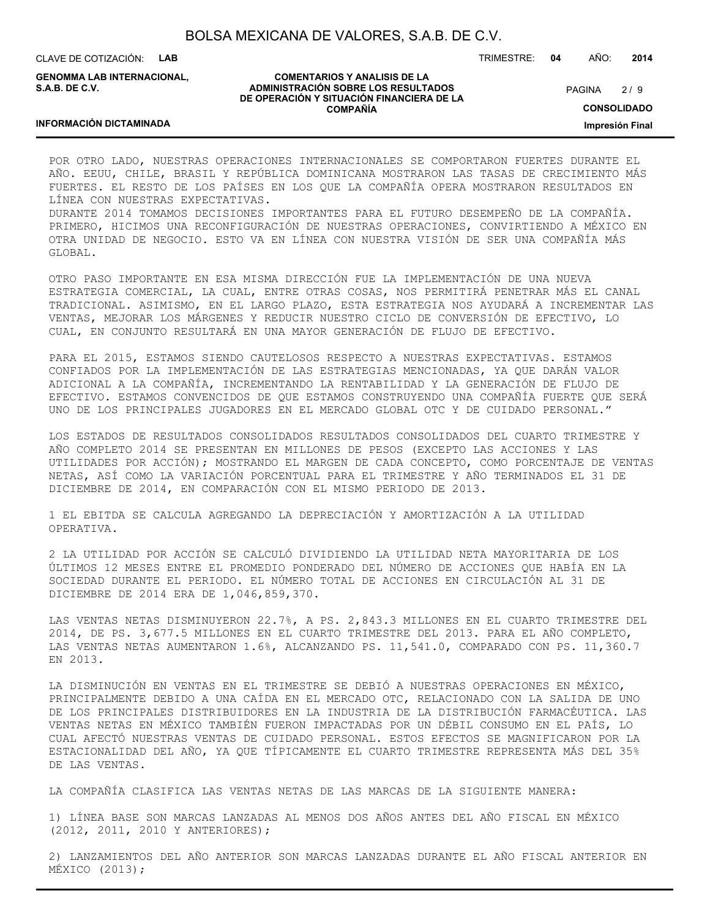POR OTRO LADO, NUESTRAS OPERACIONES INTERNACIONALES SE COMPORTARON FUERTES DURANTE EL AÑO. EEUU, CHILE, BRASIL Y REPÚBLICA DOMINICANA MOSTRARON LAS TASAS DE CRECIMIENTO MÁS FUERTES. EL RESTO DE LOS PAÍSES EN LOS QUE LA COMPAÑÍA OPERA MOSTRARON RESULTADOS EN LÍNEA CON NUESTRAS EXPECTATIVAS.
DURANTE 2014 TOMAMOS DECISIONES IMPORTANTES PARA EL FUTURO DESEMPEÑO DE LA COMPAÑÍA. PRIMERO, HICIMOS UNA RECONFIGURACIÓN DE NUESTRAS OPERACIONES, CONVIRTIENDO A MÉXICO EN OTRA UNIDAD DE NEGOCIO. ESTO VA EN LÍNEA CON NUESTRA VISIÓN DE SER UNA COMPAÑÍA MÁS GLOBAL.

OTRO PASO IMPORTANTE EN ESA MISMA DIRECCIÓN FUE LA IMPLEMENTACIÓN DE UNA NUEVA ESTRATEGIA COMERCIAL, LA CUAL, ENTRE OTRAS COSAS, NOS PERMITIRÁ PENETRAR MÁS EL CANAL TRADICIONAL. ASIMISMO, EN EL LARGO PLAZO, ESTA ESTRATEGIA NOS AYUDARÁ A INCREMENTAR LAS VENTAS, MEJORAR LOS MÁRGENES Y REDUCIR NUESTRO CICLO DE CONVERSIÓN DE EFECTIVO, LO CUAL, EN CONJUNTO RESULTARÁ EN UNA MAYOR GENERACIÓN DE FLUJO DE EFECTIVO.

PARA EL 2015, ESTAMOS SIENDO CAUTELOSOS RESPECTO A NUESTRAS EXPECTATIVAS. ESTAMOS CONFIADOS POR LA IMPLEMENTACIÓN DE LAS ESTRATEGIAS MENCIONADAS, YA QUE DARÁN VALOR ADICIONAL A LA COMPAÑÍA, INCREMENTANDO LA RENTABILIDAD Y LA GENERACIÓN DE FLUJO DE EFECTIVO. ESTAMOS CONVENCIDOS DE QUE ESTAMOS CONSTRUYENDO UNA COMPAÑÍA FUERTE QUE SERÁ UNO DE LOS PRINCIPALES JUGADORES EN EL MERCADO GLOBAL OTC Y DE CUIDADO PERSONAL."

LOS ESTADOS DE RESULTADOS CONSOLIDADOS RESULTADOS CONSOLIDADOS DEL CUARTO TRIMESTRE Y AÑO COMPLETO 2014 SE PRESENTAN EN MILLONES DE PESOS (EXCEPTO LAS ACCIONES Y LAS UTILIDADES POR ACCIÓN); MOSTRANDO EL MARGEN DE CADA CONCEPTO, COMO PORCENTAJE DE VENTAS NETAS, ASÍ COMO LA VARIACIÓN PORCENTUAL PARA EL TRIMESTRE Y AÑO TERMINADOS EL 31 DE DICIEMBRE DE 2014, EN COMPARACIÓN CON EL MISMO PERIODO DE 2013.

1 EL EBITDA SE CALCULA AGREGANDO LA DEPRECIACIÓN Y AMORTIZACIÓN A LA UTILIDAD OPERATIVA.

2 LA UTILIDAD POR ACCIÓN SE CALCULÓ DIVIDIENDO LA UTILIDAD NETA MAYORITARIA DE LOS ÚLTIMOS 12 MESES ENTRE EL PROMEDIO PONDERADO DEL NÚMERO DE ACCIONES QUE HABÍA EN LA SOCIEDAD DURANTE EL PERIODO. EL NÚMERO TOTAL DE ACCIONES EN CIRCULACIÓN AL 31 DE DICIEMBRE DE 2014 ERA DE 1,046,859,370.

LAS VENTAS NETAS DISMINUYERON 22.7%, A PS. 2,843.3 MILLONES EN EL CUARTO TRIMESTRE DEL 2014, DE PS. 3,677.5 MILLONES EN EL CUARTO TRIMESTRE DEL 2013. PARA EL AÑO COMPLETO, LAS VENTAS NETAS AUMENTARON 1.6%, ALCANZANDO PS. 11,541.0, COMPARADO CON PS. 11,360.7 EN 2013.

LA DISMINUCIÓN EN VENTAS EN EL TRIMESTRE SE DEBIÓ A NUESTRAS OPERACIONES EN MÉXICO, PRINCIPALMENTE DEBIDO A UNA CAÍDA EN EL MERCADO OTC, RELACIONADO CON LA SALIDA DE UNO DE LOS PRINCIPALES DISTRIBUIDORES EN LA INDUSTRIA DE LA DISTRIBUCIÓN FARMACÉUTICA. LAS VENTAS NETAS EN MÉXICO TAMBIÉN FUERON IMPACTADAS POR UN DÉBIL CONSUMO EN EL PAÍS, LO CUAL AFECTÓ NUESTRAS VENTAS DE CUIDADO PERSONAL. ESTOS EFECTOS SE MAGNIFICARON POR LA ESTACIONALIDAD DEL AÑO, YA QUE TÍPICAMENTE EL CUARTO TRIMESTRE REPRESENTA MÁS DEL 35% DE LAS VENTAS.

LA COMPAÑÍA CLASIFICA LAS VENTAS NETAS DE LAS MARCAS DE LA SIGUIENTE MANERA:

1) LÍNEA BASE SON MARCAS LANZADAS AL MENOS DOS AÑOS ANTES DEL AÑO FISCAL EN MÉXICO (2012, 2011, 2010 Y ANTERIORES);

2) LANZAMIENTOS DEL AÑO ANTERIOR SON MARCAS LANZADAS DURANTE EL AÑO FISCAL ANTERIOR EN MÉXICO (2013);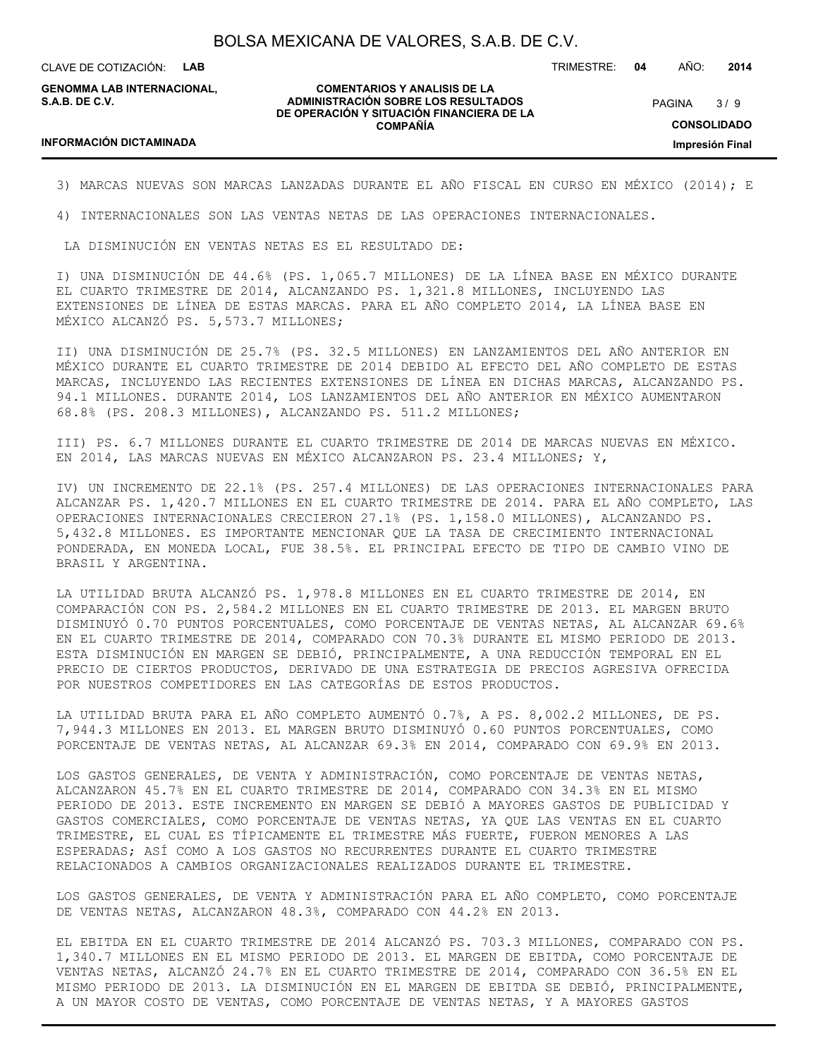3) MARCAS NUEVAS SON MARCAS LANZADAS DURANTE EL AÑO FISCAL EN CURSO EN MÉXICO (2014); E

4) INTERNACIONALES SON LAS VENTAS NETAS DE LAS OPERACIONES INTERNACIONALES.

LA DISMINUCIÓN EN VENTAS NETAS ES EL RESULTADO DE:

I) UNA DISMINUCIÓN DE 44.6% (PS. 1,065.7 MILLONES) DE LA LÍNEA BASE EN MÉXICO DURANTE EL CUARTO TRIMESTRE DE 2014, ALCANZANDO PS. 1,321.8 MILLONES, INCLUYENDO LAS EXTENSIONES DE LÍNEA DE ESTAS MARCAS. PARA EL AÑO COMPLETO 2014, LA LÍNEA BASE EN MÉXICO ALCANZÓ PS. 5,573.7 MILLONES;

II) UNA DISMINUCIÓN DE 25.7% (PS. 32.5 MILLONES) EN LANZAMIENTOS DEL AÑO ANTERIOR EN MÉXICO DURANTE EL CUARTO TRIMESTRE DE 2014 DEBIDO AL EFECTO DEL AÑO COMPLETO DE ESTAS MARCAS, INCLUYENDO LAS RECIENTES EXTENSIONES DE LÍNEA EN DICHAS MARCAS, ALCANZANDO PS. 94.1 MILLONES. DURANTE 2014, LOS LANZAMIENTOS DEL AÑO ANTERIOR EN MÉXICO AUMENTARON 68.8% (PS. 208.3 MILLONES), ALCANZANDO PS. 511.2 MILLONES;

III) PS. 6.7 MILLONES DURANTE EL CUARTO TRIMESTRE DE 2014 DE MARCAS NUEVAS EN MÉXICO. EN 2014, LAS MARCAS NUEVAS EN MÉXICO ALCANZARON PS. 23.4 MILLONES; Y,

IV) UN INCREMENTO DE 22.1% (PS. 257.4 MILLONES) DE LAS OPERACIONES INTERNACIONALES PARA ALCANZAR PS. 1,420.7 MILLONES EN EL CUARTO TRIMESTRE DE 2014. PARA EL AÑO COMPLETO, LAS OPERACIONES INTERNACIONALES CRECIERON 27.1% (PS. 1,158.0 MILLONES), ALCANZANDO PS. 5,432.8 MILLONES. ES IMPORTANTE MENCIONAR QUE LA TASA DE CRECIMIENTO INTERNACIONAL PONDERADA, EN MONEDA LOCAL, FUE 38.5%. EL PRINCIPAL EFECTO DE TIPO DE CAMBIO VINO DE BRASIL Y ARGENTINA.

LA UTILIDAD BRUTA ALCANZÓ PS. 1,978.8 MILLONES EN EL CUARTO TRIMESTRE DE 2014, EN COMPARACIÓN CON PS. 2,584.2 MILLONES EN EL CUARTO TRIMESTRE DE 2013. EL MARGEN BRUTO DISMINUYÓ 0.70 PUNTOS PORCENTUALES, COMO PORCENTAJE DE VENTAS NETAS, AL ALCANZAR 69.6% EN EL CUARTO TRIMESTRE DE 2014, COMPARADO CON 70.3% DURANTE EL MISMO PERIODO DE 2013. ESTA DISMINUCIÓN EN MARGEN SE DEBIÓ, PRINCIPALMENTE, A UNA REDUCCIÓN TEMPORAL EN EL PRECIO DE CIERTOS PRODUCTOS, DERIVADO DE UNA ESTRATEGIA DE PRECIOS AGRESIVA OFRECIDA POR NUESTROS COMPETIDORES EN LAS CATEGORÍAS DE ESTOS PRODUCTOS.

LA UTILIDAD BRUTA PARA EL AÑO COMPLETO AUMENTÓ 0.7%, A PS. 8,002.2 MILLONES, DE PS. 7,944.3 MILLONES EN 2013. EL MARGEN BRUTO DISMINUYÓ 0.60 PUNTOS PORCENTUALES, COMO PORCENTAJE DE VENTAS NETAS, AL ALCANZAR 69.3% EN 2014, COMPARADO CON 69.9% EN 2013.

LOS GASTOS GENERALES, DE VENTA Y ADMINISTRACIÓN, COMO PORCENTAJE DE VENTAS NETAS, ALCANZARON 45.7% EN EL CUARTO TRIMESTRE DE 2014, COMPARADO CON 34.3% EN EL MISMO PERIODO DE 2013. ESTE INCREMENTO EN MARGEN SE DEBIÓ A MAYORES GASTOS DE PUBLICIDAD Y GASTOS COMERCIALES, COMO PORCENTAJE DE VENTAS NETAS, YA QUE LAS VENTAS EN EL CUARTO TRIMESTRE, EL CUAL ES TÍPICAMENTE EL TRIMESTRE MÁS FUERTE, FUERON MENORES A LAS ESPERADAS; ASÍ COMO A LOS GASTOS NO RECURRENTES DURANTE EL CUARTO TRIMESTRE RELACIONADOS A CAMBIOS ORGANIZACIONALES REALIZADOS DURANTE EL TRIMESTRE.

LOS GASTOS GENERALES, DE VENTA Y ADMINISTRACIÓN PARA EL AÑO COMPLETO, COMO PORCENTAJE DE VENTAS NETAS, ALCANZARON 48.3%, COMPARADO CON 44.2% EN 2013.

EL EBITDA EN EL CUARTO TRIMESTRE DE 2014 ALCANZÓ PS. 703.3 MILLONES, COMPARADO CON PS. 1,340.7 MILLONES EN EL MISMO PERIODO DE 2013. EL MARGEN DE EBITDA, COMO PORCENTAJE DE VENTAS NETAS, ALCANZÓ 24.7% EN EL CUARTO TRIMESTRE DE 2014, COMPARADO CON 36.5% EN EL MISMO PERIODO DE 2013. LA DISMINUCIÓN EN EL MARGEN DE EBITDA SE DEBIÓ, PRINCIPALMENTE, A UN MAYOR COSTO DE VENTAS, COMO PORCENTAJE DE VENTAS NETAS, Y A MAYORES GASTOS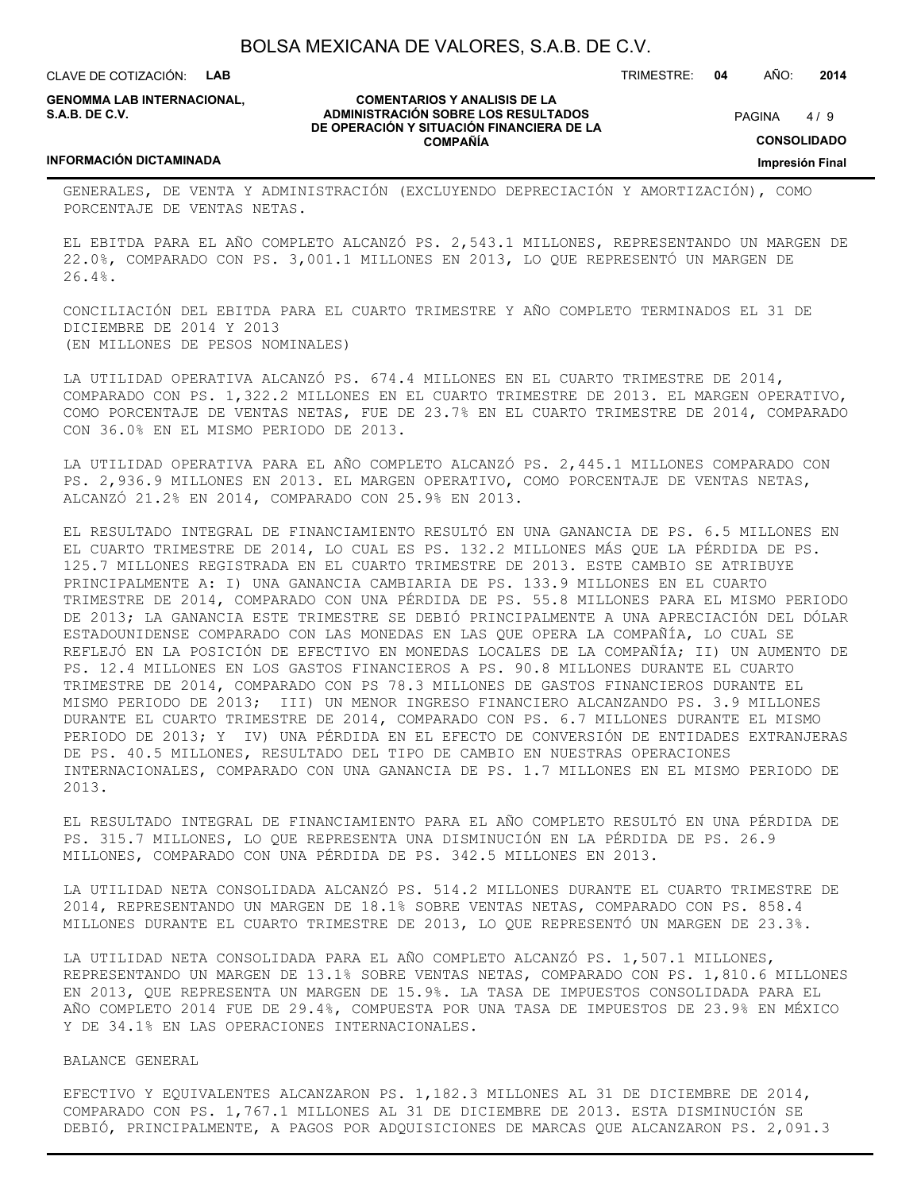GENERALES, DE VENTA Y ADMINISTRACIÓN (EXCLUYENDO DEPRECIACIÓN Y AMORTIZACIÓN), COMO PORCENTAJE DE VENTAS NETAS.

EL EBITDA PARA EL AÑO COMPLETO ALCANZÓ PS. 2,543.1 MILLONES, REPRESENTANDO UN MARGEN DE 22.0%, COMPARADO CON PS. 3,001.1 MILLONES EN 2013, LO QUE REPRESENTÓ UN MARGEN DE 26.4%.

CONCILIACIÓN DEL EBITDA PARA EL CUARTO TRIMESTRE Y AÑO COMPLETO TERMINADOS EL 31 DE DICIEMBRE DE 2014 Y 2013
(EN MILLONES DE PESOS NOMINALES)

LA UTILIDAD OPERATIVA ALCANZÓ PS. 674.4 MILLONES EN EL CUARTO TRIMESTRE DE 2014, COMPARADO CON PS. 1,322.2 MILLONES EN EL CUARTO TRIMESTRE DE 2013. EL MARGEN OPERATIVO, COMO PORCENTAJE DE VENTAS NETAS, FUE DE 23.7% EN EL CUARTO TRIMESTRE DE 2014, COMPARADO CON 36.0% EN EL MISMO PERIODO DE 2013.

LA UTILIDAD OPERATIVA PARA EL AÑO COMPLETO ALCANZÓ PS. 2,445.1 MILLONES COMPARADO CON PS. 2,936.9 MILLONES EN 2013. EL MARGEN OPERATIVO, COMO PORCENTAJE DE VENTAS NETAS, ALCANZÓ 21.2% EN 2014, COMPARADO CON 25.9% EN 2013.

EL RESULTADO INTEGRAL DE FINANCIAMIENTO RESULTÓ EN UNA GANANCIA DE PS. 6.5 MILLONES EN EL CUARTO TRIMESTRE DE 2014, LO CUAL ES PS. 132.2 MILLONES MÁS QUE LA PÉRDIDA DE PS. 125.7 MILLONES REGISTRADA EN EL CUARTO TRIMESTRE DE 2013. ESTE CAMBIO SE ATRIBUYE PRINCIPALMENTE A: I) UNA GANANCIA CAMBIARIA DE PS. 133.9 MILLONES EN EL CUARTO TRIMESTRE DE 2014, COMPARADO CON UNA PÉRDIDA DE PS. 55.8 MILLONES PARA EL MISMO PERIODO DE 2013; LA GANANCIA ESTE TRIMESTRE SE DEBIÓ PRINCIPALMENTE A UNA APRECIACIÓN DEL DÓLAR ESTADOUNIDENSE COMPARADO CON LAS MONEDAS EN LAS QUE OPERA LA COMPAÑÍA, LO CUAL SE REFLEJÓ EN LA POSICIÓN DE EFECTIVO EN MONEDAS LOCALES DE LA COMPAÑÍA; II) UN AUMENTO DE PS. 12.4 MILLONES EN LOS GASTOS FINANCIEROS A PS. 90.8 MILLONES DURANTE EL CUARTO TRIMESTRE DE 2014, COMPARADO CON PS 78.3 MILLONES DE GASTOS FINANCIEROS DURANTE EL MISMO PERIODO DE 2013; III) UN MENOR INGRESO FINANCIERO ALCANZANDO PS. 3.9 MILLONES DURANTE EL CUARTO TRIMESTRE DE 2014, COMPARADO CON PS. 6.7 MILLONES DURANTE EL MISMO PERIODO DE 2013; Y IV) UNA PÉRDIDA EN EL EFECTO DE CONVERSIÓN DE ENTIDADES EXTRANJERAS DE PS. 40.5 MILLONES, RESULTADO DEL TIPO DE CAMBIO EN NUESTRAS OPERACIONES INTERNACIONALES, COMPARADO CON UNA GANANCIA DE PS. 1.7 MILLONES EN EL MISMO PERIODO DE 2013.

EL RESULTADO INTEGRAL DE FINANCIAMIENTO PARA EL AÑO COMPLETO RESULTÓ EN UNA PÉRDIDA DE PS. 315.7 MILLONES, LO QUE REPRESENTA UNA DISMINUCIÓN EN LA PÉRDIDA DE PS. 26.9 MILLONES, COMPARADO CON UNA PÉRDIDA DE PS. 342.5 MILLONES EN 2013.

LA UTILIDAD NETA CONSOLIDADA ALCANZÓ PS. 514.2 MILLONES DURANTE EL CUARTO TRIMESTRE DE 2014, REPRESENTANDO UN MARGEN DE 18.1% SOBRE VENTAS NETAS, COMPARADO CON PS. 858.4 MILLONES DURANTE EL CUARTO TRIMESTRE DE 2013, LO QUE REPRESENTÓ UN MARGEN DE 23.3%.

LA UTILIDAD NETA CONSOLIDADA PARA EL AÑO COMPLETO ALCANZÓ PS. 1,507.1 MILLONES, REPRESENTANDO UN MARGEN DE 13.1% SOBRE VENTAS NETAS, COMPARADO CON PS. 1,810.6 MILLONES EN 2013, QUE REPRESENTA UN MARGEN DE 15.9%. LA TASA DE IMPUESTOS CONSOLIDADA PARA EL AÑO COMPLETO 2014 FUE DE 29.4%, COMPUESTA POR UNA TASA DE IMPUESTOS DE 23.9% EN MÉXICO Y DE 34.1% EN LAS OPERACIONES INTERNACIONALES.

BALANCE GENERAL

EFECTIVO Y EQUIVALENTES ALCANZARON PS. 1,182.3 MILLONES AL 31 DE DICIEMBRE DE 2014, COMPARADO CON PS. 1,767.1 MILLONES AL 31 DE DICIEMBRE DE 2013. ESTA DISMINUCIÓN SE DEBIÓ, PRINCIPALMENTE, A PAGOS POR ADQUISICIONES DE MARCAS QUE ALCANZARON PS. 2,091.3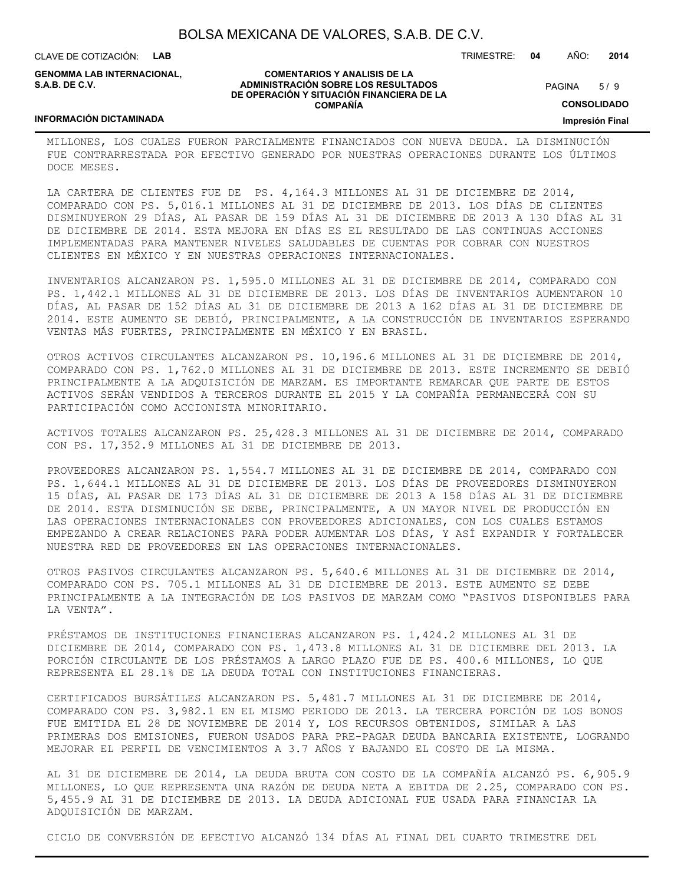MILLONES, LOS CUALES FUERON PARCIALMENTE FINANCIADOS CON NUEVA DEUDA. LA DISMINUCIÓN FUE CONTRARRESTADA POR EFECTIVO GENERADO POR NUESTRAS OPERACIONES DURANTE LOS ÚLTIMOS DOCE MESES.

LA CARTERA DE CLIENTES FUE DE PS. 4,164.3 MILLONES AL 31 DE DICIEMBRE DE 2014, COMPARADO CON PS. 5,016.1 MILLONES AL 31 DE DICIEMBRE DE 2013. LOS DÍAS DE CLIENTES DISMINUYERON 29 DÍAS, AL PASAR DE 159 DÍAS AL 31 DE DICIEMBRE DE 2013 A 130 DÍAS AL 31 DE DICIEMBRE DE 2014. ESTA MEJORA EN DÍAS ES EL RESULTADO DE LAS CONTINUAS ACCIONES IMPLEMENTADAS PARA MANTENER NIVELES SALUDABLES DE CUENTAS POR COBRAR CON NUESTROS CLIENTES EN MÉXICO Y EN NUESTRAS OPERACIONES INTERNACIONALES.

INVENTARIOS ALCANZARON PS. 1,595.0 MILLONES AL 31 DE DICIEMBRE DE 2014, COMPARADO CON PS. 1,442.1 MILLONES AL 31 DE DICIEMBRE DE 2013. LOS DÍAS DE INVENTARIOS AUMENTARON 10 DÍAS, AL PASAR DE 152 DÍAS AL 31 DE DICIEMBRE DE 2013 A 162 DÍAS AL 31 DE DICIEMBRE DE 2014. ESTE AUMENTO SE DEBIÓ, PRINCIPALMENTE, A LA CONSTRUCCIÓN DE INVENTARIOS ESPERANDO VENTAS MÁS FUERTES, PRINCIPALMENTE EN MÉXICO Y EN BRASIL.

OTROS ACTIVOS CIRCULANTES ALCANZARON PS. 10,196.6 MILLONES AL 31 DE DICIEMBRE DE 2014, COMPARADO CON PS. 1,762.0 MILLONES AL 31 DE DICIEMBRE DE 2013. ESTE INCREMENTO SE DEBIÓ PRINCIPALMENTE A LA ADQUISICIÓN DE MARZAM. ES IMPORTANTE REMARCAR QUE PARTE DE ESTOS ACTIVOS SERÁN VENDIDOS A TERCEROS DURANTE EL 2015 Y LA COMPAÑÍA PERMANECERÁ CON SU PARTICIPACIÓN COMO ACCIONISTA MINORITARIO.

ACTIVOS TOTALES ALCANZARON PS. 25,428.3 MILLONES AL 31 DE DICIEMBRE DE 2014, COMPARADO CON PS. 17,352.9 MILLONES AL 31 DE DICIEMBRE DE 2013.

PROVEEDORES ALCANZARON PS. 1,554.7 MILLONES AL 31 DE DICIEMBRE DE 2014, COMPARADO CON PS. 1,644.1 MILLONES AL 31 DE DICIEMBRE DE 2013. LOS DÍAS DE PROVEEDORES DISMINUYERON 15 DÍAS, AL PASAR DE 173 DÍAS AL 31 DE DICIEMBRE DE 2013 A 158 DÍAS AL 31 DE DICIEMBRE DE 2014. ESTA DISMINUCIÓN SE DEBE, PRINCIPALMENTE, A UN MAYOR NIVEL DE PRODUCCIÓN EN LAS OPERACIONES INTERNACIONALES CON PROVEEDORES ADICIONALES, CON LOS CUALES ESTAMOS EMPEZANDO A CREAR RELACIONES PARA PODER AUMENTAR LOS DÍAS, Y ASÍ EXPANDIR Y FORTALECER NUESTRA RED DE PROVEEDORES EN LAS OPERACIONES INTERNACIONALES.

OTROS PASIVOS CIRCULANTES ALCANZARON PS. 5,640.6 MILLONES AL 31 DE DICIEMBRE DE 2014, COMPARADO CON PS. 705.1 MILLONES AL 31 DE DICIEMBRE DE 2013. ESTE AUMENTO SE DEBE PRINCIPALMENTE A LA INTEGRACIÓN DE LOS PASIVOS DE MARZAM COMO "PASIVOS DISPONIBLES PARA LA VENTA".

PRÉSTAMOS DE INSTITUCIONES FINANCIERAS ALCANZARON PS. 1,424.2 MILLONES AL 31 DE DICIEMBRE DE 2014, COMPARADO CON PS. 1,473.8 MILLONES AL 31 DE DICIEMBRE DEL 2013. LA PORCIÓN CIRCULANTE DE LOS PRÉSTAMOS A LARGO PLAZO FUE DE PS. 400.6 MILLONES, LO QUE REPRESENTA EL 28.1% DE LA DEUDA TOTAL CON INSTITUCIONES FINANCIERAS.

CERTIFICADOS BURSÁTILES ALCANZARON PS. 5,481.7 MILLONES AL 31 DE DICIEMBRE DE 2014, COMPARADO CON PS. 3,982.1 EN EL MISMO PERIODO DE 2013. LA TERCERA PORCIÓN DE LOS BONOS FUE EMITIDA EL 28 DE NOVIEMBRE DE 2014 Y, LOS RECURSOS OBTENIDOS, SIMILAR A LAS PRIMERAS DOS EMISIONES, FUERON USADOS PARA PRE-PAGAR DEUDA BANCARIA EXISTENTE, LOGRANDO MEJORAR EL PERFIL DE VENCIMIENTOS A 3.7 AÑOS Y BAJANDO EL COSTO DE LA MISMA.

AL 31 DE DICIEMBRE DE 2014, LA DEUDA BRUTA CON COSTO DE LA COMPAÑÍA ALCANZÓ PS. 6,905.9 MILLONES, LO QUE REPRESENTA UNA RAZÓN DE DEUDA NETA A EBITDA DE 2.25, COMPARADO CON PS. 5,455.9 AL 31 DE DICIEMBRE DE 2013. LA DEUDA ADICIONAL FUE USADA PARA FINANCIAR LA ADQUISICIÓN DE MARZAM.

CICLO DE CONVERSIÓN DE EFECTIVO ALCANZÓ 134 DÍAS AL FINAL DEL CUARTO TRIMESTRE DEL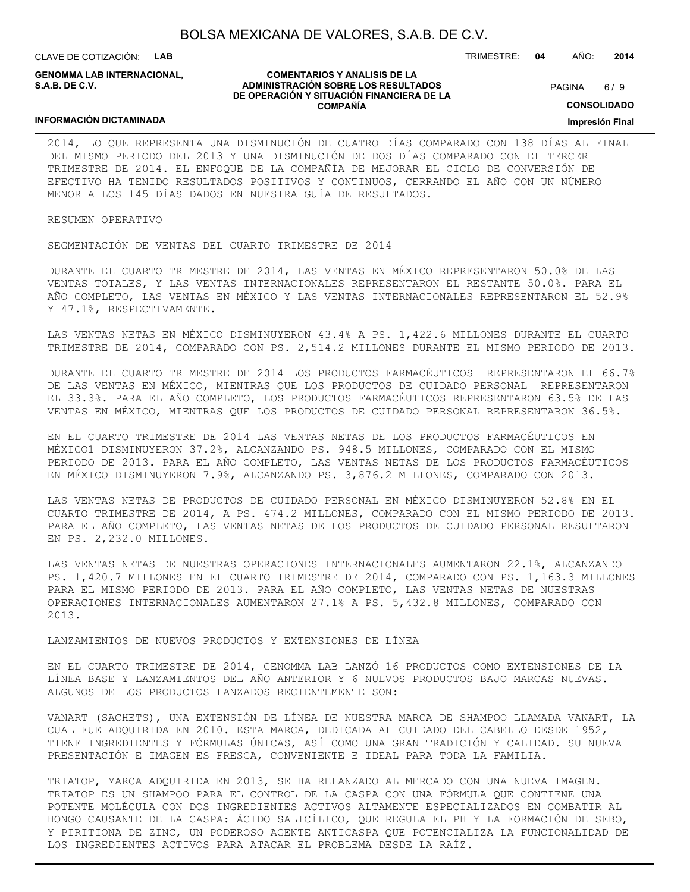2014, LO QUE REPRESENTA UNA DISMINUCIÓN DE CUATRO DÍAS COMPARADO CON 138 DÍAS AL FINAL DEL MISMO PERIODO DEL 2013 Y UNA DISMINUCIÓN DE DOS DÍAS COMPARADO CON EL TERCER TRIMESTRE DE 2014. EL ENFOQUE DE LA COMPAÑÍA DE MEJORAR EL CICLO DE CONVERSIÓN DE EFECTIVO HA TENIDO RESULTADOS POSITIVOS Y CONTINUOS, CERRANDO EL AÑO CON UN NÚMERO MENOR A LOS 145 DÍAS DADOS EN NUESTRA GUÍA DE RESULTADOS.

RESUMEN OPERATIVO

SEGMENTACIÓN DE VENTAS DEL CUARTO TRIMESTRE DE 2014

DURANTE EL CUARTO TRIMESTRE DE 2014, LAS VENTAS EN MÉXICO REPRESENTARON 50.0% DE LAS VENTAS TOTALES, Y LAS VENTAS INTERNACIONALES REPRESENTARON EL RESTANTE 50.0%. PARA EL AÑO COMPLETO, LAS VENTAS EN MÉXICO Y LAS VENTAS INTERNACIONALES REPRESENTARON EL 52.9% Y 47.1%, RESPECTIVAMENTE.

LAS VENTAS NETAS EN MÉXICO DISMINUYERON 43.4% A PS. 1,422.6 MILLONES DURANTE EL CUARTO TRIMESTRE DE 2014, COMPARADO CON PS. 2,514.2 MILLONES DURANTE EL MISMO PERIODO DE 2013.

DURANTE EL CUARTO TRIMESTRE DE 2014 LOS PRODUCTOS FARMACÉUTICOS REPRESENTARON EL 66.7% DE LAS VENTAS EN MÉXICO, MIENTRAS QUE LOS PRODUCTOS DE CUIDADO PERSONAL REPRESENTARON EL 33.3%. PARA EL AÑO COMPLETO, LOS PRODUCTOS FARMACÉUTICOS REPRESENTARON 63.5% DE LAS VENTAS EN MÉXICO, MIENTRAS QUE LOS PRODUCTOS DE CUIDADO PERSONAL REPRESENTARON 36.5%.

EN EL CUARTO TRIMESTRE DE 2014 LAS VENTAS NETAS DE LOS PRODUCTOS FARMACÉUTICOS EN MÉXICO1 DISMINUYERON 37.2%, ALCANZANDO PS. 948.5 MILLONES, COMPARADO CON EL MISMO PERIODO DE 2013. PARA EL AÑO COMPLETO, LAS VENTAS NETAS DE LOS PRODUCTOS FARMACÉUTICOS EN MÉXICO DISMINUYERON 7.9%, ALCANZANDO PS. 3,876.2 MILLONES, COMPARADO CON 2013.

LAS VENTAS NETAS DE PRODUCTOS DE CUIDADO PERSONAL EN MÉXICO DISMINUYERON 52.8% EN EL CUARTO TRIMESTRE DE 2014, A PS. 474.2 MILLONES, COMPARADO CON EL MISMO PERIODO DE 2013. PARA EL AÑO COMPLETO, LAS VENTAS NETAS DE LOS PRODUCTOS DE CUIDADO PERSONAL RESULTARON EN PS. 2,232.0 MILLONES.

LAS VENTAS NETAS DE NUESTRAS OPERACIONES INTERNACIONALES AUMENTARON 22.1%, ALCANZANDO PS. 1,420.7 MILLONES EN EL CUARTO TRIMESTRE DE 2014, COMPARADO CON PS. 1,163.3 MILLONES PARA EL MISMO PERIODO DE 2013. PARA EL AÑO COMPLETO, LAS VENTAS NETAS DE NUESTRAS OPERACIONES INTERNACIONALES AUMENTARON 27.1% A PS. 5,432.8 MILLONES, COMPARADO CON 2013.

LANZAMIENTOS DE NUEVOS PRODUCTOS Y EXTENSIONES DE LÍNEA

EN EL CUARTO TRIMESTRE DE 2014, GENOMMA LAB LANZÓ 16 PRODUCTOS COMO EXTENSIONES DE LA LÍNEA BASE Y LANZAMIENTOS DEL AÑO ANTERIOR Y 6 NUEVOS PRODUCTOS BAJO MARCAS NUEVAS. ALGUNOS DE LOS PRODUCTOS LANZADOS RECIENTEMENTE SON:

VANART (SACHETS), UNA EXTENSIÓN DE LÍNEA DE NUESTRA MARCA DE SHAMPOO LLAMADA VANART, LA CUAL FUE ADQUIRIDA EN 2010. ESTA MARCA, DEDICADA AL CUIDADO DEL CABELLO DESDE 1952, TIENE INGREDIENTES Y FÓRMULAS ÚNICAS, ASÍ COMO UNA GRAN TRADICIÓN Y CALIDAD. SU NUEVA PRESENTACIÓN E IMAGEN ES FRESCA, CONVENIENTE E IDEAL PARA TODA LA FAMILIA.

TRIATOP, MARCA ADQUIRIDA EN 2013, SE HA RELANZADO AL MERCADO CON UNA NUEVA IMAGEN. TRIATOP ES UN SHAMPOO PARA EL CONTROL DE LA CASPA CON UNA FÓRMULA QUE CONTIENE UNA POTENTE MOLÉCULA CON DOS INGREDIENTES ACTIVOS ALTAMENTE ESPECIALIZADOS EN COMBATIR AL HONGO CAUSANTE DE LA CASPA: ÁCIDO SALICÍLICO, QUE REGULA EL PH Y LA FORMACIÓN DE SEBO, Y PIRITIONA DE ZINC, UN PODEROSO AGENTE ANTICASPA QUE POTENCIALIZA LA FUNCIONALIDAD DE LOS INGREDIENTES ACTIVOS PARA ATACAR EL PROBLEMA DESDE LA RAÍZ.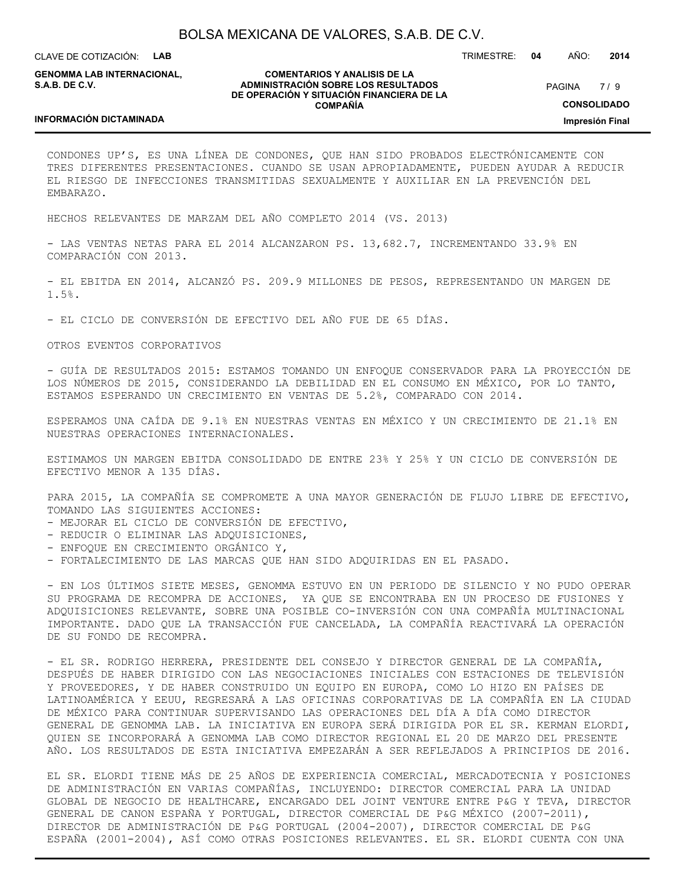CONDONES UP'S, ES UNA LÍNEA DE CONDONES, QUE HAN SIDO PROBADOS ELECTRÓNICAMENTE CON TRES DIFERENTES PRESENTACIONES. CUANDO SE USAN APROPIADAMENTE, PUEDEN AYUDAR A REDUCIR EL RIESGO DE INFECCIONES TRANSMITIDAS SEXUALMENTE Y AUXILIAR EN LA PREVENCIÓN DEL EMBARAZO.

HECHOS RELEVANTES DE MARZAM DEL AÑO COMPLETO 2014 (VS. 2013)

- LAS VENTAS NETAS PARA EL 2014 ALCANZARON PS. 13,682.7, INCREMENTANDO 33.9% EN COMPARACIÓN CON 2013.

- EL EBITDA EN 2014, ALCANZÓ PS. 209.9 MILLONES DE PESOS, REPRESENTANDO UN MARGEN DE 1.5%.

- EL CICLO DE CONVERSIÓN DE EFECTIVO DEL AÑO FUE DE 65 DÍAS.

OTROS EVENTOS CORPORATIVOS

- GUÍA DE RESULTADOS 2015: ESTAMOS TOMANDO UN ENFOQUE CONSERVADOR PARA LA PROYECCIÓN DE LOS NÚMEROS DE 2015, CONSIDERANDO LA DEBILIDAD EN EL CONSUMO EN MÉXICO, POR LO TANTO, ESTAMOS ESPERANDO UN CRECIMIENTO EN VENTAS DE 5.2%, COMPARADO CON 2014.

ESPERAMOS UNA CAÍDA DE 9.1% EN NUESTRAS VENTAS EN MÉXICO Y UN CRECIMIENTO DE 21.1% EN NUESTRAS OPERACIONES INTERNACIONALES.

ESTIMAMOS UN MARGEN EBITDA CONSOLIDADO DE ENTRE 23% Y 25% Y UN CICLO DE CONVERSIÓN DE EFECTIVO MENOR A 135 DÍAS.

PARA 2015, LA COMPAÑÍA SE COMPROMETE A UNA MAYOR GENERACIÓN DE FLUJO LIBRE DE EFECTIVO, TOMANDO LAS SIGUIENTES ACCIONES:
- MEJORAR EL CICLO DE CONVERSIÓN DE EFECTIVO,
- REDUCIR O ELIMINAR LAS ADQUISICIONES,
- ENFOQUE EN CRECIMIENTO ORGÁNICO Y,
- FORTALECIMIENTO DE LAS MARCAS QUE HAN SIDO ADQUIRIDAS EN EL PASADO.

- EN LOS ÚLTIMOS SIETE MESES, GENOMMA ESTUVO EN UN PERIODO DE SILENCIO Y NO PUDO OPERAR SU PROGRAMA DE RECOMPRA DE ACCIONES, YA QUE SE ENCONTRABA EN UN PROCESO DE FUSIONES Y ADQUISICIONES RELEVANTE, SOBRE UNA POSIBLE CO-INVERSIÓN CON UNA COMPAÑÍA MULTINACIONAL IMPORTANTE. DADO QUE LA TRANSACCIÓN FUE CANCELADA, LA COMPAÑÍA REACTIVARÁ LA OPERACIÓN DE SU FONDO DE RECOMPRA.

- EL SR. RODRIGO HERRERA, PRESIDENTE DEL CONSEJO Y DIRECTOR GENERAL DE LA COMPAÑÍA, DESPUÉS DE HABER DIRIGIDO CON LAS NEGOCIACIONES INICIALES CON ESTACIONES DE TELEVISIÓN Y PROVEEDORES, Y DE HABER CONSTRUIDO UN EQUIPO EN EUROPA, COMO LO HIZO EN PAÍSES DE LATINOAMÉRICA Y EEUU, REGRESARÁ A LAS OFICINAS CORPORATIVAS DE LA COMPAÑÍA EN LA CIUDAD DE MÉXICO PARA CONTINUAR SUPERVISANDO LAS OPERACIONES DEL DÍA A DÍA COMO DIRECTOR GENERAL DE GENOMMA LAB. LA INICIATIVA EN EUROPA SERÁ DIRIGIDA POR EL SR. KERMAN ELORDI, QUIEN SE INCORPORARÁ A GENOMMA LAB COMO DIRECTOR REGIONAL EL 20 DE MARZO DEL PRESENTE AÑO. LOS RESULTADOS DE ESTA INICIATIVA EMPEZARÁN A SER REFLEJADOS A PRINCIPIOS DE 2016.

EL SR. ELORDI TIENE MÁS DE 25 AÑOS DE EXPERIENCIA COMERCIAL, MERCADOTECNIA Y POSICIONES DE ADMINISTRACIÓN EN VARIAS COMPAÑÍAS, INCLUYENDO: DIRECTOR COMERCIAL PARA LA UNIDAD GLOBAL DE NEGOCIO DE HEALTHCARE, ENCARGADO DEL JOINT VENTURE ENTRE P&G Y TEVA, DIRECTOR GENERAL DE CANON ESPAÑA Y PORTUGAL, DIRECTOR COMERCIAL DE P&G MÉXICO (2007-2011), DIRECTOR DE ADMINISTRACIÓN DE P&G PORTUGAL (2004-2007), DIRECTOR COMERCIAL DE P&G ESPAÑA (2001-2004), ASÍ COMO OTRAS POSICIONES RELEVANTES. EL SR. ELORDI CUENTA CON UNA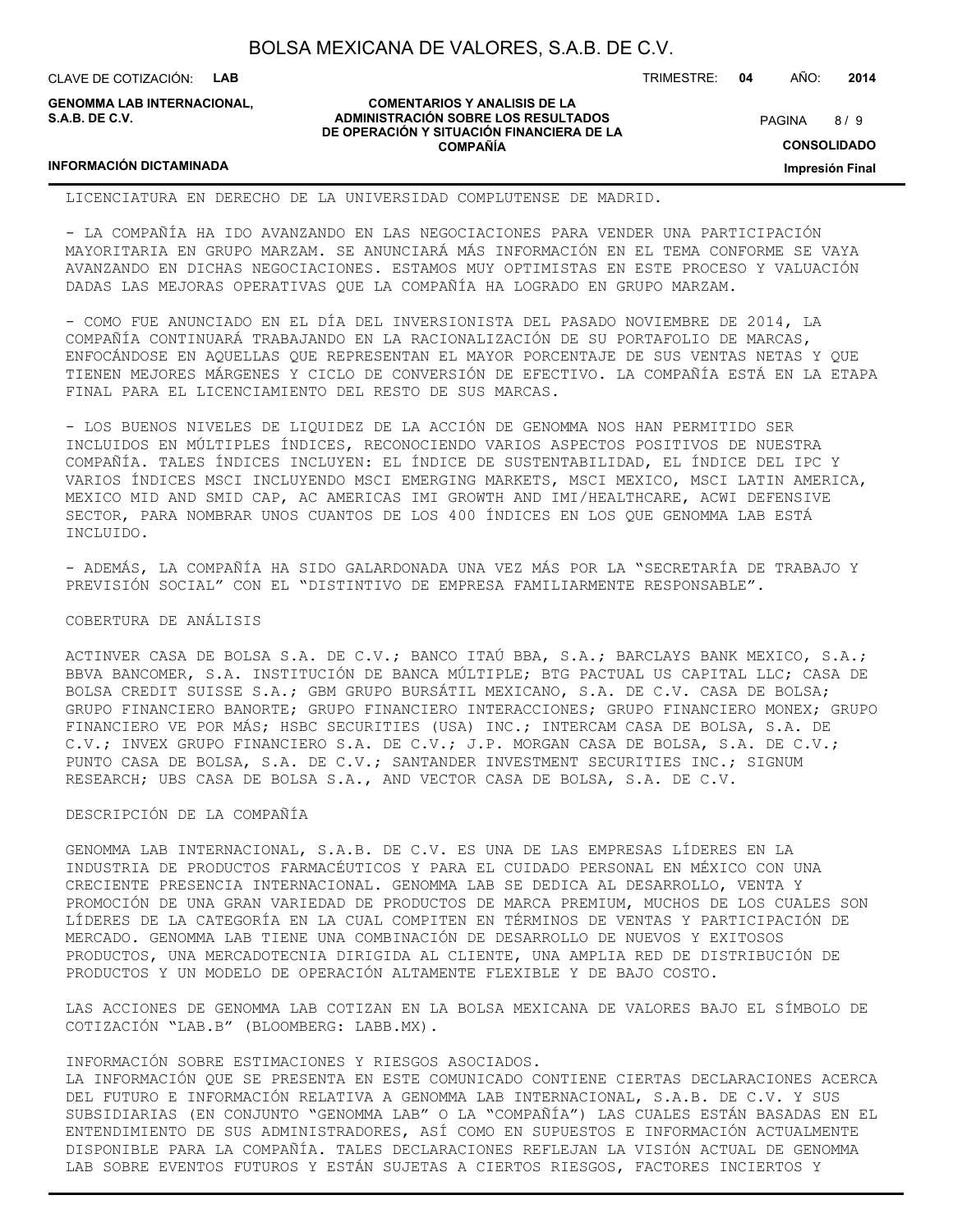LICENCIATURA EN DERECHO DE LA UNIVERSIDAD COMPLUTENSE DE MADRID.

- LA COMPAÑÍA HA IDO AVANZANDO EN LAS NEGOCIACIONES PARA VENDER UNA PARTICIPACIÓN MAYORITARIA EN GRUPO MARZAM. SE ANUNCIARÁ MÁS INFORMACIÓN EN EL TEMA CONFORME SE VAYA AVANZANDO EN DICHAS NEGOCIACIONES. ESTAMOS MUY OPTIMISTAS EN ESTE PROCESO Y VALUACIÓN DADAS LAS MEJORAS OPERATIVAS QUE LA COMPAÑÍA HA LOGRADO EN GRUPO MARZAM.

- COMO FUE ANUNCIADO EN EL DÍA DEL INVERSIONISTA DEL PASADO NOVIEMBRE DE 2014, LA COMPAÑÍA CONTINUARÁ TRABAJANDO EN LA RACIONALIZACIÓN DE SU PORTAFOLIO DE MARCAS, ENFOCÁNDOSE EN AQUELLAS QUE REPRESENTAN EL MAYOR PORCENTAJE DE SUS VENTAS NETAS Y QUE TIENEN MEJORES MÁRGENES Y CICLO DE CONVERSIÓN DE EFECTIVO. LA COMPAÑÍA ESTÁ EN LA ETAPA FINAL PARA EL LICENCIAMIENTO DEL RESTO DE SUS MARCAS.

- LOS BUENOS NIVELES DE LIQUIDEZ DE LA ACCIÓN DE GENOMMA NOS HAN PERMITIDO SER INCLUIDOS EN MÚLTIPLES ÍNDICES, RECONOCIENDO VARIOS ASPECTOS POSITIVOS DE NUESTRA COMPAÑÍA. TALES ÍNDICES INCLUYEN: EL ÍNDICE DE SUSTENTABILIDAD, EL ÍNDICE DEL IPC Y VARIOS ÍNDICES MSCI INCLUYENDO MSCI EMERGING MARKETS, MSCI MEXICO, MSCI LATIN AMERICA, MEXICO MID AND SMID CAP, AC AMERICAS IMI GROWTH AND IMI/HEALTHCARE, ACWI DEFENSIVE SECTOR, PARA NOMBRAR UNOS CUANTOS DE LOS 400 ÍNDICES EN LOS QUE GENOMMA LAB ESTÁ INCLUIDO.

- ADEMÁS, LA COMPAÑÍA HA SIDO GALARDONADA UNA VEZ MÁS POR LA "SECRETARÍA DE TRABAJO Y PREVISIÓN SOCIAL" CON EL "DISTINTIVO DE EMPRESA FAMILIARMENTE RESPONSABLE".

COBERTURA DE ANÁLISIS

ACTINVER CASA DE BOLSA S.A. DE C.V.; BANCO ITAÚ BBA, S.A.; BARCLAYS BANK MEXICO, S.A.; BBVA BANCOMER, S.A. INSTITUCIÓN DE BANCA MÚLTIPLE; BTG PACTUAL US CAPITAL LLC; CASA DE BOLSA CREDIT SUISSE S.A.; GBM GRUPO BURSÁTIL MEXICANO, S.A. DE C.V. CASA DE BOLSA; GRUPO FINANCIERO BANORTE; GRUPO FINANCIERO INTERACCIONES; GRUPO FINANCIERO MONEX; GRUPO FINANCIERO VE POR MÁS; HSBC SECURITIES (USA) INC.; INTERCAM CASA DE BOLSA, S.A. DE C.V.; INVEX GRUPO FINANCIERO S.A. DE C.V.; J.P. MORGAN CASA DE BOLSA, S.A. DE C.V.; PUNTO CASA DE BOLSA, S.A. DE C.V.; SANTANDER INVESTMENT SECURITIES INC.; SIGNUM RESEARCH; UBS CASA DE BOLSA S.A., AND VECTOR CASA DE BOLSA, S.A. DE C.V.

DESCRIPCIÓN DE LA COMPAÑÍA

GENOMMA LAB INTERNACIONAL, S.A.B. DE C.V. ES UNA DE LAS EMPRESAS LÍDERES EN LA INDUSTRIA DE PRODUCTOS FARMACÉUTICOS Y PARA EL CUIDADO PERSONAL EN MÉXICO CON UNA CRECIENTE PRESENCIA INTERNACIONAL. GENOMMA LAB SE DEDICA AL DESARROLLO, VENTA Y PROMOCIÓN DE UNA GRAN VARIEDAD DE PRODUCTOS DE MARCA PREMIUM, MUCHOS DE LOS CUALES SON LÍDERES DE LA CATEGORÍA EN LA CUAL COMPITEN EN TÉRMINOS DE VENTAS Y PARTICIPACIÓN DE MERCADO. GENOMMA LAB TIENE UNA COMBINACIÓN DE DESARROLLO DE NUEVOS Y EXITOSOS PRODUCTOS, UNA MERCADOTECNIA DIRIGIDA AL CLIENTE, UNA AMPLIA RED DE DISTRIBUCIÓN DE PRODUCTOS Y UN MODELO DE OPERACIÓN ALTAMENTE FLEXIBLE Y DE BAJO COSTO.

LAS ACCIONES DE GENOMMA LAB COTIZAN EN LA BOLSA MEXICANA DE VALORES BAJO EL SÍMBOLO DE COTIZACIÓN "LAB.B" (BLOOMBERG: LABB.MX).

INFORMACIÓN SOBRE ESTIMACIONES Y RIESGOS ASOCIADOS.
LA INFORMACIÓN QUE SE PRESENTA EN ESTE COMUNICADO CONTIENE CIERTAS DECLARACIONES ACERCA DEL FUTURO E INFORMACIÓN RELATIVA A GENOMMA LAB INTERNACIONAL, S.A.B. DE C.V. Y SUS SUBSIDIARIAS (EN CONJUNTO "GENOMMA LAB" O LA "COMPAÑÍA") LAS CUALES ESTÁN BASADAS EN EL ENTENDIMIENTO DE SUS ADMINISTRADORES, ASÍ COMO EN SUPUESTOS E INFORMACIÓN ACTUALMENTE DISPONIBLE PARA LA COMPAÑÍA. TALES DECLARACIONES REFLEJAN LA VISIÓN ACTUAL DE GENOMMA LAB SOBRE EVENTOS FUTUROS Y ESTÁN SUJETAS A CIERTOS RIESGOS, FACTORES INCIERTOS Y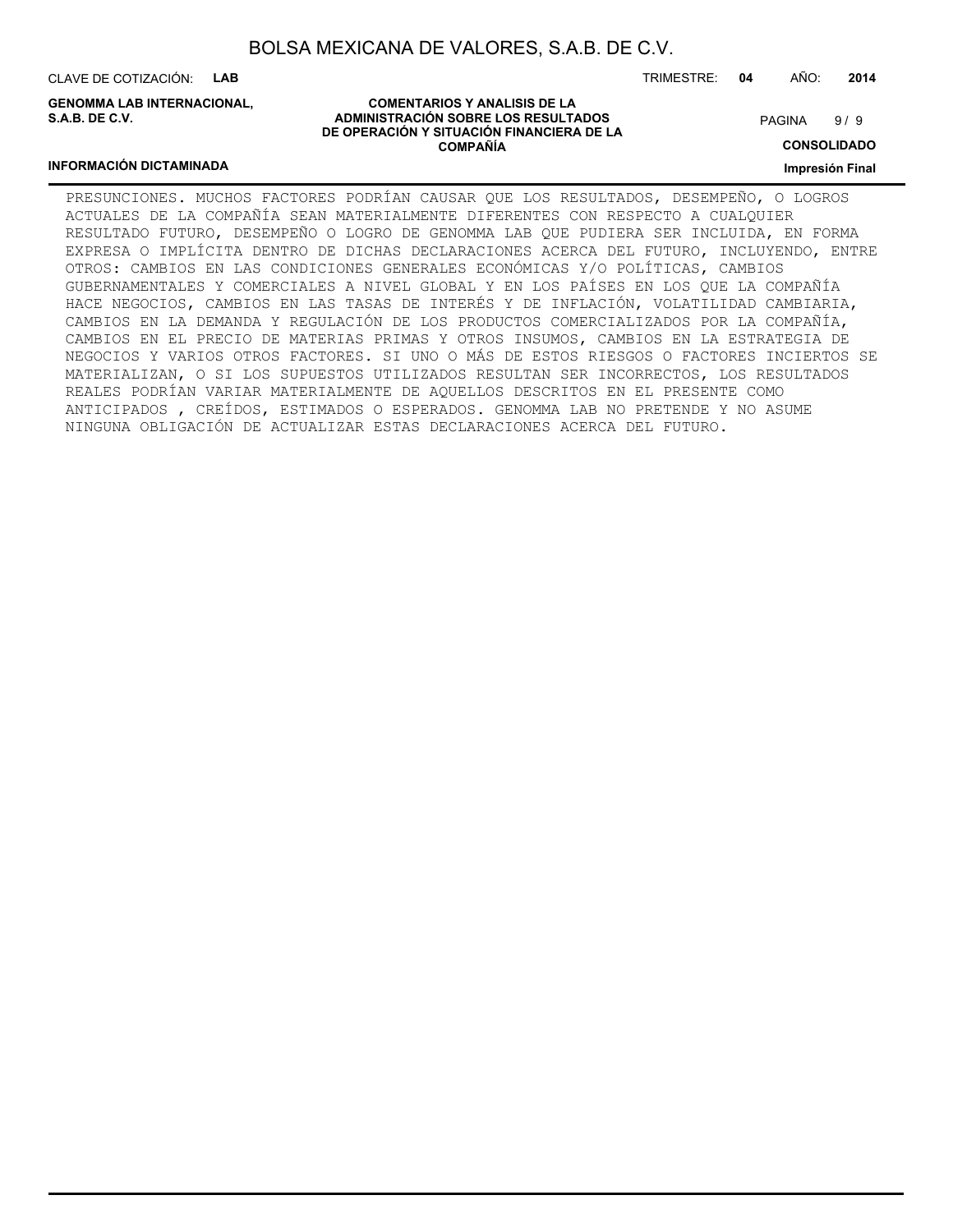PRESUNCIONES. MUCHOS FACTORES PODRÍAN CAUSAR QUE LOS RESULTADOS, DESEMPEÑO, O LOGROS ACTUALES DE LA COMPAÑÍA SEAN MATERIALMENTE DIFERENTES CON RESPECTO A CUALQUIER RESULTADO FUTURO, DESEMPEÑO O LOGRO DE GENOMMA LAB QUE PUDIERA SER INCLUIDA, EN FORMA EXPRESA O IMPLÍCITA DENTRO DE DICHAS DECLARACIONES ACERCA DEL FUTURO, INCLUYENDO, ENTRE OTROS: CAMBIOS EN LAS CONDICIONES GENERALES ECONÓMICAS Y/O POLÍTICAS, CAMBIOS GUBERNAMENTALES Y COMERCIALES A NIVEL GLOBAL Y EN LOS PAÍSES EN LOS QUE LA COMPAÑÍA HACE NEGOCIOS, CAMBIOS EN LAS TASAS DE INTERÉS Y DE INFLACIÓN, VOLATILIDAD CAMBIARIA, CAMBIOS EN LA DEMANDA Y REGULACIÓN DE LOS PRODUCTOS COMERCIALIZADOS POR LA COMPAÑÍA, CAMBIOS EN EL PRECIO DE MATERIAS PRIMAS Y OTROS INSUMOS, CAMBIOS EN LA ESTRATEGIA DE NEGOCIOS Y VARIOS OTROS FACTORES. SI UNO O MÁS DE ESTOS RIESGOS O FACTORES INCIERTOS SE MATERIALIZAN, O SI LOS SUPUESTOS UTILIZADOS RESULTAN SER INCORRECTOS, LOS RESULTADOS REALES PODRÍAN VARIAR MATERIALMENTE DE AQUELLOS DESCRITOS EN EL PRESENTE COMO ANTICIPADOS , CREÍDOS, ESTIMADOS O ESPERADOS. GENOMMA LAB NO PRETENDE Y NO ASUME NINGUNA OBLIGACIÓN DE ACTUALIZAR ESTAS DECLARACIONES ACERCA DEL FUTURO.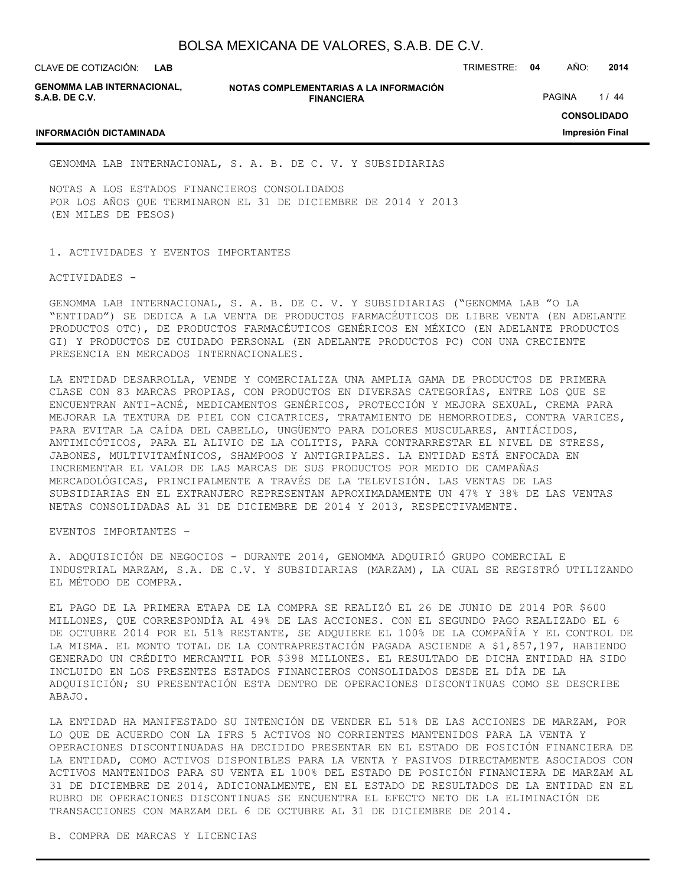GENOMMA LAB INTERNACIONAL, S. A. B. DE C. V. Y SUBSIDIARIAS

NOTAS A LOS ESTADOS FINANCIEROS CONSOLIDADOS
POR LOS AÑOS QUE TERMINARON EL 31 DE DICIEMBRE DE 2014 Y 2013
(EN MILES DE PESOS)

## 1. ACTIVIDADES Y EVENTOS IMPORTANTES

ACTIVIDADES -

GENOMMA LAB INTERNACIONAL, S. A. B. DE C. V. Y SUBSIDIARIAS ("GENOMMA LAB "O LA "ENTIDAD") SE DEDICA A LA VENTA DE PRODUCTOS FARMACÉUTICOS DE LIBRE VENTA (EN ADELANTE PRODUCTOS OTC), DE PRODUCTOS FARMACÉUTICOS GENÉRICOS EN MÉXICO (EN ADELANTE PRODUCTOS GI) Y PRODUCTOS DE CUIDADO PERSONAL (EN ADELANTE PRODUCTOS PC) CON UNA CRECIENTE PRESENCIA EN MERCADOS INTERNACIONALES.

LA ENTIDAD DESARROLLA, VENDE Y COMERCIALIZA UNA AMPLIA GAMA DE PRODUCTOS DE PRIMERA CLASE CON 83 MARCAS PROPIAS, CON PRODUCTOS EN DIVERSAS CATEGORÍAS, ENTRE LOS QUE SE ENCUENTRAN ANTI-ACNÉ, MEDICAMENTOS GENÉRICOS, PROTECCIÓN Y MEJORA SEXUAL, CREMA PARA MEJORAR LA TEXTURA DE PIEL CON CICATRICES, TRATAMIENTO DE HEMORROIDES, CONTRA VARICES, PARA EVITAR LA CAÍDA DEL CABELLO, UNGÜENTO PARA DOLORES MUSCULARES, ANTIÁCIDOS, ANTIMICÓTICOS, PARA EL ALIVIO DE LA COLITIS, PARA CONTRARRESTAR EL NIVEL DE STRESS, JABONES, MULTIVITAMÍNICOS, SHAMPOOS Y ANTIGRIPALES. LA ENTIDAD ESTÁ ENFOCADA EN INCREMENTAR EL VALOR DE LAS MARCAS DE SUS PRODUCTOS POR MEDIO DE CAMPAÑAS MERCADOLÓGICAS, PRINCIPALMENTE A TRAVÉS DE LA TELEVISIÓN. LAS VENTAS DE LAS SUBSIDIARIAS EN EL EXTRANJERO REPRESENTAN APROXIMADAMENTE UN 47% Y 38% DE LAS VENTAS NETAS CONSOLIDADAS AL 31 DE DICIEMBRE DE 2014 Y 2013, RESPECTIVAMENTE.

EVENTOS IMPORTANTES –

A. ADQUISICIÓN DE NEGOCIOS - DURANTE 2014, GENOMMA ADQUIRIÓ GRUPO COMERCIAL E INDUSTRIAL MARZAM, S.A. DE C.V. Y SUBSIDIARIAS (MARZAM), LA CUAL SE REGISTRÓ UTILIZANDO EL MÉTODO DE COMPRA.

EL PAGO DE LA PRIMERA ETAPA DE LA COMPRA SE REALIZÓ EL 26 DE JUNIO DE 2014 POR $600 MILLONES, QUE CORRESPONDÍA AL 49% DE LAS ACCIONES. CON EL SEGUNDO PAGO REALIZADO EL 6 DE OCTUBRE 2014 POR EL 51% RESTANTE, SE ADQUIERE EL 100% DE LA COMPAÑÍA Y EL CONTROL DE LA MISMA. EL MONTO TOTAL DE LA CONTRAPRESTACIÓN PAGADA ASCIENDE A $1,857,197, HABIENDO GENERADO UN CRÉDITO MERCANTIL POR $398 MILLONES. EL RESULTADO DE DICHA ENTIDAD HA SIDO INCLUIDO EN LOS PRESENTES ESTADOS FINANCIEROS CONSOLIDADOS DESDE EL DÍA DE LA ADQUISICIÓN; SU PRESENTACIÓN ESTA DENTRO DE OPERACIONES DISCONTINUAS COMO SE DESCRIBE ABAJO.

LA ENTIDAD HA MANIFESTADO SU INTENCIÓN DE VENDER EL 51% DE LAS ACCIONES DE MARZAM, POR LO QUE DE ACUERDO CON LA IFRS 5 ACTIVOS NO CORRIENTES MANTENIDOS PARA LA VENTA Y OPERACIONES DISCONTINUADAS HA DECIDIDO PRESENTAR EN EL ESTADO DE POSICIÓN FINANCIERA DE LA ENTIDAD, COMO ACTIVOS DISPONIBLES PARA LA VENTA Y PASIVOS DIRECTAMENTE ASOCIADOS CON ACTIVOS MANTENIDOS PARA SU VENTA EL 100% DEL ESTADO DE POSICIÓN FINANCIERA DE MARZAM AL 31 DE DICIEMBRE DE 2014, ADICIONALMENTE, EN EL ESTADO DE RESULTADOS DE LA ENTIDAD EN EL RUBRO DE OPERACIONES DISCONTINUAS SE ENCUENTRA EL EFECTO NETO DE LA ELIMINACIÓN DE TRANSACCIONES CON MARZAM DEL 6 DE OCTUBRE AL 31 DE DICIEMBRE DE 2014.

B. COMPRA DE MARCAS Y LICENCIAS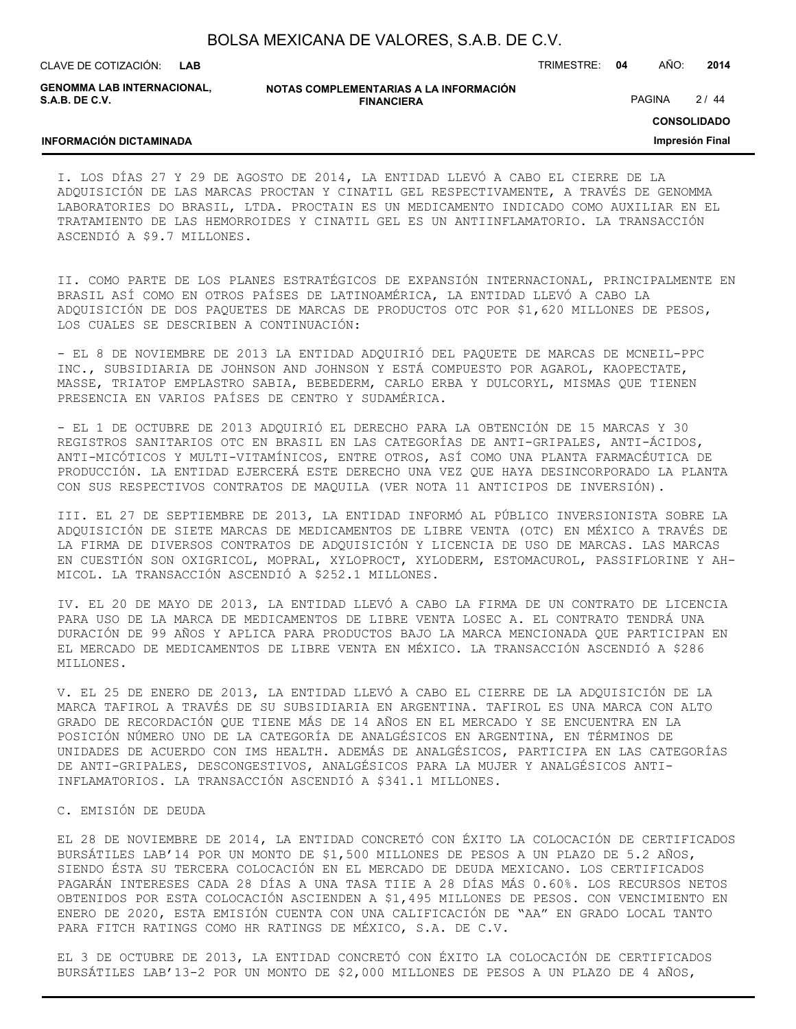I. LOS DÍAS 27 Y 29 DE AGOSTO DE 2014, LA ENTIDAD LLEVÓ A CABO EL CIERRE DE LA ADQUISICIÓN DE LAS MARCAS PROCTAN Y CINATIL GEL RESPECTIVAMENTE, A TRAVÉS DE GENOMMA LABORATORIES DO BRASIL, LTDA. PROCTAIN ES UN MEDICAMENTO INDICADO COMO AUXILIAR EN EL TRATAMIENTO DE LAS HEMORROIDES Y CINATIL GEL ES UN ANTIINFLAMATORIO. LA TRANSACCIÓN ASCENDIÓ A $9.7 MILLONES.

II. COMO PARTE DE LOS PLANES ESTRATÉGICOS DE EXPANSIÓN INTERNACIONAL, PRINCIPALMENTE EN BRASIL ASÍ COMO EN OTROS PAÍSES DE LATINOAMÉRICA, LA ENTIDAD LLEVÓ A CABO LA ADQUISICIÓN DE DOS PAQUETES DE MARCAS DE PRODUCTOS OTC POR $1,620 MILLONES DE PESOS, LOS CUALES SE DESCRIBEN A CONTINUACIÓN:

- EL 8 DE NOVIEMBRE DE 2013 LA ENTIDAD ADQUIRIÓ DEL PAQUETE DE MARCAS DE MCNEIL-PPC INC., SUBSIDIARIA DE JOHNSON AND JOHNSON Y ESTÁ COMPUESTO POR AGAROL, KAOPECTATE, MASSE, TRIATOP EMPLASTRO SABIA, BEBEDERM, CARLO ERBA Y DULCORYL, MISMAS QUE TIENEN PRESENCIA EN VARIOS PAÍSES DE CENTRO Y SUDAMÉRICA.

- EL 1 DE OCTUBRE DE 2013 ADQUIRIÓ EL DERECHO PARA LA OBTENCIÓN DE 15 MARCAS Y 30 REGISTROS SANITARIOS OTC EN BRASIL EN LAS CATEGORÍAS DE ANTI-GRIPALES, ANTI-ÁCIDOS, ANTI-MICÓTICOS Y MULTI-VITAMÍNICOS, ENTRE OTROS, ASÍ COMO UNA PLANTA FARMACÉUTICA DE PRODUCCIÓN. LA ENTIDAD EJERCERÁ ESTE DERECHO UNA VEZ QUE HAYA DESINCORPORADO LA PLANTA CON SUS RESPECTIVOS CONTRATOS DE MAQUILA (VER NOTA 11 ANTICIPOS DE INVERSIÓN).

III. EL 27 DE SEPTIEMBRE DE 2013, LA ENTIDAD INFORMÓ AL PÚBLICO INVERSIONISTA SOBRE LA ADQUISICIÓN DE SIETE MARCAS DE MEDICAMENTOS DE LIBRE VENTA (OTC) EN MÉXICO A TRAVÉS DE LA FIRMA DE DIVERSOS CONTRATOS DE ADQUISICIÓN Y LICENCIA DE USO DE MARCAS. LAS MARCAS EN CUESTIÓN SON OXIGRICOL, MOPRAL, XYLOPROCT, XYLODERM, ESTOMACUROL, PASSIFLORINE Y AH-MICOL. LA TRANSACCIÓN ASCENDIÓ A $252.1 MILLONES.

IV. EL 20 DE MAYO DE 2013, LA ENTIDAD LLEVÓ A CABO LA FIRMA DE UN CONTRATO DE LICENCIA PARA USO DE LA MARCA DE MEDICAMENTOS DE LIBRE VENTA LOSEC A. EL CONTRATO TENDRÁ UNA DURACIÓN DE 99 AÑOS Y APLICA PARA PRODUCTOS BAJO LA MARCA MENCIONADA QUE PARTICIPAN EN EL MERCADO DE MEDICAMENTOS DE LIBRE VENTA EN MÉXICO. LA TRANSACCIÓN ASCENDIÓ A $286 MILLONES.

V. EL 25 DE ENERO DE 2013, LA ENTIDAD LLEVÓ A CABO EL CIERRE DE LA ADQUISICIÓN DE LA MARCA TAFIROL A TRAVÉS DE SU SUBSIDIARIA EN ARGENTINA. TAFIROL ES UNA MARCA CON ALTO GRADO DE RECORDACIÓN QUE TIENE MÁS DE 14 AÑOS EN EL MERCADO Y SE ENCUENTRA EN LA POSICIÓN NÚMERO UNO DE LA CATEGORÍA DE ANALGÉSICOS EN ARGENTINA, EN TÉRMINOS DE UNIDADES DE ACUERDO CON IMS HEALTH. ADEMÁS DE ANALGÉSICOS, PARTICIPA EN LAS CATEGORÍAS DE ANTI-GRIPALES, DESCONGESTIVOS, ANALGÉSICOS PARA LA MUJER Y ANALGÉSICOS ANTI-INFLAMATORIOS. LA TRANSACCIÓN ASCENDIÓ A $341.1 MILLONES.

C. EMISIÓN DE DEUDA

EL 28 DE NOVIEMBRE DE 2014, LA ENTIDAD CONCRETÓ CON ÉXITO LA COLOCACIÓN DE CERTIFICADOS BURSÁTILES LAB'14 POR UN MONTO DE $1,500 MILLONES DE PESOS A UN PLAZO DE 5.2 AÑOS, SIENDO ÉSTA SU TERCERA COLOCACIÓN EN EL MERCADO DE DEUDA MEXICANO. LOS CERTIFICADOS PAGARÁN INTERESES CADA 28 DÍAS A UNA TASA TIIE A 28 DÍAS MÁS 0.60%. LOS RECURSOS NETOS OBTENIDOS POR ESTA COLOCACIÓN ASCIENDEN A $1,495 MILLONES DE PESOS. CON VENCIMIENTO EN ENERO DE 2020, ESTA EMISIÓN CUENTA CON UNA CALIFICACIÓN DE "AA" EN GRADO LOCAL TANTO PARA FITCH RATINGS COMO HR RATINGS DE MÉXICO, S.A. DE C.V.

EL 3 DE OCTUBRE DE 2013, LA ENTIDAD CONCRETÓ CON ÉXITO LA COLOCACIÓN DE CERTIFICADOS BURSÁTILES LAB'13-2 POR UN MONTO DE $2,000 MILLONES DE PESOS A UN PLAZO DE 4 AÑOS,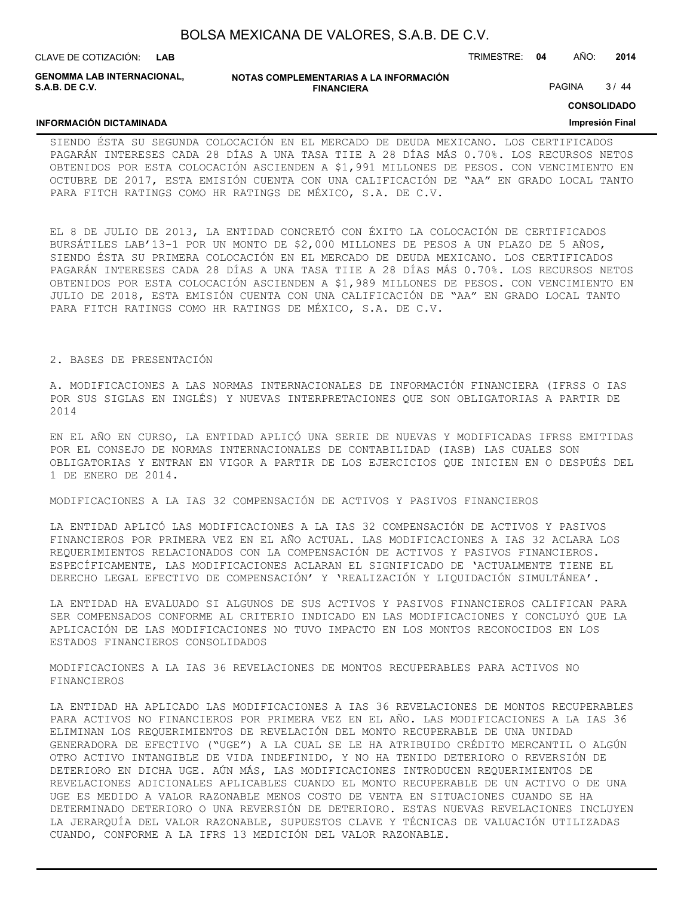SIENDO ÉSTA SU SEGUNDA COLOCACIÓN EN EL MERCADO DE DEUDA MEXICANO. LOS CERTIFICADOS PAGARÁN INTERESES CADA 28 DÍAS A UNA TASA TIIE A 28 DÍAS MÁS 0.70%. LOS RECURSOS NETOS OBTENIDOS POR ESTA COLOCACIÓN ASCIENDEN A $1,991 MILLONES DE PESOS. CON VENCIMIENTO EN OCTUBRE DE 2017, ESTA EMISIÓN CUENTA CON UNA CALIFICACIÓN DE "AA" EN GRADO LOCAL TANTO PARA FITCH RATINGS COMO HR RATINGS DE MÉXICO, S.A. DE C.V.

EL 8 DE JULIO DE 2013, LA ENTIDAD CONCRETÓ CON ÉXITO LA COLOCACIÓN DE CERTIFICADOS BURSÁTILES LAB'13-1 POR UN MONTO DE $2,000 MILLONES DE PESOS A UN PLAZO DE 5 AÑOS, SIENDO ÉSTA SU PRIMERA COLOCACIÓN EN EL MERCADO DE DEUDA MEXICANO. LOS CERTIFICADOS PAGARÁN INTERESES CADA 28 DÍAS A UNA TASA TIIE A 28 DÍAS MÁS 0.70%. LOS RECURSOS NETOS OBTENIDOS POR ESTA COLOCACIÓN ASCIENDEN A $1,989 MILLONES DE PESOS. CON VENCIMIENTO EN JULIO DE 2018, ESTA EMISIÓN CUENTA CON UNA CALIFICACIÓN DE "AA" EN GRADO LOCAL TANTO PARA FITCH RATINGS COMO HR RATINGS DE MÉXICO, S.A. DE C.V.

## 2. BASES DE PRESENTACIÓN

### A. MODIFICACIONES A LAS NORMAS INTERNACIONALES DE INFORMACIÓN FINANCIERA (IFRSS O IAS POR SUS SIGLAS EN INGLÉS) Y NUEVAS INTERPRETACIONES QUE SON OBLIGATORIAS A PARTIR DE 2014

EN EL AÑO EN CURSO, LA ENTIDAD APLICÓ UNA SERIE DE NUEVAS Y MODIFICADAS IFRSS EMITIDAS POR EL CONSEJO DE NORMAS INTERNACIONALES DE CONTABILIDAD (IASB) LAS CUALES SON OBLIGATORIAS Y ENTRAN EN VIGOR A PARTIR DE LOS EJERCICIOS QUE INICIEN EN O DESPUÉS DEL 1 DE ENERO DE 2014.

MODIFICACIONES A LA IAS 32 COMPENSACIÓN DE ACTIVOS Y PASIVOS FINANCIEROS

LA ENTIDAD APLICÓ LAS MODIFICACIONES A LA IAS 32 COMPENSACIÓN DE ACTIVOS Y PASIVOS FINANCIEROS POR PRIMERA VEZ EN EL AÑO ACTUAL. LAS MODIFICACIONES A IAS 32 ACLARA LOS REQUERIMIENTOS RELACIONADOS CON LA COMPENSACIÓN DE ACTIVOS Y PASIVOS FINANCIEROS. ESPECÍFICAMENTE, LAS MODIFICACIONES ACLARAN EL SIGNIFICADO DE 'ACTUALMENTE TIENE EL DERECHO LEGAL EFECTIVO DE COMPENSACIÓN' Y 'REALIZACIÓN Y LIQUIDACIÓN SIMULTÁNEA'.

LA ENTIDAD HA EVALUADO SI ALGUNOS DE SUS ACTIVOS Y PASIVOS FINANCIEROS CALIFICAN PARA SER COMPENSADOS CONFORME AL CRITERIO INDICADO EN LAS MODIFICACIONES Y CONCLUYÓ QUE LA APLICACIÓN DE LAS MODIFICACIONES NO TUVO IMPACTO EN LOS MONTOS RECONOCIDOS EN LOS ESTADOS FINANCIEROS CONSOLIDADOS

MODIFICACIONES A LA IAS 36 REVELACIONES DE MONTOS RECUPERABLES PARA ACTIVOS NO FINANCIEROS

LA ENTIDAD HA APLICADO LAS MODIFICACIONES A IAS 36 REVELACIONES DE MONTOS RECUPERABLES PARA ACTIVOS NO FINANCIEROS POR PRIMERA VEZ EN EL AÑO. LAS MODIFICACIONES A LA IAS 36 ELIMINAN LOS REQUERIMIENTOS DE REVELACIÓN DEL MONTO RECUPERABLE DE UNA UNIDAD GENERADORA DE EFECTIVO ("UGE") A LA CUAL SE LE HA ATRIBUIDO CRÉDITO MERCANTIL O ALGÚN OTRO ACTIVO INTANGIBLE DE VIDA INDEFINIDO, Y NO HA TENIDO DETERIORO O REVERSIÓN DE DETERIORO EN DICHA UGE. AÚN MÁS, LAS MODIFICACIONES INTRODUCEN REQUERIMIENTOS DE REVELACIONES ADICIONALES APLICABLES CUANDO EL MONTO RECUPERABLE DE UN ACTIVO O DE UNA UGE ES MEDIDO A VALOR RAZONABLE MENOS COSTO DE VENTA EN SITUACIONES CUANDO SE HA DETERMINADO DETERIORO O UNA REVERSIÓN DE DETERIORO. ESTAS NUEVAS REVELACIONES INCLUYEN LA JERARQUÍA DEL VALOR RAZONABLE, SUPUESTOS CLAVE Y TÉCNICAS DE VALUACIÓN UTILIZADAS CUANDO, CONFORME A LA IFRS 13 MEDICIÓN DEL VALOR RAZONABLE.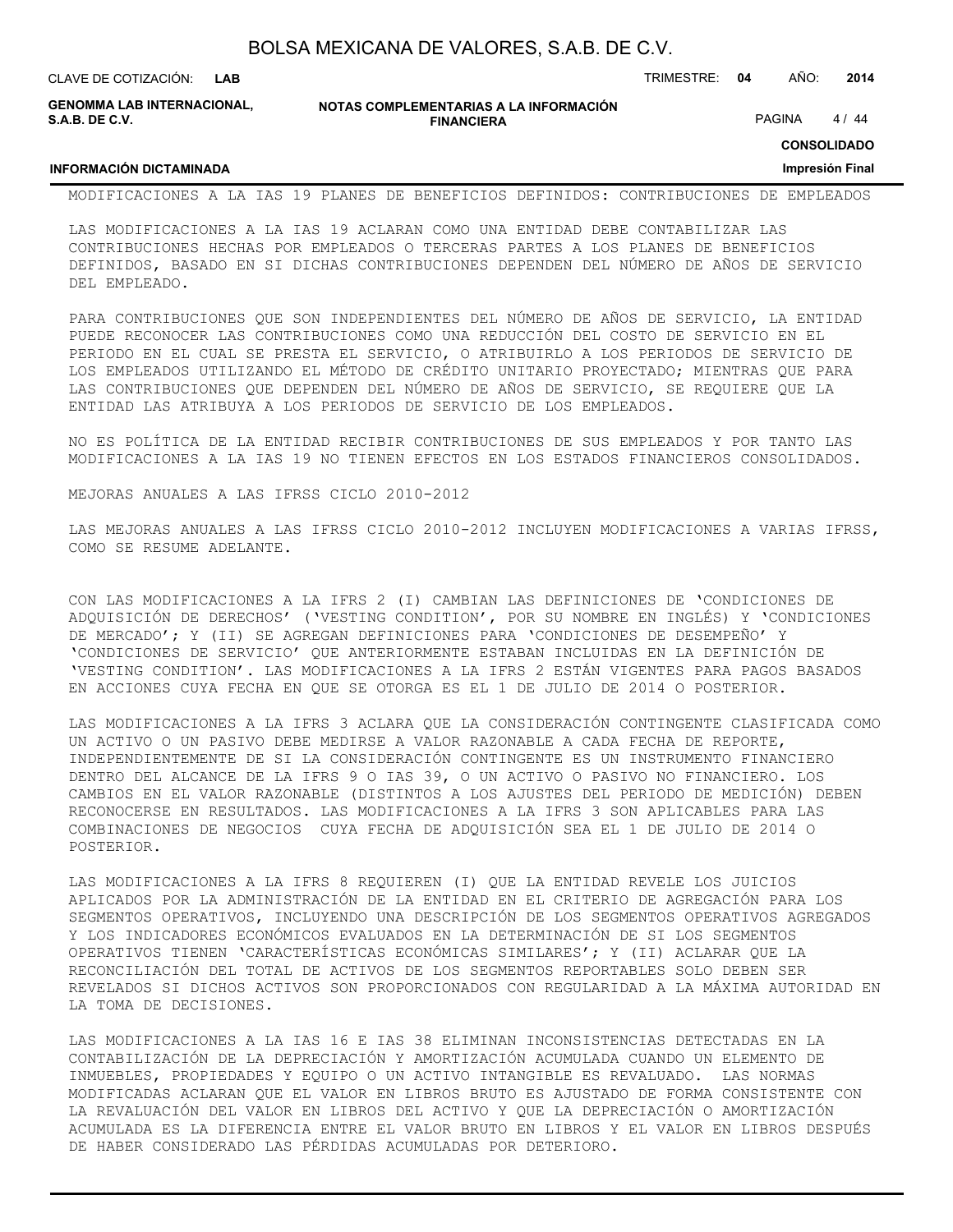MODIFICACIONES A LA IAS 19 PLANES DE BENEFICIOS DEFINIDOS: CONTRIBUCIONES DE EMPLEADOS

LAS MODIFICACIONES A LA IAS 19 ACLARAN COMO UNA ENTIDAD DEBE CONTABILIZAR LAS CONTRIBUCIONES HECHAS POR EMPLEADOS O TERCERAS PARTES A LOS PLANES DE BENEFICIOS DEFINIDOS, BASADO EN SI DICHAS CONTRIBUCIONES DEPENDEN DEL NÚMERO DE AÑOS DE SERVICIO DEL EMPLEADO.

PARA CONTRIBUCIONES QUE SON INDEPENDIENTES DEL NÚMERO DE AÑOS DE SERVICIO, LA ENTIDAD PUEDE RECONOCER LAS CONTRIBUCIONES COMO UNA REDUCCIÓN DEL COSTO DE SERVICIO EN EL PERIODO EN EL CUAL SE PRESTA EL SERVICIO, O ATRIBUIRLO A LOS PERIODOS DE SERVICIO DE LOS EMPLEADOS UTILIZANDO EL MÉTODO DE CRÉDITO UNITARIO PROYECTADO; MIENTRAS QUE PARA LAS CONTRIBUCIONES QUE DEPENDEN DEL NÚMERO DE AÑOS DE SERVICIO, SE REQUIERE QUE LA ENTIDAD LAS ATRIBUYA A LOS PERIODOS DE SERVICIO DE LOS EMPLEADOS.

NO ES POLÍTICA DE LA ENTIDAD RECIBIR CONTRIBUCIONES DE SUS EMPLEADOS Y POR TANTO LAS MODIFICACIONES A LA IAS 19 NO TIENEN EFECTOS EN LOS ESTADOS FINANCIEROS CONSOLIDADOS.

MEJORAS ANUALES A LAS IFRSS CICLO 2010-2012

LAS MEJORAS ANUALES A LAS IFRSS CICLO 2010-2012 INCLUYEN MODIFICACIONES A VARIAS IFRSS, COMO SE RESUME ADELANTE.

CON LAS MODIFICACIONES A LA IFRS 2 (I) CAMBIAN LAS DEFINICIONES DE 'CONDICIONES DE ADQUISICIÓN DE DERECHOS' ('VESTING CONDITION', POR SU NOMBRE EN INGLÉS) Y 'CONDICIONES DE MERCADO'; Y (II) SE AGREGAN DEFINICIONES PARA 'CONDICIONES DE DESEMPEÑO' Y 'CONDICIONES DE SERVICIO' QUE ANTERIORMENTE ESTABAN INCLUIDAS EN LA DEFINICIÓN DE 'VESTING CONDITION'. LAS MODIFICACIONES A LA IFRS 2 ESTÁN VIGENTES PARA PAGOS BASADOS EN ACCIONES CUYA FECHA EN QUE SE OTORGA ES EL 1 DE JULIO DE 2014 O POSTERIOR.

LAS MODIFICACIONES A LA IFRS 3 ACLARA QUE LA CONSIDERACIÓN CONTINGENTE CLASIFICADA COMO UN ACTIVO O UN PASIVO DEBE MEDIRSE A VALOR RAZONABLE A CADA FECHA DE REPORTE, INDEPENDIENTEMENTE DE SI LA CONSIDERACIÓN CONTINGENTE ES UN INSTRUMENTO FINANCIERO DENTRO DEL ALCANCE DE LA IFRS 9 O IAS 39, O UN ACTIVO O PASIVO NO FINANCIERO. LOS CAMBIOS EN EL VALOR RAZONABLE (DISTINTOS A LOS AJUSTES DEL PERIODO DE MEDICIÓN) DEBEN RECONOCERSE EN RESULTADOS. LAS MODIFICACIONES A LA IFRS 3 SON APLICABLES PARA LAS COMBINACIONES DE NEGOCIOS CUYA FECHA DE ADQUISICIÓN SEA EL 1 DE JULIO DE 2014 O POSTERIOR.

LAS MODIFICACIONES A LA IFRS 8 REQUIEREN (I) QUE LA ENTIDAD REVELE LOS JUICIOS APLICADOS POR LA ADMINISTRACIÓN DE LA ENTIDAD EN EL CRITERIO DE AGREGACIÓN PARA LOS SEGMENTOS OPERATIVOS, INCLUYENDO UNA DESCRIPCIÓN DE LOS SEGMENTOS OPERATIVOS AGREGADOS Y LOS INDICADORES ECONÓMICOS EVALUADOS EN LA DETERMINACIÓN DE SI LOS SEGMENTOS OPERATIVOS TIENEN 'CARACTERÍSTICAS ECONÓMICAS SIMILARES'; Y (II) ACLARAR QUE LA RECONCILIACIÓN DEL TOTAL DE ACTIVOS DE LOS SEGMENTOS REPORTABLES SOLO DEBEN SER REVELADOS SI DICHOS ACTIVOS SON PROPORCIONADOS CON REGULARIDAD A LA MÁXIMA AUTORIDAD EN LA TOMA DE DECISIONES.

LAS MODIFICACIONES A LA IAS 16 E IAS 38 ELIMINAN INCONSISTENCIAS DETECTADAS EN LA CONTABILIZACIÓN DE LA DEPRECIACIÓN Y AMORTIZACIÓN ACUMULADA CUANDO UN ELEMENTO DE INMUEBLES, PROPIEDADES Y EQUIPO O UN ACTIVO INTANGIBLE ES REVALUADO. LAS NORMAS MODIFICADAS ACLARAN QUE EL VALOR EN LIBROS BRUTO ES AJUSTADO DE FORMA CONSISTENTE CON LA REVALUACIÓN DEL VALOR EN LIBROS DEL ACTIVO Y QUE LA DEPRECIACIÓN O AMORTIZACIÓN ACUMULADA ES LA DIFERENCIA ENTRE EL VALOR BRUTO EN LIBROS Y EL VALOR EN LIBROS DESPUÉS DE HABER CONSIDERADO LAS PÉRDIDAS ACUMULADAS POR DETERIORO.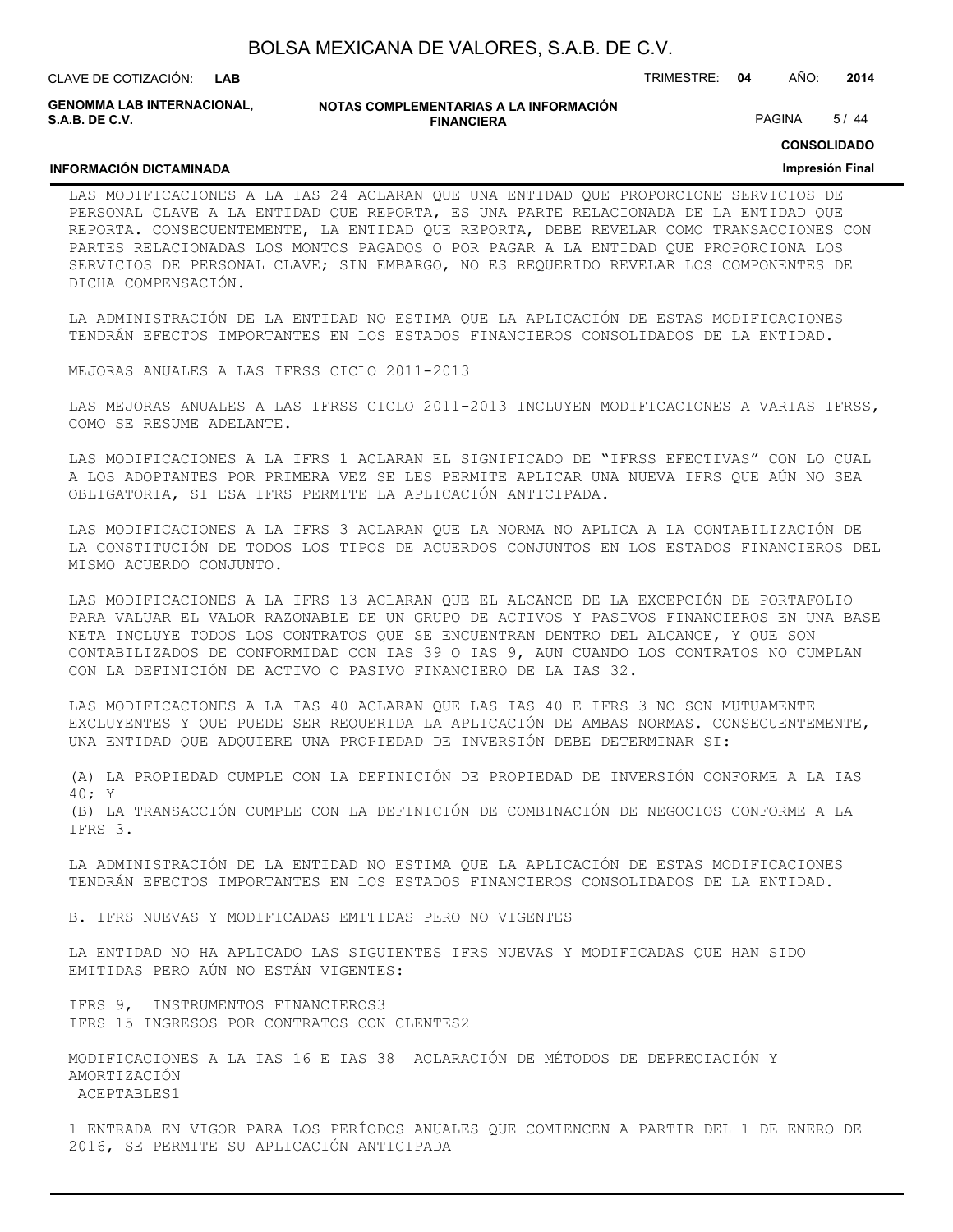LAS MODIFICACIONES A LA IAS 24 ACLARAN QUE UNA ENTIDAD QUE PROPORCIONE SERVICIOS DE PERSONAL CLAVE A LA ENTIDAD QUE REPORTA, ES UNA PARTE RELACIONADA DE LA ENTIDAD QUE REPORTA. CONSECUENTEMENTE, LA ENTIDAD QUE REPORTA, DEBE REVELAR COMO TRANSACCIONES CON PARTES RELACIONADAS LOS MONTOS PAGADOS O POR PAGAR A LA ENTIDAD QUE PROPORCIONA LOS SERVICIOS DE PERSONAL CLAVE; SIN EMBARGO, NO ES REQUERIDO REVELAR LOS COMPONENTES DE DICHA COMPENSACIÓN.

LA ADMINISTRACIÓN DE LA ENTIDAD NO ESTIMA QUE LA APLICACIÓN DE ESTAS MODIFICACIONES TENDRÁN EFECTOS IMPORTANTES EN LOS ESTADOS FINANCIEROS CONSOLIDADOS DE LA ENTIDAD.

MEJORAS ANUALES A LAS IFRSS CICLO 2011-2013

LAS MEJORAS ANUALES A LAS IFRSS CICLO 2011-2013 INCLUYEN MODIFICACIONES A VARIAS IFRSS, COMO SE RESUME ADELANTE.

LAS MODIFICACIONES A LA IFRS 1 ACLARAN EL SIGNIFICADO DE "IFRSS EFECTIVAS" CON LO CUAL A LOS ADOPTANTES POR PRIMERA VEZ SE LES PERMITE APLICAR UNA NUEVA IFRS QUE AÚN NO SEA OBLIGATORIA, SI ESA IFRS PERMITE LA APLICACIÓN ANTICIPADA.

LAS MODIFICACIONES A LA IFRS 3 ACLARAN QUE LA NORMA NO APLICA A LA CONTABILIZACIÓN DE LA CONSTITUCIÓN DE TODOS LOS TIPOS DE ACUERDOS CONJUNTOS EN LOS ESTADOS FINANCIEROS DEL MISMO ACUERDO CONJUNTO.

LAS MODIFICACIONES A LA IFRS 13 ACLARAN QUE EL ALCANCE DE LA EXCEPCIÓN DE PORTAFOLIO PARA VALUAR EL VALOR RAZONABLE DE UN GRUPO DE ACTIVOS Y PASIVOS FINANCIEROS EN UNA BASE NETA INCLUYE TODOS LOS CONTRATOS QUE SE ENCUENTRAN DENTRO DEL ALCANCE, Y QUE SON CONTABILIZADOS DE CONFORMIDAD CON IAS 39 O IAS 9, AUN CUANDO LOS CONTRATOS NO CUMPLAN CON LA DEFINICIÓN DE ACTIVO O PASIVO FINANCIERO DE LA IAS 32.

LAS MODIFICACIONES A LA IAS 40 ACLARAN QUE LAS IAS 40 E IFRS 3 NO SON MUTUAMENTE EXCLUYENTES Y QUE PUEDE SER REQUERIDA LA APLICACIÓN DE AMBAS NORMAS. CONSECUENTEMENTE, UNA ENTIDAD QUE ADQUIERE UNA PROPIEDAD DE INVERSIÓN DEBE DETERMINAR SI:

(A) LA PROPIEDAD CUMPLE CON LA DEFINICIÓN DE PROPIEDAD DE INVERSIÓN CONFORME A LA IAS 40; Y
(B) LA TRANSACCIÓN CUMPLE CON LA DEFINICIÓN DE COMBINACIÓN DE NEGOCIOS CONFORME A LA IFRS 3.

LA ADMINISTRACIÓN DE LA ENTIDAD NO ESTIMA QUE LA APLICACIÓN DE ESTAS MODIFICACIONES TENDRÁN EFECTOS IMPORTANTES EN LOS ESTADOS FINANCIEROS CONSOLIDADOS DE LA ENTIDAD.

B. IFRS NUEVAS Y MODIFICADAS EMITIDAS PERO NO VIGENTES

LA ENTIDAD NO HA APLICADO LAS SIGUIENTES IFRS NUEVAS Y MODIFICADAS QUE HAN SIDO EMITIDAS PERO AÚN NO ESTÁN VIGENTES:

IFRS 9, INSTRUMENTOS FINANCIEROS[3]
IFRS 15 INGRESOS POR CONTRATOS CON CLENTES[2]

MODIFICACIONES A LA IAS 16 E IAS 38 ACLARACIÓN DE MÉTODOS DE DEPRECIACIÓN Y AMORTIZACIÓN ACEPTABLES[1]

1 ENTRADA EN VIGOR PARA LOS PERÍODOS ANUALES QUE COMIENCEN A PARTIR DEL 1 DE ENERO DE 2016, SE PERMITE SU APLICACIÓN ANTICIPADA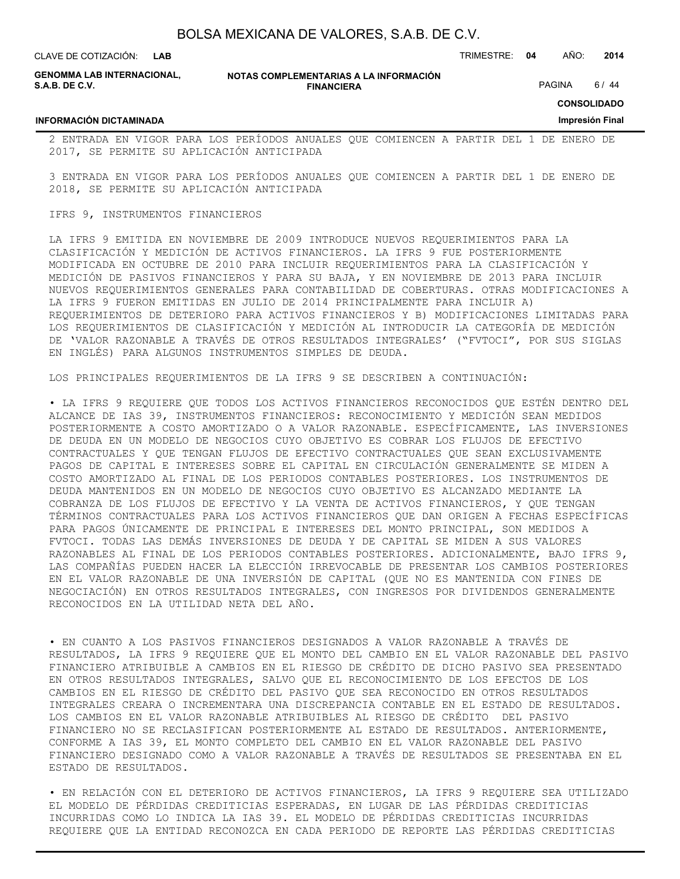2 ENTRADA EN VIGOR PARA LOS PERÍODOS ANUALES QUE COMIENCEN A PARTIR DEL 1 DE ENERO DE 2017, SE PERMITE SU APLICACIÓN ANTICIPADA

3 ENTRADA EN VIGOR PARA LOS PERÍODOS ANUALES QUE COMIENCEN A PARTIR DEL 1 DE ENERO DE 2018, SE PERMITE SU APLICACIÓN ANTICIPADA

IFRS 9, INSTRUMENTOS FINANCIEROS

LA IFRS 9 EMITIDA EN NOVIEMBRE DE 2009 INTRODUCE NUEVOS REQUERIMIENTOS PARA LA CLASIFICACIÓN Y MEDICIÓN DE ACTIVOS FINANCIEROS. LA IFRS 9 FUE POSTERIORMENTE MODIFICADA EN OCTUBRE DE 2010 PARA INCLUIR REQUERIMIENTOS PARA LA CLASIFICACIÓN Y MEDICIÓN DE PASIVOS FINANCIEROS Y PARA SU BAJA, Y EN NOVIEMBRE DE 2013 PARA INCLUIR NUEVOS REQUERIMIENTOS GENERALES PARA CONTABILIDAD DE COBERTURAS. OTRAS MODIFICACIONES A LA IFRS 9 FUERON EMITIDAS EN JULIO DE 2014 PRINCIPALMENTE PARA INCLUIR A) REQUERIMIENTOS DE DETERIORO PARA ACTIVOS FINANCIEROS Y B) MODIFICACIONES LIMITADAS PARA LOS REQUERIMIENTOS DE CLASIFICACIÓN Y MEDICIÓN AL INTRODUCIR LA CATEGORÍA DE MEDICIÓN DE 'VALOR RAZONABLE A TRAVÉS DE OTROS RESULTADOS INTEGRALES' ("FVTOCI", POR SUS SIGLAS EN INGLÉS) PARA ALGUNOS INSTRUMENTOS SIMPLES DE DEUDA.

LOS PRINCIPALES REQUERIMIENTOS DE LA IFRS 9 SE DESCRIBEN A CONTINUACIÓN:

• LA IFRS 9 REQUIERE QUE TODOS LOS ACTIVOS FINANCIEROS RECONOCIDOS QUE ESTÉN DENTRO DEL ALCANCE DE IAS 39, INSTRUMENTOS FINANCIEROS: RECONOCIMIENTO Y MEDICIÓN SEAN MEDIDOS POSTERIORMENTE A COSTO AMORTIZADO O A VALOR RAZONABLE. ESPECÍFICAMENTE, LAS INVERSIONES DE DEUDA EN UN MODELO DE NEGOCIOS CUYO OBJETIVO ES COBRAR LOS FLUJOS DE EFECTIVO CONTRACTUALES Y QUE TENGAN FLUJOS DE EFECTIVO CONTRACTUALES QUE SEAN EXCLUSIVAMENTE PAGOS DE CAPITAL E INTERESES SOBRE EL CAPITAL EN CIRCULACIÓN GENERALMENTE SE MIDEN A COSTO AMORTIZADO AL FINAL DE LOS PERIODOS CONTABLES POSTERIORES. LOS INSTRUMENTOS DE DEUDA MANTENIDOS EN UN MODELO DE NEGOCIOS CUYO OBJETIVO ES ALCANZADO MEDIANTE LA COBRANZA DE LOS FLUJOS DE EFECTIVO Y LA VENTA DE ACTIVOS FINANCIEROS, Y QUE TENGAN TÉRMINOS CONTRACTUALES PARA LOS ACTIVOS FINANCIEROS QUE DAN ORIGEN A FECHAS ESPECÍFICAS PARA PAGOS ÚNICAMENTE DE PRINCIPAL E INTERESES DEL MONTO PRINCIPAL, SON MEDIDOS A FVTOCI. TODAS LAS DEMÁS INVERSIONES DE DEUDA Y DE CAPITAL SE MIDEN A SUS VALORES RAZONABLES AL FINAL DE LOS PERIODOS CONTABLES POSTERIORES. ADICIONALMENTE, BAJO IFRS 9, LAS COMPAÑÍAS PUEDEN HACER LA ELECCIÓN IRREVOCABLE DE PRESENTAR LOS CAMBIOS POSTERIORES EN EL VALOR RAZONABLE DE UNA INVERSIÓN DE CAPITAL (QUE NO ES MANTENIDA CON FINES DE NEGOCIACIÓN) EN OTROS RESULTADOS INTEGRALES, CON INGRESOS POR DIVIDENDOS GENERALMENTE RECONOCIDOS EN LA UTILIDAD NETA DEL AÑO.

• EN CUANTO A LOS PASIVOS FINANCIEROS DESIGNADOS A VALOR RAZONABLE A TRAVÉS DE RESULTADOS, LA IFRS 9 REQUIERE QUE EL MONTO DEL CAMBIO EN EL VALOR RAZONABLE DEL PASIVO FINANCIERO ATRIBUIBLE A CAMBIOS EN EL RIESGO DE CRÉDITO DE DICHO PASIVO SEA PRESENTADO EN OTROS RESULTADOS INTEGRALES, SALVO QUE EL RECONOCIMIENTO DE LOS EFECTOS DE LOS CAMBIOS EN EL RIESGO DE CRÉDITO DEL PASIVO QUE SEA RECONOCIDO EN OTROS RESULTADOS INTEGRALES CREARA O INCREMENTARA UNA DISCREPANCIA CONTABLE EN EL ESTADO DE RESULTADOS. LOS CAMBIOS EN EL VALOR RAZONABLE ATRIBUIBLES AL RIESGO DE CRÉDITO DEL PASIVO FINANCIERO NO SE RECLASIFICAN POSTERIORMENTE AL ESTADO DE RESULTADOS. ANTERIORMENTE, CONFORME A IAS 39, EL MONTO COMPLETO DEL CAMBIO EN EL VALOR RAZONABLE DEL PASIVO FINANCIERO DESIGNADO COMO A VALOR RAZONABLE A TRAVÉS DE RESULTADOS SE PRESENTABA EN EL ESTADO DE RESULTADOS.

• EN RELACIÓN CON EL DETERIORO DE ACTIVOS FINANCIEROS, LA IFRS 9 REQUIERE SEA UTILIZADO EL MODELO DE PÉRDIDAS CREDITICIAS ESPERADAS, EN LUGAR DE LAS PÉRDIDAS CREDITICIAS INCURRIDAS COMO LO INDICA LA IAS 39. EL MODELO DE PÉRDIDAS CREDITICIAS INCURRIDAS REQUIERE QUE LA ENTIDAD RECONOZCA EN CADA PERIODO DE REPORTE LAS PÉRDIDAS CREDITICIAS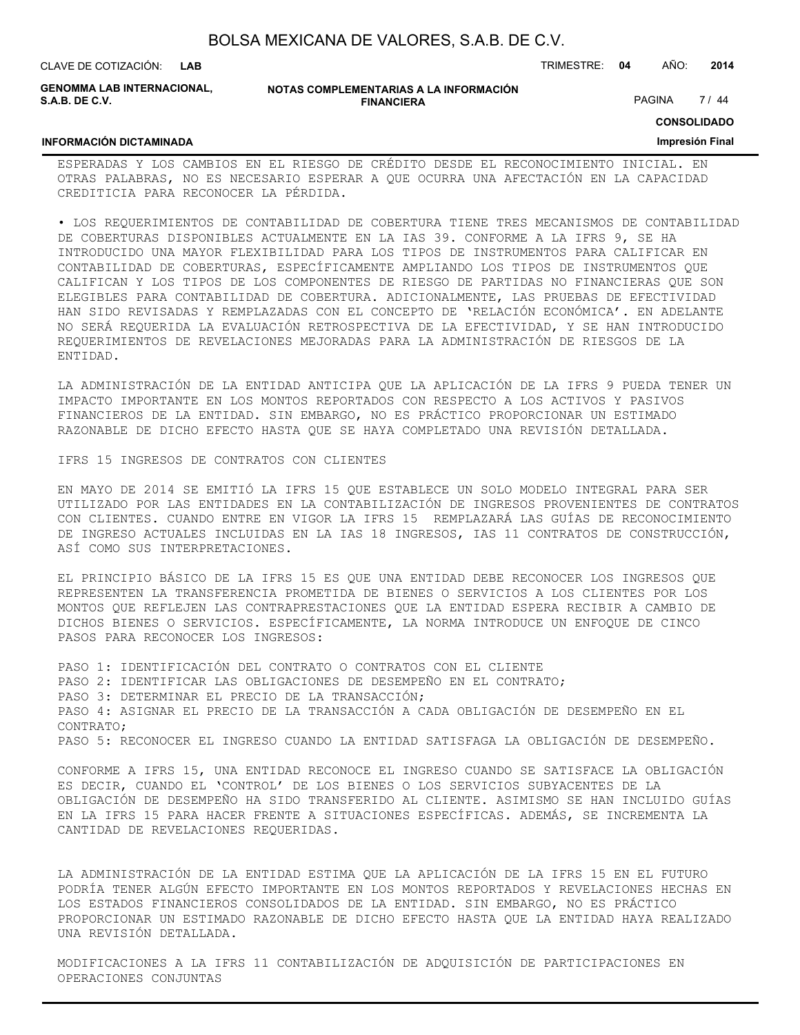ESPERADAS Y LOS CAMBIOS EN EL RIESGO DE CRÉDITO DESDE EL RECONOCIMIENTO INICIAL. EN OTRAS PALABRAS, NO ES NECESARIO ESPERAR A QUE OCURRA UNA AFECTACIÓN EN LA CAPACIDAD CREDITICIA PARA RECONOCER LA PÉRDIDA.

• LOS REQUERIMIENTOS DE CONTABILIDAD DE COBERTURA TIENE TRES MECANISMOS DE CONTABILIDAD DE COBERTURAS DISPONIBLES ACTUALMENTE EN LA IAS 39. CONFORME A LA IFRS 9, SE HA INTRODUCIDO UNA MAYOR FLEXIBILIDAD PARA LOS TIPOS DE INSTRUMENTOS PARA CALIFICAR EN CONTABILIDAD DE COBERTURAS, ESPECÍFICAMENTE AMPLIANDO LOS TIPOS DE INSTRUMENTOS QUE CALIFICAN Y LOS TIPOS DE LOS COMPONENTES DE RIESGO DE PARTIDAS NO FINANCIERAS QUE SON ELEGIBLES PARA CONTABILIDAD DE COBERTURA. ADICIONALMENTE, LAS PRUEBAS DE EFECTIVIDAD HAN SIDO REVISADAS Y REMPLAZADAS CON EL CONCEPTO DE 'RELACIÓN ECONÓMICA'. EN ADELANTE NO SERÁ REQUERIDA LA EVALUACIÓN RETROSPECTIVA DE LA EFECTIVIDAD, Y SE HAN INTRODUCIDO REQUERIMIENTOS DE REVELACIONES MEJORADAS PARA LA ADMINISTRACIÓN DE RIESGOS DE LA ENTIDAD.

LA ADMINISTRACIÓN DE LA ENTIDAD ANTICIPA QUE LA APLICACIÓN DE LA IFRS 9 PUEDA TENER UN IMPACTO IMPORTANTE EN LOS MONTOS REPORTADOS CON RESPECTO A LOS ACTIVOS Y PASIVOS FINANCIEROS DE LA ENTIDAD. SIN EMBARGO, NO ES PRÁCTICO PROPORCIONAR UN ESTIMADO RAZONABLE DE DICHO EFECTO HASTA QUE SE HAYA COMPLETADO UNA REVISIÓN DETALLADA.

IFRS 15 INGRESOS DE CONTRATOS CON CLIENTES

EN MAYO DE 2014 SE EMITIÓ LA IFRS 15 QUE ESTABLECE UN SOLO MODELO INTEGRAL PARA SER UTILIZADO POR LAS ENTIDADES EN LA CONTABILIZACIÓN DE INGRESOS PROVENIENTES DE CONTRATOS CON CLIENTES. CUANDO ENTRE EN VIGOR LA IFRS 15 REMPLAZARÁ LAS GUÍAS DE RECONOCIMIENTO DE INGRESO ACTUALES INCLUIDAS EN LA IAS 18 INGRESOS, IAS 11 CONTRATOS DE CONSTRUCCIÓN, ASÍ COMO SUS INTERPRETACIONES.

EL PRINCIPIO BÁSICO DE LA IFRS 15 ES QUE UNA ENTIDAD DEBE RECONOCER LOS INGRESOS QUE REPRESENTEN LA TRANSFERENCIA PROMETIDA DE BIENES O SERVICIOS A LOS CLIENTES POR LOS MONTOS QUE REFLEJEN LAS CONTRAPRESTACIONES QUE LA ENTIDAD ESPERA RECIBIR A CAMBIO DE DICHOS BIENES O SERVICIOS. ESPECÍFICAMENTE, LA NORMA INTRODUCE UN ENFOQUE DE CINCO PASOS PARA RECONOCER LOS INGRESOS:

PASO 1: IDENTIFICACIÓN DEL CONTRATO O CONTRATOS CON EL CLIENTE
PASO 2: IDENTIFICAR LAS OBLIGACIONES DE DESEMPEÑO EN EL CONTRATO;
PASO 3: DETERMINAR EL PRECIO DE LA TRANSACCIÓN;
PASO 4: ASIGNAR EL PRECIO DE LA TRANSACCIÓN A CADA OBLIGACIÓN DE DESEMPEÑO EN EL CONTRATO;
PASO 5: RECONOCER EL INGRESO CUANDO LA ENTIDAD SATISFAGA LA OBLIGACIÓN DE DESEMPEÑO.

CONFORME A IFRS 15, UNA ENTIDAD RECONOCE EL INGRESO CUANDO SE SATISFACE LA OBLIGACIÓN ES DECIR, CUANDO EL 'CONTROL' DE LOS BIENES O LOS SERVICIOS SUBYACENTES DE LA OBLIGACIÓN DE DESEMPEÑO HA SIDO TRANSFERIDO AL CLIENTE. ASIMISMO SE HAN INCLUIDO GUÍAS EN LA IFRS 15 PARA HACER FRENTE A SITUACIONES ESPECÍFICAS. ADEMÁS, SE INCREMENTA LA CANTIDAD DE REVELACIONES REQUERIDAS.

LA ADMINISTRACIÓN DE LA ENTIDAD ESTIMA QUE LA APLICACIÓN DE LA IFRS 15 EN EL FUTURO PODRÍA TENER ALGÚN EFECTO IMPORTANTE EN LOS MONTOS REPORTADOS Y REVELACIONES HECHAS EN LOS ESTADOS FINANCIEROS CONSOLIDADOS DE LA ENTIDAD. SIN EMBARGO, NO ES PRÁCTICO PROPORCIONAR UN ESTIMADO RAZONABLE DE DICHO EFECTO HASTA QUE LA ENTIDAD HAYA REALIZADO UNA REVISIÓN DETALLADA.

MODIFICACIONES A LA IFRS 11 CONTABILIZACIÓN DE ADQUISICIÓN DE PARTICIPACIONES EN OPERACIONES CONJUNTAS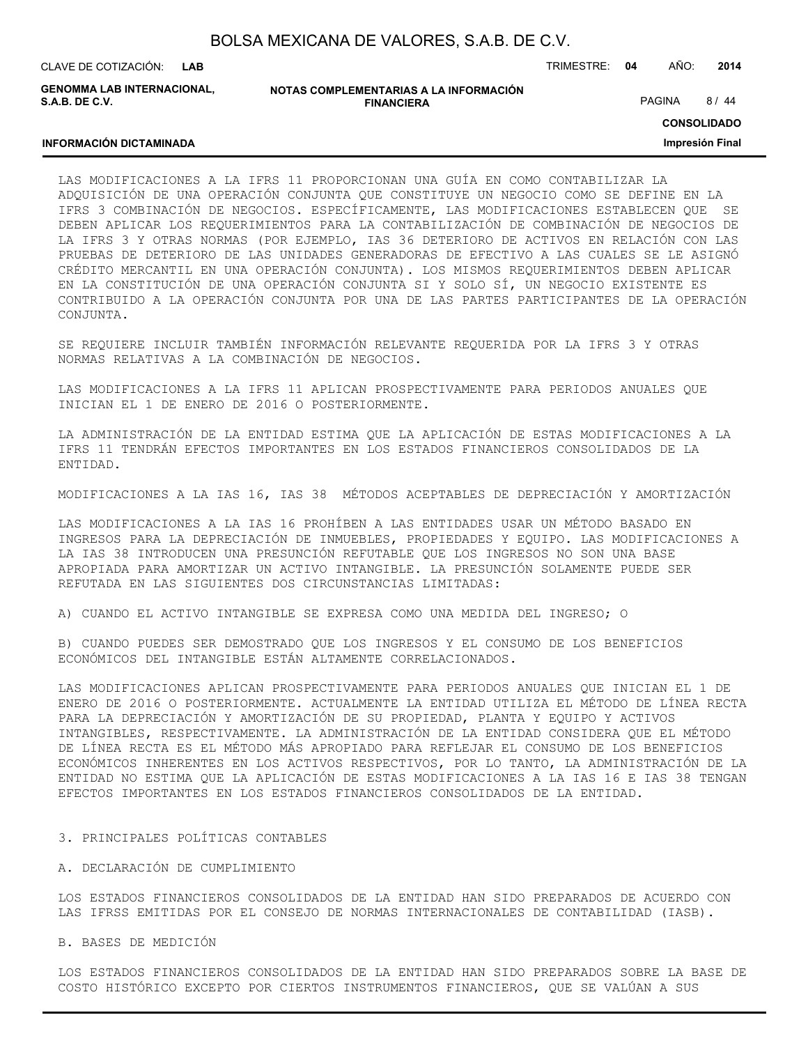LAS MODIFICACIONES A LA IFRS 11 PROPORCIONAN UNA GUÍA EN COMO CONTABILIZAR LA ADQUISICIÓN DE UNA OPERACIÓN CONJUNTA QUE CONSTITUYE UN NEGOCIO COMO SE DEFINE EN LA IFRS 3 COMBINACIÓN DE NEGOCIOS. ESPECÍFICAMENTE, LAS MODIFICACIONES ESTABLECEN QUE SE DEBEN APLICAR LOS REQUERIMIENTOS PARA LA CONTABILIZACIÓN DE COMBINACIÓN DE NEGOCIOS DE LA IFRS 3 Y OTRAS NORMAS (POR EJEMPLO, IAS 36 DETERIORO DE ACTIVOS EN RELACIÓN CON LAS PRUEBAS DE DETERIORO DE LAS UNIDADES GENERADORAS DE EFECTIVO A LAS CUALES SE LE ASIGNÓ CRÉDITO MERCANTIL EN UNA OPERACIÓN CONJUNTA). LOS MISMOS REQUERIMIENTOS DEBEN APLICAR EN LA CONSTITUCIÓN DE UNA OPERACIÓN CONJUNTA SI Y SOLO SÍ, UN NEGOCIO EXISTENTE ES CONTRIBUIDO A LA OPERACIÓN CONJUNTA POR UNA DE LAS PARTES PARTICIPANTES DE LA OPERACIÓN CONJUNTA.

SE REQUIERE INCLUIR TAMBIÉN INFORMACIÓN RELEVANTE REQUERIDA POR LA IFRS 3 Y OTRAS NORMAS RELATIVAS A LA COMBINACIÓN DE NEGOCIOS.

LAS MODIFICACIONES A LA IFRS 11 APLICAN PROSPECTIVAMENTE PARA PERIODOS ANUALES QUE INICIAN EL 1 DE ENERO DE 2016 O POSTERIORMENTE.

LA ADMINISTRACIÓN DE LA ENTIDAD ESTIMA QUE LA APLICACIÓN DE ESTAS MODIFICACIONES A LA IFRS 11 TENDRÁN EFECTOS IMPORTANTES EN LOS ESTADOS FINANCIEROS CONSOLIDADOS DE LA ENTIDAD.

MODIFICACIONES A LA IAS 16, IAS 38 MÉTODOS ACEPTABLES DE DEPRECIACIÓN Y AMORTIZACIÓN

LAS MODIFICACIONES A LA IAS 16 PROHÍBEN A LAS ENTIDADES USAR UN MÉTODO BASADO EN INGRESOS PARA LA DEPRECIACIÓN DE INMUEBLES, PROPIEDADES Y EQUIPO. LAS MODIFICACIONES A LA IAS 38 INTRODUCEN UNA PRESUNCIÓN REFUTABLE QUE LOS INGRESOS NO SON UNA BASE APROPIADA PARA AMORTIZAR UN ACTIVO INTANGIBLE. LA PRESUNCIÓN SOLAMENTE PUEDE SER REFUTADA EN LAS SIGUIENTES DOS CIRCUNSTANCIAS LIMITADAS:

A) CUANDO EL ACTIVO INTANGIBLE SE EXPRESA COMO UNA MEDIDA DEL INGRESO; O

B) CUANDO PUEDES SER DEMOSTRADO QUE LOS INGRESOS Y EL CONSUMO DE LOS BENEFICIOS ECONÓMICOS DEL INTANGIBLE ESTÁN ALTAMENTE CORRELACIONADOS.

LAS MODIFICACIONES APLICAN PROSPECTIVAMENTE PARA PERIODOS ANUALES QUE INICIAN EL 1 DE ENERO DE 2016 O POSTERIORMENTE. ACTUALMENTE LA ENTIDAD UTILIZA EL MÉTODO DE LÍNEA RECTA PARA LA DEPRECIACIÓN Y AMORTIZACIÓN DE SU PROPIEDAD, PLANTA Y EQUIPO Y ACTIVOS INTANGIBLES, RESPECTIVAMENTE. LA ADMINISTRACIÓN DE LA ENTIDAD CONSIDERA QUE EL MÉTODO DE LÍNEA RECTA ES EL MÉTODO MÁS APROPIADO PARA REFLEJAR EL CONSUMO DE LOS BENEFICIOS ECONÓMICOS INHERENTES EN LOS ACTIVOS RESPECTIVOS, POR LO TANTO, LA ADMINISTRACIÓN DE LA ENTIDAD NO ESTIMA QUE LA APLICACIÓN DE ESTAS MODIFICACIONES A LA IAS 16 E IAS 38 TENGAN EFECTOS IMPORTANTES EN LOS ESTADOS FINANCIEROS CONSOLIDADOS DE LA ENTIDAD.

## 3. PRINCIPALES POLÍTICAS CONTABLES

### A. DECLARACIÓN DE CUMPLIMIENTO

LOS ESTADOS FINANCIEROS CONSOLIDADOS DE LA ENTIDAD HAN SIDO PREPARADOS DE ACUERDO CON LAS IFRSS EMITIDAS POR EL CONSEJO DE NORMAS INTERNACIONALES DE CONTABILIDAD (IASB).

### B. BASES DE MEDICIÓN

LOS ESTADOS FINANCIEROS CONSOLIDADOS DE LA ENTIDAD HAN SIDO PREPARADOS SOBRE LA BASE DE COSTO HISTÓRICO EXCEPTO POR CIERTOS INSTRUMENTOS FINANCIEROS, QUE SE VALÚAN A SUS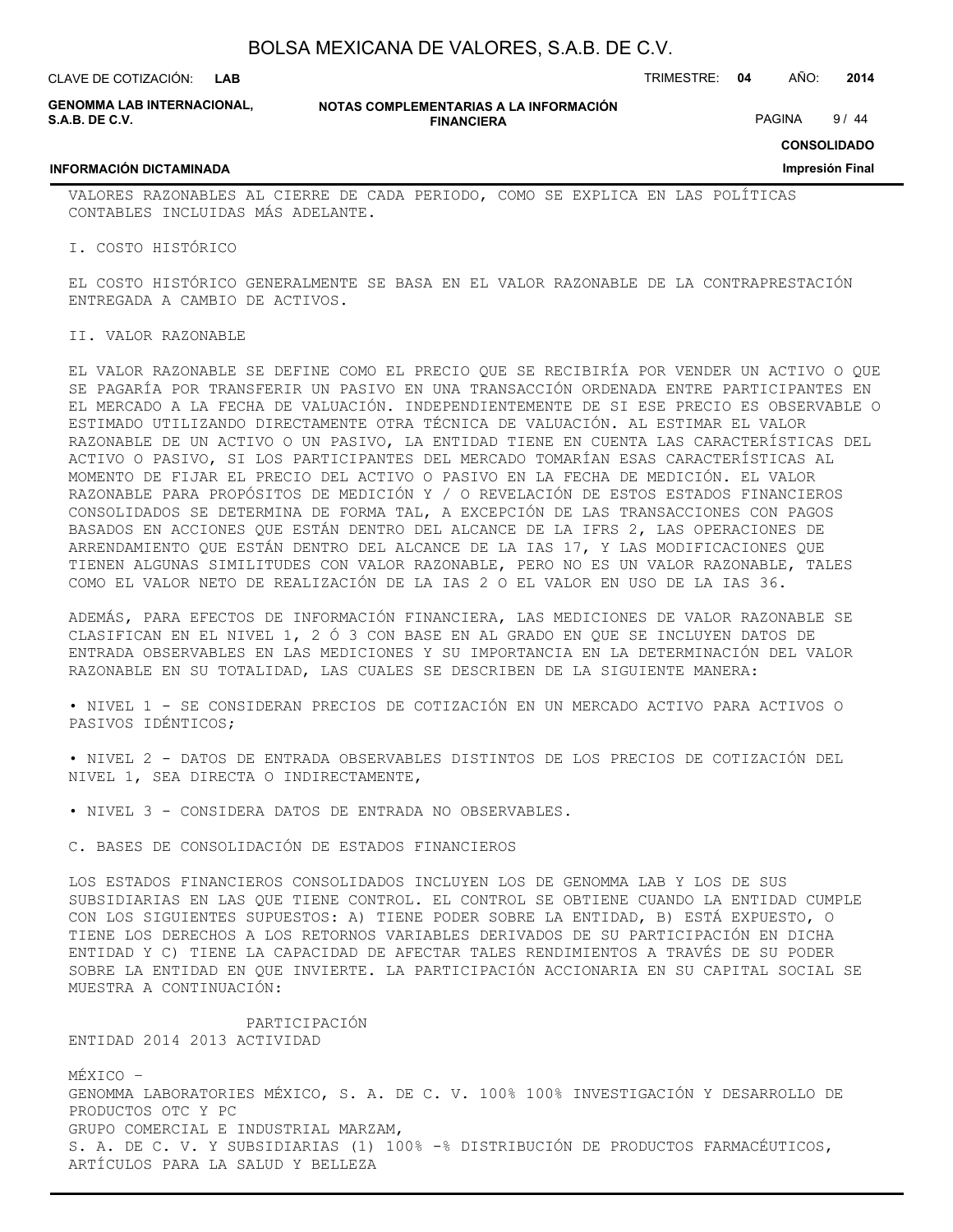VALORES RAZONABLES AL CIERRE DE CADA PERIODO, COMO SE EXPLICA EN LAS POLÍTICAS CONTABLES INCLUIDAS MÁS ADELANTE.

I. COSTO HISTÓRICO

EL COSTO HISTÓRICO GENERALMENTE SE BASA EN EL VALOR RAZONABLE DE LA CONTRAPRESTACIÓN ENTREGADA A CAMBIO DE ACTIVOS.

II. VALOR RAZONABLE

EL VALOR RAZONABLE SE DEFINE COMO EL PRECIO QUE SE RECIBIRÍA POR VENDER UN ACTIVO O QUE SE PAGARÍA POR TRANSFERIR UN PASIVO EN UNA TRANSACCIÓN ORDENADA ENTRE PARTICIPANTES EN EL MERCADO A LA FECHA DE VALUACIÓN. INDEPENDIENTEMENTE DE SI ESE PRECIO ES OBSERVABLE O ESTIMADO UTILIZANDO DIRECTAMENTE OTRA TÉCNICA DE VALUACIÓN. AL ESTIMAR EL VALOR RAZONABLE DE UN ACTIVO O UN PASIVO, LA ENTIDAD TIENE EN CUENTA LAS CARACTERÍSTICAS DEL ACTIVO O PASIVO, SI LOS PARTICIPANTES DEL MERCADO TOMARÍAN ESAS CARACTERÍSTICAS AL MOMENTO DE FIJAR EL PRECIO DEL ACTIVO O PASIVO EN LA FECHA DE MEDICIÓN. EL VALOR RAZONABLE PARA PROPÓSITOS DE MEDICIÓN Y / O REVELACIÓN DE ESTOS ESTADOS FINANCIEROS CONSOLIDADOS SE DETERMINA DE FORMA TAL, A EXCEPCIÓN DE LAS TRANSACCIONES CON PAGOS BASADOS EN ACCIONES QUE ESTÁN DENTRO DEL ALCANCE DE LA IFRS 2, LAS OPERACIONES DE ARRENDAMIENTO QUE ESTÁN DENTRO DEL ALCANCE DE LA IAS 17, Y LAS MODIFICACIONES QUE TIENEN ALGUNAS SIMILITUDES CON VALOR RAZONABLE, PERO NO ES UN VALOR RAZONABLE, TALES COMO EL VALOR NETO DE REALIZACIÓN DE LA IAS 2 O EL VALOR EN USO DE LA IAS 36.

ADEMÁS, PARA EFECTOS DE INFORMACIÓN FINANCIERA, LAS MEDICIONES DE VALOR RAZONABLE SE CLASIFICAN EN EL NIVEL 1, 2 Ó 3 CON BASE EN AL GRADO EN QUE SE INCLUYEN DATOS DE ENTRADA OBSERVABLES EN LAS MEDICIONES Y SU IMPORTANCIA EN LA DETERMINACIÓN DEL VALOR RAZONABLE EN SU TOTALIDAD, LAS CUALES SE DESCRIBEN DE LA SIGUIENTE MANERA:

• NIVEL 1 - SE CONSIDERAN PRECIOS DE COTIZACIÓN EN UN MERCADO ACTIVO PARA ACTIVOS O PASIVOS IDÉNTICOS;

• NIVEL 2 - DATOS DE ENTRADA OBSERVABLES DISTINTOS DE LOS PRECIOS DE COTIZACIÓN DEL NIVEL 1, SEA DIRECTA O INDIRECTAMENTE,

• NIVEL 3 - CONSIDERA DATOS DE ENTRADA NO OBSERVABLES.

C. BASES DE CONSOLIDACIÓN DE ESTADOS FINANCIEROS

LOS ESTADOS FINANCIEROS CONSOLIDADOS INCLUYEN LOS DE GENOMMA LAB Y LOS DE SUS SUBSIDIARIAS EN LAS QUE TIENE CONTROL. EL CONTROL SE OBTIENE CUANDO LA ENTIDAD CUMPLE CON LOS SIGUIENTES SUPUESTOS: A) TIENE PODER SOBRE LA ENTIDAD, B) ESTÁ EXPUESTO, O TIENE LOS DERECHOS A LOS RETORNOS VARIABLES DERIVADOS DE SU PARTICIPACIÓN EN DICHA ENTIDAD Y C) TIENE LA CAPACIDAD DE AFECTAR TALES RENDIMIENTOS A TRAVÉS DE SU PODER SOBRE LA ENTIDAD EN QUE INVIERTE. LA PARTICIPACIÓN ACCIONARIA EN SU CAPITAL SOCIAL SE MUESTRA A CONTINUACIÓN:

| ENTIDAD | PARTICIPACIÓN 2014 | PARTICIPACIÓN 2013 | ACTIVIDAD |
|---|---|---|---|
| MÉXICO – | | | |
| GENOMMA LABORATORIES MÉXICO, S. A. DE C. V. | 100% | 100% | INVESTIGACIÓN Y DESARROLLO DE PRODUCTOS OTC Y PC |
| GRUPO COMERCIAL E INDUSTRIAL MARZAM, S. A. DE C. V. Y SUBSIDIARIAS (1) | 100% | -% | DISTRIBUCIÓN DE PRODUCTOS FARMACÉUTICOS, ARTÍCULOS PARA LA SALUD Y BELLEZA |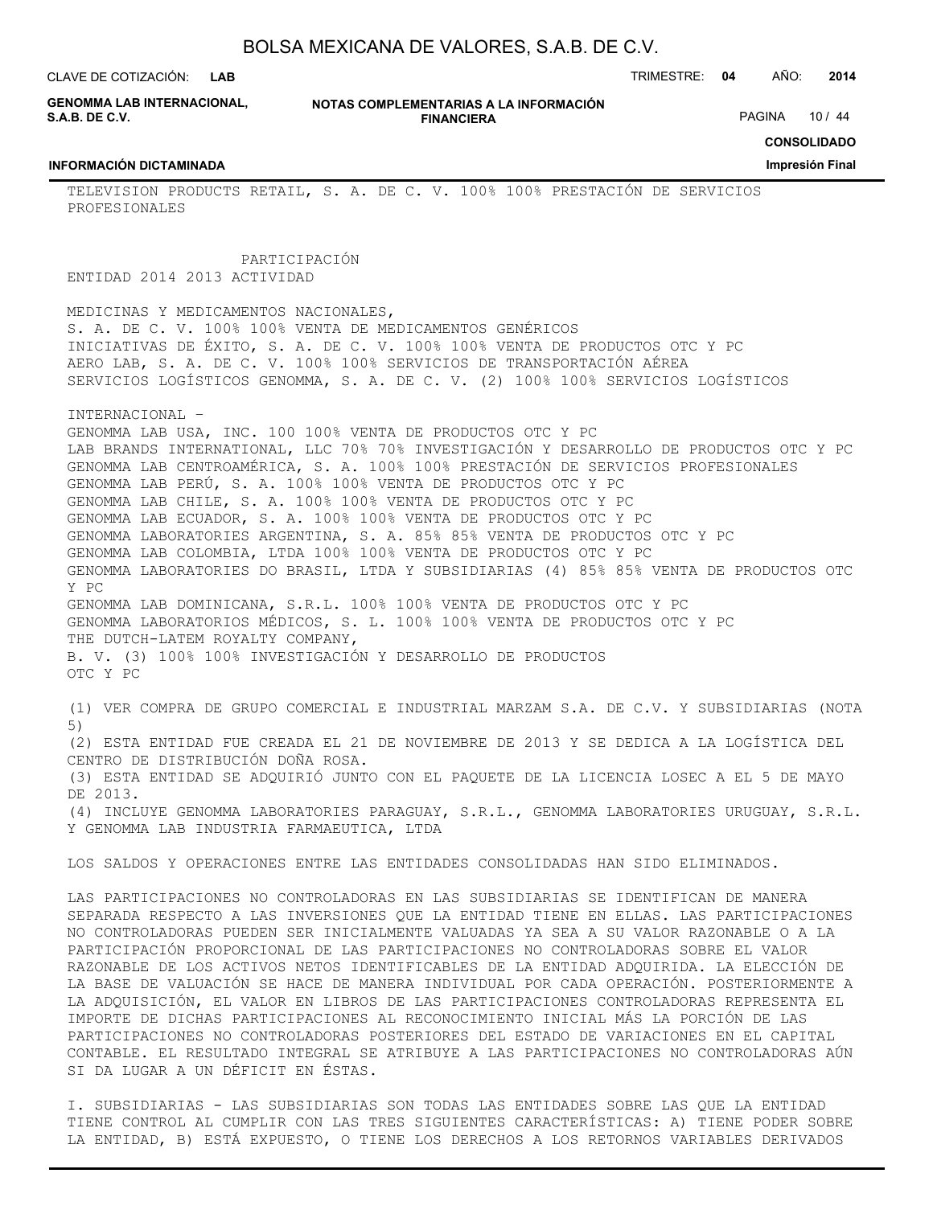TELEVISION PRODUCTS RETAIL, S. A. DE C. V. 100% 100% PRESTACIÓN DE SERVICIOS PROFESIONALES

| ENTIDAD | PARTICIPACIÓN 2014 | PARTICIPACIÓN 2013 | ACTIVIDAD |
|---|---|---|---|
| MEDICINAS Y MEDICAMENTOS NACIONALES, S. A. DE C. V. | 100% | 100% | VENTA DE MEDICAMENTOS GENÉRICOS |
| INICIATIVAS DE ÉXITO, S. A. DE C. V. | 100% | 100% | VENTA DE PRODUCTOS OTC Y PC |
| AERO LAB, S. A. DE C. V. | 100% | 100% | SERVICIOS DE TRANSPORTACIÓN AÉREA |
| SERVICIOS LOGÍSTICOS GENOMMA, S. A. DE C. V. (2) | 100% | 100% | SERVICIOS LOGÍSTICOS |
| INTERNACIONAL – | | | |
| GENOMMA LAB USA, INC. | 100 | 100% | VENTA DE PRODUCTOS OTC Y PC |
| LAB BRANDS INTERNATIONAL, LLC | 70% | 70% | INVESTIGACIÓN Y DESARROLLO DE PRODUCTOS OTC Y PC |
| GENOMMA LAB CENTROAMÉRICA, S. A. | 100% | 100% | PRESTACIÓN DE SERVICIOS PROFESIONALES |
| GENOMMA LAB PERÚ, S. A. | 100% | 100% | VENTA DE PRODUCTOS OTC Y PC |
| GENOMMA LAB CHILE, S. A. | 100% | 100% | VENTA DE PRODUCTOS OTC Y PC |
| GENOMMA LAB ECUADOR, S. A. | 100% | 100% | VENTA DE PRODUCTOS OTC Y PC |
| GENOMMA LABORATORIES ARGENTINA, S. A. | 85% | 85% | VENTA DE PRODUCTOS OTC Y PC |
| GENOMMA LAB COLOMBIA, LTDA | 100% | 100% | VENTA DE PRODUCTOS OTC Y PC |
| GENOMMA LABORATORIES DO BRASIL, LTDA Y SUBSIDIARIAS (4) | 85% | 85% | VENTA DE PRODUCTOS OTC Y PC |
| GENOMMA LAB DOMINICANA, S.R.L. | 100% | 100% | VENTA DE PRODUCTOS OTC Y PC |
| GENOMMA LABORATORIOS MÉDICOS, S. L. | 100% | 100% | VENTA DE PRODUCTOS OTC Y PC |
| THE DUTCH-LATEM ROYALTY COMPANY, B. V. (3) | 100% | 100% | INVESTIGACIÓN Y DESARROLLO DE PRODUCTOS OTC Y PC |

(1) VER COMPRA DE GRUPO COMERCIAL E INDUSTRIAL MARZAM S.A. DE C.V. Y SUBSIDIARIAS (NOTA 5)
(2) ESTA ENTIDAD FUE CREADA EL 21 DE NOVIEMBRE DE 2013 Y SE DEDICA A LA LOGÍSTICA DEL CENTRO DE DISTRIBUCIÓN DOÑA ROSA.
(3) ESTA ENTIDAD SE ADQUIRIÓ JUNTO CON EL PAQUETE DE LA LICENCIA LOSEC A EL 5 DE MAYO DE 2013.
(4) INCLUYE GENOMMA LABORATORIES PARAGUAY, S.R.L., GENOMMA LABORATORIES URUGUAY, S.R.L. Y GENOMMA LAB INDUSTRIA FARMAEUTICA, LTDA

LOS SALDOS Y OPERACIONES ENTRE LAS ENTIDADES CONSOLIDADAS HAN SIDO ELIMINADOS.

LAS PARTICIPACIONES NO CONTROLADORAS EN LAS SUBSIDIARIAS SE IDENTIFICAN DE MANERA SEPARADA RESPECTO A LAS INVERSIONES QUE LA ENTIDAD TIENE EN ELLAS. LAS PARTICIPACIONES NO CONTROLADORAS PUEDEN SER INICIALMENTE VALUADAS YA SEA A SU VALOR RAZONABLE O A LA PARTICIPACIÓN PROPORCIONAL DE LAS PARTICIPACIONES NO CONTROLADORAS SOBRE EL VALOR RAZONABLE DE LOS ACTIVOS NETOS IDENTIFICABLES DE LA ENTIDAD ADQUIRIDA. LA ELECCIÓN DE LA BASE DE VALUACIÓN SE HACE DE MANERA INDIVIDUAL POR CADA OPERACIÓN. POSTERIORMENTE A LA ADQUISICIÓN, EL VALOR EN LIBROS DE LAS PARTICIPACIONES CONTROLADORAS REPRESENTA EL IMPORTE DE DICHAS PARTICIPACIONES AL RECONOCIMIENTO INICIAL MÁS LA PORCIÓN DE LAS PARTICIPACIONES NO CONTROLADORAS POSTERIORES DEL ESTADO DE VARIACIONES EN EL CAPITAL CONTABLE. EL RESULTADO INTEGRAL SE ATRIBUYE A LAS PARTICIPACIONES NO CONTROLADORAS AÚN SI DA LUGAR A UN DÉFICIT EN ÉSTAS.

I. SUBSIDIARIAS - LAS SUBSIDIARIAS SON TODAS LAS ENTIDADES SOBRE LAS QUE LA ENTIDAD TIENE CONTROL AL CUMPLIR CON LAS TRES SIGUIENTES CARACTERÍSTICAS: A) TIENE PODER SOBRE LA ENTIDAD, B) ESTÁ EXPUESTO, O TIENE LOS DERECHOS A LOS RETORNOS VARIABLES DERIVADOS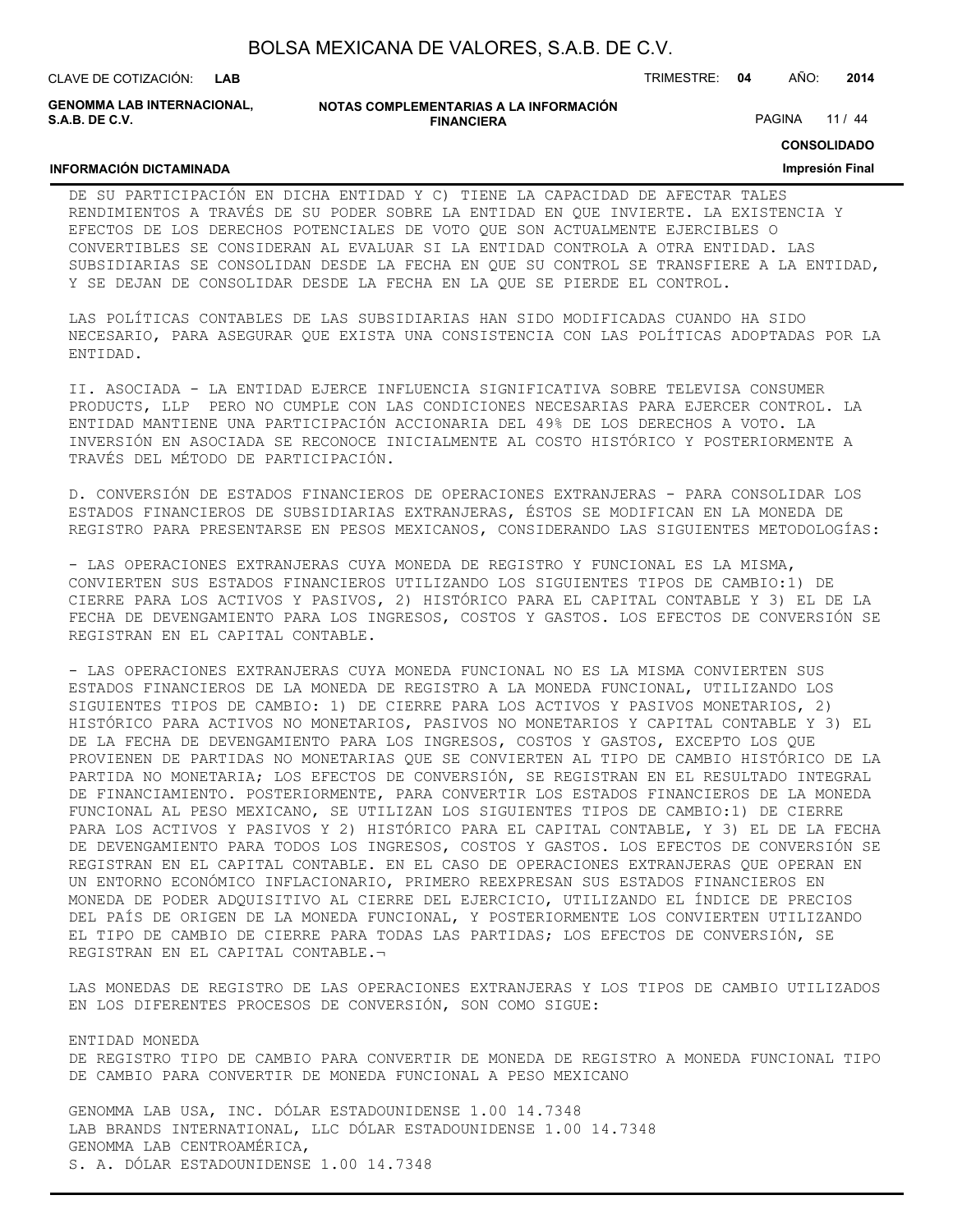DE SU PARTICIPACIÓN EN DICHA ENTIDAD Y C) TIENE LA CAPACIDAD DE AFECTAR TALES RENDIMIENTOS A TRAVÉS DE SU PODER SOBRE LA ENTIDAD EN QUE INVIERTE. LA EXISTENCIA Y EFECTOS DE LOS DERECHOS POTENCIALES DE VOTO QUE SON ACTUALMENTE EJERCIBLES O CONVERTIBLES SE CONSIDERAN AL EVALUAR SI LA ENTIDAD CONTROLA A OTRA ENTIDAD. LAS SUBSIDIARIAS SE CONSOLIDAN DESDE LA FECHA EN QUE SU CONTROL SE TRANSFIERE A LA ENTIDAD, Y SE DEJAN DE CONSOLIDAR DESDE LA FECHA EN LA QUE SE PIERDE EL CONTROL.

LAS POLÍTICAS CONTABLES DE LAS SUBSIDIARIAS HAN SIDO MODIFICADAS CUANDO HA SIDO NECESARIO, PARA ASEGURAR QUE EXISTA UNA CONSISTENCIA CON LAS POLÍTICAS ADOPTADAS POR LA ENTIDAD.

II. ASOCIADA - LA ENTIDAD EJERCE INFLUENCIA SIGNIFICATIVA SOBRE TELEVISA CONSUMER PRODUCTS, LLP PERO NO CUMPLE CON LAS CONDICIONES NECESARIAS PARA EJERCER CONTROL. LA ENTIDAD MANTIENE UNA PARTICIPACIÓN ACCIONARIA DEL 49% DE LOS DERECHOS A VOTO. LA INVERSIÓN EN ASOCIADA SE RECONOCE INICIALMENTE AL COSTO HISTÓRICO Y POSTERIORMENTE A TRAVÉS DEL MÉTODO DE PARTICIPACIÓN.

D. CONVERSIÓN DE ESTADOS FINANCIEROS DE OPERACIONES EXTRANJERAS - PARA CONSOLIDAR LOS ESTADOS FINANCIEROS DE SUBSIDIARIAS EXTRANJERAS, ÉSTOS SE MODIFICAN EN LA MONEDA DE REGISTRO PARA PRESENTARSE EN PESOS MEXICANOS, CONSIDERANDO LAS SIGUIENTES METODOLOGÍAS:

- LAS OPERACIONES EXTRANJERAS CUYA MONEDA DE REGISTRO Y FUNCIONAL ES LA MISMA, CONVIERTEN SUS ESTADOS FINANCIEROS UTILIZANDO LOS SIGUIENTES TIPOS DE CAMBIO:1) DE CIERRE PARA LOS ACTIVOS Y PASIVOS, 2) HISTÓRICO PARA EL CAPITAL CONTABLE Y 3) EL DE LA FECHA DE DEVENGAMIENTO PARA LOS INGRESOS, COSTOS Y GASTOS. LOS EFECTOS DE CONVERSIÓN SE REGISTRAN EN EL CAPITAL CONTABLE.

- LAS OPERACIONES EXTRANJERAS CUYA MONEDA FUNCIONAL NO ES LA MISMA CONVIERTEN SUS ESTADOS FINANCIEROS DE LA MONEDA DE REGISTRO A LA MONEDA FUNCIONAL, UTILIZANDO LOS SIGUIENTES TIPOS DE CAMBIO: 1) DE CIERRE PARA LOS ACTIVOS Y PASIVOS MONETARIOS, 2) HISTÓRICO PARA ACTIVOS NO MONETARIOS, PASIVOS NO MONETARIOS Y CAPITAL CONTABLE Y 3) EL DE LA FECHA DE DEVENGAMIENTO PARA LOS INGRESOS, COSTOS Y GASTOS, EXCEPTO LOS QUE PROVIENEN DE PARTIDAS NO MONETARIAS QUE SE CONVIERTEN AL TIPO DE CAMBIO HISTÓRICO DE LA PARTIDA NO MONETARIA; LOS EFECTOS DE CONVERSIÓN, SE REGISTRAN EN EL RESULTADO INTEGRAL DE FINANCIAMIENTO. POSTERIORMENTE, PARA CONVERTIR LOS ESTADOS FINANCIEROS DE LA MONEDA FUNCIONAL AL PESO MEXICANO, SE UTILIZAN LOS SIGUIENTES TIPOS DE CAMBIO:1) DE CIERRE PARA LOS ACTIVOS Y PASIVOS Y 2) HISTÓRICO PARA EL CAPITAL CONTABLE, Y 3) EL DE LA FECHA DE DEVENGAMIENTO PARA TODOS LOS INGRESOS, COSTOS Y GASTOS. LOS EFECTOS DE CONVERSIÓN SE REGISTRAN EN EL CAPITAL CONTABLE. EN EL CASO DE OPERACIONES EXTRANJERAS QUE OPERAN EN UN ENTORNO ECONÓMICO INFLACIONARIO, PRIMERO REEXPRESAN SUS ESTADOS FINANCIEROS EN MONEDA DE PODER ADQUISITIVO AL CIERRE DEL EJERCICIO, UTILIZANDO EL ÍNDICE DE PRECIOS DEL PAÍS DE ORIGEN DE LA MONEDA FUNCIONAL, Y POSTERIORMENTE LOS CONVIERTEN UTILIZANDO EL TIPO DE CAMBIO DE CIERRE PARA TODAS LAS PARTIDAS; LOS EFECTOS DE CONVERSIÓN, SE REGISTRAN EN EL CAPITAL CONTABLE.¬

LAS MONEDAS DE REGISTRO DE LAS OPERACIONES EXTRANJERAS Y LOS TIPOS DE CAMBIO UTILIZADOS EN LOS DIFERENTES PROCESOS DE CONVERSIÓN, SON COMO SIGUE:

| ENTIDAD | MONEDA DE REGISTRO | TIPO DE CAMBIO PARA CONVERTIR DE MONEDA DE REGISTRO A MONEDA FUNCIONAL | TIPO DE CAMBIO PARA CONVERTIR DE MONEDA FUNCIONAL A PESO MEXICANO |
|---|---|---|---|
| GENOMMA LAB USA, INC. | DÓLAR ESTADOUNIDENSE | 1.00 | 14.7348 |
| LAB BRANDS INTERNATIONAL, LLC | DÓLAR ESTADOUNIDENSE | 1.00 | 14.7348 |
| GENOMMA LAB CENTROAMÉRICA, S. A. | DÓLAR ESTADOUNIDENSE | 1.00 | 14.7348 |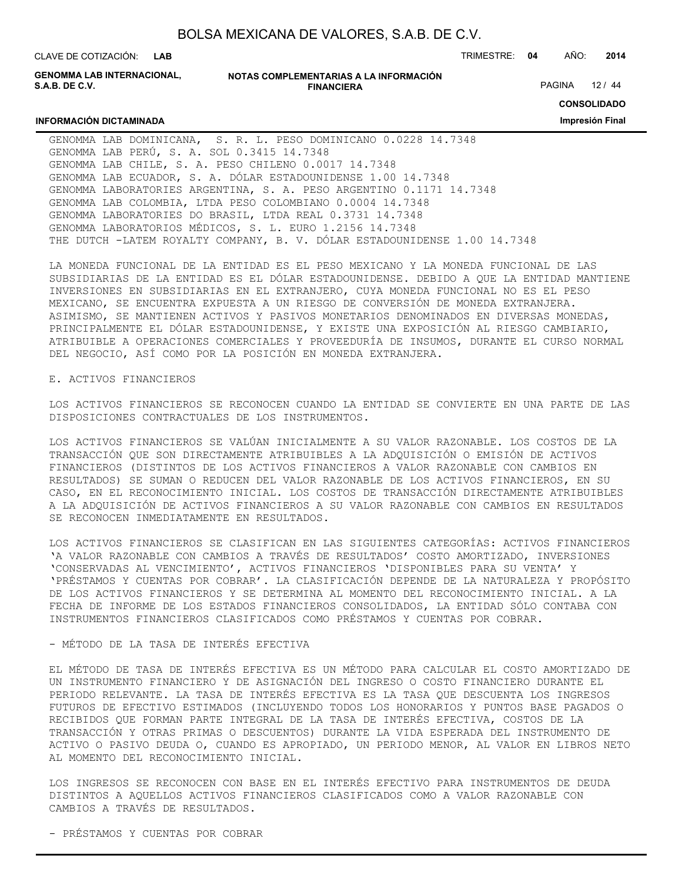GENOMMA LAB DOMINICANA, S. R. L. PESO DOMINICANO 0.0228 14.7348
GENOMMA LAB PERÚ, S. A. SOL 0.3415 14.7348
GENOMMA LAB CHILE, S. A. PESO CHILENO 0.0017 14.7348
GENOMMA LAB ECUADOR, S. A. DÓLAR ESTADOUNIDENSE 1.00 14.7348
GENOMMA LABORATORIES ARGENTINA, S. A. PESO ARGENTINO 0.1171 14.7348
GENOMMA LAB COLOMBIA, LTDA PESO COLOMBIANO 0.0004 14.7348
GENOMMA LABORATORIES DO BRASIL, LTDA REAL 0.3731 14.7348
GENOMMA LABORATORIOS MÉDICOS, S. L. EURO 1.2156 14.7348
THE DUTCH -LATEM ROYALTY COMPANY, B. V. DÓLAR ESTADOUNIDENSE 1.00 14.7348

LA MONEDA FUNCIONAL DE LA ENTIDAD ES EL PESO MEXICANO Y LA MONEDA FUNCIONAL DE LAS SUBSIDIARIAS DE LA ENTIDAD ES EL DÓLAR ESTADOUNIDENSE. DEBIDO A QUE LA ENTIDAD MANTIENE INVERSIONES EN SUBSIDIARIAS EN EL EXTRANJERO, CUYA MONEDA FUNCIONAL NO ES EL PESO MEXICANO, SE ENCUENTRA EXPUESTA A UN RIESGO DE CONVERSIÓN DE MONEDA EXTRANJERA. ASIMISMO, SE MANTIENEN ACTIVOS Y PASIVOS MONETARIOS DENOMINADOS EN DIVERSAS MONEDAS, PRINCIPALMENTE EL DÓLAR ESTADOUNIDENSE, Y EXISTE UNA EXPOSICIÓN AL RIESGO CAMBIARIO, ATRIBUIBLE A OPERACIONES COMERCIALES Y PROVEEDURÍA DE INSUMOS, DURANTE EL CURSO NORMAL DEL NEGOCIO, ASÍ COMO POR LA POSICIÓN EN MONEDA EXTRANJERA.

E. ACTIVOS FINANCIEROS

LOS ACTIVOS FINANCIEROS SE RECONOCEN CUANDO LA ENTIDAD SE CONVIERTE EN UNA PARTE DE LAS DISPOSICIONES CONTRACTUALES DE LOS INSTRUMENTOS.

LOS ACTIVOS FINANCIEROS SE VALÚAN INICIALMENTE A SU VALOR RAZONABLE. LOS COSTOS DE LA TRANSACCIÓN QUE SON DIRECTAMENTE ATRIBUIBLES A LA ADQUISICIÓN O EMISIÓN DE ACTIVOS FINANCIEROS (DISTINTOS DE LOS ACTIVOS FINANCIEROS A VALOR RAZONABLE CON CAMBIOS EN RESULTADOS) SE SUMAN O REDUCEN DEL VALOR RAZONABLE DE LOS ACTIVOS FINANCIEROS, EN SU CASO, EN EL RECONOCIMIENTO INICIAL. LOS COSTOS DE TRANSACCIÓN DIRECTAMENTE ATRIBUIBLES A LA ADQUISICIÓN DE ACTIVOS FINANCIEROS A SU VALOR RAZONABLE CON CAMBIOS EN RESULTADOS SE RECONOCEN INMEDIATAMENTE EN RESULTADOS.

LOS ACTIVOS FINANCIEROS SE CLASIFICAN EN LAS SIGUIENTES CATEGORÍAS: ACTIVOS FINANCIEROS 'A VALOR RAZONABLE CON CAMBIOS A TRAVÉS DE RESULTADOS' COSTO AMORTIZADO, INVERSIONES 'CONSERVADAS AL VENCIMIENTO', ACTIVOS FINANCIEROS 'DISPONIBLES PARA SU VENTA' Y 'PRÉSTAMOS Y CUENTAS POR COBRAR'. LA CLASIFICACIÓN DEPENDE DE LA NATURALEZA Y PROPÓSITO DE LOS ACTIVOS FINANCIEROS Y SE DETERMINA AL MOMENTO DEL RECONOCIMIENTO INICIAL. A LA FECHA DE INFORME DE LOS ESTADOS FINANCIEROS CONSOLIDADOS, LA ENTIDAD SÓLO CONTABA CON INSTRUMENTOS FINANCIEROS CLASIFICADOS COMO PRÉSTAMOS Y CUENTAS POR COBRAR.

- MÉTODO DE LA TASA DE INTERÉS EFECTIVA

EL MÉTODO DE TASA DE INTERÉS EFECTIVA ES UN MÉTODO PARA CALCULAR EL COSTO AMORTIZADO DE UN INSTRUMENTO FINANCIERO Y DE ASIGNACIÓN DEL INGRESO O COSTO FINANCIERO DURANTE EL PERIODO RELEVANTE. LA TASA DE INTERÉS EFECTIVA ES LA TASA QUE DESCUENTA LOS INGRESOS FUTUROS DE EFECTIVO ESTIMADOS (INCLUYENDO TODOS LOS HONORARIOS Y PUNTOS BASE PAGADOS O RECIBIDOS QUE FORMAN PARTE INTEGRAL DE LA TASA DE INTERÉS EFECTIVA, COSTOS DE LA TRANSACCIÓN Y OTRAS PRIMAS O DESCUENTOS) DURANTE LA VIDA ESPERADA DEL INSTRUMENTO DE ACTIVO O PASIVO DEUDA O, CUANDO ES APROPIADO, UN PERIODO MENOR, AL VALOR EN LIBROS NETO AL MOMENTO DEL RECONOCIMIENTO INICIAL.

LOS INGRESOS SE RECONOCEN CON BASE EN EL INTERÉS EFECTIVO PARA INSTRUMENTOS DE DEUDA DISTINTOS A AQUELLOS ACTIVOS FINANCIEROS CLASIFICADOS COMO A VALOR RAZONABLE CON CAMBIOS A TRAVÉS DE RESULTADOS.

- PRÉSTAMOS Y CUENTAS POR COBRAR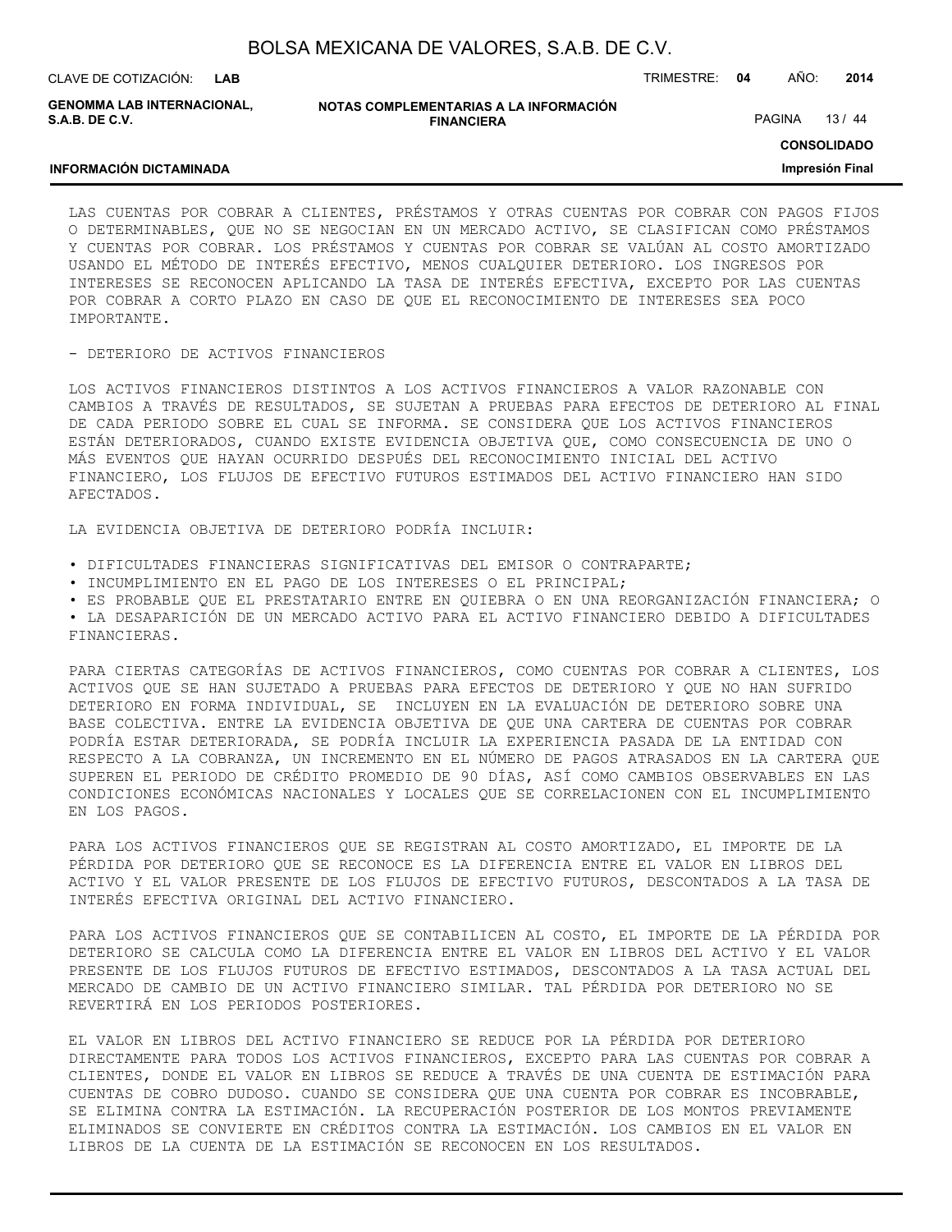LAS CUENTAS POR COBRAR A CLIENTES, PRÉSTAMOS Y OTRAS CUENTAS POR COBRAR CON PAGOS FIJOS O DETERMINABLES, QUE NO SE NEGOCIAN EN UN MERCADO ACTIVO, SE CLASIFICAN COMO PRÉSTAMOS Y CUENTAS POR COBRAR. LOS PRÉSTAMOS Y CUENTAS POR COBRAR SE VALÚAN AL COSTO AMORTIZADO USANDO EL MÉTODO DE INTERÉS EFECTIVO, MENOS CUALQUIER DETERIORO. LOS INGRESOS POR INTERESES SE RECONOCEN APLICANDO LA TASA DE INTERÉS EFECTIVA, EXCEPTO POR LAS CUENTAS POR COBRAR A CORTO PLAZO EN CASO DE QUE EL RECONOCIMIENTO DE INTERESES SEA POCO IMPORTANTE.

- DETERIORO DE ACTIVOS FINANCIEROS

LOS ACTIVOS FINANCIEROS DISTINTOS A LOS ACTIVOS FINANCIEROS A VALOR RAZONABLE CON CAMBIOS A TRAVÉS DE RESULTADOS, SE SUJETAN A PRUEBAS PARA EFECTOS DE DETERIORO AL FINAL DE CADA PERIODO SOBRE EL CUAL SE INFORMA. SE CONSIDERA QUE LOS ACTIVOS FINANCIEROS ESTÁN DETERIORADOS, CUANDO EXISTE EVIDENCIA OBJETIVA QUE, COMO CONSECUENCIA DE UNO O MÁS EVENTOS QUE HAYAN OCURRIDO DESPUÉS DEL RECONOCIMIENTO INICIAL DEL ACTIVO FINANCIERO, LOS FLUJOS DE EFECTIVO FUTUROS ESTIMADOS DEL ACTIVO FINANCIERO HAN SIDO AFECTADOS.

LA EVIDENCIA OBJETIVA DE DETERIORO PODRÍA INCLUIR:

- DIFICULTADES FINANCIERAS SIGNIFICATIVAS DEL EMISOR O CONTRAPARTE;
- INCUMPLIMIENTO EN EL PAGO DE LOS INTERESES O EL PRINCIPAL;
- ES PROBABLE QUE EL PRESTATARIO ENTRE EN QUIEBRA O EN UNA REORGANIZACIÓN FINANCIERA; O
- LA DESAPARICIÓN DE UN MERCADO ACTIVO PARA EL ACTIVO FINANCIERO DEBIDO A DIFICULTADES FINANCIERAS.

PARA CIERTAS CATEGORÍAS DE ACTIVOS FINANCIEROS, COMO CUENTAS POR COBRAR A CLIENTES, LOS ACTIVOS QUE SE HAN SUJETADO A PRUEBAS PARA EFECTOS DE DETERIORO Y QUE NO HAN SUFRIDO DETERIORO EN FORMA INDIVIDUAL, SE INCLUYEN EN LA EVALUACIÓN DE DETERIORO SOBRE UNA BASE COLECTIVA. ENTRE LA EVIDENCIA OBJETIVA DE QUE UNA CARTERA DE CUENTAS POR COBRAR PODRÍA ESTAR DETERIORADA, SE PODRÍA INCLUIR LA EXPERIENCIA PASADA DE LA ENTIDAD CON RESPECTO A LA COBRANZA, UN INCREMENTO EN EL NÚMERO DE PAGOS ATRASADOS EN LA CARTERA QUE SUPEREN EL PERIODO DE CRÉDITO PROMEDIO DE 90 DÍAS, ASÍ COMO CAMBIOS OBSERVABLES EN LAS CONDICIONES ECONÓMICAS NACIONALES Y LOCALES QUE SE CORRELACIONEN CON EL INCUMPLIMIENTO EN LOS PAGOS.

PARA LOS ACTIVOS FINANCIEROS QUE SE REGISTRAN AL COSTO AMORTIZADO, EL IMPORTE DE LA PÉRDIDA POR DETERIORO QUE SE RECONOCE ES LA DIFERENCIA ENTRE EL VALOR EN LIBROS DEL ACTIVO Y EL VALOR PRESENTE DE LOS FLUJOS DE EFECTIVO FUTUROS, DESCONTADOS A LA TASA DE INTERÉS EFECTIVA ORIGINAL DEL ACTIVO FINANCIERO.

PARA LOS ACTIVOS FINANCIEROS QUE SE CONTABILICEN AL COSTO, EL IMPORTE DE LA PÉRDIDA POR DETERIORO SE CALCULA COMO LA DIFERENCIA ENTRE EL VALOR EN LIBROS DEL ACTIVO Y EL VALOR PRESENTE DE LOS FLUJOS FUTUROS DE EFECTIVO ESTIMADOS, DESCONTADOS A LA TASA ACTUAL DEL MERCADO DE CAMBIO DE UN ACTIVO FINANCIERO SIMILAR. TAL PÉRDIDA POR DETERIORO NO SE REVERTIRÁ EN LOS PERIODOS POSTERIORES.

EL VALOR EN LIBROS DEL ACTIVO FINANCIERO SE REDUCE POR LA PÉRDIDA POR DETERIORO DIRECTAMENTE PARA TODOS LOS ACTIVOS FINANCIEROS, EXCEPTO PARA LAS CUENTAS POR COBRAR A CLIENTES, DONDE EL VALOR EN LIBROS SE REDUCE A TRAVÉS DE UNA CUENTA DE ESTIMACIÓN PARA CUENTAS DE COBRO DUDOSO. CUANDO SE CONSIDERA QUE UNA CUENTA POR COBRAR ES INCOBRABLE, SE ELIMINA CONTRA LA ESTIMACIÓN. LA RECUPERACIÓN POSTERIOR DE LOS MONTOS PREVIAMENTE ELIMINADOS SE CONVIERTE EN CRÉDITOS CONTRA LA ESTIMACIÓN. LOS CAMBIOS EN EL VALOR EN LIBROS DE LA CUENTA DE LA ESTIMACIÓN SE RECONOCEN EN LOS RESULTADOS.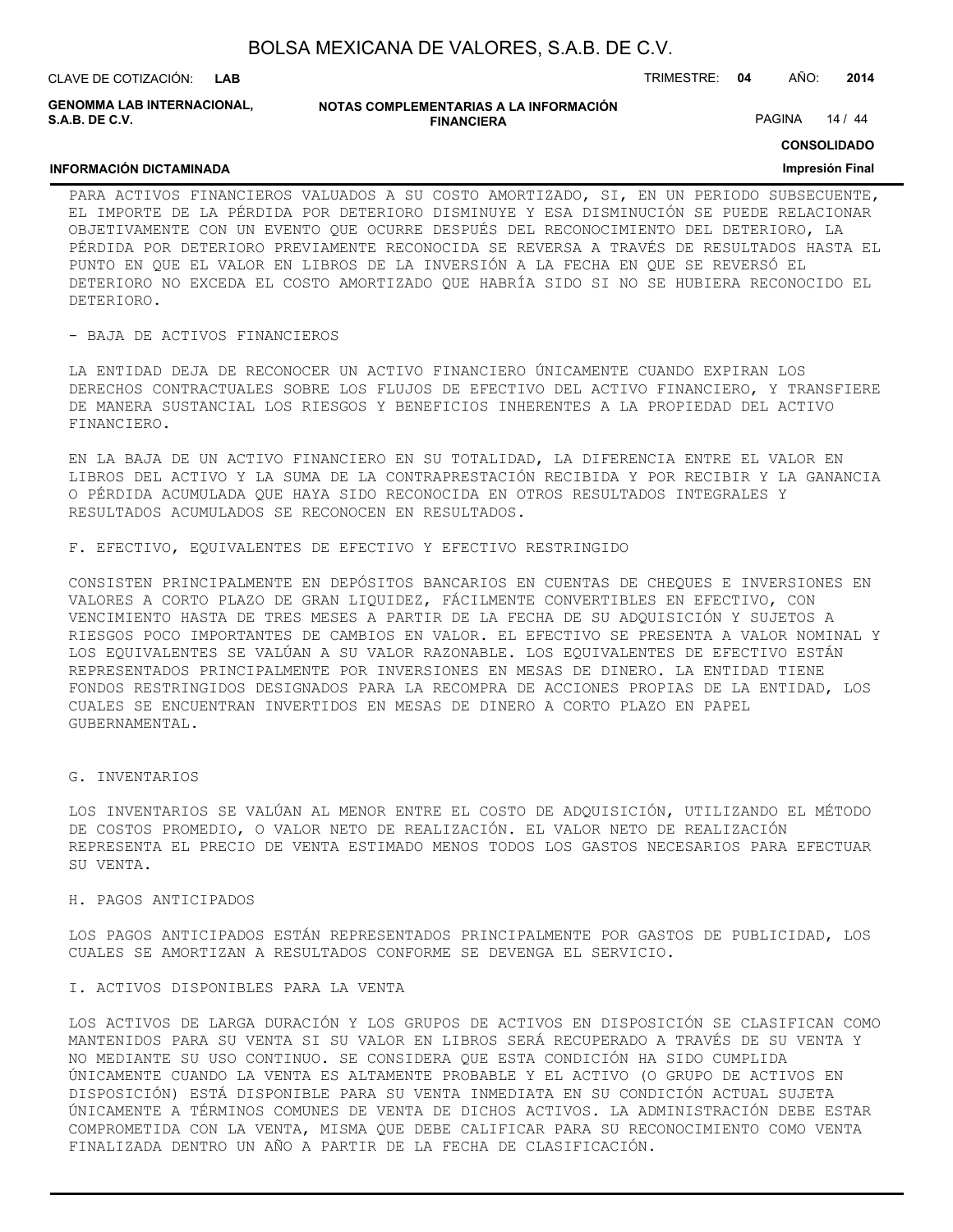PARA ACTIVOS FINANCIEROS VALUADOS A SU COSTO AMORTIZADO, SI, EN UN PERIODO SUBSECUENTE, EL IMPORTE DE LA PÉRDIDA POR DETERIORO DISMINUYE Y ESA DISMINUCIÓN SE PUEDE RELACIONAR OBJETIVAMENTE CON UN EVENTO QUE OCURRE DESPUÉS DEL RECONOCIMIENTO DEL DETERIORO, LA PÉRDIDA POR DETERIORO PREVIAMENTE RECONOCIDA SE REVERSA A TRAVÉS DE RESULTADOS HASTA EL PUNTO EN QUE EL VALOR EN LIBROS DE LA INVERSIÓN A LA FECHA EN QUE SE REVERSÓ EL DETERIORO NO EXCEDA EL COSTO AMORTIZADO QUE HABRÍA SIDO SI NO SE HUBIERA RECONOCIDO EL DETERIORO.

- BAJA DE ACTIVOS FINANCIEROS

LA ENTIDAD DEJA DE RECONOCER UN ACTIVO FINANCIERO ÚNICAMENTE CUANDO EXPIRAN LOS DERECHOS CONTRACTUALES SOBRE LOS FLUJOS DE EFECTIVO DEL ACTIVO FINANCIERO, Y TRANSFIERE DE MANERA SUSTANCIAL LOS RIESGOS Y BENEFICIOS INHERENTES A LA PROPIEDAD DEL ACTIVO FINANCIERO.

EN LA BAJA DE UN ACTIVO FINANCIERO EN SU TOTALIDAD, LA DIFERENCIA ENTRE EL VALOR EN LIBROS DEL ACTIVO Y LA SUMA DE LA CONTRAPRESTACIÓN RECIBIDA Y POR RECIBIR Y LA GANANCIA O PÉRDIDA ACUMULADA QUE HAYA SIDO RECONOCIDA EN OTROS RESULTADOS INTEGRALES Y RESULTADOS ACUMULADOS SE RECONOCEN EN RESULTADOS.

F. EFECTIVO, EQUIVALENTES DE EFECTIVO Y EFECTIVO RESTRINGIDO

CONSISTEN PRINCIPALMENTE EN DEPÓSITOS BANCARIOS EN CUENTAS DE CHEQUES E INVERSIONES EN VALORES A CORTO PLAZO DE GRAN LIQUIDEZ, FÁCILMENTE CONVERTIBLES EN EFECTIVO, CON VENCIMIENTO HASTA DE TRES MESES A PARTIR DE LA FECHA DE SU ADQUISICIÓN Y SUJETOS A RIESGOS POCO IMPORTANTES DE CAMBIOS EN VALOR. EL EFECTIVO SE PRESENTA A VALOR NOMINAL Y LOS EQUIVALENTES SE VALÚAN A SU VALOR RAZONABLE. LOS EQUIVALENTES DE EFECTIVO ESTÁN REPRESENTADOS PRINCIPALMENTE POR INVERSIONES EN MESAS DE DINERO. LA ENTIDAD TIENE FONDOS RESTRINGIDOS DESIGNADOS PARA LA RECOMPRA DE ACCIONES PROPIAS DE LA ENTIDAD, LOS CUALES SE ENCUENTRAN INVERTIDOS EN MESAS DE DINERO A CORTO PLAZO EN PAPEL GUBERNAMENTAL.

G. INVENTARIOS

LOS INVENTARIOS SE VALÚAN AL MENOR ENTRE EL COSTO DE ADQUISICIÓN, UTILIZANDO EL MÉTODO DE COSTOS PROMEDIO, O VALOR NETO DE REALIZACIÓN. EL VALOR NETO DE REALIZACIÓN REPRESENTA EL PRECIO DE VENTA ESTIMADO MENOS TODOS LOS GASTOS NECESARIOS PARA EFECTUAR SU VENTA.

H. PAGOS ANTICIPADOS

LOS PAGOS ANTICIPADOS ESTÁN REPRESENTADOS PRINCIPALMENTE POR GASTOS DE PUBLICIDAD, LOS CUALES SE AMORTIZAN A RESULTADOS CONFORME SE DEVENGA EL SERVICIO.

I. ACTIVOS DISPONIBLES PARA LA VENTA

LOS ACTIVOS DE LARGA DURACIÓN Y LOS GRUPOS DE ACTIVOS EN DISPOSICIÓN SE CLASIFICAN COMO MANTENIDOS PARA SU VENTA SI SU VALOR EN LIBROS SERÁ RECUPERADO A TRAVÉS DE SU VENTA Y NO MEDIANTE SU USO CONTINUO. SE CONSIDERA QUE ESTA CONDICIÓN HA SIDO CUMPLIDA ÚNICAMENTE CUANDO LA VENTA ES ALTAMENTE PROBABLE Y EL ACTIVO (O GRUPO DE ACTIVOS EN DISPOSICIÓN) ESTÁ DISPONIBLE PARA SU VENTA INMEDIATA EN SU CONDICIÓN ACTUAL SUJETA ÚNICAMENTE A TÉRMINOS COMUNES DE VENTA DE DICHOS ACTIVOS. LA ADMINISTRACIÓN DEBE ESTAR COMPROMETIDA CON LA VENTA, MISMA QUE DEBE CALIFICAR PARA SU RECONOCIMIENTO COMO VENTA FINALIZADA DENTRO UN AÑO A PARTIR DE LA FECHA DE CLASIFICACIÓN.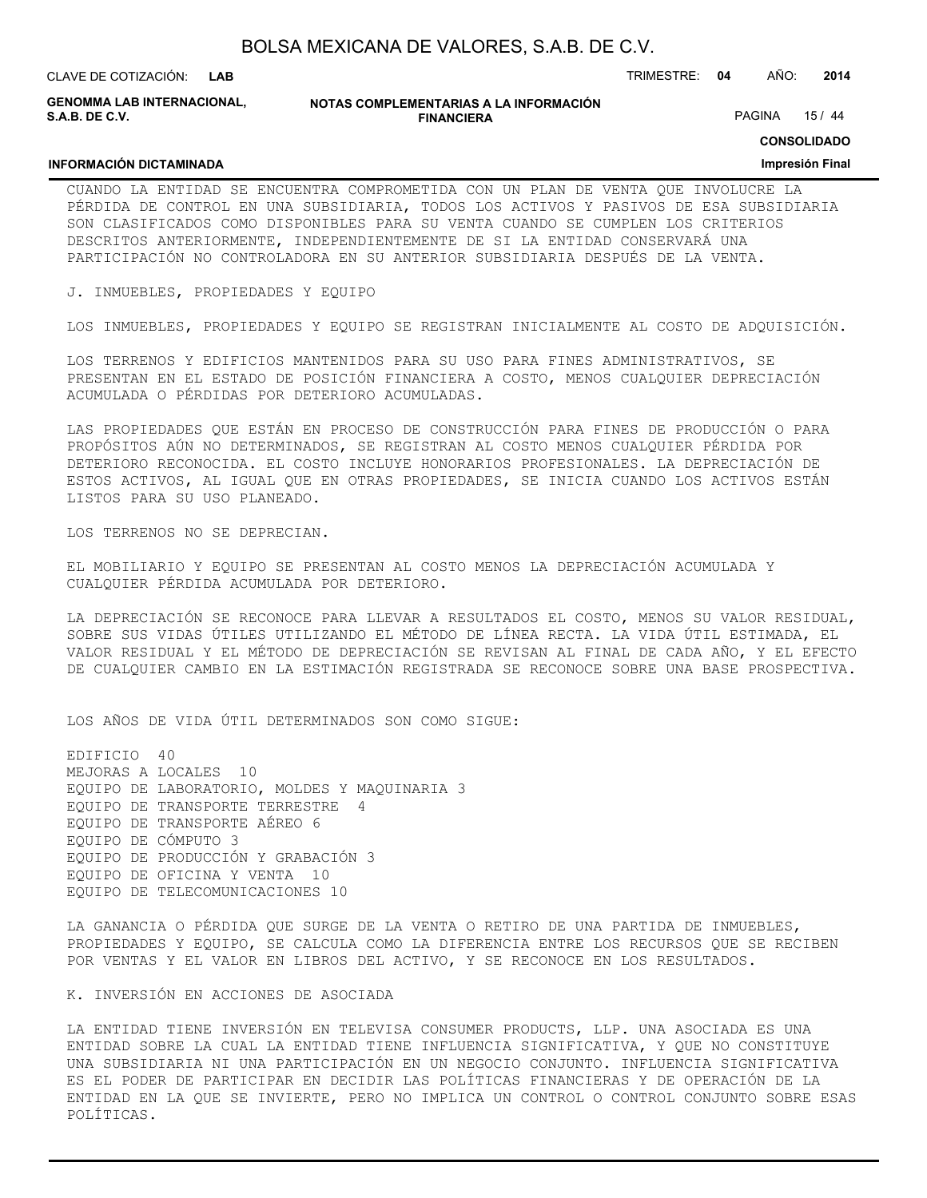CUANDO LA ENTIDAD SE ENCUENTRA COMPROMETIDA CON UN PLAN DE VENTA QUE INVOLUCRE LA PÉRDIDA DE CONTROL EN UNA SUBSIDIARIA, TODOS LOS ACTIVOS Y PASIVOS DE ESA SUBSIDIARIA SON CLASIFICADOS COMO DISPONIBLES PARA SU VENTA CUANDO SE CUMPLEN LOS CRITERIOS DESCRITOS ANTERIORMENTE, INDEPENDIENTEMENTE DE SI LA ENTIDAD CONSERVARÁ UNA PARTICIPACIÓN NO CONTROLADORA EN SU ANTERIOR SUBSIDIARIA DESPUÉS DE LA VENTA.

J. INMUEBLES, PROPIEDADES Y EQUIPO

LOS INMUEBLES, PROPIEDADES Y EQUIPO SE REGISTRAN INICIALMENTE AL COSTO DE ADQUISICIÓN.

LOS TERRENOS Y EDIFICIOS MANTENIDOS PARA SU USO PARA FINES ADMINISTRATIVOS, SE PRESENTAN EN EL ESTADO DE POSICIÓN FINANCIERA A COSTO, MENOS CUALQUIER DEPRECIACIÓN ACUMULADA O PÉRDIDAS POR DETERIORO ACUMULADAS.

LAS PROPIEDADES QUE ESTÁN EN PROCESO DE CONSTRUCCIÓN PARA FINES DE PRODUCCIÓN O PARA PROPÓSITOS AÚN NO DETERMINADOS, SE REGISTRAN AL COSTO MENOS CUALQUIER PÉRDIDA POR DETERIORO RECONOCIDA. EL COSTO INCLUYE HONORARIOS PROFESIONALES. LA DEPRECIACIÓN DE ESTOS ACTIVOS, AL IGUAL QUE EN OTRAS PROPIEDADES, SE INICIA CUANDO LOS ACTIVOS ESTÁN LISTOS PARA SU USO PLANEADO.

LOS TERRENOS NO SE DEPRECIAN.

EL MOBILIARIO Y EQUIPO SE PRESENTAN AL COSTO MENOS LA DEPRECIACIÓN ACUMULADA Y CUALQUIER PÉRDIDA ACUMULADA POR DETERIORO.

LA DEPRECIACIÓN SE RECONOCE PARA LLEVAR A RESULTADOS EL COSTO, MENOS SU VALOR RESIDUAL, SOBRE SUS VIDAS ÚTILES UTILIZANDO EL MÉTODO DE LÍNEA RECTA. LA VIDA ÚTIL ESTIMADA, EL VALOR RESIDUAL Y EL MÉTODO DE DEPRECIACIÓN SE REVISAN AL FINAL DE CADA AÑO, Y EL EFECTO DE CUALQUIER CAMBIO EN LA ESTIMACIÓN REGISTRADA SE RECONOCE SOBRE UNA BASE PROSPECTIVA.

LOS AÑOS DE VIDA ÚTIL DETERMINADOS SON COMO SIGUE:

EDIFICIO 40
MEJORAS A LOCALES 10
EQUIPO DE LABORATORIO, MOLDES Y MAQUINARIA 3
EQUIPO DE TRANSPORTE TERRESTRE 4
EQUIPO DE TRANSPORTE AÉREO 6
EQUIPO DE CÓMPUTO 3
EQUIPO DE PRODUCCIÓN Y GRABACIÓN 3
EQUIPO DE OFICINA Y VENTA 10
EQUIPO DE TELECOMUNICACIONES 10

LA GANANCIA O PÉRDIDA QUE SURGE DE LA VENTA O RETIRO DE UNA PARTIDA DE INMUEBLES, PROPIEDADES Y EQUIPO, SE CALCULA COMO LA DIFERENCIA ENTRE LOS RECURSOS QUE SE RECIBEN POR VENTAS Y EL VALOR EN LIBROS DEL ACTIVO, Y SE RECONOCE EN LOS RESULTADOS.

K. INVERSIÓN EN ACCIONES DE ASOCIADA

LA ENTIDAD TIENE INVERSIÓN EN TELEVISA CONSUMER PRODUCTS, LLP. UNA ASOCIADA ES UNA ENTIDAD SOBRE LA CUAL LA ENTIDAD TIENE INFLUENCIA SIGNIFICATIVA, Y QUE NO CONSTITUYE UNA SUBSIDIARIA NI UNA PARTICIPACIÓN EN UN NEGOCIO CONJUNTO. INFLUENCIA SIGNIFICATIVA ES EL PODER DE PARTICIPAR EN DECIDIR LAS POLÍTICAS FINANCIERAS Y DE OPERACIÓN DE LA ENTIDAD EN LA QUE SE INVIERTE, PERO NO IMPLICA UN CONTROL O CONTROL CONJUNTO SOBRE ESAS POLÍTICAS.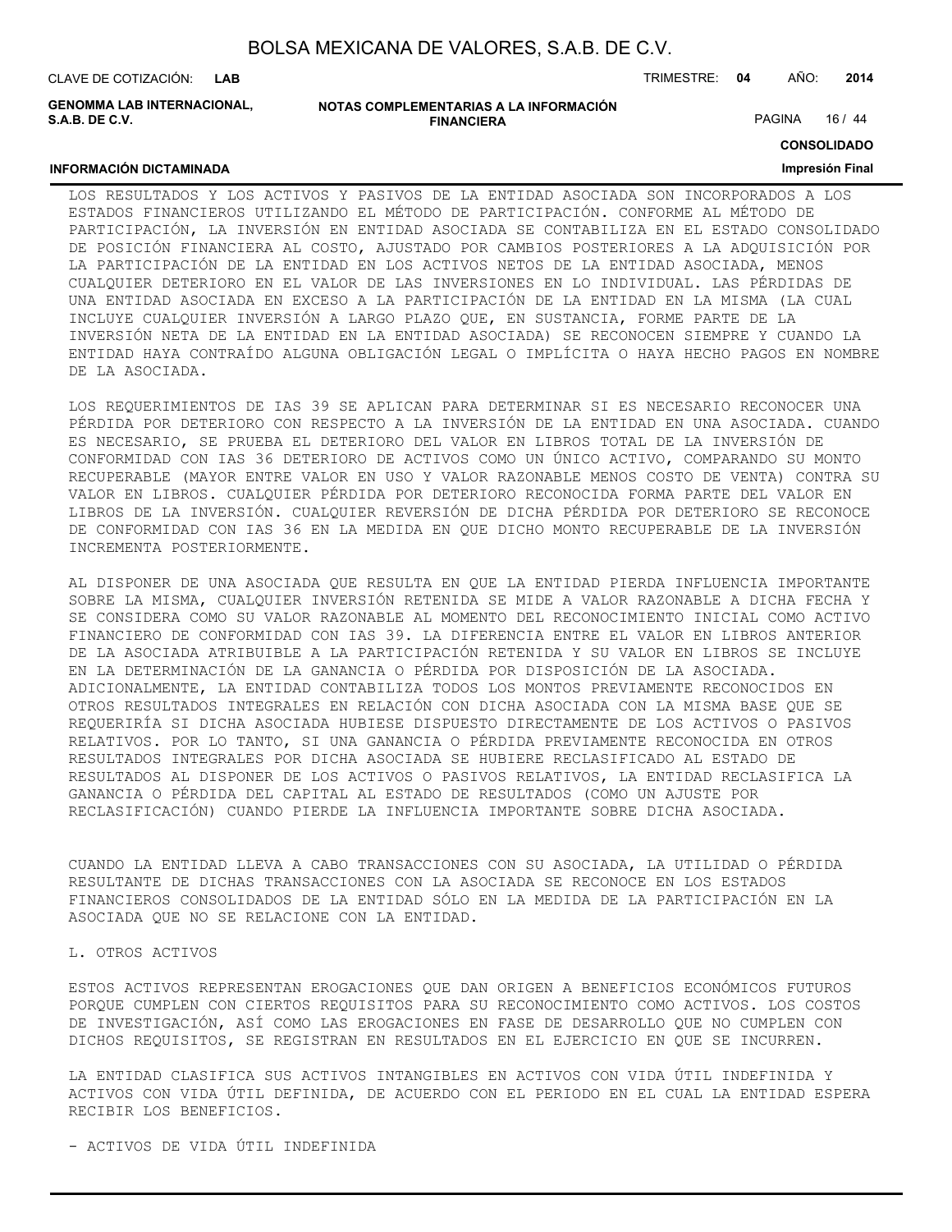LOS RESULTADOS Y LOS ACTIVOS Y PASIVOS DE LA ENTIDAD ASOCIADA SON INCORPORADOS A LOS ESTADOS FINANCIEROS UTILIZANDO EL MÉTODO DE PARTICIPACIÓN. CONFORME AL MÉTODO DE PARTICIPACIÓN, LA INVERSIÓN EN ENTIDAD ASOCIADA SE CONTABILIZA EN EL ESTADO CONSOLIDADO DE POSICIÓN FINANCIERA AL COSTO, AJUSTADO POR CAMBIOS POSTERIORES A LA ADQUISICIÓN POR LA PARTICIPACIÓN DE LA ENTIDAD EN LOS ACTIVOS NETOS DE LA ENTIDAD ASOCIADA, MENOS CUALQUIER DETERIORO EN EL VALOR DE LAS INVERSIONES EN LO INDIVIDUAL. LAS PÉRDIDAS DE UNA ENTIDAD ASOCIADA EN EXCESO A LA PARTICIPACIÓN DE LA ENTIDAD EN LA MISMA (LA CUAL INCLUYE CUALQUIER INVERSIÓN A LARGO PLAZO QUE, EN SUSTANCIA, FORME PARTE DE LA INVERSIÓN NETA DE LA ENTIDAD EN LA ENTIDAD ASOCIADA) SE RECONOCEN SIEMPRE Y CUANDO LA ENTIDAD HAYA CONTRAÍDO ALGUNA OBLIGACIÓN LEGAL O IMPLÍCITA O HAYA HECHO PAGOS EN NOMBRE DE LA ASOCIADA.

LOS REQUERIMIENTOS DE IAS 39 SE APLICAN PARA DETERMINAR SI ES NECESARIO RECONOCER UNA PÉRDIDA POR DETERIORO CON RESPECTO A LA INVERSIÓN DE LA ENTIDAD EN UNA ASOCIADA. CUANDO ES NECESARIO, SE PRUEBA EL DETERIORO DEL VALOR EN LIBROS TOTAL DE LA INVERSIÓN DE CONFORMIDAD CON IAS 36 DETERIORO DE ACTIVOS COMO UN ÚNICO ACTIVO, COMPARANDO SU MONTO RECUPERABLE (MAYOR ENTRE VALOR EN USO Y VALOR RAZONABLE MENOS COSTO DE VENTA) CONTRA SU VALOR EN LIBROS. CUALQUIER PÉRDIDA POR DETERIORO RECONOCIDA FORMA PARTE DEL VALOR EN LIBROS DE LA INVERSIÓN. CUALQUIER REVERSIÓN DE DICHA PÉRDIDA POR DETERIORO SE RECONOCE DE CONFORMIDAD CON IAS 36 EN LA MEDIDA EN QUE DICHO MONTO RECUPERABLE DE LA INVERSIÓN INCREMENTA POSTERIORMENTE.

AL DISPONER DE UNA ASOCIADA QUE RESULTA EN QUE LA ENTIDAD PIERDA INFLUENCIA IMPORTANTE SOBRE LA MISMA, CUALQUIER INVERSIÓN RETENIDA SE MIDE A VALOR RAZONABLE A DICHA FECHA Y SE CONSIDERA COMO SU VALOR RAZONABLE AL MOMENTO DEL RECONOCIMIENTO INICIAL COMO ACTIVO FINANCIERO DE CONFORMIDAD CON IAS 39. LA DIFERENCIA ENTRE EL VALOR EN LIBROS ANTERIOR DE LA ASOCIADA ATRIBUIBLE A LA PARTICIPACIÓN RETENIDA Y SU VALOR EN LIBROS SE INCLUYE EN LA DETERMINACIÓN DE LA GANANCIA O PÉRDIDA POR DISPOSICIÓN DE LA ASOCIADA. ADICIONALMENTE, LA ENTIDAD CONTABILIZA TODOS LOS MONTOS PREVIAMENTE RECONOCIDOS EN OTROS RESULTADOS INTEGRALES EN RELACIÓN CON DICHA ASOCIADA CON LA MISMA BASE QUE SE REQUERIRÍA SI DICHA ASOCIADA HUBIESE DISPUESTO DIRECTAMENTE DE LOS ACTIVOS O PASIVOS RELATIVOS. POR LO TANTO, SI UNA GANANCIA O PÉRDIDA PREVIAMENTE RECONOCIDA EN OTROS RESULTADOS INTEGRALES POR DICHA ASOCIADA SE HUBIERE RECLASIFICADO AL ESTADO DE RESULTADOS AL DISPONER DE LOS ACTIVOS O PASIVOS RELATIVOS, LA ENTIDAD RECLASIFICA LA GANANCIA O PÉRDIDA DEL CAPITAL AL ESTADO DE RESULTADOS (COMO UN AJUSTE POR RECLASIFICACIÓN) CUANDO PIERDE LA INFLUENCIA IMPORTANTE SOBRE DICHA ASOCIADA.

CUANDO LA ENTIDAD LLEVA A CABO TRANSACCIONES CON SU ASOCIADA, LA UTILIDAD O PÉRDIDA RESULTANTE DE DICHAS TRANSACCIONES CON LA ASOCIADA SE RECONOCE EN LOS ESTADOS FINANCIEROS CONSOLIDADOS DE LA ENTIDAD SÓLO EN LA MEDIDA DE LA PARTICIPACIÓN EN LA ASOCIADA QUE NO SE RELACIONE CON LA ENTIDAD.

L. OTROS ACTIVOS

ESTOS ACTIVOS REPRESENTAN EROGACIONES QUE DAN ORIGEN A BENEFICIOS ECONÓMICOS FUTUROS PORQUE CUMPLEN CON CIERTOS REQUISITOS PARA SU RECONOCIMIENTO COMO ACTIVOS. LOS COSTOS DE INVESTIGACIÓN, ASÍ COMO LAS EROGACIONES EN FASE DE DESARROLLO QUE NO CUMPLEN CON DICHOS REQUISITOS, SE REGISTRAN EN RESULTADOS EN EL EJERCICIO EN QUE SE INCURREN.

LA ENTIDAD CLASIFICA SUS ACTIVOS INTANGIBLES EN ACTIVOS CON VIDA ÚTIL INDEFINIDA Y ACTIVOS CON VIDA ÚTIL DEFINIDA, DE ACUERDO CON EL PERIODO EN EL CUAL LA ENTIDAD ESPERA RECIBIR LOS BENEFICIOS.

- ACTIVOS DE VIDA ÚTIL INDEFINIDA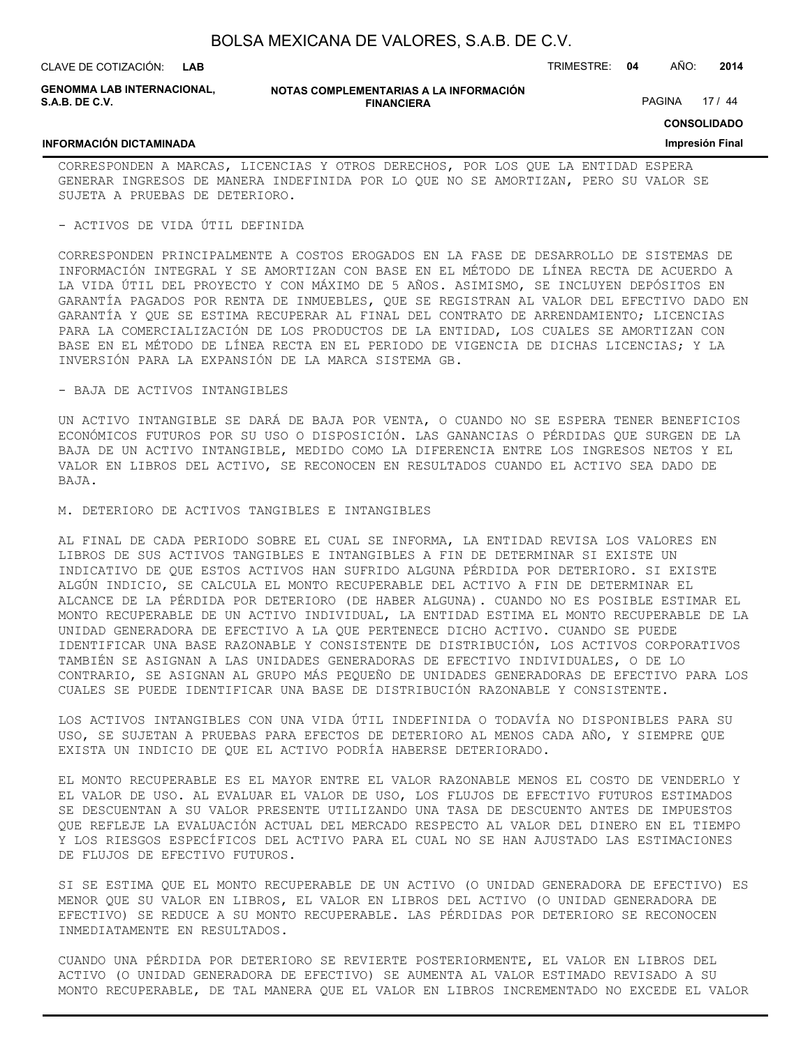CORRESPONDEN A MARCAS, LICENCIAS Y OTROS DERECHOS, POR LOS QUE LA ENTIDAD ESPERA GENERAR INGRESOS DE MANERA INDEFINIDA POR LO QUE NO SE AMORTIZAN, PERO SU VALOR SE SUJETA A PRUEBAS DE DETERIORO.

- ACTIVOS DE VIDA ÚTIL DEFINIDA

CORRESPONDEN PRINCIPALMENTE A COSTOS EROGADOS EN LA FASE DE DESARROLLO DE SISTEMAS DE INFORMACIÓN INTEGRAL Y SE AMORTIZAN CON BASE EN EL MÉTODO DE LÍNEA RECTA DE ACUERDO A LA VIDA ÚTIL DEL PROYECTO Y CON MÁXIMO DE 5 AÑOS. ASIMISMO, SE INCLUYEN DEPÓSITOS EN GARANTÍA PAGADOS POR RENTA DE INMUEBLES, QUE SE REGISTRAN AL VALOR DEL EFECTIVO DADO EN GARANTÍA Y QUE SE ESTIMA RECUPERAR AL FINAL DEL CONTRATO DE ARRENDAMIENTO; LICENCIAS PARA LA COMERCIALIZACIÓN DE LOS PRODUCTOS DE LA ENTIDAD, LOS CUALES SE AMORTIZAN CON BASE EN EL MÉTODO DE LÍNEA RECTA EN EL PERIODO DE VIGENCIA DE DICHAS LICENCIAS; Y LA INVERSIÓN PARA LA EXPANSIÓN DE LA MARCA SISTEMA GB.

- BAJA DE ACTIVOS INTANGIBLES

UN ACTIVO INTANGIBLE SE DARÁ DE BAJA POR VENTA, O CUANDO NO SE ESPERA TENER BENEFICIOS ECONÓMICOS FUTUROS POR SU USO O DISPOSICIÓN. LAS GANANCIAS O PÉRDIDAS QUE SURGEN DE LA BAJA DE UN ACTIVO INTANGIBLE, MEDIDO COMO LA DIFERENCIA ENTRE LOS INGRESOS NETOS Y EL VALOR EN LIBROS DEL ACTIVO, SE RECONOCEN EN RESULTADOS CUANDO EL ACTIVO SEA DADO DE BAJA.

M. DETERIORO DE ACTIVOS TANGIBLES E INTANGIBLES

AL FINAL DE CADA PERIODO SOBRE EL CUAL SE INFORMA, LA ENTIDAD REVISA LOS VALORES EN LIBROS DE SUS ACTIVOS TANGIBLES E INTANGIBLES A FIN DE DETERMINAR SI EXISTE UN INDICATIVO DE QUE ESTOS ACTIVOS HAN SUFRIDO ALGUNA PÉRDIDA POR DETERIORO. SI EXISTE ALGÚN INDICIO, SE CALCULA EL MONTO RECUPERABLE DEL ACTIVO A FIN DE DETERMINAR EL ALCANCE DE LA PÉRDIDA POR DETERIORO (DE HABER ALGUNA). CUANDO NO ES POSIBLE ESTIMAR EL MONTO RECUPERABLE DE UN ACTIVO INDIVIDUAL, LA ENTIDAD ESTIMA EL MONTO RECUPERABLE DE LA UNIDAD GENERADORA DE EFECTIVO A LA QUE PERTENECE DICHO ACTIVO. CUANDO SE PUEDE IDENTIFICAR UNA BASE RAZONABLE Y CONSISTENTE DE DISTRIBUCIÓN, LOS ACTIVOS CORPORATIVOS TAMBIÉN SE ASIGNAN A LAS UNIDADES GENERADORAS DE EFECTIVO INDIVIDUALES, O DE LO CONTRARIO, SE ASIGNAN AL GRUPO MÁS PEQUEÑO DE UNIDADES GENERADORAS DE EFECTIVO PARA LOS CUALES SE PUEDE IDENTIFICAR UNA BASE DE DISTRIBUCIÓN RAZONABLE Y CONSISTENTE.

LOS ACTIVOS INTANGIBLES CON UNA VIDA ÚTIL INDEFINIDA O TODAVÍA NO DISPONIBLES PARA SU USO, SE SUJETAN A PRUEBAS PARA EFECTOS DE DETERIORO AL MENOS CADA AÑO, Y SIEMPRE QUE EXISTA UN INDICIO DE QUE EL ACTIVO PODRÍA HABERSE DETERIORADO.

EL MONTO RECUPERABLE ES EL MAYOR ENTRE EL VALOR RAZONABLE MENOS EL COSTO DE VENDERLO Y EL VALOR DE USO. AL EVALUAR EL VALOR DE USO, LOS FLUJOS DE EFECTIVO FUTUROS ESTIMADOS SE DESCUENTAN A SU VALOR PRESENTE UTILIZANDO UNA TASA DE DESCUENTO ANTES DE IMPUESTOS QUE REFLEJE LA EVALUACIÓN ACTUAL DEL MERCADO RESPECTO AL VALOR DEL DINERO EN EL TIEMPO Y LOS RIESGOS ESPECÍFICOS DEL ACTIVO PARA EL CUAL NO SE HAN AJUSTADO LAS ESTIMACIONES DE FLUJOS DE EFECTIVO FUTUROS.

SI SE ESTIMA QUE EL MONTO RECUPERABLE DE UN ACTIVO (O UNIDAD GENERADORA DE EFECTIVO) ES MENOR QUE SU VALOR EN LIBROS, EL VALOR EN LIBROS DEL ACTIVO (O UNIDAD GENERADORA DE EFECTIVO) SE REDUCE A SU MONTO RECUPERABLE. LAS PÉRDIDAS POR DETERIORO SE RECONOCEN INMEDIATAMENTE EN RESULTADOS.

CUANDO UNA PÉRDIDA POR DETERIORO SE REVIERTE POSTERIORMENTE, EL VALOR EN LIBROS DEL ACTIVO (O UNIDAD GENERADORA DE EFECTIVO) SE AUMENTA AL VALOR ESTIMADO REVISADO A SU MONTO RECUPERABLE, DE TAL MANERA QUE EL VALOR EN LIBROS INCREMENTADO NO EXCEDE EL VALOR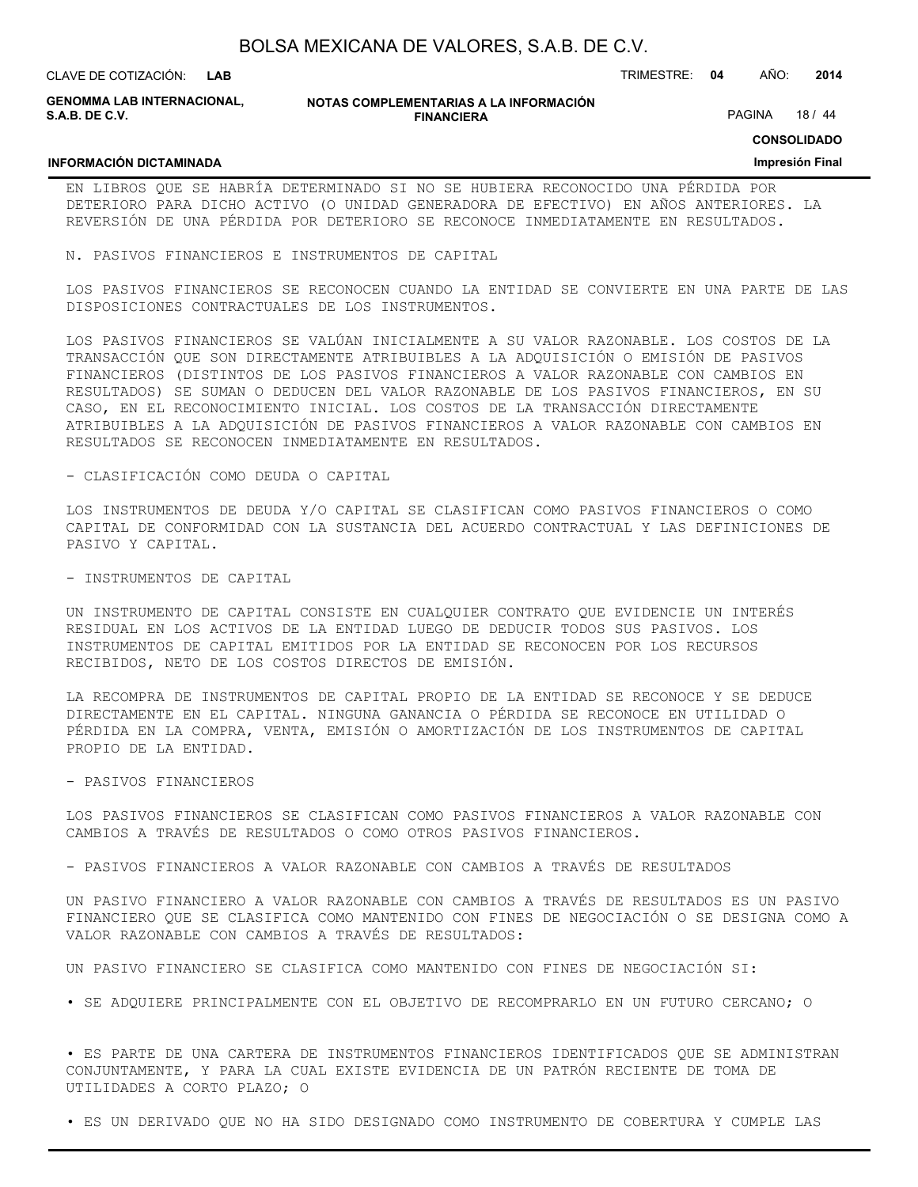EN LIBROS QUE SE HABRÍA DETERMINADO SI NO SE HUBIERA RECONOCIDO UNA PÉRDIDA POR DETERIORO PARA DICHO ACTIVO (O UNIDAD GENERADORA DE EFECTIVO) EN AÑOS ANTERIORES. LA REVERSIÓN DE UNA PÉRDIDA POR DETERIORO SE RECONOCE INMEDIATAMENTE EN RESULTADOS.

N. PASIVOS FINANCIEROS E INSTRUMENTOS DE CAPITAL

LOS PASIVOS FINANCIEROS SE RECONOCEN CUANDO LA ENTIDAD SE CONVIERTE EN UNA PARTE DE LAS DISPOSICIONES CONTRACTUALES DE LOS INSTRUMENTOS.

LOS PASIVOS FINANCIEROS SE VALÚAN INICIALMENTE A SU VALOR RAZONABLE. LOS COSTOS DE LA TRANSACCIÓN QUE SON DIRECTAMENTE ATRIBUIBLES A LA ADQUISICIÓN O EMISIÓN DE PASIVOS FINANCIEROS (DISTINTOS DE LOS PASIVOS FINANCIEROS A VALOR RAZONABLE CON CAMBIOS EN RESULTADOS) SE SUMAN O DEDUCEN DEL VALOR RAZONABLE DE LOS PASIVOS FINANCIEROS, EN SU CASO, EN EL RECONOCIMIENTO INICIAL. LOS COSTOS DE LA TRANSACCIÓN DIRECTAMENTE ATRIBUIBLES A LA ADQUISICIÓN DE PASIVOS FINANCIEROS A VALOR RAZONABLE CON CAMBIOS EN RESULTADOS SE RECONOCEN INMEDIATAMENTE EN RESULTADOS.

- CLASIFICACIÓN COMO DEUDA O CAPITAL

LOS INSTRUMENTOS DE DEUDA Y/O CAPITAL SE CLASIFICAN COMO PASIVOS FINANCIEROS O COMO CAPITAL DE CONFORMIDAD CON LA SUSTANCIA DEL ACUERDO CONTRACTUAL Y LAS DEFINICIONES DE PASIVO Y CAPITAL.

- INSTRUMENTOS DE CAPITAL

UN INSTRUMENTO DE CAPITAL CONSISTE EN CUALQUIER CONTRATO QUE EVIDENCIE UN INTERÉS RESIDUAL EN LOS ACTIVOS DE LA ENTIDAD LUEGO DE DEDUCIR TODOS SUS PASIVOS. LOS INSTRUMENTOS DE CAPITAL EMITIDOS POR LA ENTIDAD SE RECONOCEN POR LOS RECURSOS RECIBIDOS, NETO DE LOS COSTOS DIRECTOS DE EMISIÓN.

LA RECOMPRA DE INSTRUMENTOS DE CAPITAL PROPIO DE LA ENTIDAD SE RECONOCE Y SE DEDUCE DIRECTAMENTE EN EL CAPITAL. NINGUNA GANANCIA O PÉRDIDA SE RECONOCE EN UTILIDAD O PÉRDIDA EN LA COMPRA, VENTA, EMISIÓN O AMORTIZACIÓN DE LOS INSTRUMENTOS DE CAPITAL PROPIO DE LA ENTIDAD.

- PASIVOS FINANCIEROS

LOS PASIVOS FINANCIEROS SE CLASIFICAN COMO PASIVOS FINANCIEROS A VALOR RAZONABLE CON CAMBIOS A TRAVÉS DE RESULTADOS O COMO OTROS PASIVOS FINANCIEROS.

- PASIVOS FINANCIEROS A VALOR RAZONABLE CON CAMBIOS A TRAVÉS DE RESULTADOS

UN PASIVO FINANCIERO A VALOR RAZONABLE CON CAMBIOS A TRAVÉS DE RESULTADOS ES UN PASIVO FINANCIERO QUE SE CLASIFICA COMO MANTENIDO CON FINES DE NEGOCIACIÓN O SE DESIGNA COMO A VALOR RAZONABLE CON CAMBIOS A TRAVÉS DE RESULTADOS:

UN PASIVO FINANCIERO SE CLASIFICA COMO MANTENIDO CON FINES DE NEGOCIACIÓN SI:

- SE ADQUIERE PRINCIPALMENTE CON EL OBJETIVO DE RECOMPRARLO EN UN FUTURO CERCANO; O

- ES PARTE DE UNA CARTERA DE INSTRUMENTOS FINANCIEROS IDENTIFICADOS QUE SE ADMINISTRAN CONJUNTAMENTE, Y PARA LA CUAL EXISTE EVIDENCIA DE UN PATRÓN RECIENTE DE TOMA DE UTILIDADES A CORTO PLAZO; O

- ES UN DERIVADO QUE NO HA SIDO DESIGNADO COMO INSTRUMENTO DE COBERTURA Y CUMPLE LAS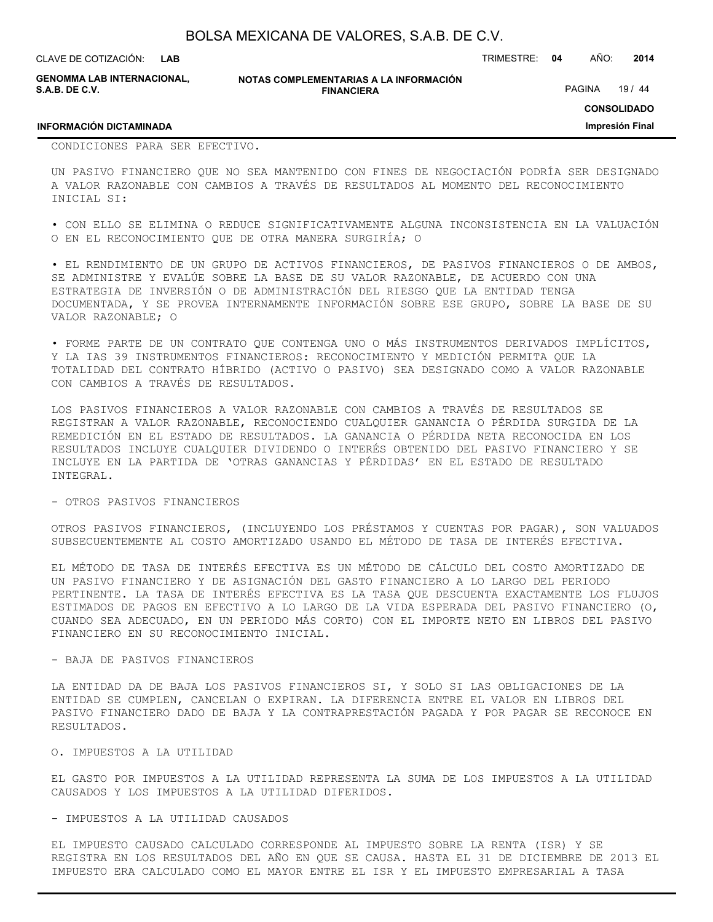CONDICIONES PARA SER EFECTIVO.

UN PASIVO FINANCIERO QUE NO SEA MANTENIDO CON FINES DE NEGOCIACIÓN PODRÍA SER DESIGNADO A VALOR RAZONABLE CON CAMBIOS A TRAVÉS DE RESULTADOS AL MOMENTO DEL RECONOCIMIENTO INICIAL SI:

- CON ELLO SE ELIMINA O REDUCE SIGNIFICATIVAMENTE ALGUNA INCONSISTENCIA EN LA VALUACIÓN O EN EL RECONOCIMIENTO QUE DE OTRA MANERA SURGIRÍA; O

- EL RENDIMIENTO DE UN GRUPO DE ACTIVOS FINANCIEROS, DE PASIVOS FINANCIEROS O DE AMBOS, SE ADMINISTRE Y EVALÚE SOBRE LA BASE DE SU VALOR RAZONABLE, DE ACUERDO CON UNA ESTRATEGIA DE INVERSIÓN O DE ADMINISTRACIÓN DEL RIESGO QUE LA ENTIDAD TENGA DOCUMENTADA, Y SE PROVEA INTERNAMENTE INFORMACIÓN SOBRE ESE GRUPO, SOBRE LA BASE DE SU VALOR RAZONABLE; O

- FORME PARTE DE UN CONTRATO QUE CONTENGA UNO O MÁS INSTRUMENTOS DERIVADOS IMPLÍCITOS, Y LA IAS 39 INSTRUMENTOS FINANCIEROS: RECONOCIMIENTO Y MEDICIÓN PERMITA QUE LA TOTALIDAD DEL CONTRATO HÍBRIDO (ACTIVO O PASIVO) SEA DESIGNADO COMO A VALOR RAZONABLE CON CAMBIOS A TRAVÉS DE RESULTADOS.

LOS PASIVOS FINANCIEROS A VALOR RAZONABLE CON CAMBIOS A TRAVÉS DE RESULTADOS SE REGISTRAN A VALOR RAZONABLE, RECONOCIENDO CUALQUIER GANANCIA O PÉRDIDA SURGIDA DE LA REMEDICIÓN EN EL ESTADO DE RESULTADOS. LA GANANCIA O PÉRDIDA NETA RECONOCIDA EN LOS RESULTADOS INCLUYE CUALQUIER DIVIDENDO O INTERÉS OBTENIDO DEL PASIVO FINANCIERO Y SE INCLUYE EN LA PARTIDA DE 'OTRAS GANANCIAS Y PÉRDIDAS' EN EL ESTADO DE RESULTADO INTEGRAL.

- OTROS PASIVOS FINANCIEROS

OTROS PASIVOS FINANCIEROS, (INCLUYENDO LOS PRÉSTAMOS Y CUENTAS POR PAGAR), SON VALUADOS SUBSECUENTEMENTE AL COSTO AMORTIZADO USANDO EL MÉTODO DE TASA DE INTERÉS EFECTIVA.

EL MÉTODO DE TASA DE INTERÉS EFECTIVA ES UN MÉTODO DE CÁLCULO DEL COSTO AMORTIZADO DE UN PASIVO FINANCIERO Y DE ASIGNACIÓN DEL GASTO FINANCIERO A LO LARGO DEL PERIODO PERTINENTE. LA TASA DE INTERÉS EFECTIVA ES LA TASA QUE DESCUENTA EXACTAMENTE LOS FLUJOS ESTIMADOS DE PAGOS EN EFECTIVO A LO LARGO DE LA VIDA ESPERADA DEL PASIVO FINANCIERO (O, CUANDO SEA ADECUADO, EN UN PERIODO MÁS CORTO) CON EL IMPORTE NETO EN LIBROS DEL PASIVO FINANCIERO EN SU RECONOCIMIENTO INICIAL.

- BAJA DE PASIVOS FINANCIEROS

LA ENTIDAD DA DE BAJA LOS PASIVOS FINANCIEROS SI, Y SOLO SI LAS OBLIGACIONES DE LA ENTIDAD SE CUMPLEN, CANCELAN O EXPIRAN. LA DIFERENCIA ENTRE EL VALOR EN LIBROS DEL PASIVO FINANCIERO DADO DE BAJA Y LA CONTRAPRESTACIÓN PAGADA Y POR PAGAR SE RECONOCE EN RESULTADOS.

O. IMPUESTOS A LA UTILIDAD

EL GASTO POR IMPUESTOS A LA UTILIDAD REPRESENTA LA SUMA DE LOS IMPUESTOS A LA UTILIDAD CAUSADOS Y LOS IMPUESTOS A LA UTILIDAD DIFERIDOS.

- IMPUESTOS A LA UTILIDAD CAUSADOS

EL IMPUESTO CAUSADO CALCULADO CORRESPONDE AL IMPUESTO SOBRE LA RENTA (ISR) Y SE REGISTRA EN LOS RESULTADOS DEL AÑO EN QUE SE CAUSA. HASTA EL 31 DE DICIEMBRE DE 2013 EL IMPUESTO ERA CALCULADO COMO EL MAYOR ENTRE EL ISR Y EL IMPUESTO EMPRESARIAL A TASA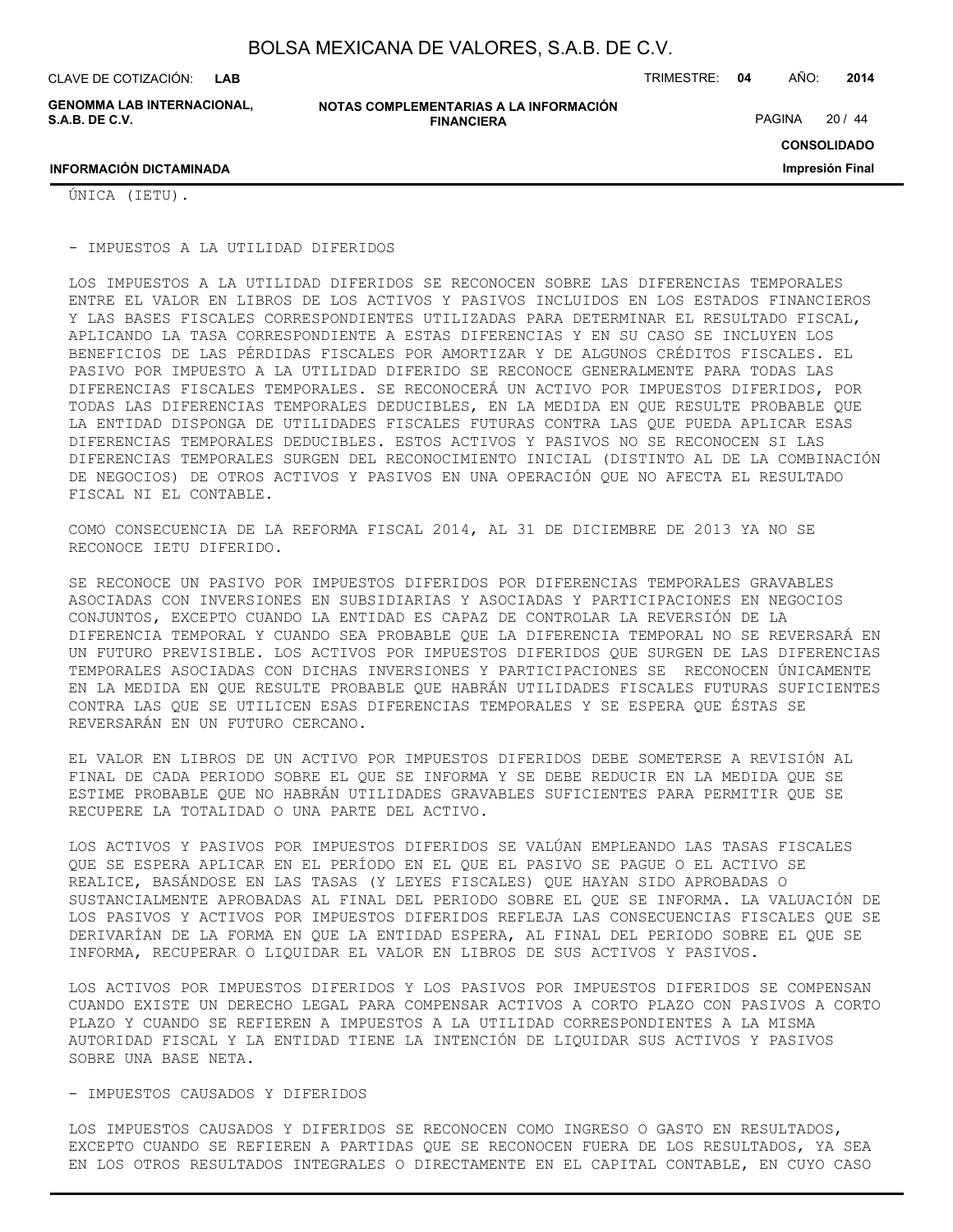ÚNICA (IETU).

- IMPUESTOS A LA UTILIDAD DIFERIDOS

LOS IMPUESTOS A LA UTILIDAD DIFERIDOS SE RECONOCEN SOBRE LAS DIFERENCIAS TEMPORALES ENTRE EL VALOR EN LIBROS DE LOS ACTIVOS Y PASIVOS INCLUIDOS EN LOS ESTADOS FINANCIEROS Y LAS BASES FISCALES CORRESPONDIENTES UTILIZADAS PARA DETERMINAR EL RESULTADO FISCAL, APLICANDO LA TASA CORRESPONDIENTE A ESTAS DIFERENCIAS Y EN SU CASO SE INCLUYEN LOS BENEFICIOS DE LAS PÉRDIDAS FISCALES POR AMORTIZAR Y DE ALGUNOS CRÉDITOS FISCALES. EL PASIVO POR IMPUESTO A LA UTILIDAD DIFERIDO SE RECONOCE GENERALMENTE PARA TODAS LAS DIFERENCIAS FISCALES TEMPORALES. SE RECONOCERÁ UN ACTIVO POR IMPUESTOS DIFERIDOS, POR TODAS LAS DIFERENCIAS TEMPORALES DEDUCIBLES, EN LA MEDIDA EN QUE RESULTE PROBABLE QUE LA ENTIDAD DISPONGA DE UTILIDADES FISCALES FUTURAS CONTRA LAS QUE PUEDA APLICAR ESAS DIFERENCIAS TEMPORALES DEDUCIBLES. ESTOS ACTIVOS Y PASIVOS NO SE RECONOCEN SI LAS DIFERENCIAS TEMPORALES SURGEN DEL RECONOCIMIENTO INICIAL (DISTINTO AL DE LA COMBINACIÓN DE NEGOCIOS) DE OTROS ACTIVOS Y PASIVOS EN UNA OPERACIÓN QUE NO AFECTA EL RESULTADO FISCAL NI EL CONTABLE.

COMO CONSECUENCIA DE LA REFORMA FISCAL 2014, AL 31 DE DICIEMBRE DE 2013 YA NO SE RECONOCE IETU DIFERIDO.

SE RECONOCE UN PASIVO POR IMPUESTOS DIFERIDOS POR DIFERENCIAS TEMPORALES GRAVABLES ASOCIADAS CON INVERSIONES EN SUBSIDIARIAS Y ASOCIADAS Y PARTICIPACIONES EN NEGOCIOS CONJUNTOS, EXCEPTO CUANDO LA ENTIDAD ES CAPAZ DE CONTROLAR LA REVERSIÓN DE LA DIFERENCIA TEMPORAL Y CUANDO SEA PROBABLE QUE LA DIFERENCIA TEMPORAL NO SE REVERSARÁ EN UN FUTURO PREVISIBLE. LOS ACTIVOS POR IMPUESTOS DIFERIDOS QUE SURGEN DE LAS DIFERENCIAS TEMPORALES ASOCIADAS CON DICHAS INVERSIONES Y PARTICIPACIONES SE RECONOCEN ÚNICAMENTE EN LA MEDIDA EN QUE RESULTE PROBABLE QUE HABRÁN UTILIDADES FISCALES FUTURAS SUFICIENTES CONTRA LAS QUE SE UTILICEN ESAS DIFERENCIAS TEMPORALES Y SE ESPERA QUE ÉSTAS SE REVERSARÁN EN UN FUTURO CERCANO.

EL VALOR EN LIBROS DE UN ACTIVO POR IMPUESTOS DIFERIDOS DEBE SOMETERSE A REVISIÓN AL FINAL DE CADA PERIODO SOBRE EL QUE SE INFORMA Y SE DEBE REDUCIR EN LA MEDIDA QUE SE ESTIME PROBABLE QUE NO HABRÁN UTILIDADES GRAVABLES SUFICIENTES PARA PERMITIR QUE SE RECUPERE LA TOTALIDAD O UNA PARTE DEL ACTIVO.

LOS ACTIVOS Y PASIVOS POR IMPUESTOS DIFERIDOS SE VALÚAN EMPLEANDO LAS TASAS FISCALES QUE SE ESPERA APLICAR EN EL PERÍODO EN EL QUE EL PASIVO SE PAGUE O EL ACTIVO SE REALICE, BASÁNDOSE EN LAS TASAS (Y LEYES FISCALES) QUE HAYAN SIDO APROBADAS O SUSTANCIALMENTE APROBADAS AL FINAL DEL PERIODO SOBRE EL QUE SE INFORMA. LA VALUACIÓN DE LOS PASIVOS Y ACTIVOS POR IMPUESTOS DIFERIDOS REFLEJA LAS CONSECUENCIAS FISCALES QUE SE DERIVARÍAN DE LA FORMA EN QUE LA ENTIDAD ESPERA, AL FINAL DEL PERIODO SOBRE EL QUE SE INFORMA, RECUPERAR O LIQUIDAR EL VALOR EN LIBROS DE SUS ACTIVOS Y PASIVOS.

LOS ACTIVOS POR IMPUESTOS DIFERIDOS Y LOS PASIVOS POR IMPUESTOS DIFERIDOS SE COMPENSAN CUANDO EXISTE UN DERECHO LEGAL PARA COMPENSAR ACTIVOS A CORTO PLAZO CON PASIVOS A CORTO PLAZO Y CUANDO SE REFIEREN A IMPUESTOS A LA UTILIDAD CORRESPONDIENTES A LA MISMA AUTORIDAD FISCAL Y LA ENTIDAD TIENE LA INTENCIÓN DE LIQUIDAR SUS ACTIVOS Y PASIVOS SOBRE UNA BASE NETA.

- IMPUESTOS CAUSADOS Y DIFERIDOS

LOS IMPUESTOS CAUSADOS Y DIFERIDOS SE RECONOCEN COMO INGRESO O GASTO EN RESULTADOS, EXCEPTO CUANDO SE REFIEREN A PARTIDAS QUE SE RECONOCEN FUERA DE LOS RESULTADOS, YA SEA EN LOS OTROS RESULTADOS INTEGRALES O DIRECTAMENTE EN EL CAPITAL CONTABLE, EN CUYO CASO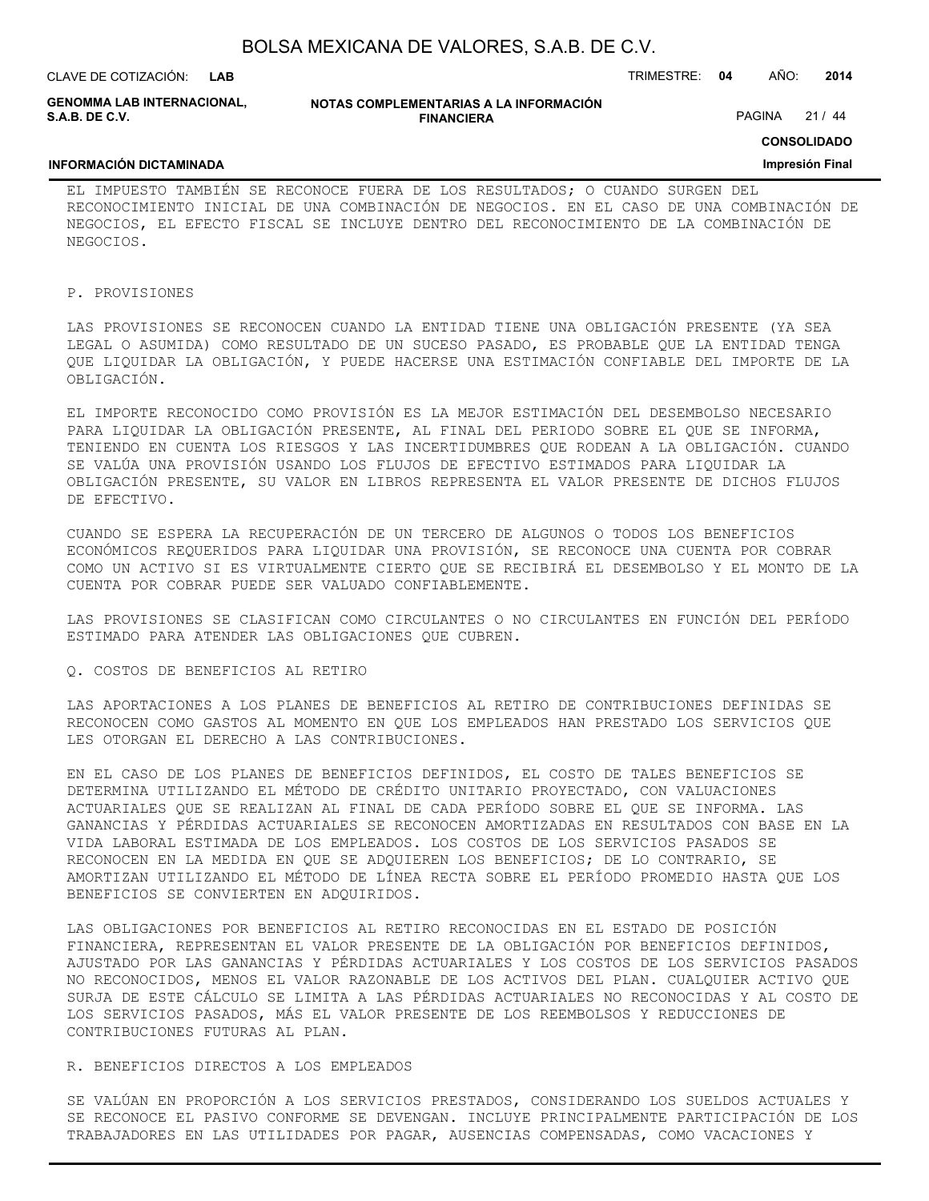EL IMPUESTO TAMBIÉN SE RECONOCE FUERA DE LOS RESULTADOS; O CUANDO SURGEN DEL RECONOCIMIENTO INICIAL DE UNA COMBINACIÓN DE NEGOCIOS. EN EL CASO DE UNA COMBINACIÓN DE NEGOCIOS, EL EFECTO FISCAL SE INCLUYE DENTRO DEL RECONOCIMIENTO DE LA COMBINACIÓN DE NEGOCIOS.

P. PROVISIONES

LAS PROVISIONES SE RECONOCEN CUANDO LA ENTIDAD TIENE UNA OBLIGACIÓN PRESENTE (YA SEA LEGAL O ASUMIDA) COMO RESULTADO DE UN SUCESO PASADO, ES PROBABLE QUE LA ENTIDAD TENGA QUE LIQUIDAR LA OBLIGACIÓN, Y PUEDE HACERSE UNA ESTIMACIÓN CONFIABLE DEL IMPORTE DE LA OBLIGACIÓN.

EL IMPORTE RECONOCIDO COMO PROVISIÓN ES LA MEJOR ESTIMACIÓN DEL DESEMBOLSO NECESARIO PARA LIQUIDAR LA OBLIGACIÓN PRESENTE, AL FINAL DEL PERIODO SOBRE EL QUE SE INFORMA, TENIENDO EN CUENTA LOS RIESGOS Y LAS INCERTIDUMBRES QUE RODEAN A LA OBLIGACIÓN. CUANDO SE VALÚA UNA PROVISIÓN USANDO LOS FLUJOS DE EFECTIVO ESTIMADOS PARA LIQUIDAR LA OBLIGACIÓN PRESENTE, SU VALOR EN LIBROS REPRESENTA EL VALOR PRESENTE DE DICHOS FLUJOS DE EFECTIVO.

CUANDO SE ESPERA LA RECUPERACIÓN DE UN TERCERO DE ALGUNOS O TODOS LOS BENEFICIOS ECONÓMICOS REQUERIDOS PARA LIQUIDAR UNA PROVISIÓN, SE RECONOCE UNA CUENTA POR COBRAR COMO UN ACTIVO SI ES VIRTUALMENTE CIERTO QUE SE RECIBIRÁ EL DESEMBOLSO Y EL MONTO DE LA CUENTA POR COBRAR PUEDE SER VALUADO CONFIABLEMENTE.

LAS PROVISIONES SE CLASIFICAN COMO CIRCULANTES O NO CIRCULANTES EN FUNCIÓN DEL PERÍODO ESTIMADO PARA ATENDER LAS OBLIGACIONES QUE CUBREN.

Q. COSTOS DE BENEFICIOS AL RETIRO

LAS APORTACIONES A LOS PLANES DE BENEFICIOS AL RETIRO DE CONTRIBUCIONES DEFINIDAS SE RECONOCEN COMO GASTOS AL MOMENTO EN QUE LOS EMPLEADOS HAN PRESTADO LOS SERVICIOS QUE LES OTORGAN EL DERECHO A LAS CONTRIBUCIONES.

EN EL CASO DE LOS PLANES DE BENEFICIOS DEFINIDOS, EL COSTO DE TALES BENEFICIOS SE DETERMINA UTILIZANDO EL MÉTODO DE CRÉDITO UNITARIO PROYECTADO, CON VALUACIONES ACTUARIALES QUE SE REALIZAN AL FINAL DE CADA PERÍODO SOBRE EL QUE SE INFORMA. LAS GANANCIAS Y PÉRDIDAS ACTUARIALES SE RECONOCEN AMORTIZADAS EN RESULTADOS CON BASE EN LA VIDA LABORAL ESTIMADA DE LOS EMPLEADOS. LOS COSTOS DE LOS SERVICIOS PASADOS SE RECONOCEN EN LA MEDIDA EN QUE SE ADQUIEREN LOS BENEFICIOS; DE LO CONTRARIO, SE AMORTIZAN UTILIZANDO EL MÉTODO DE LÍNEA RECTA SOBRE EL PERÍODO PROMEDIO HASTA QUE LOS BENEFICIOS SE CONVIERTEN EN ADQUIRIDOS.

LAS OBLIGACIONES POR BENEFICIOS AL RETIRO RECONOCIDAS EN EL ESTADO DE POSICIÓN FINANCIERA, REPRESENTAN EL VALOR PRESENTE DE LA OBLIGACIÓN POR BENEFICIOS DEFINIDOS, AJUSTADO POR LAS GANANCIAS Y PÉRDIDAS ACTUARIALES Y LOS COSTOS DE LOS SERVICIOS PASADOS NO RECONOCIDOS, MENOS EL VALOR RAZONABLE DE LOS ACTIVOS DEL PLAN. CUALQUIER ACTIVO QUE SURJA DE ESTE CÁLCULO SE LIMITA A LAS PÉRDIDAS ACTUARIALES NO RECONOCIDAS Y AL COSTO DE LOS SERVICIOS PASADOS, MÁS EL VALOR PRESENTE DE LOS REEMBOLSOS Y REDUCCIONES DE CONTRIBUCIONES FUTURAS AL PLAN.

R. BENEFICIOS DIRECTOS A LOS EMPLEADOS

SE VALÚAN EN PROPORCIÓN A LOS SERVICIOS PRESTADOS, CONSIDERANDO LOS SUELDOS ACTUALES Y SE RECONOCE EL PASIVO CONFORME SE DEVENGAN. INCLUYE PRINCIPALMENTE PARTICIPACIÓN DE LOS TRABAJADORES EN LAS UTILIDADES POR PAGAR, AUSENCIAS COMPENSADAS, COMO VACACIONES Y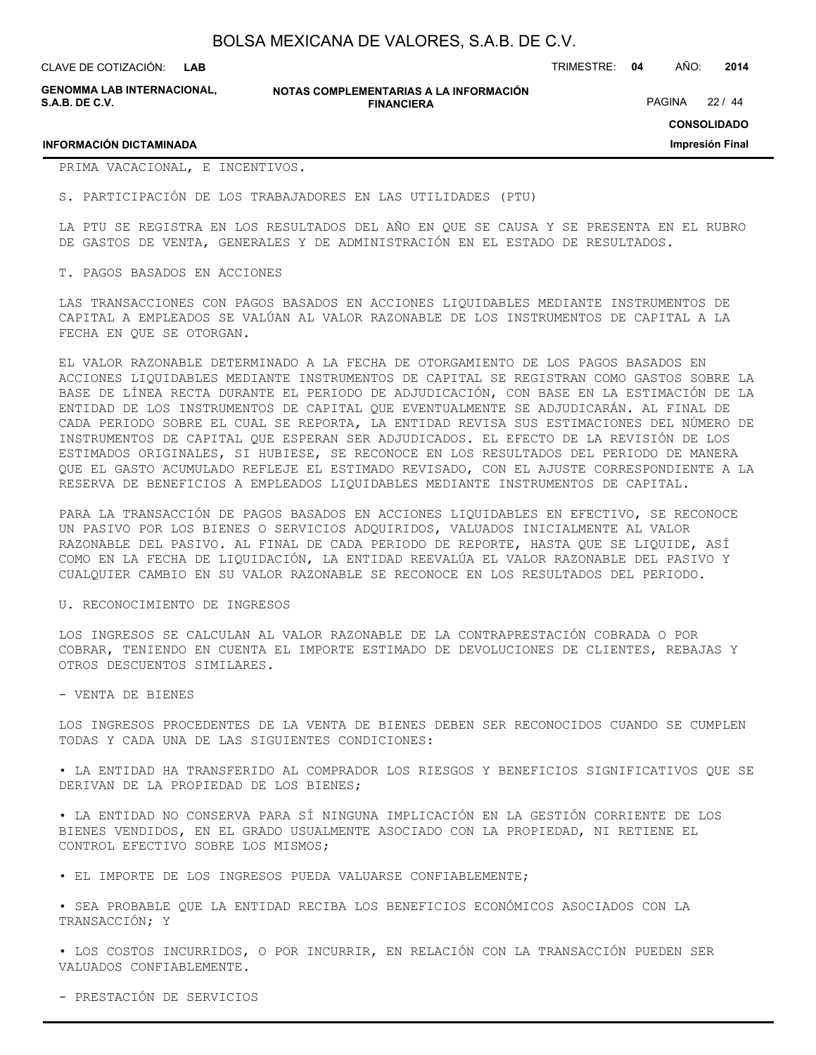PRIMA VACACIONAL, E INCENTIVOS.

S. PARTICIPACIÓN DE LOS TRABAJADORES EN LAS UTILIDADES (PTU)

LA PTU SE REGISTRA EN LOS RESULTADOS DEL AÑO EN QUE SE CAUSA Y SE PRESENTA EN EL RUBRO DE GASTOS DE VENTA, GENERALES Y DE ADMINISTRACIÓN EN EL ESTADO DE RESULTADOS.

T. PAGOS BASADOS EN ACCIONES

LAS TRANSACCIONES CON PAGOS BASADOS EN ACCIONES LIQUIDABLES MEDIANTE INSTRUMENTOS DE CAPITAL A EMPLEADOS SE VALÚAN AL VALOR RAZONABLE DE LOS INSTRUMENTOS DE CAPITAL A LA FECHA EN QUE SE OTORGAN.

EL VALOR RAZONABLE DETERMINADO A LA FECHA DE OTORGAMIENTO DE LOS PAGOS BASADOS EN ACCIONES LIQUIDABLES MEDIANTE INSTRUMENTOS DE CAPITAL SE REGISTRAN COMO GASTOS SOBRE LA BASE DE LÍNEA RECTA DURANTE EL PERIODO DE ADJUDICACIÓN, CON BASE EN LA ESTIMACIÓN DE LA ENTIDAD DE LOS INSTRUMENTOS DE CAPITAL QUE EVENTUALMENTE SE ADJUDICARÁN. AL FINAL DE CADA PERIODO SOBRE EL CUAL SE REPORTA, LA ENTIDAD REVISA SUS ESTIMACIONES DEL NÚMERO DE INSTRUMENTOS DE CAPITAL QUE ESPERAN SER ADJUDICADOS. EL EFECTO DE LA REVISIÓN DE LOS ESTIMADOS ORIGINALES, SI HUBIESE, SE RECONOCE EN LOS RESULTADOS DEL PERIODO DE MANERA QUE EL GASTO ACUMULADO REFLEJE EL ESTIMADO REVISADO, CON EL AJUSTE CORRESPONDIENTE A LA RESERVA DE BENEFICIOS A EMPLEADOS LIQUIDABLES MEDIANTE INSTRUMENTOS DE CAPITAL.

PARA LA TRANSACCIÓN DE PAGOS BASADOS EN ACCIONES LIQUIDABLES EN EFECTIVO, SE RECONOCE UN PASIVO POR LOS BIENES O SERVICIOS ADQUIRIDOS, VALUADOS INICIALMENTE AL VALOR RAZONABLE DEL PASIVO. AL FINAL DE CADA PERIODO DE REPORTE, HASTA QUE SE LIQUIDE, ASÍ COMO EN LA FECHA DE LIQUIDACIÓN, LA ENTIDAD REEVALÚA EL VALOR RAZONABLE DEL PASIVO Y CUALQUIER CAMBIO EN SU VALOR RAZONABLE SE RECONOCE EN LOS RESULTADOS DEL PERIODO.

U. RECONOCIMIENTO DE INGRESOS

LOS INGRESOS SE CALCULAN AL VALOR RAZONABLE DE LA CONTRAPRESTACIÓN COBRADA O POR COBRAR, TENIENDO EN CUENTA EL IMPORTE ESTIMADO DE DEVOLUCIONES DE CLIENTES, REBAJAS Y OTROS DESCUENTOS SIMILARES.

- VENTA DE BIENES

LOS INGRESOS PROCEDENTES DE LA VENTA DE BIENES DEBEN SER RECONOCIDOS CUANDO SE CUMPLEN TODAS Y CADA UNA DE LAS SIGUIENTES CONDICIONES:

• LA ENTIDAD HA TRANSFERIDO AL COMPRADOR LOS RIESGOS Y BENEFICIOS SIGNIFICATIVOS QUE SE DERIVAN DE LA PROPIEDAD DE LOS BIENES;

• LA ENTIDAD NO CONSERVA PARA SÍ NINGUNA IMPLICACIÓN EN LA GESTIÓN CORRIENTE DE LOS BIENES VENDIDOS, EN EL GRADO USUALMENTE ASOCIADO CON LA PROPIEDAD, NI RETIENE EL CONTROL EFECTIVO SOBRE LOS MISMOS;

• EL IMPORTE DE LOS INGRESOS PUEDA VALUARSE CONFIABLEMENTE;

• SEA PROBABLE QUE LA ENTIDAD RECIBA LOS BENEFICIOS ECONÓMICOS ASOCIADOS CON LA TRANSACCIÓN; Y

• LOS COSTOS INCURRIDOS, O POR INCURRIR, EN RELACIÓN CON LA TRANSACCIÓN PUEDEN SER VALUADOS CONFIABLEMENTE.

- PRESTACIÓN DE SERVICIOS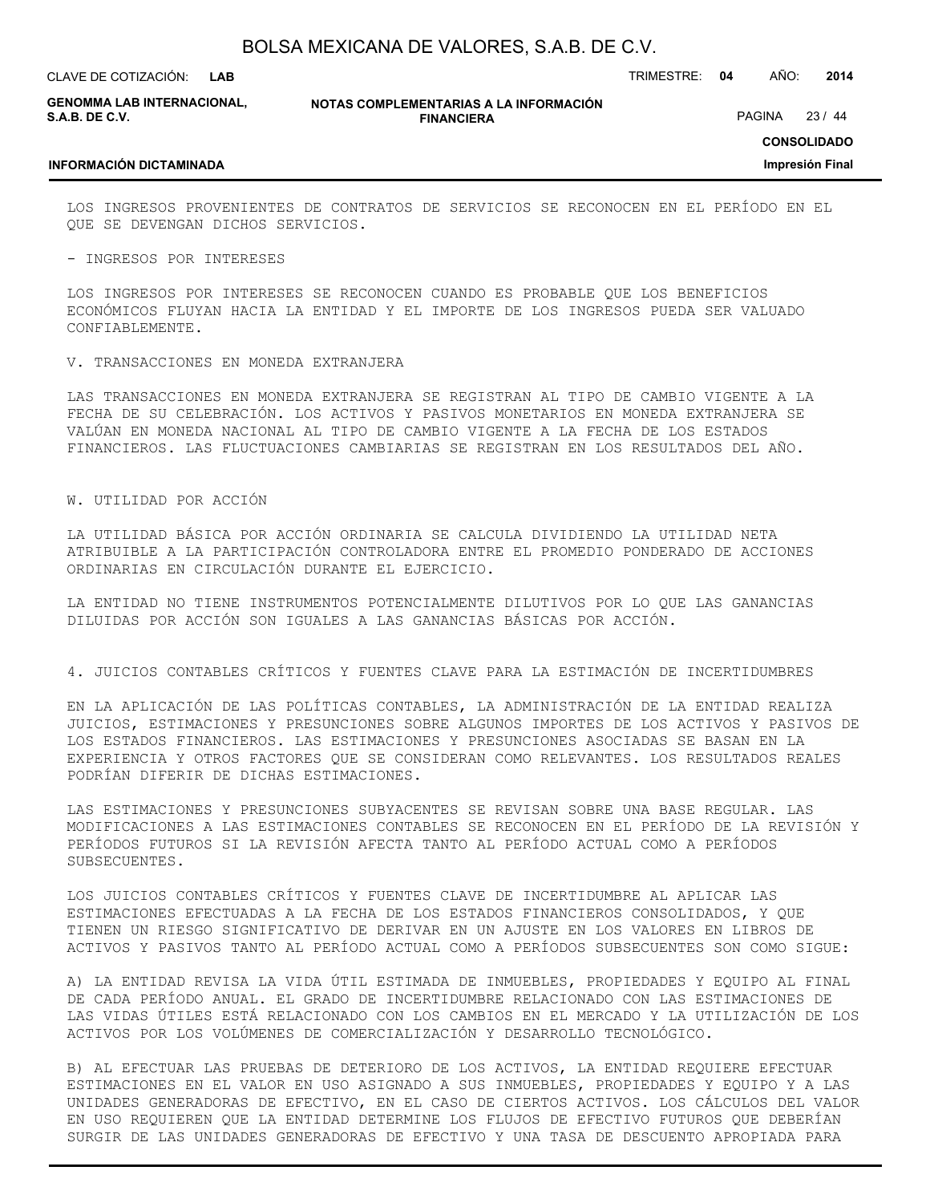LOS INGRESOS PROVENIENTES DE CONTRATOS DE SERVICIOS SE RECONOCEN EN EL PERÍODO EN EL QUE SE DEVENGAN DICHOS SERVICIOS.

- INGRESOS POR INTERESES

LOS INGRESOS POR INTERESES SE RECONOCEN CUANDO ES PROBABLE QUE LOS BENEFICIOS ECONÓMICOS FLUYAN HACIA LA ENTIDAD Y EL IMPORTE DE LOS INGRESOS PUEDA SER VALUADO CONFIABLEMENTE.

V. TRANSACCIONES EN MONEDA EXTRANJERA

LAS TRANSACCIONES EN MONEDA EXTRANJERA SE REGISTRAN AL TIPO DE CAMBIO VIGENTE A LA FECHA DE SU CELEBRACIÓN. LOS ACTIVOS Y PASIVOS MONETARIOS EN MONEDA EXTRANJERA SE VALÚAN EN MONEDA NACIONAL AL TIPO DE CAMBIO VIGENTE A LA FECHA DE LOS ESTADOS FINANCIEROS. LAS FLUCTUACIONES CAMBIARIAS SE REGISTRAN EN LOS RESULTADOS DEL AÑO.

W. UTILIDAD POR ACCIÓN

LA UTILIDAD BÁSICA POR ACCIÓN ORDINARIA SE CALCULA DIVIDIENDO LA UTILIDAD NETA ATRIBUIBLE A LA PARTICIPACIÓN CONTROLADORA ENTRE EL PROMEDIO PONDERADO DE ACCIONES ORDINARIAS EN CIRCULACIÓN DURANTE EL EJERCICIO.

LA ENTIDAD NO TIENE INSTRUMENTOS POTENCIALMENTE DILUTIVOS POR LO QUE LAS GANANCIAS DILUIDAS POR ACCIÓN SON IGUALES A LAS GANANCIAS BÁSICAS POR ACCIÓN.

4. JUICIOS CONTABLES CRÍTICOS Y FUENTES CLAVE PARA LA ESTIMACIÓN DE INCERTIDUMBRES

EN LA APLICACIÓN DE LAS POLÍTICAS CONTABLES, LA ADMINISTRACIÓN DE LA ENTIDAD REALIZA JUICIOS, ESTIMACIONES Y PRESUNCIONES SOBRE ALGUNOS IMPORTES DE LOS ACTIVOS Y PASIVOS DE LOS ESTADOS FINANCIEROS. LAS ESTIMACIONES Y PRESUNCIONES ASOCIADAS SE BASAN EN LA EXPERIENCIA Y OTROS FACTORES QUE SE CONSIDERAN COMO RELEVANTES. LOS RESULTADOS REALES PODRÍAN DIFERIR DE DICHAS ESTIMACIONES.

LAS ESTIMACIONES Y PRESUNCIONES SUBYACENTES SE REVISAN SOBRE UNA BASE REGULAR. LAS MODIFICACIONES A LAS ESTIMACIONES CONTABLES SE RECONOCEN EN EL PERÍODO DE LA REVISIÓN Y PERÍODOS FUTUROS SI LA REVISIÓN AFECTA TANTO AL PERÍODO ACTUAL COMO A PERÍODOS SUBSECUENTES.

LOS JUICIOS CONTABLES CRÍTICOS Y FUENTES CLAVE DE INCERTIDUMBRE AL APLICAR LAS ESTIMACIONES EFECTUADAS A LA FECHA DE LOS ESTADOS FINANCIEROS CONSOLIDADOS, Y QUE TIENEN UN RIESGO SIGNIFICATIVO DE DERIVAR EN UN AJUSTE EN LOS VALORES EN LIBROS DE ACTIVOS Y PASIVOS TANTO AL PERÍODO ACTUAL COMO A PERÍODOS SUBSECUENTES SON COMO SIGUE:

A) LA ENTIDAD REVISA LA VIDA ÚTIL ESTIMADA DE INMUEBLES, PROPIEDADES Y EQUIPO AL FINAL DE CADA PERÍODO ANUAL. EL GRADO DE INCERTIDUMBRE RELACIONADO CON LAS ESTIMACIONES DE LAS VIDAS ÚTILES ESTÁ RELACIONADO CON LOS CAMBIOS EN EL MERCADO Y LA UTILIZACIÓN DE LOS ACTIVOS POR LOS VOLÚMENES DE COMERCIALIZACIÓN Y DESARROLLO TECNOLÓGICO.

B) AL EFECTUAR LAS PRUEBAS DE DETERIORO DE LOS ACTIVOS, LA ENTIDAD REQUIERE EFECTUAR ESTIMACIONES EN EL VALOR EN USO ASIGNADO A SUS INMUEBLES, PROPIEDADES Y EQUIPO Y A LAS UNIDADES GENERADORAS DE EFECTIVO, EN EL CASO DE CIERTOS ACTIVOS. LOS CÁLCULOS DEL VALOR EN USO REQUIEREN QUE LA ENTIDAD DETERMINE LOS FLUJOS DE EFECTIVO FUTUROS QUE DEBERÍAN SURGIR DE LAS UNIDADES GENERADORAS DE EFECTIVO Y UNA TASA DE DESCUENTO APROPIADA PARA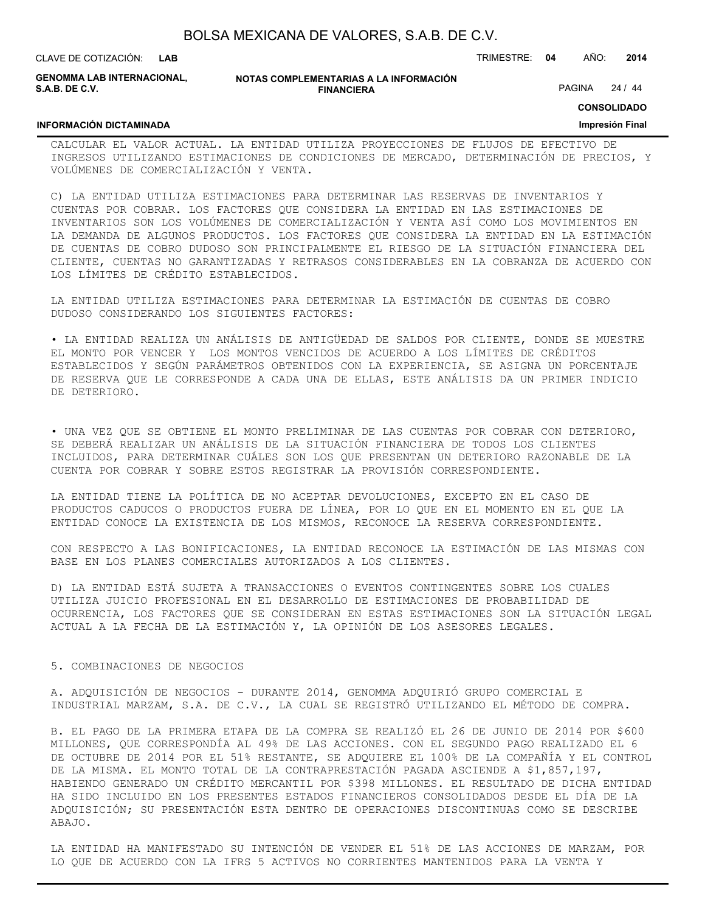CALCULAR EL VALOR ACTUAL. LA ENTIDAD UTILIZA PROYECCIONES DE FLUJOS DE EFECTIVO DE INGRESOS UTILIZANDO ESTIMACIONES DE CONDICIONES DE MERCADO, DETERMINACIÓN DE PRECIOS, Y VOLÚMENES DE COMERCIALIZACIÓN Y VENTA.

C) LA ENTIDAD UTILIZA ESTIMACIONES PARA DETERMINAR LAS RESERVAS DE INVENTARIOS Y CUENTAS POR COBRAR. LOS FACTORES QUE CONSIDERA LA ENTIDAD EN LAS ESTIMACIONES DE INVENTARIOS SON LOS VOLÚMENES DE COMERCIALIZACIÓN Y VENTA ASÍ COMO LOS MOVIMIENTOS EN LA DEMANDA DE ALGUNOS PRODUCTOS. LOS FACTORES QUE CONSIDERA LA ENTIDAD EN LA ESTIMACIÓN DE CUENTAS DE COBRO DUDOSO SON PRINCIPALMENTE EL RIESGO DE LA SITUACIÓN FINANCIERA DEL CLIENTE, CUENTAS NO GARANTIZADAS Y RETRASOS CONSIDERABLES EN LA COBRANZA DE ACUERDO CON LOS LÍMITES DE CRÉDITO ESTABLECIDOS.

LA ENTIDAD UTILIZA ESTIMACIONES PARA DETERMINAR LA ESTIMACIÓN DE CUENTAS DE COBRO DUDOSO CONSIDERANDO LOS SIGUIENTES FACTORES:

• LA ENTIDAD REALIZA UN ANÁLISIS DE ANTIGÜEDAD DE SALDOS POR CLIENTE, DONDE SE MUESTRE EL MONTO POR VENCER Y LOS MONTOS VENCIDOS DE ACUERDO A LOS LÍMITES DE CRÉDITOS ESTABLECIDOS Y SEGÚN PARÁMETROS OBTENIDOS CON LA EXPERIENCIA, SE ASIGNA UN PORCENTAJE DE RESERVA QUE LE CORRESPONDE A CADA UNA DE ELLAS, ESTE ANÁLISIS DA UN PRIMER INDICIO DE DETERIORO.

• UNA VEZ QUE SE OBTIENE EL MONTO PRELIMINAR DE LAS CUENTAS POR COBRAR CON DETERIORO, SE DEBERÁ REALIZAR UN ANÁLISIS DE LA SITUACIÓN FINANCIERA DE TODOS LOS CLIENTES INCLUIDOS, PARA DETERMINAR CUÁLES SON LOS QUE PRESENTAN UN DETERIORO RAZONABLE DE LA CUENTA POR COBRAR Y SOBRE ESTOS REGISTRAR LA PROVISIÓN CORRESPONDIENTE.

LA ENTIDAD TIENE LA POLÍTICA DE NO ACEPTAR DEVOLUCIONES, EXCEPTO EN EL CASO DE PRODUCTOS CADUCOS O PRODUCTOS FUERA DE LÍNEA, POR LO QUE EN EL MOMENTO EN EL QUE LA ENTIDAD CONOCE LA EXISTENCIA DE LOS MISMOS, RECONOCE LA RESERVA CORRESPONDIENTE.

CON RESPECTO A LAS BONIFICACIONES, LA ENTIDAD RECONOCE LA ESTIMACIÓN DE LAS MISMAS CON BASE EN LOS PLANES COMERCIALES AUTORIZADOS A LOS CLIENTES.

D) LA ENTIDAD ESTÁ SUJETA A TRANSACCIONES O EVENTOS CONTINGENTES SOBRE LOS CUALES UTILIZA JUICIO PROFESIONAL EN EL DESARROLLO DE ESTIMACIONES DE PROBABILIDAD DE OCURRENCIA, LOS FACTORES QUE SE CONSIDERAN EN ESTAS ESTIMACIONES SON LA SITUACIÓN LEGAL ACTUAL A LA FECHA DE LA ESTIMACIÓN Y, LA OPINIÓN DE LOS ASESORES LEGALES.

## 5. COMBINACIONES DE NEGOCIOS

A. ADQUISICIÓN DE NEGOCIOS - DURANTE 2014, GENOMMA ADQUIRIÓ GRUPO COMERCIAL E INDUSTRIAL MARZAM, S.A. DE C.V., LA CUAL SE REGISTRÓ UTILIZANDO EL MÉTODO DE COMPRA.

B. EL PAGO DE LA PRIMERA ETAPA DE LA COMPRA SE REALIZÓ EL 26 DE JUNIO DE 2014 POR $600 MILLONES, QUE CORRESPONDÍA AL 49% DE LAS ACCIONES. CON EL SEGUNDO PAGO REALIZADO EL 6 DE OCTUBRE DE 2014 POR EL 51% RESTANTE, SE ADQUIERE EL 100% DE LA COMPAÑÍA Y EL CONTROL DE LA MISMA. EL MONTO TOTAL DE LA CONTRAPRESTACIÓN PAGADA ASCIENDE A $1,857,197, HABIENDO GENERADO UN CRÉDITO MERCANTIL POR $398 MILLONES. EL RESULTADO DE DICHA ENTIDAD HA SIDO INCLUIDO EN LOS PRESENTES ESTADOS FINANCIEROS CONSOLIDADOS DESDE EL DÍA DE LA ADQUISICIÓN; SU PRESENTACIÓN ESTA DENTRO DE OPERACIONES DISCONTINUAS COMO SE DESCRIBE ABAJO.

LA ENTIDAD HA MANIFESTADO SU INTENCIÓN DE VENDER EL 51% DE LAS ACCIONES DE MARZAM, POR LO QUE DE ACUERDO CON LA IFRS 5 ACTIVOS NO CORRIENTES MANTENIDOS PARA LA VENTA Y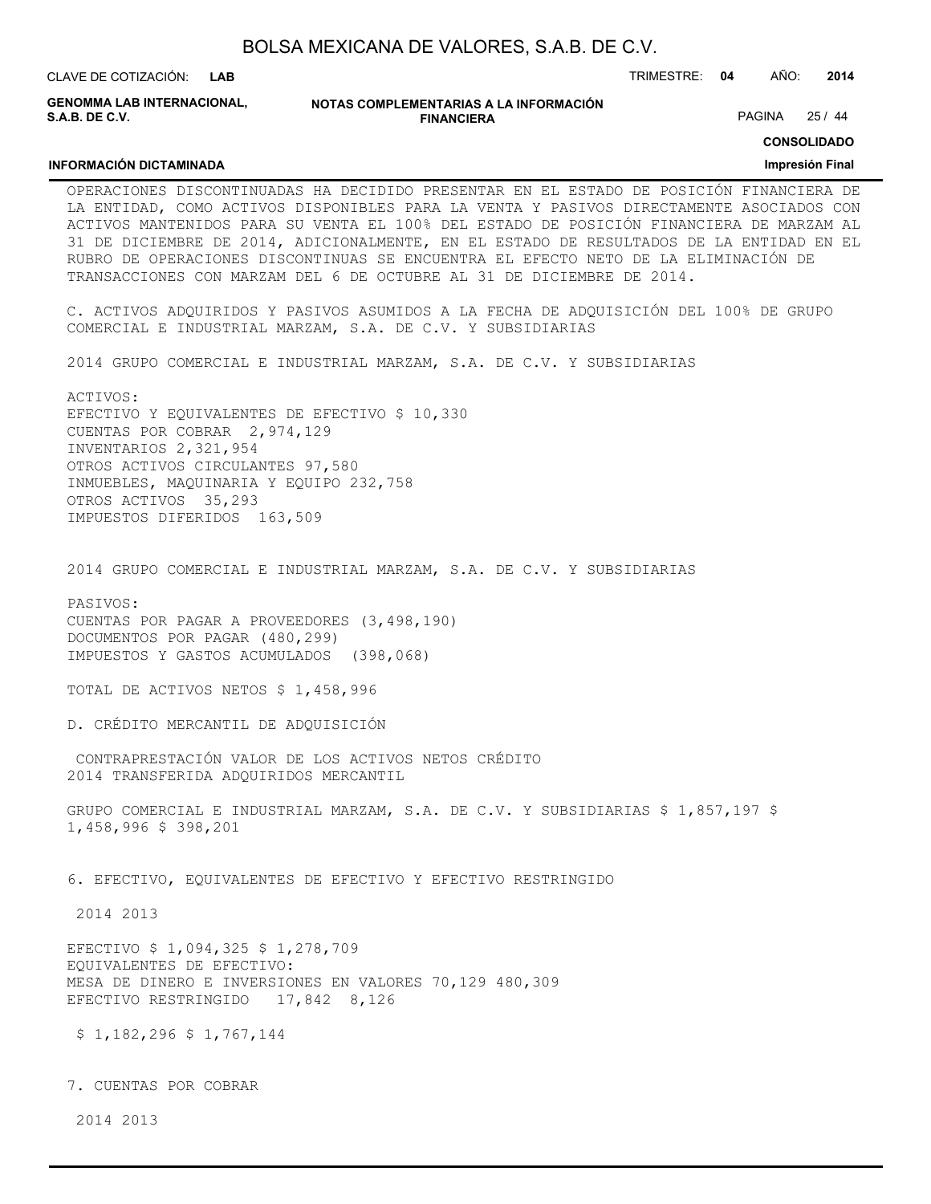OPERACIONES DISCONTINUADAS HA DECIDIDO PRESENTAR EN EL ESTADO DE POSICIÓN FINANCIERA DE LA ENTIDAD, COMO ACTIVOS DISPONIBLES PARA LA VENTA Y PASIVOS DIRECTAMENTE ASOCIADOS CON ACTIVOS MANTENIDOS PARA SU VENTA EL 100% DEL ESTADO DE POSICIÓN FINANCIERA DE MARZAM AL 31 DE DICIEMBRE DE 2014, ADICIONALMENTE, EN EL ESTADO DE RESULTADOS DE LA ENTIDAD EN EL RUBRO DE OPERACIONES DISCONTINUAS SE ENCUENTRA EL EFECTO NETO DE LA ELIMINACIÓN DE TRANSACCIONES CON MARZAM DEL 6 DE OCTUBRE AL 31 DE DICIEMBRE DE 2014.

C. ACTIVOS ADQUIRIDOS Y PASIVOS ASUMIDOS A LA FECHA DE ADQUISICIÓN DEL 100% DE GRUPO COMERCIAL E INDUSTRIAL MARZAM, S.A. DE C.V. Y SUBSIDIARIAS

| 2014 | GRUPO COMERCIAL E INDUSTRIAL MARZAM, S.A. DE C.V. Y SUBSIDIARIAS |
|---|---|
| ACTIVOS: | |
| EFECTIVO Y EQUIVALENTES DE EFECTIVO | $ 10,330 |
| CUENTAS POR COBRAR | 2,974,129 |
| INVENTARIOS | 2,321,954 |
| OTROS ACTIVOS CIRCULANTES | 97,580 |
| INMUEBLES, MAQUINARIA Y EQUIPO | 232,758 |
| OTROS ACTIVOS | 35,293 |
| IMPUESTOS DIFERIDOS | 163,509 |

| 2014 | GRUPO COMERCIAL E INDUSTRIAL MARZAM, S.A. DE C.V. Y SUBSIDIARIAS |
|---|---|
| PASIVOS: | |
| CUENTAS POR PAGAR A PROVEEDORES | (3,498,190) |
| DOCUMENTOS POR PAGAR | (480,299) |
| IMPUESTOS Y GASTOS ACUMULADOS | (398,068) |
| TOTAL DE ACTIVOS NETOS | $ 1,458,996 |

D. CRÉDITO MERCANTIL DE ADQUISICIÓN

| 2014 | CONTRAPRESTACIÓN TRANSFERIDA | VALOR DE LOS ACTIVOS NETOS ADQUIRIDOS | CRÉDITO MERCANTIL |
|---|---|---|---|
| GRUPO COMERCIAL E INDUSTRIAL MARZAM, S.A. DE C.V. Y SUBSIDIARIAS | $ 1,857,197 | $ 1,458,996 | $ 398,201 |

6. EFECTIVO, EQUIVALENTES DE EFECTIVO Y EFECTIVO RESTRINGIDO

| | 2014 | 2013 |
|---|---|---|
| EFECTIVO | $ 1,094,325 | $ 1,278,709 |
| EQUIVALENTES DE EFECTIVO: | | |
| MESA DE DINERO E INVERSIONES EN VALORES | 70,129 | 480,309 |
| EFECTIVO RESTRINGIDO | 17,842 | 8,126 |
| | $ 1,182,296 | $ 1,767,144 |

7. CUENTAS POR COBRAR

2014 2013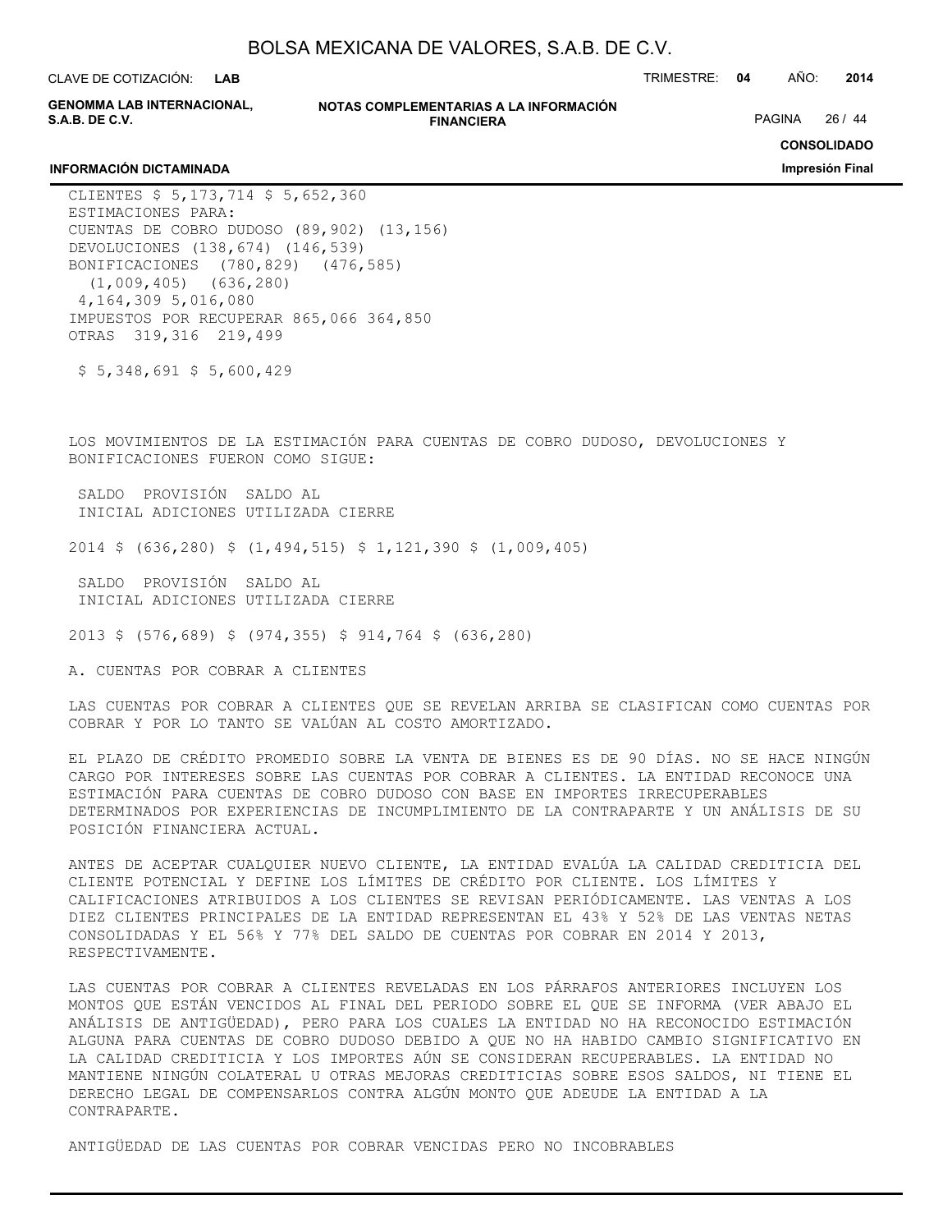| | 2014 | 2013 |
|---|---|---|
| CLIENTES | $ 5,173,714 | $ 5,652,360 |
| ESTIMACIONES PARA: | | |
| CUENTAS DE COBRO DUDOSO | (89,902) | (13,156) |
| DEVOLUCIONES | (138,674) | (146,539) |
| BONIFICACIONES | (780,829) | (476,585) |
| | (1,009,405) | (636,280) |
| | 4,164,309 | 5,016,080 |
| IMPUESTOS POR RECUPERAR | 865,066 | 364,850 |
| OTRAS | 319,316 | 219,499 |
| | $ 5,348,691 | $ 5,600,429 |

LOS MOVIMIENTOS DE LA ESTIMACIÓN PARA CUENTAS DE COBRO DUDOSO, DEVOLUCIONES Y BONIFICACIONES FUERON COMO SIGUE:

| | SALDO INICIAL | ADICIONES | PROVISIÓN UTILIZADA | SALDO AL CIERRE |
|---|---|---|---|---|
| 2014 | $ (636,280) | $ (1,494,515) | $ 1,121,390 | $ (1,009,405) |

| | SALDO INICIAL | ADICIONES | PROVISIÓN UTILIZADA | SALDO AL CIERRE |
|---|---|---|---|---|
| 2013 | $ (576,689) | $ (974,355) | $ 914,764 | $ (636,280) |

A. CUENTAS POR COBRAR A CLIENTES

LAS CUENTAS POR COBRAR A CLIENTES QUE SE REVELAN ARRIBA SE CLASIFICAN COMO CUENTAS POR COBRAR Y POR LO TANTO SE VALÚAN AL COSTO AMORTIZADO.

EL PLAZO DE CRÉDITO PROMEDIO SOBRE LA VENTA DE BIENES ES DE 90 DÍAS. NO SE HACE NINGÚN CARGO POR INTERESES SOBRE LAS CUENTAS POR COBRAR A CLIENTES. LA ENTIDAD RECONOCE UNA ESTIMACIÓN PARA CUENTAS DE COBRO DUDOSO CON BASE EN IMPORTES IRRECUPERABLES DETERMINADOS POR EXPERIENCIAS DE INCUMPLIMIENTO DE LA CONTRAPARTE Y UN ANÁLISIS DE SU POSICIÓN FINANCIERA ACTUAL.

ANTES DE ACEPTAR CUALQUIER NUEVO CLIENTE, LA ENTIDAD EVALÚA LA CALIDAD CREDITICIA DEL CLIENTE POTENCIAL Y DEFINE LOS LÍMITES DE CRÉDITO POR CLIENTE. LOS LÍMITES Y CALIFICACIONES ATRIBUIDOS A LOS CLIENTES SE REVISAN PERIÓDICAMENTE. LAS VENTAS A LOS DIEZ CLIENTES PRINCIPALES DE LA ENTIDAD REPRESENTAN EL 43% Y 52% DE LAS VENTAS NETAS CONSOLIDADAS Y EL 56% Y 77% DEL SALDO DE CUENTAS POR COBRAR EN 2014 Y 2013, RESPECTIVAMENTE.

LAS CUENTAS POR COBRAR A CLIENTES REVELADAS EN LOS PÁRRAFOS ANTERIORES INCLUYEN LOS MONTOS QUE ESTÁN VENCIDOS AL FINAL DEL PERIODO SOBRE EL QUE SE INFORMA (VER ABAJO EL ANÁLISIS DE ANTIGÜEDAD), PERO PARA LOS CUALES LA ENTIDAD NO HA RECONOCIDO ESTIMACIÓN ALGUNA PARA CUENTAS DE COBRO DUDOSO DEBIDO A QUE NO HA HABIDO CAMBIO SIGNIFICATIVO EN LA CALIDAD CREDITICIA Y LOS IMPORTES AÚN SE CONSIDERAN RECUPERABLES. LA ENTIDAD NO MANTIENE NINGÚN COLATERAL U OTRAS MEJORAS CREDITICIAS SOBRE ESOS SALDOS, NI TIENE EL DERECHO LEGAL DE COMPENSARLOS CONTRA ALGÚN MONTO QUE ADEUDE LA ENTIDAD A LA CONTRAPARTE.

ANTIGÜEDAD DE LAS CUENTAS POR COBRAR VENCIDAS PERO NO INCOBRABLES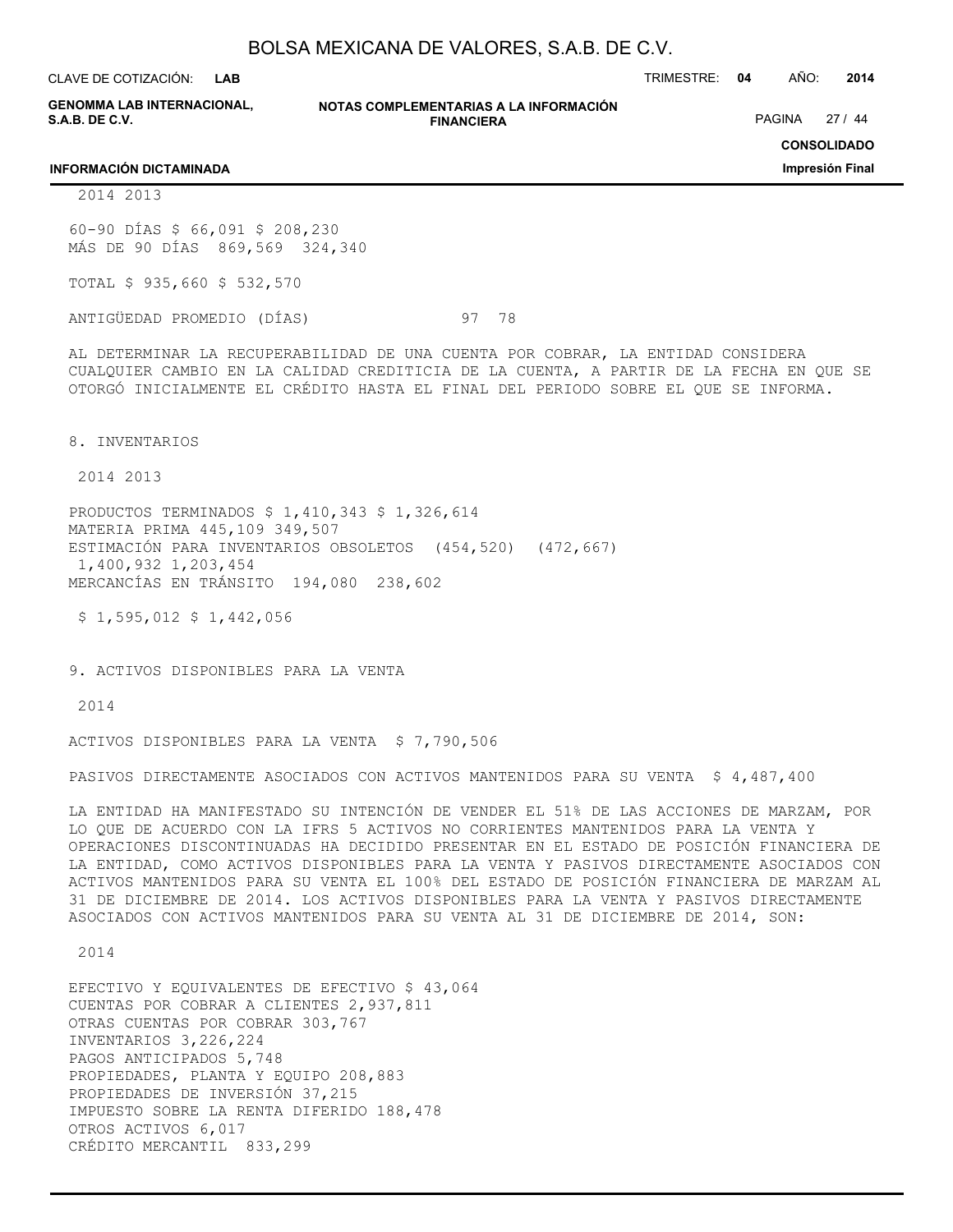| | 2014 | 2013 |
|---|---|---|
| 60-90 DÍAS | $ 66,091 | $ 208,230 |
| MÁS DE 90 DÍAS | 869,569 | 324,340 |
| TOTAL | $ 935,660 | $ 532,570 |
| ANTIGÜEDAD PROMEDIO (DÍAS) | 97 | 78 |

AL DETERMINAR LA RECUPERABILIDAD DE UNA CUENTA POR COBRAR, LA ENTIDAD CONSIDERA CUALQUIER CAMBIO EN LA CALIDAD CREDITICIA DE LA CUENTA, A PARTIR DE LA FECHA EN QUE SE OTORGÓ INICIALMENTE EL CRÉDITO HASTA EL FINAL DEL PERIODO SOBRE EL QUE SE INFORMA.

## 8. INVENTARIOS

| | 2014 | 2013 |
|---|---|---|
| PRODUCTOS TERMINADOS | $ 1,410,343 | $ 1,326,614 |
| MATERIA PRIMA | 445,109 | 349,507 |
| ESTIMACIÓN PARA INVENTARIOS OBSOLETOS | (454,520) | (472,667) |
| | 1,400,932 | 1,203,454 |
| MERCANCÍAS EN TRÁNSITO | 194,080 | 238,602 |
| | $ 1,595,012 | $ 1,442,056 |

## 9. ACTIVOS DISPONIBLES PARA LA VENTA

| | 2014 |
|---|---|
| ACTIVOS DISPONIBLES PARA LA VENTA | $ 7,790,506 |
| PASIVOS DIRECTAMENTE ASOCIADOS CON ACTIVOS MANTENIDOS PARA SU VENTA | $ 4,487,400 |

LA ENTIDAD HA MANIFESTADO SU INTENCIÓN DE VENDER EL 51% DE LAS ACCIONES DE MARZAM, POR LO QUE DE ACUERDO CON LA IFRS 5 ACTIVOS NO CORRIENTES MANTENIDOS PARA LA VENTA Y OPERACIONES DISCONTINUADAS HA DECIDIDO PRESENTAR EN EL ESTADO DE POSICIÓN FINANCIERA DE LA ENTIDAD, COMO ACTIVOS DISPONIBLES PARA LA VENTA Y PASIVOS DIRECTAMENTE ASOCIADOS CON ACTIVOS MANTENIDOS PARA SU VENTA EL 100% DEL ESTADO DE POSICIÓN FINANCIERA DE MARZAM AL 31 DE DICIEMBRE DE 2014. LOS ACTIVOS DISPONIBLES PARA LA VENTA Y PASIVOS DIRECTAMENTE ASOCIADOS CON ACTIVOS MANTENIDOS PARA SU VENTA AL 31 DE DICIEMBRE DE 2014, SON:

| | 2014 |
|---|---|
| EFECTIVO Y EQUIVALENTES DE EFECTIVO | $ 43,064 |
| CUENTAS POR COBRAR A CLIENTES | 2,937,811 |
| OTRAS CUENTAS POR COBRAR | 303,767 |
| INVENTARIOS | 3,226,224 |
| PAGOS ANTICIPADOS | 5,748 |
| PROPIEDADES, PLANTA Y EQUIPO | 208,883 |
| PROPIEDADES DE INVERSIÓN | 37,215 |
| IMPUESTO SOBRE LA RENTA DIFERIDO | 188,478 |
| OTROS ACTIVOS | 6,017 |
| CRÉDITO MERCANTIL | 833,299 |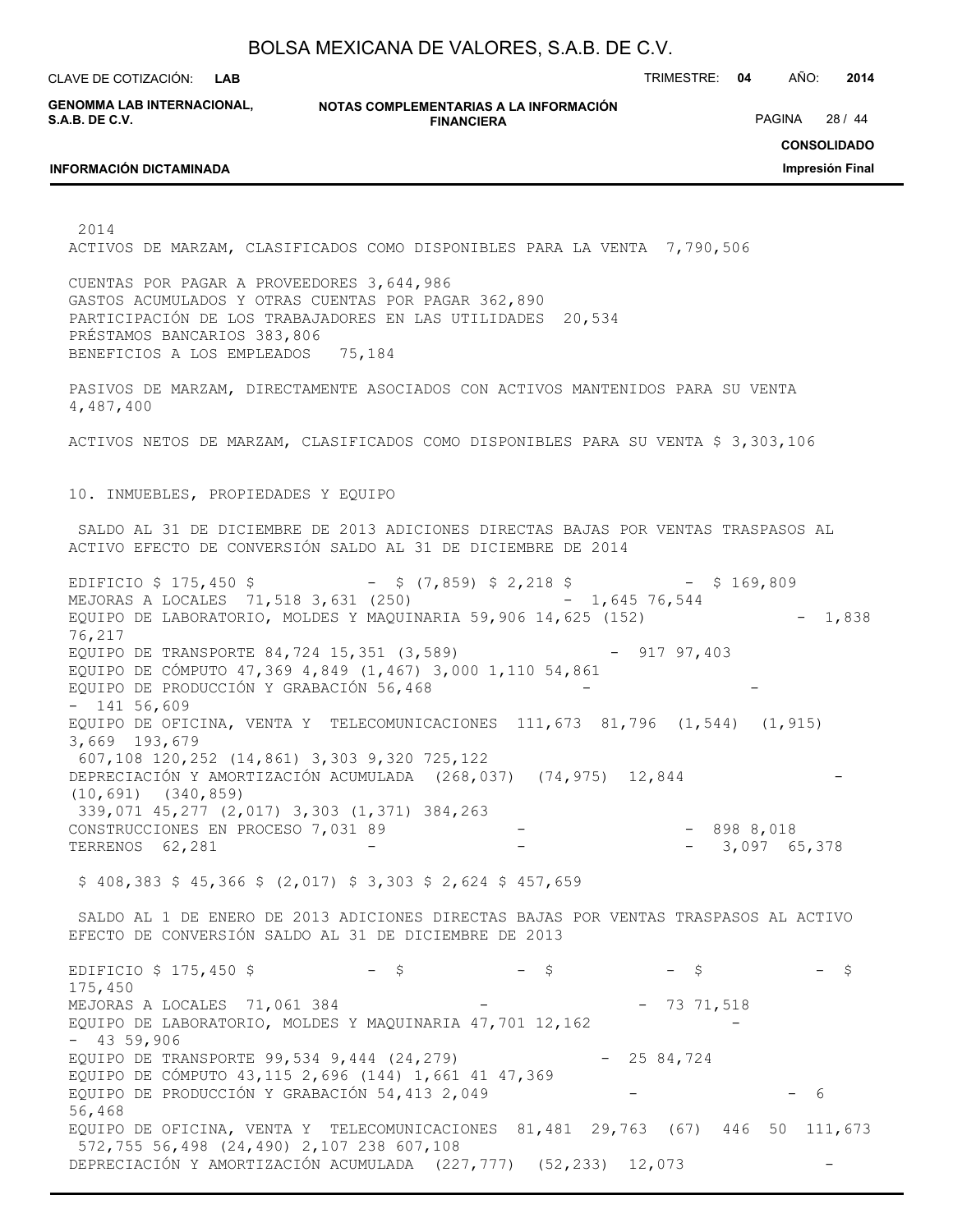2014

| | |
|---|---|
| ACTIVOS DE MARZAM, CLASIFICADOS COMO DISPONIBLES PARA LA VENTA | 7,790,506 |
| CUENTAS POR PAGAR A PROVEEDORES | 3,644,986 |
| GASTOS ACUMULADOS Y OTRAS CUENTAS POR PAGAR | 362,890 |
| PARTICIPACIÓN DE LOS TRABAJADORES EN LAS UTILIDADES | 20,534 |
| PRÉSTAMOS BANCARIOS | 383,806 |
| BENEFICIOS A LOS EMPLEADOS | 75,184 |
| PASIVOS DE MARZAM, DIRECTAMENTE ASOCIADOS CON ACTIVOS MANTENIDOS PARA SU VENTA | 4,487,400 |
| ACTIVOS NETOS DE MARZAM, CLASIFICADOS COMO DISPONIBLES PARA SU VENTA | $ 3,303,106 |

## 10. INMUEBLES, PROPIEDADES Y EQUIPO

| | SALDO AL 31 DE DICIEMBRE DE 2013 | ADICIONES DIRECTAS | BAJAS POR VENTAS | TRASPASOS AL ACTIVO | EFECTO DE CONVERSIÓN | SALDO AL 31 DE DICIEMBRE DE 2014 |
|---|---|---|---|---|---|---|
| EDIFICIO | $ 175,450 | $ - | $ (7,859) | $ 2,218 | $ - | $ 169,809 |
| MEJORAS A LOCALES | 71,518 | 3,631 | (250) | - | 1,645 | 76,544 |
| EQUIPO DE LABORATORIO, MOLDES Y MAQUINARIA | 59,906 | 14,625 | (152) | - | 1,838 | 76,217 |
| EQUIPO DE TRANSPORTE | 84,724 | 15,351 | (3,589) | - | 917 | 97,403 |
| EQUIPO DE CÓMPUTO | 47,369 | 4,849 | (1,467) | 3,000 | 1,110 | 54,861 |
| EQUIPO DE PRODUCCIÓN Y GRABACIÓN | 56,468 | - | - | - | 141 | 56,609 |
| EQUIPO DE OFICINA, VENTA Y TELECOMUNICACIONES | 111,673 | 81,796 | (1,544) | (1,915) | 3,669 | 193,679 |
| | 607,108 | 120,252 | (14,861) | 3,303 | 9,320 | 725,122 |
| DEPRECIACIÓN Y AMORTIZACIÓN ACUMULADA | (268,037) | (74,975) | 12,844 | - | (10,691) | (340,859) |
| | 339,071 | 45,277 | (2,017) | 3,303 | (1,371) | 384,263 |
| CONSTRUCCIONES EN PROCESO | 7,031 | 89 | - | - | 898 | 8,018 |
| TERRENOS | 62,281 | - | - | - | 3,097 | 65,378 |
| | $ 408,383 | $ 45,366 | $ (2,017) | $ 3,303 | $ 2,624 | $ 457,659 |

| | SALDO AL 1 DE ENERO DE 2013 | ADICIONES DIRECTAS | BAJAS POR VENTAS | TRASPASOS AL ACTIVO | EFECTO DE CONVERSIÓN | SALDO AL 31 DE DICIEMBRE DE 2013 |
|---|---|---|---|---|---|---|
| EDIFICIO | $ 175,450 | $ - | $ - | $ - | $ - | $ 175,450 |
| MEJORAS A LOCALES | 71,061 | 384 | - | - | 73 | 71,518 |
| EQUIPO DE LABORATORIO, MOLDES Y MAQUINARIA | 47,701 | 12,162 | - | - | 43 | 59,906 |
| EQUIPO DE TRANSPORTE | 99,534 | 9,444 | (24,279) | - | 25 | 84,724 |
| EQUIPO DE CÓMPUTO | 43,115 | 2,696 | (144) | 1,661 | 41 | 47,369 |
| EQUIPO DE PRODUCCIÓN Y GRABACIÓN | 54,413 | 2,049 | - | - | 6 | 56,468 |
| EQUIPO DE OFICINA, VENTA Y TELECOMUNICACIONES | 81,481 | 29,763 | (67) | 446 | 50 | 111,673 |
| | 572,755 | 56,498 | (24,490) | 2,107 | 238 | 607,108 |
| DEPRECIACIÓN Y AMORTIZACIÓN ACUMULADA | (227,777) | (52,233) | 12,073 | - | | |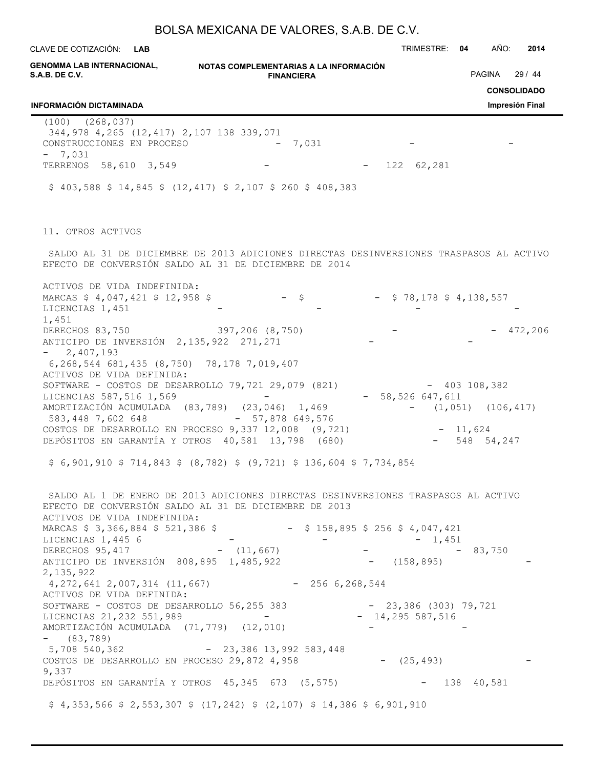| | | | | | | |
|---|---|---|---|---|---|---|
| | | | | (100) | (268,037) | |
| | 344,978 | 4,265 | (12,417) | 2,107 | 138 | 339,071 |
| CONSTRUCCIONES EN PROCESO | - | 7,031 | - | - | - | 7,031 |
| TERRENOS | 58,610 | 3,549 | - | - | 122 | 62,281 |
| | $ 403,588 | $ 14,845 | $ (12,417) | $ 2,107 | $ 260 | $ 408,383 |

11. OTROS ACTIVOS

| | SALDO AL 31 DE DICIEMBRE DE 2013 | ADICIONES DIRECTAS | DESINVERSIONES | TRASPASOS AL ACTIVO | EFECTO DE CONVERSIÓN | SALDO AL 31 DE DICIEMBRE DE 2014 |
|---|---|---|---|---|---|---|
| ACTIVOS DE VIDA INDEFINIDA: | | | | | | |
| MARCAS | $ 4,047,421 | $ 12,958 | $ - | $ - | $ 78,178 | $ 4,138,557 |
| LICENCIAS | 1,451 | - | - | - | - | 1,451 |
| DERECHOS | 83,750 | 397,206 | (8,750) | - | - | 472,206 |
| ANTICIPO DE INVERSIÓN | 2,135,922 | 271,271 | - | - | - | 2,407,193 |
| | 6,268,544 | 681,435 | (8,750) | | 78,178 | 7,019,407 |
| ACTIVOS DE VIDA DEFINIDA: | | | | | | |
| SOFTWARE - COSTOS DE DESARROLLO | 79,721 | 29,079 | (821) | - | 403 | 108,382 |
| LICENCIAS | 587,516 | 1,569 | - | - | 58,526 | 647,611 |
| AMORTIZACIÓN ACUMULADA | (83,789) | (23,046) | 1,469 | - | (1,051) | (106,417) |
| | 583,448 | 7,602 | 648 | - | 57,878 | 649,576 |
| COSTOS DE DESARROLLO EN PROCESO | 9,337 | 12,008 | | (9,721) | - | 11,624 |
| DEPÓSITOS EN GARANTÍA Y OTROS | 40,581 | 13,798 | (680) | - | 548 | 54,247 |
| | $ 6,901,910 | $ 714,843 | $ (8,782) | $ (9,721) | $ 136,604 | $ 7,734,854 |

| | SALDO AL 1 DE ENERO DE 2013 | ADICIONES DIRECTAS | DESINVERSIONES | TRASPASOS AL ACTIVO | EFECTO DE CONVERSIÓN | SALDO AL 31 DE DICIEMBRE DE 2013 |
|---|---|---|---|---|---|---|
| ACTIVOS DE VIDA INDEFINIDA: | | | | | | |
| MARCAS | $ 3,366,884 | $ 521,386 | $ - | $ 158,895 | $ 256 | $ 4,047,421 |
| LICENCIAS | 1,445 | 6 | - | - | - | 1,451 |
| DERECHOS | 95,417 | - | (11,667) | - | - | 83,750 |
| ANTICIPO DE INVERSIÓN | 808,895 | 1,485,922 | - | (158,895) | - | 2,135,922 |
| | 4,272,641 | 2,007,314 | (11,667) | - | 256 | 6,268,544 |
| ACTIVOS DE VIDA DEFINIDA: | | | | | | |
| SOFTWARE - COSTOS DE DESARROLLO | 56,255 | 383 | - | 23,386 | (303) | 79,721 |
| LICENCIAS | 21,232 | 551,989 | - | - | 14,295 | 587,516 |
| AMORTIZACIÓN ACUMULADA | (71,779) | (12,010) | - | - | - | (83,789) |
| | 5,708 | 540,362 | - | 23,386 | 13,992 | 583,448 |
| COSTOS DE DESARROLLO EN PROCESO | 29,872 | 4,958 | - | (25,493) | - | 9,337 |
| DEPÓSITOS EN GARANTÍA Y OTROS | 45,345 | 673 | (5,575) | - | 138 | 40,581 |
| | $ 4,353,566 | $ 2,553,307 | $ (17,242) | $ (2,107) | $ 14,386 | $ 6,901,910 |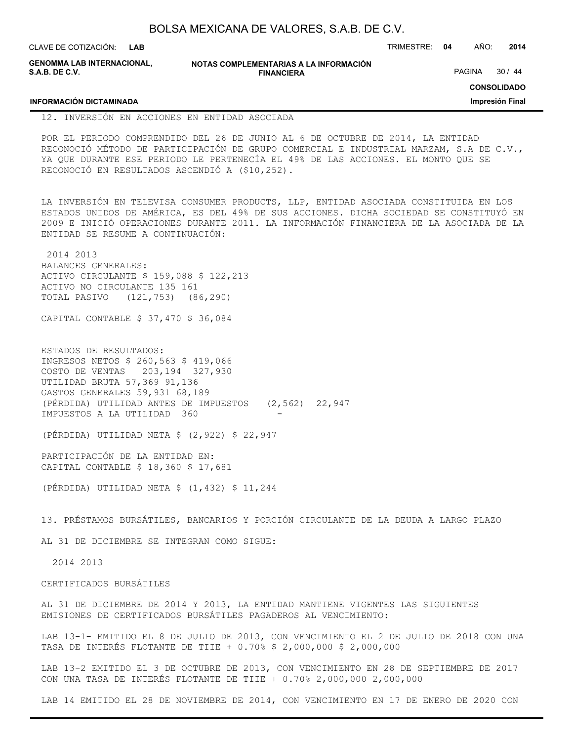12. INVERSIÓN EN ACCIONES EN ENTIDAD ASOCIADA

POR EL PERIODO COMPRENDIDO DEL 26 DE JUNIO AL 6 DE OCTUBRE DE 2014, LA ENTIDAD RECONOCIÓ MÉTODO DE PARTICIPACIÓN DE GRUPO COMERCIAL E INDUSTRIAL MARZAM, S.A DE C.V., YA QUE DURANTE ESE PERIODO LE PERTENECÍA EL 49% DE LAS ACCIONES. EL MONTO QUE SE RECONOCIÓ EN RESULTADOS ASCENDIÓ A ($10,252).

LA INVERSIÓN EN TELEVISA CONSUMER PRODUCTS, LLP, ENTIDAD ASOCIADA CONSTITUIDA EN LOS ESTADOS UNIDOS DE AMÉRICA, ES DEL 49% DE SUS ACCIONES. DICHA SOCIEDAD SE CONSTITUYÓ EN 2009 E INICIÓ OPERACIONES DURANTE 2011. LA INFORMACIÓN FINANCIERA DE LA ASOCIADA DE LA ENTIDAD SE RESUME A CONTINUACIÓN:

| | 2014 | 2013 |
|---|---|---|
| BALANCES GENERALES: | | |
| ACTIVO CIRCULANTE | $ 159,088 | $ 122,213 |
| ACTIVO NO CIRCULANTE | 135 | 161 |
| TOTAL PASIVO | (121,753) | (86,290) |
| CAPITAL CONTABLE | $ 37,470 | $ 36,084 |
| | | |
| ESTADOS DE RESULTADOS: | | |
| INGRESOS NETOS | $ 260,563 | $ 419,066 |
| COSTO DE VENTAS | 203,194 | 327,930 |
| UTILIDAD BRUTA | 57,369 | 91,136 |
| GASTOS GENERALES | 59,931 | 68,189 |
| (PÉRDIDA) UTILIDAD ANTES DE IMPUESTOS | (2,562) | 22,947 |
| IMPUESTOS A LA UTILIDAD | 360 | - |
| (PÉRDIDA) UTILIDAD NETA | $ (2,922) | $ 22,947 |
| | | |
| PARTICIPACIÓN DE LA ENTIDAD EN: | | |
| CAPITAL CONTABLE | $ 18,360 | $ 17,681 |
| (PÉRDIDA) UTILIDAD NETA | $ (1,432) | $ 11,244 |

13. PRÉSTAMOS BURSÁTILES, BANCARIOS Y PORCIÓN CIRCULANTE DE LA DEUDA A LARGO PLAZO

AL 31 DE DICIEMBRE SE INTEGRAN COMO SIGUE:

| | 2014 | 2013 |
|---|---|---|
| CERTIFICADOS BURSÁTILES | | |
| AL 31 DE DICIEMBRE DE 2014 Y 2013, LA ENTIDAD MANTIENE VIGENTES LAS SIGUIENTES EMISIONES DE CERTIFICADOS BURSÁTILES PAGADEROS AL VENCIMIENTO: | | |
| LAB 13-1- EMITIDO EL 8 DE JULIO DE 2013, CON VENCIMIENTO EL 2 DE JULIO DE 2018 CON UNA TASA DE INTERÉS FLOTANTE DE TIIE + 0.70% | $ 2,000,000 | $ 2,000,000 |
| LAB 13-2 EMITIDO EL 3 DE OCTUBRE DE 2013, CON VENCIMIENTO EN 28 DE SEPTIEMBRE DE 2017 CON UNA TASA DE INTERÉS FLOTANTE DE TIIE + 0.70% | 2,000,000 | 2,000,000 |

LAB 14 EMITIDO EL 28 DE NOVIEMBRE DE 2014, CON VENCIMIENTO EN 17 DE ENERO DE 2020 CON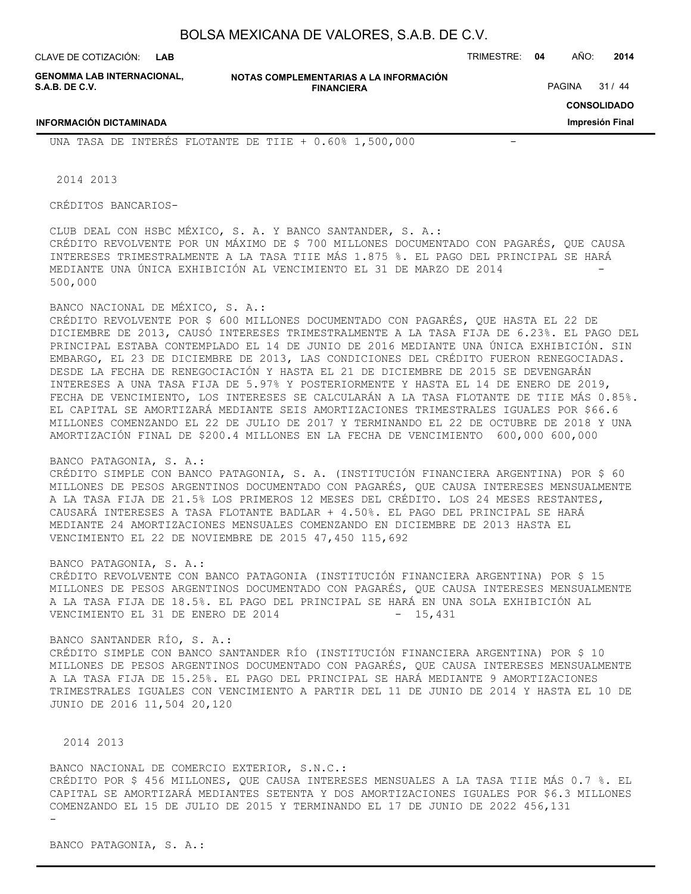UNA TASA DE INTERÉS FLOTANTE DE TIIE + 0.60% 1,500,000 -

| | 2014 | 2013 |
|---|---|---|
| **CRÉDITOS BANCARIOS-** | | |
| CLUB DEAL CON HSBC MÉXICO, S. A. Y BANCO SANTANDER, S. A.: CRÉDITO REVOLVENTE POR UN MÁXIMO DE $ 700 MILLONES DOCUMENTADO CON PAGARÉS, QUE CAUSA INTERESES TRIMESTRALMENTE A LA TASA TIIE MÁS 1.875 %. EL PAGO DEL PRINCIPAL SE HARÁ MEDIANTE UNA ÚNICA EXHIBICIÓN AL VENCIMIENTO EL 31 DE MARZO DE 2014 | - | 500,000 |
| BANCO NACIONAL DE MÉXICO, S. A.: CRÉDITO REVOLVENTE POR $ 600 MILLONES DOCUMENTADO CON PAGARÉS, QUE HASTA EL 22 DE DICIEMBRE DE 2013, CAUSÓ INTERESES TRIMESTRALMENTE A LA TASA FIJA DE 6.23%. EL PAGO DEL PRINCIPAL ESTABA CONTEMPLADO EL 14 DE JUNIO DE 2016 MEDIANTE UNA ÚNICA EXHIBICIÓN. SIN EMBARGO, EL 23 DE DICIEMBRE DE 2013, LAS CONDICIONES DEL CRÉDITO FUERON RENEGOCIADAS. DESDE LA FECHA DE RENEGOCIACIÓN Y HASTA EL 21 DE DICIEMBRE DE 2015 SE DEVENGARÁN INTERESES A UNA TASA FIJA DE 5.97% Y POSTERIORMENTE Y HASTA EL 14 DE ENERO DE 2019, FECHA DE VENCIMIENTO, LOS INTERESES SE CALCULARÁN A LA TASA FLOTANTE DE TIIE MÁS 0.85%. EL CAPITAL SE AMORTIZARÁ MEDIANTE SEIS AMORTIZACIONES TRIMESTRALES IGUALES POR $66.6 MILLONES COMENZANDO EL 22 DE JULIO DE 2017 Y TERMINANDO EL 22 DE OCTUBRE DE 2018 Y UNA AMORTIZACIÓN FINAL DE $200.4 MILLONES EN LA FECHA DE VENCIMIENTO | 600,000 | 600,000 |
| BANCO PATAGONIA, S. A.: CRÉDITO SIMPLE CON BANCO PATAGONIA, S. A. (INSTITUCIÓN FINANCIERA ARGENTINA) POR $ 60 MILLONES DE PESOS ARGENTINOS DOCUMENTADO CON PAGARÉS, QUE CAUSA INTERESES MENSUALMENTE A LA TASA FIJA DE 21.5% LOS PRIMEROS 12 MESES DEL CRÉDITO. LOS 24 MESES RESTANTES, CAUSARÁ INTERESES A TASA FLOTANTE BADLAR + 4.50%. EL PAGO DEL PRINCIPAL SE HARÁ MEDIANTE 24 AMORTIZACIONES MENSUALES COMENZANDO EN DICIEMBRE DE 2013 HASTA EL VENCIMIENTO EL 22 DE NOVIEMBRE DE 2015 | 47,450 | 115,692 |
| BANCO PATAGONIA, S. A.: CRÉDITO REVOLVENTE CON BANCO PATAGONIA (INSTITUCIÓN FINANCIERA ARGENTINA) POR $ 15 MILLONES DE PESOS ARGENTINOS DOCUMENTADO CON PAGARÉS, QUE CAUSA INTERESES MENSUALMENTE A LA TASA FIJA DE 18.5%. EL PAGO DEL PRINCIPAL SE HARÁ EN UNA SOLA EXHIBICIÓN AL VENCIMIENTO EL 31 DE ENERO DE 2014 | - | 15,431 |
| BANCO SANTANDER RÍO, S. A.: CRÉDITO SIMPLE CON BANCO SANTANDER RÍO (INSTITUCIÓN FINANCIERA ARGENTINA) POR $ 10 MILLONES DE PESOS ARGENTINOS DOCUMENTADO CON PAGARÉS, QUE CAUSA INTERESES MENSUALMENTE A LA TASA FIJA DE 15.25%. EL PAGO DEL PRINCIPAL SE HARÁ MEDIANTE 9 AMORTIZACIONES TRIMESTRALES IGUALES CON VENCIMIENTO A PARTIR DEL 11 DE JUNIO DE 2014 Y HASTA EL 10 DE JUNIO DE 2016 | 11,504 | 20,120 |

| | 2014 | 2013 |
|---|---|---|
| BANCO NACIONAL DE COMERCIO EXTERIOR, S.N.C.: CRÉDITO POR $ 456 MILLONES, QUE CAUSA INTERESES MENSUALES A LA TASA TIIE MÁS 0.7 %. EL CAPITAL SE AMORTIZARÁ MEDIANTES SETENTA Y DOS AMORTIZACIONES IGUALES POR $6.3 MILLONES COMENZANDO EL 15 DE JULIO DE 2015 Y TERMINANDO EL 17 DE JUNIO DE 2022 | 456,131 | - |

BANCO PATAGONIA, S. A.: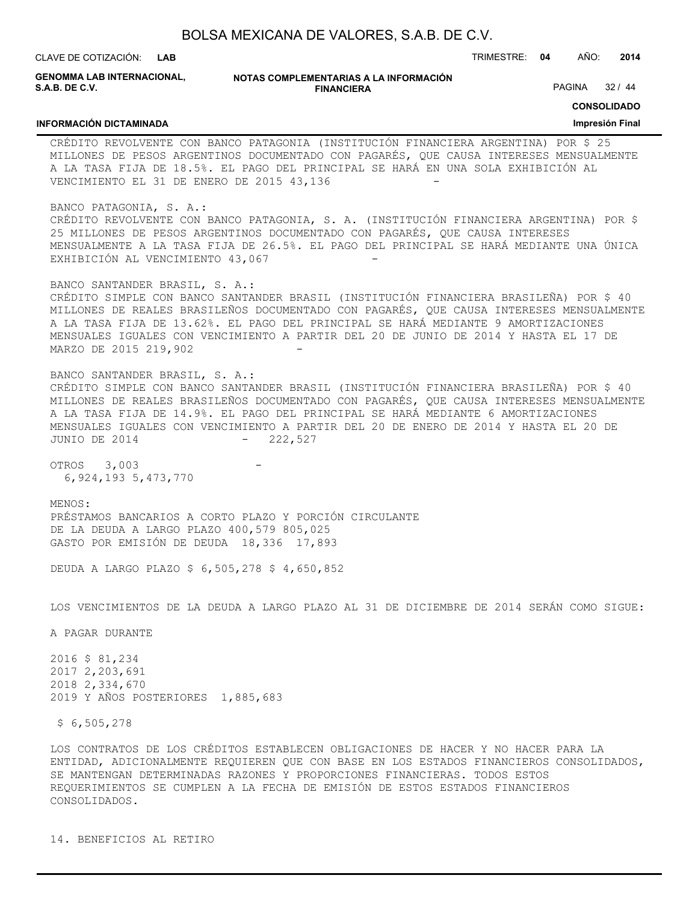CRÉDITO REVOLVENTE CON BANCO PATAGONIA (INSTITUCIÓN FINANCIERA ARGENTINA) POR $ 25 MILLONES DE PESOS ARGENTINOS DOCUMENTADO CON PAGARÉS, QUE CAUSA INTERESES MENSUALMENTE A LA TASA FIJA DE 18.5%. EL PAGO DEL PRINCIPAL SE HARÁ EN UNA SOLA EXHIBICIÓN AL VENCIMIENTO EL 31 DE ENERO DE 2015 43,136 -

BANCO PATAGONIA, S. A.:
CRÉDITO REVOLVENTE CON BANCO PATAGONIA, S. A. (INSTITUCIÓN FINANCIERA ARGENTINA) POR $ 25 MILLONES DE PESOS ARGENTINOS DOCUMENTADO CON PAGARÉS, QUE CAUSA INTERESES MENSUALMENTE A LA TASA FIJA DE 26.5%. EL PAGO DEL PRINCIPAL SE HARÁ MEDIANTE UNA ÚNICA EXHIBICIÓN AL VENCIMIENTO 43,067 -

BANCO SANTANDER BRASIL, S. A.:
CRÉDITO SIMPLE CON BANCO SANTANDER BRASIL (INSTITUCIÓN FINANCIERA BRASILEÑA) POR $ 40 MILLONES DE REALES BRASILEÑOS DOCUMENTADO CON PAGARÉS, QUE CAUSA INTERESES MENSUALMENTE A LA TASA FIJA DE 13.62%. EL PAGO DEL PRINCIPAL SE HARÁ MEDIANTE 9 AMORTIZACIONES MENSUALES IGUALES CON VENCIMIENTO A PARTIR DEL 20 DE JUNIO DE 2014 Y HASTA EL 17 DE MARZO DE 2015 219,902 -

BANCO SANTANDER BRASIL, S. A.:
CRÉDITO SIMPLE CON BANCO SANTANDER BRASIL (INSTITUCIÓN FINANCIERA BRASILEÑA) POR $ 40 MILLONES DE REALES BRASILEÑOS DOCUMENTADO CON PAGARÉS, QUE CAUSA INTERESES MENSUALMENTE A LA TASA FIJA DE 14.9%. EL PAGO DEL PRINCIPAL SE HARÁ MEDIANTE 6 AMORTIZACIONES MENSUALES IGUALES CON VENCIMIENTO A PARTIR DEL 20 DE ENERO DE 2014 Y HASTA EL 20 DE JUNIO DE 2014 - 222,527

OTROS 3,003 -
6,924,193 5,473,770

MENOS:
PRÉSTAMOS BANCARIOS A CORTO PLAZO Y PORCIÓN CIRCULANTE DE LA DEUDA A LARGO PLAZO 400,579 805,025
GASTO POR EMISIÓN DE DEUDA 18,336 17,893

DEUDA A LARGO PLAZO $ 6,505,278 $ 4,650,852

LOS VENCIMIENTOS DE LA DEUDA A LARGO PLAZO AL 31 DE DICIEMBRE DE 2014 SERÁN COMO SIGUE:

| A PAGAR DURANTE | |
|---|---|
| 2016 | $ 81,234 |
| 2017 | 2,203,691 |
| 2018 | 2,334,670 |
| 2019 Y AÑOS POSTERIORES | 1,885,683 |
| | $ 6,505,278 |

LOS CONTRATOS DE LOS CRÉDITOS ESTABLECEN OBLIGACIONES DE HACER Y NO HACER PARA LA ENTIDAD, ADICIONALMENTE REQUIEREN QUE CON BASE EN LOS ESTADOS FINANCIEROS CONSOLIDADOS, SE MANTENGAN DETERMINADAS RAZONES Y PROPORCIONES FINANCIERAS. TODOS ESTOS REQUERIMIENTOS SE CUMPLEN A LA FECHA DE EMISIÓN DE ESTOS ESTADOS FINANCIEROS CONSOLIDADOS.

14. BENEFICIOS AL RETIRO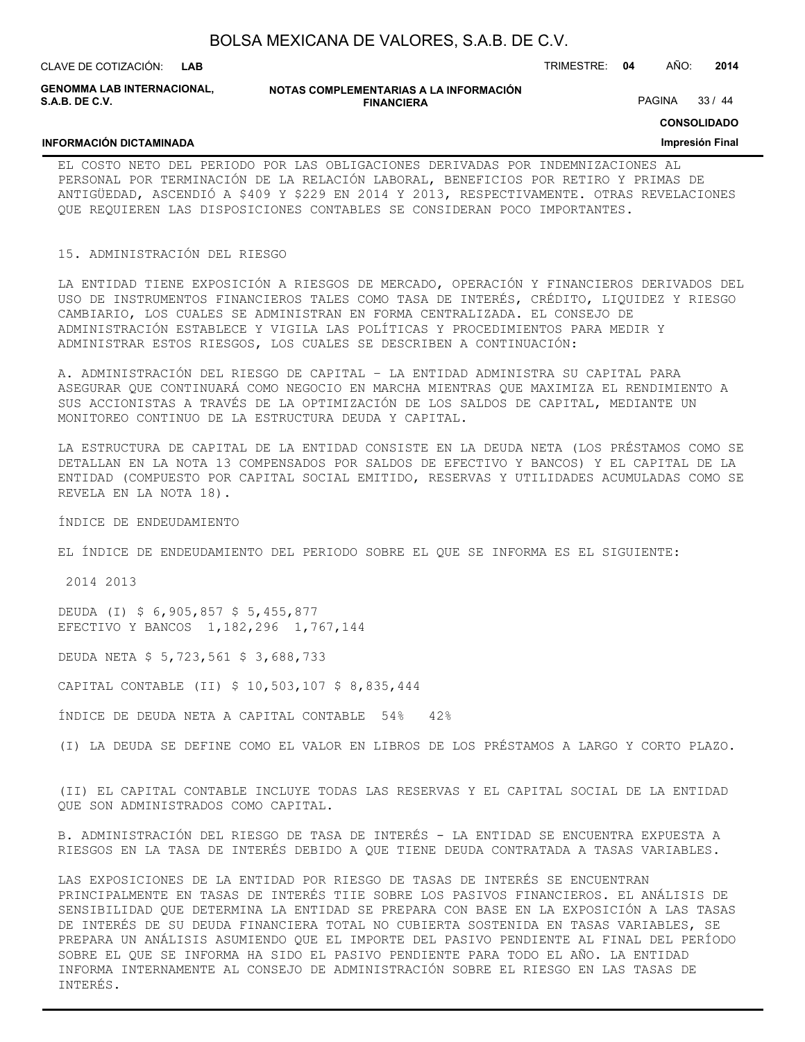EL COSTO NETO DEL PERIODO POR LAS OBLIGACIONES DERIVADAS POR INDEMNIZACIONES AL PERSONAL POR TERMINACIÓN DE LA RELACIÓN LABORAL, BENEFICIOS POR RETIRO Y PRIMAS DE ANTIGÜEDAD, ASCENDIÓ A $409 Y $229 EN 2014 Y 2013, RESPECTIVAMENTE. OTRAS REVELACIONES QUE REQUIEREN LAS DISPOSICIONES CONTABLES SE CONSIDERAN POCO IMPORTANTES.

## 15. ADMINISTRACIÓN DEL RIESGO

LA ENTIDAD TIENE EXPOSICIÓN A RIESGOS DE MERCADO, OPERACIÓN Y FINANCIEROS DERIVADOS DEL USO DE INSTRUMENTOS FINANCIEROS TALES COMO TASA DE INTERÉS, CRÉDITO, LIQUIDEZ Y RIESGO CAMBIARIO, LOS CUALES SE ADMINISTRAN EN FORMA CENTRALIZADA. EL CONSEJO DE ADMINISTRACIÓN ESTABLECE Y VIGILA LAS POLÍTICAS Y PROCEDIMIENTOS PARA MEDIR Y ADMINISTRAR ESTOS RIESGOS, LOS CUALES SE DESCRIBEN A CONTINUACIÓN:

A. ADMINISTRACIÓN DEL RIESGO DE CAPITAL – LA ENTIDAD ADMINISTRA SU CAPITAL PARA ASEGURAR QUE CONTINUARÁ COMO NEGOCIO EN MARCHA MIENTRAS QUE MAXIMIZA EL RENDIMIENTO A SUS ACCIONISTAS A TRAVÉS DE LA OPTIMIZACIÓN DE LOS SALDOS DE CAPITAL, MEDIANTE UN MONITOREO CONTINUO DE LA ESTRUCTURA DEUDA Y CAPITAL.

LA ESTRUCTURA DE CAPITAL DE LA ENTIDAD CONSISTE EN LA DEUDA NETA (LOS PRÉSTAMOS COMO SE DETALLAN EN LA NOTA 13 COMPENSADOS POR SALDOS DE EFECTIVO Y BANCOS) Y EL CAPITAL DE LA ENTIDAD (COMPUESTO POR CAPITAL SOCIAL EMITIDO, RESERVAS Y UTILIDADES ACUMULADAS COMO SE REVELA EN LA NOTA 18).

ÍNDICE DE ENDEUDAMIENTO

EL ÍNDICE DE ENDEUDAMIENTO DEL PERIODO SOBRE EL QUE SE INFORMA ES EL SIGUIENTE:

| | 2014 | 2013 |
|---|---|---|
| DEUDA (I) | $ 6,905,857 | $ 5,455,877 |
| EFECTIVO Y BANCOS | 1,182,296 | 1,767,144 |
| DEUDA NETA | $ 5,723,561 | $ 3,688,733 |
| CAPITAL CONTABLE (II) | $ 10,503,107 | $ 8,835,444 |
| ÍNDICE DE DEUDA NETA A CAPITAL CONTABLE | 54% | 42% |

(I) LA DEUDA SE DEFINE COMO EL VALOR EN LIBROS DE LOS PRÉSTAMOS A LARGO Y CORTO PLAZO.

(II) EL CAPITAL CONTABLE INCLUYE TODAS LAS RESERVAS Y EL CAPITAL SOCIAL DE LA ENTIDAD QUE SON ADMINISTRADOS COMO CAPITAL.

B. ADMINISTRACIÓN DEL RIESGO DE TASA DE INTERÉS - LA ENTIDAD SE ENCUENTRA EXPUESTA A RIESGOS EN LA TASA DE INTERÉS DEBIDO A QUE TIENE DEUDA CONTRATADA A TASAS VARIABLES.

LAS EXPOSICIONES DE LA ENTIDAD POR RIESGO DE TASAS DE INTERÉS SE ENCUENTRAN PRINCIPALMENTE EN TASAS DE INTERÉS TIIE SOBRE LOS PASIVOS FINANCIEROS. EL ANÁLISIS DE SENSIBILIDAD QUE DETERMINA LA ENTIDAD SE PREPARA CON BASE EN LA EXPOSICIÓN A LAS TASAS DE INTERÉS DE SU DEUDA FINANCIERA TOTAL NO CUBIERTA SOSTENIDA EN TASAS VARIABLES, SE PREPARA UN ANÁLISIS ASUMIENDO QUE EL IMPORTE DEL PASIVO PENDIENTE AL FINAL DEL PERÍODO SOBRE EL QUE SE INFORMA HA SIDO EL PASIVO PENDIENTE PARA TODO EL AÑO. LA ENTIDAD INFORMA INTERNAMENTE AL CONSEJO DE ADMINISTRACIÓN SOBRE EL RIESGO EN LAS TASAS DE INTERÉS.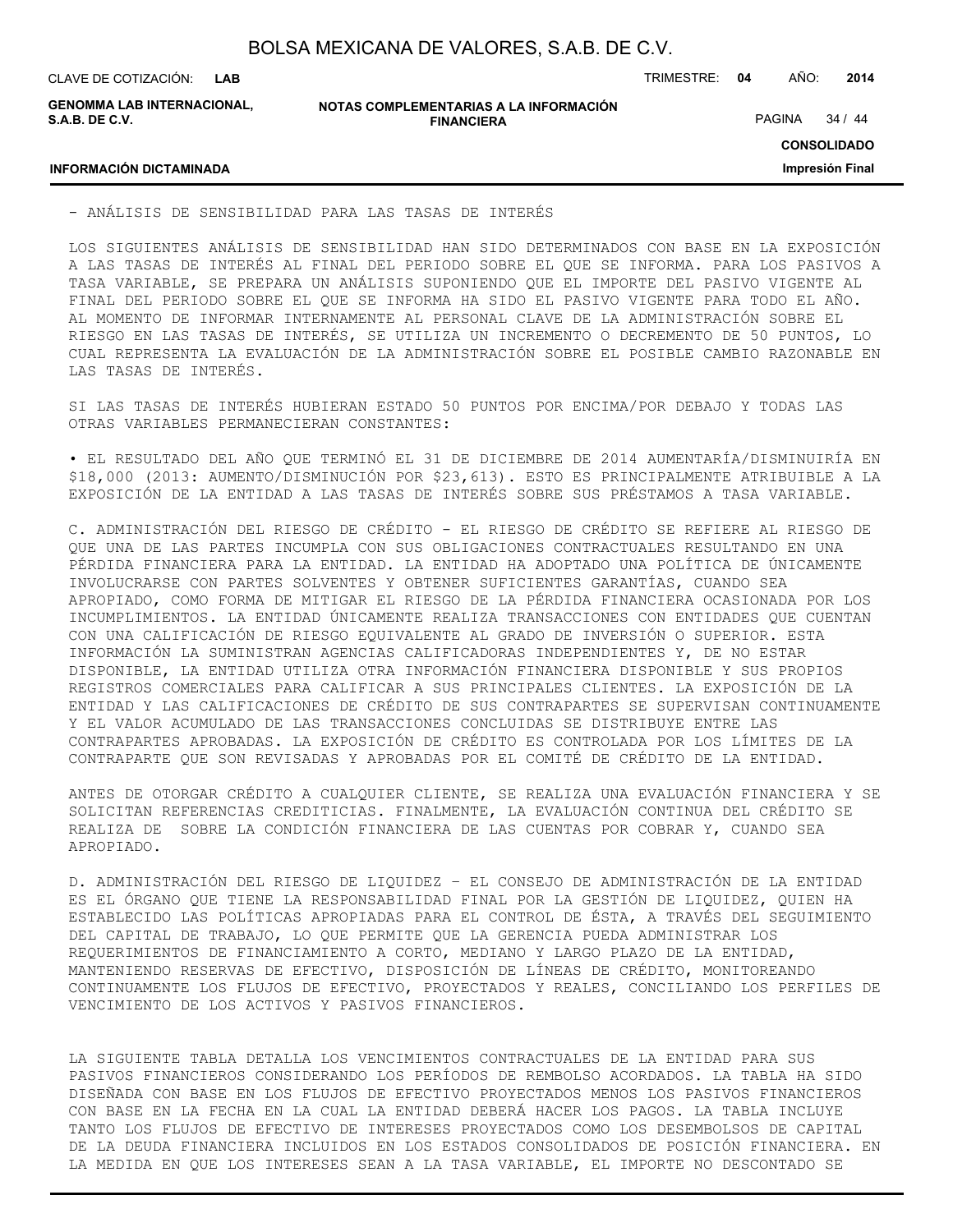- ANÁLISIS DE SENSIBILIDAD PARA LAS TASAS DE INTERÉS

LOS SIGUIENTES ANÁLISIS DE SENSIBILIDAD HAN SIDO DETERMINADOS CON BASE EN LA EXPOSICIÓN A LAS TASAS DE INTERÉS AL FINAL DEL PERIODO SOBRE EL QUE SE INFORMA. PARA LOS PASIVOS A TASA VARIABLE, SE PREPARA UN ANÁLISIS SUPONIENDO QUE EL IMPORTE DEL PASIVO VIGENTE AL FINAL DEL PERIODO SOBRE EL QUE SE INFORMA HA SIDO EL PASIVO VIGENTE PARA TODO EL AÑO. AL MOMENTO DE INFORMAR INTERNAMENTE AL PERSONAL CLAVE DE LA ADMINISTRACIÓN SOBRE EL RIESGO EN LAS TASAS DE INTERÉS, SE UTILIZA UN INCREMENTO O DECREMENTO DE 50 PUNTOS, LO CUAL REPRESENTA LA EVALUACIÓN DE LA ADMINISTRACIÓN SOBRE EL POSIBLE CAMBIO RAZONABLE EN LAS TASAS DE INTERÉS.

SI LAS TASAS DE INTERÉS HUBIERAN ESTADO 50 PUNTOS POR ENCIMA/POR DEBAJO Y TODAS LAS OTRAS VARIABLES PERMANECIERAN CONSTANTES:

• EL RESULTADO DEL AÑO QUE TERMINÓ EL 31 DE DICIEMBRE DE 2014 AUMENTARÍA/DISMINUIRÍA EN $18,000 (2013: AUMENTO/DISMINUCIÓN POR $23,613). ESTO ES PRINCIPALMENTE ATRIBUIBLE A LA EXPOSICIÓN DE LA ENTIDAD A LAS TASAS DE INTERÉS SOBRE SUS PRÉSTAMOS A TASA VARIABLE.

C. ADMINISTRACIÓN DEL RIESGO DE CRÉDITO - EL RIESGO DE CRÉDITO SE REFIERE AL RIESGO DE QUE UNA DE LAS PARTES INCUMPLA CON SUS OBLIGACIONES CONTRACTUALES RESULTANDO EN UNA PÉRDIDA FINANCIERA PARA LA ENTIDAD. LA ENTIDAD HA ADOPTADO UNA POLÍTICA DE ÚNICAMENTE INVOLUCRARSE CON PARTES SOLVENTES Y OBTENER SUFICIENTES GARANTÍAS, CUANDO SEA APROPIADO, COMO FORMA DE MITIGAR EL RIESGO DE LA PÉRDIDA FINANCIERA OCASIONADA POR LOS INCUMPLIMIENTOS. LA ENTIDAD ÚNICAMENTE REALIZA TRANSACCIONES CON ENTIDADES QUE CUENTAN CON UNA CALIFICACIÓN DE RIESGO EQUIVALENTE AL GRADO DE INVERSIÓN O SUPERIOR. ESTA INFORMACIÓN LA SUMINISTRAN AGENCIAS CALIFICADORAS INDEPENDIENTES Y, DE NO ESTAR DISPONIBLE, LA ENTIDAD UTILIZA OTRA INFORMACIÓN FINANCIERA DISPONIBLE Y SUS PROPIOS REGISTROS COMERCIALES PARA CALIFICAR A SUS PRINCIPALES CLIENTES. LA EXPOSICIÓN DE LA ENTIDAD Y LAS CALIFICACIONES DE CRÉDITO DE SUS CONTRAPARTES SE SUPERVISAN CONTINUAMENTE Y EL VALOR ACUMULADO DE LAS TRANSACCIONES CONCLUIDAS SE DISTRIBUYE ENTRE LAS CONTRAPARTES APROBADAS. LA EXPOSICIÓN DE CRÉDITO ES CONTROLADA POR LOS LÍMITES DE LA CONTRAPARTE QUE SON REVISADAS Y APROBADAS POR EL COMITÉ DE CRÉDITO DE LA ENTIDAD.

ANTES DE OTORGAR CRÉDITO A CUALQUIER CLIENTE, SE REALIZA UNA EVALUACIÓN FINANCIERA Y SE SOLICITAN REFERENCIAS CREDITICIAS. FINALMENTE, LA EVALUACIÓN CONTINUA DEL CRÉDITO SE REALIZA DE  SOBRE LA CONDICIÓN FINANCIERA DE LAS CUENTAS POR COBRAR Y, CUANDO SEA APROPIADO.

D. ADMINISTRACIÓN DEL RIESGO DE LIQUIDEZ – EL CONSEJO DE ADMINISTRACIÓN DE LA ENTIDAD ES EL ÓRGANO QUE TIENE LA RESPONSABILIDAD FINAL POR LA GESTIÓN DE LIQUIDEZ, QUIEN HA ESTABLECIDO LAS POLÍTICAS APROPIADAS PARA EL CONTROL DE ÉSTA, A TRAVÉS DEL SEGUIMIENTO DEL CAPITAL DE TRABAJO, LO QUE PERMITE QUE LA GERENCIA PUEDA ADMINISTRAR LOS REQUERIMIENTOS DE FINANCIAMIENTO A CORTO, MEDIANO Y LARGO PLAZO DE LA ENTIDAD, MANTENIENDO RESERVAS DE EFECTIVO, DISPOSICIÓN DE LÍNEAS DE CRÉDITO, MONITOREANDO CONTINUAMENTE LOS FLUJOS DE EFECTIVO, PROYECTADOS Y REALES, CONCILIANDO LOS PERFILES DE VENCIMIENTO DE LOS ACTIVOS Y PASIVOS FINANCIEROS.

LA SIGUIENTE TABLA DETALLA LOS VENCIMIENTOS CONTRACTUALES DE LA ENTIDAD PARA SUS PASIVOS FINANCIEROS CONSIDERANDO LOS PERÍODOS DE REMBOLSO ACORDADOS. LA TABLA HA SIDO DISEÑADA CON BASE EN LOS FLUJOS DE EFECTIVO PROYECTADOS MENOS LOS PASIVOS FINANCIEROS CON BASE EN LA FECHA EN LA CUAL LA ENTIDAD DEBERÁ HACER LOS PAGOS. LA TABLA INCLUYE TANTO LOS FLUJOS DE EFECTIVO DE INTERESES PROYECTADOS COMO LOS DESEMBOLSOS DE CAPITAL DE LA DEUDA FINANCIERA INCLUIDOS EN LOS ESTADOS CONSOLIDADOS DE POSICIÓN FINANCIERA. EN LA MEDIDA EN QUE LOS INTERESES SEAN A LA TASA VARIABLE, EL IMPORTE NO DESCONTADO SE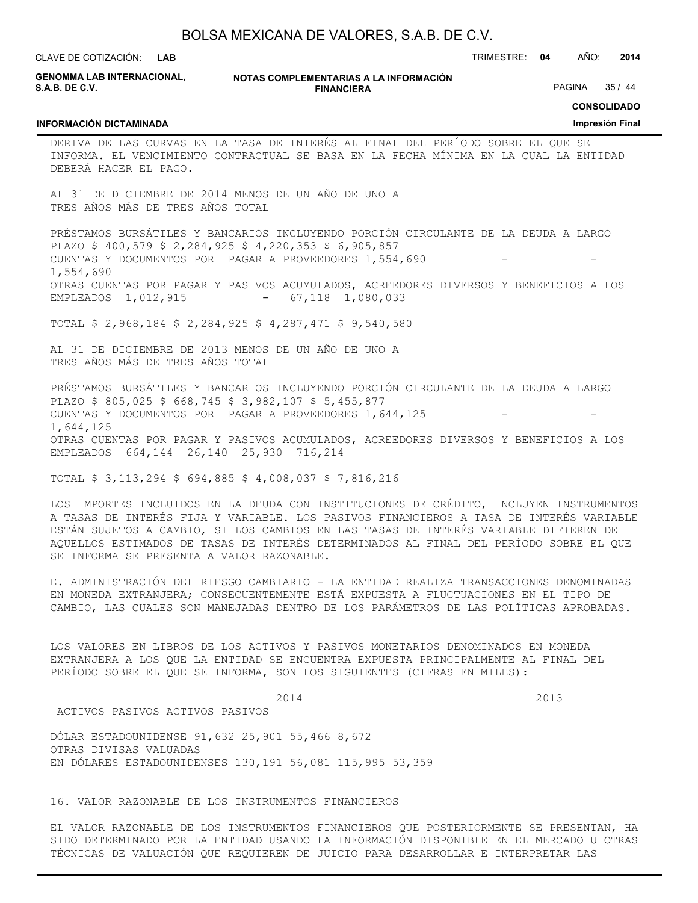DERIVA DE LAS CURVAS EN LA TASA DE INTERÉS AL FINAL DEL PERÍODO SOBRE EL QUE SE INFORMA. EL VENCIMIENTO CONTRACTUAL SE BASA EN LA FECHA MÍNIMA EN LA CUAL LA ENTIDAD DEBERÁ HACER EL PAGO.

| AL 31 DE DICIEMBRE DE 2014 | MENOS DE UN AÑO | DE UNO A TRES AÑOS | MÁS DE TRES AÑOS | TOTAL |
|---|---|---|---|---|
| PRÉSTAMOS BURSÁTILES Y BANCARIOS INCLUYENDO PORCIÓN CIRCULANTE DE LA DEUDA A LARGO PLAZO | $ 400,579 | $ 2,284,925 | $ 4,220,353 | $ 6,905,857 |
| CUENTAS Y DOCUMENTOS POR PAGAR A PROVEEDORES | 1,554,690 | - | - | 1,554,690 |
| OTRAS CUENTAS POR PAGAR Y PASIVOS ACUMULADOS, ACREEDORES DIVERSOS Y BENEFICIOS A LOS EMPLEADOS | 1,012,915 | - | 67,118 | 1,080,033 |
| TOTAL | $ 2,968,184 | $ 2,284,925 | $ 4,287,471 | $ 9,540,580 |

| AL 31 DE DICIEMBRE DE 2013 | MENOS DE UN AÑO | DE UNO A TRES AÑOS | MÁS DE TRES AÑOS | TOTAL |
|---|---|---|---|---|
| PRÉSTAMOS BURSÁTILES Y BANCARIOS INCLUYENDO PORCIÓN CIRCULANTE DE LA DEUDA A LARGO PLAZO | $ 805,025 | $ 668,745 | $ 3,982,107 | $ 5,455,877 |
| CUENTAS Y DOCUMENTOS POR PAGAR A PROVEEDORES | 1,644,125 | - | - | 1,644,125 |
| OTRAS CUENTAS POR PAGAR Y PASIVOS ACUMULADOS, ACREEDORES DIVERSOS Y BENEFICIOS A LOS EMPLEADOS | 664,144 | 26,140 | 25,930 | 716,214 |
| TOTAL | $ 3,113,294 | $ 694,885 | $ 4,008,037 | $ 7,816,216 |

LOS IMPORTES INCLUIDOS EN LA DEUDA CON INSTITUCIONES DE CRÉDITO, INCLUYEN INSTRUMENTOS A TASAS DE INTERÉS FIJA Y VARIABLE. LOS PASIVOS FINANCIEROS A TASA DE INTERÉS VARIABLE ESTÁN SUJETOS A CAMBIO, SI LOS CAMBIOS EN LAS TASAS DE INTERÉS VARIABLE DIFIEREN DE AQUELLOS ESTIMADOS DE TASAS DE INTERÉS DETERMINADOS AL FINAL DEL PERÍODO SOBRE EL QUE SE INFORMA SE PRESENTA A VALOR RAZONABLE.

E. ADMINISTRACIÓN DEL RIESGO CAMBIARIO - LA ENTIDAD REALIZA TRANSACCIONES DENOMINADAS EN MONEDA EXTRANJERA; CONSECUENTEMENTE ESTÁ EXPUESTA A FLUCTUACIONES EN EL TIPO DE CAMBIO, LAS CUALES SON MANEJADAS DENTRO DE LOS PARÁMETROS DE LAS POLÍTICAS APROBADAS.

LOS VALORES EN LIBROS DE LOS ACTIVOS Y PASIVOS MONETARIOS DENOMINADOS EN MONEDA EXTRANJERA A LOS QUE LA ENTIDAD SE ENCUENTRA EXPUESTA PRINCIPALMENTE AL FINAL DEL PERÍODO SOBRE EL QUE SE INFORMA, SON LOS SIGUIENTES (CIFRAS EN MILES):

| | 2014 | | 2013 | |
|---|---|---|---|---|
| | ACTIVOS | PASIVOS | ACTIVOS | PASIVOS |
| DÓLAR ESTADOUNIDENSE | 91,632 | 25,901 | 55,466 | 8,672 |
| OTRAS DIVISAS VALUADAS EN DÓLARES ESTADOUNIDENSES | 130,191 | 56,081 | 115,995 | 53,359 |

## 16. VALOR RAZONABLE DE LOS INSTRUMENTOS FINANCIEROS

EL VALOR RAZONABLE DE LOS INSTRUMENTOS FINANCIEROS QUE POSTERIORMENTE SE PRESENTAN, HA SIDO DETERMINADO POR LA ENTIDAD USANDO LA INFORMACIÓN DISPONIBLE EN EL MERCADO U OTRAS TÉCNICAS DE VALUACIÓN QUE REQUIEREN DE JUICIO PARA DESARROLLAR E INTERPRETAR LAS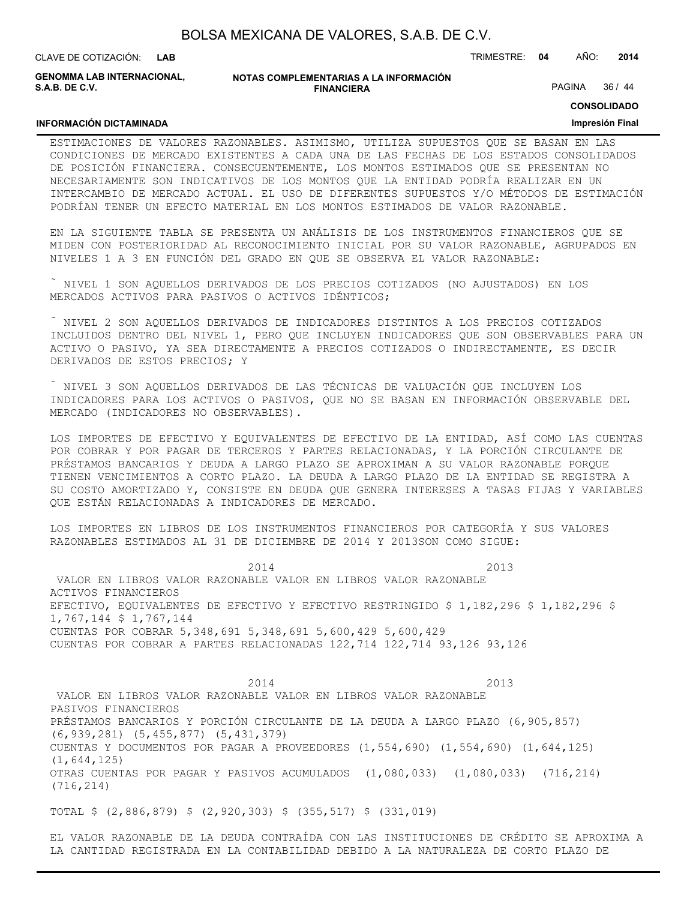ESTIMACIONES DE VALORES RAZONABLES. ASIMISMO, UTILIZA SUPUESTOS QUE SE BASAN EN LAS CONDICIONES DE MERCADO EXISTENTES A CADA UNA DE LAS FECHAS DE LOS ESTADOS CONSOLIDADOS DE POSICIÓN FINANCIERA. CONSECUENTEMENTE, LOS MONTOS ESTIMADOS QUE SE PRESENTAN NO NECESARIAMENTE SON INDICATIVOS DE LOS MONTOS QUE LA ENTIDAD PODRÍA REALIZAR EN UN INTERCAMBIO DE MERCADO ACTUAL. EL USO DE DIFERENTES SUPUESTOS Y/O MÉTODOS DE ESTIMACIÓN PODRÍAN TENER UN EFECTO MATERIAL EN LOS MONTOS ESTIMADOS DE VALOR RAZONABLE.

EN LA SIGUIENTE TABLA SE PRESENTA UN ANÁLISIS DE LOS INSTRUMENTOS FINANCIEROS QUE SE MIDEN CON POSTERIORIDAD AL RECONOCIMIENTO INICIAL POR SU VALOR RAZONABLE, AGRUPADOS EN NIVELES 1 A 3 EN FUNCIÓN DEL GRADO EN QUE SE OBSERVA EL VALOR RAZONABLE:

- NIVEL 1 SON AQUELLOS DERIVADOS DE LOS PRECIOS COTIZADOS (NO AJUSTADOS) EN LOS MERCADOS ACTIVOS PARA PASIVOS O ACTIVOS IDÉNTICOS;

- NIVEL 2 SON AQUELLOS DERIVADOS DE INDICADORES DISTINTOS A LOS PRECIOS COTIZADOS INCLUIDOS DENTRO DEL NIVEL 1, PERO QUE INCLUYEN INDICADORES QUE SON OBSERVABLES PARA UN ACTIVO O PASIVO, YA SEA DIRECTAMENTE A PRECIOS COTIZADOS O INDIRECTAMENTE, ES DECIR DERIVADOS DE ESTOS PRECIOS; Y

- NIVEL 3 SON AQUELLOS DERIVADOS DE LAS TÉCNICAS DE VALUACIÓN QUE INCLUYEN LOS INDICADORES PARA LOS ACTIVOS O PASIVOS, QUE NO SE BASAN EN INFORMACIÓN OBSERVABLE DEL MERCADO (INDICADORES NO OBSERVABLES).

LOS IMPORTES DE EFECTIVO Y EQUIVALENTES DE EFECTIVO DE LA ENTIDAD, ASÍ COMO LAS CUENTAS POR COBRAR Y POR PAGAR DE TERCEROS Y PARTES RELACIONADAS, Y LA PORCIÓN CIRCULANTE DE PRÉSTAMOS BANCARIOS Y DEUDA A LARGO PLAZO SE APROXIMAN A SU VALOR RAZONABLE PORQUE TIENEN VENCIMIENTOS A CORTO PLAZO. LA DEUDA A LARGO PLAZO DE LA ENTIDAD SE REGISTRA A SU COSTO AMORTIZADO Y, CONSISTE EN DEUDA QUE GENERA INTERESES A TASAS FIJAS Y VARIABLES QUE ESTÁN RELACIONADAS A INDICADORES DE MERCADO.

LOS IMPORTES EN LIBROS DE LOS INSTRUMENTOS FINANCIEROS POR CATEGORÍA Y SUS VALORES RAZONABLES ESTIMADOS AL 31 DE DICIEMBRE DE 2014 Y 2013SON COMO SIGUE:

| | 2014 | | 2013 | |
|---|---|---|---|---|
| | VALOR EN LIBROS | VALOR RAZONABLE | VALOR EN LIBROS | VALOR RAZONABLE |
| ACTIVOS FINANCIEROS | | | | |
| EFECTIVO, EQUIVALENTES DE EFECTIVO Y EFECTIVO RESTRINGIDO | $ 1,182,296 | $ 1,182,296 | $ 1,767,144 | $ 1,767,144 |
| CUENTAS POR COBRAR | 5,348,691 | 5,348,691 | 5,600,429 | 5,600,429 |
| CUENTAS POR COBRAR A PARTES RELACIONADAS | 122,714 | 122,714 | 93,126 | 93,126 |

| | 2014 | | 2013 | |
|---|---|---|---|---|
| | VALOR EN LIBROS | VALOR RAZONABLE | VALOR EN LIBROS | VALOR RAZONABLE |
| PASIVOS FINANCIEROS | | | | |
| PRÉSTAMOS BANCARIOS Y PORCIÓN CIRCULANTE DE LA DEUDA A LARGO PLAZO | (6,905,857) | (6,939,281) | (5,455,877) | (5,431,379) |
| CUENTAS Y DOCUMENTOS POR PAGAR A PROVEEDORES | (1,554,690) | (1,554,690) | (1,644,125) | (1,644,125) |
| OTRAS CUENTAS POR PAGAR Y PASIVOS ACUMULADOS | (1,080,033) | (1,080,033) | (716,214) | (716,214) |
| TOTAL | $ (2,886,879) | $ (2,920,303) | $ (355,517) | $ (331,019) |

EL VALOR RAZONABLE DE LA DEUDA CONTRAÍDA CON LAS INSTITUCIONES DE CRÉDITO SE APROXIMA A LA CANTIDAD REGISTRADA EN LA CONTABILIDAD DEBIDO A LA NATURALEZA DE CORTO PLAZO DE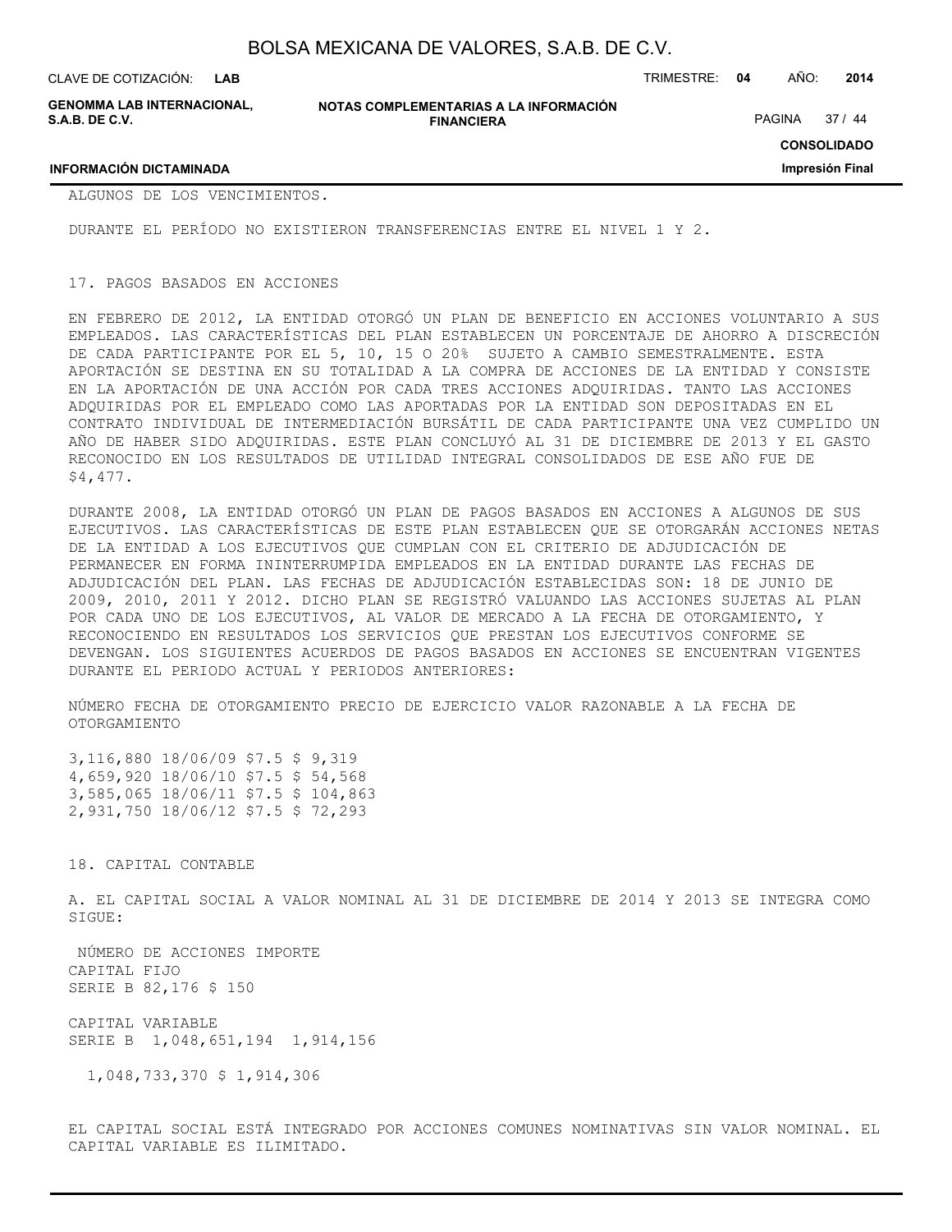ALGUNOS DE LOS VENCIMIENTOS.

DURANTE EL PERÍODO NO EXISTIERON TRANSFERENCIAS ENTRE EL NIVEL 1 Y 2.

## 17. PAGOS BASADOS EN ACCIONES

EN FEBRERO DE 2012, LA ENTIDAD OTORGÓ UN PLAN DE BENEFICIO EN ACCIONES VOLUNTARIO A SUS EMPLEADOS. LAS CARACTERÍSTICAS DEL PLAN ESTABLECEN UN PORCENTAJE DE AHORRO A DISCRECIÓN DE CADA PARTICIPANTE POR EL 5, 10, 15 O 20% SUJETO A CAMBIO SEMESTRALMENTE. ESTA APORTACIÓN SE DESTINA EN SU TOTALIDAD A LA COMPRA DE ACCIONES DE LA ENTIDAD Y CONSISTE EN LA APORTACIÓN DE UNA ACCIÓN POR CADA TRES ACCIONES ADQUIRIDAS. TANTO LAS ACCIONES ADQUIRIDAS POR EL EMPLEADO COMO LAS APORTADAS POR LA ENTIDAD SON DEPOSITADAS EN EL CONTRATO INDIVIDUAL DE INTERMEDIACIÓN BURSÁTIL DE CADA PARTICIPANTE UNA VEZ CUMPLIDO UN AÑO DE HABER SIDO ADQUIRIDAS. ESTE PLAN CONCLUYÓ AL 31 DE DICIEMBRE DE 2013 Y EL GASTO RECONOCIDO EN LOS RESULTADOS DE UTILIDAD INTEGRAL CONSOLIDADOS DE ESE AÑO FUE DE $4,477.

DURANTE 2008, LA ENTIDAD OTORGÓ UN PLAN DE PAGOS BASADOS EN ACCIONES A ALGUNOS DE SUS EJECUTIVOS. LAS CARACTERÍSTICAS DE ESTE PLAN ESTABLECEN QUE SE OTORGARÁN ACCIONES NETAS DE LA ENTIDAD A LOS EJECUTIVOS QUE CUMPLAN CON EL CRITERIO DE ADJUDICACIÓN DE PERMANECER EN FORMA ININTERRUMPIDA EMPLEADOS EN LA ENTIDAD DURANTE LAS FECHAS DE ADJUDICACIÓN DEL PLAN. LAS FECHAS DE ADJUDICACIÓN ESTABLECIDAS SON: 18 DE JUNIO DE 2009, 2010, 2011 Y 2012. DICHO PLAN SE REGISTRÓ VALUANDO LAS ACCIONES SUJETAS AL PLAN POR CADA UNO DE LOS EJECUTIVOS, AL VALOR DE MERCADO A LA FECHA DE OTORGAMIENTO, Y RECONOCIENDO EN RESULTADOS LOS SERVICIOS QUE PRESTAN LOS EJECUTIVOS CONFORME SE DEVENGAN. LOS SIGUIENTES ACUERDOS DE PAGOS BASADOS EN ACCIONES SE ENCUENTRAN VIGENTES DURANTE EL PERIODO ACTUAL Y PERIODOS ANTERIORES:

| NÚMERO | FECHA DE OTORGAMIENTO | PRECIO DE EJERCICIO | VALOR RAZONABLE A LA FECHA DE OTORGAMIENTO |
|---|---|---|---|
| 3,116,880 | 18/06/09 | $7.5 | $ 9,319 |
| 4,659,920 | 18/06/10 | $7.5 | $ 54,568 |
| 3,585,065 | 18/06/11 | $7.5 | $ 104,863 |
| 2,931,750 | 18/06/12 | $7.5 | $ 72,293 |

## 18. CAPITAL CONTABLE

A. EL CAPITAL SOCIAL A VALOR NOMINAL AL 31 DE DICIEMBRE DE 2014 Y 2013 SE INTEGRA COMO SIGUE:

| | NÚMERO DE ACCIONES | IMPORTE |
|---|---|---|
| CAPITAL FIJO | | |
| SERIE B | 82,176 | $ 150 |
| CAPITAL VARIABLE | | |
| SERIE B | 1,048,651,194 | 1,914,156 |
| | 1,048,733,370 | $ 1,914,306 |

EL CAPITAL SOCIAL ESTÁ INTEGRADO POR ACCIONES COMUNES NOMINATIVAS SIN VALOR NOMINAL. EL CAPITAL VARIABLE ES ILIMITADO.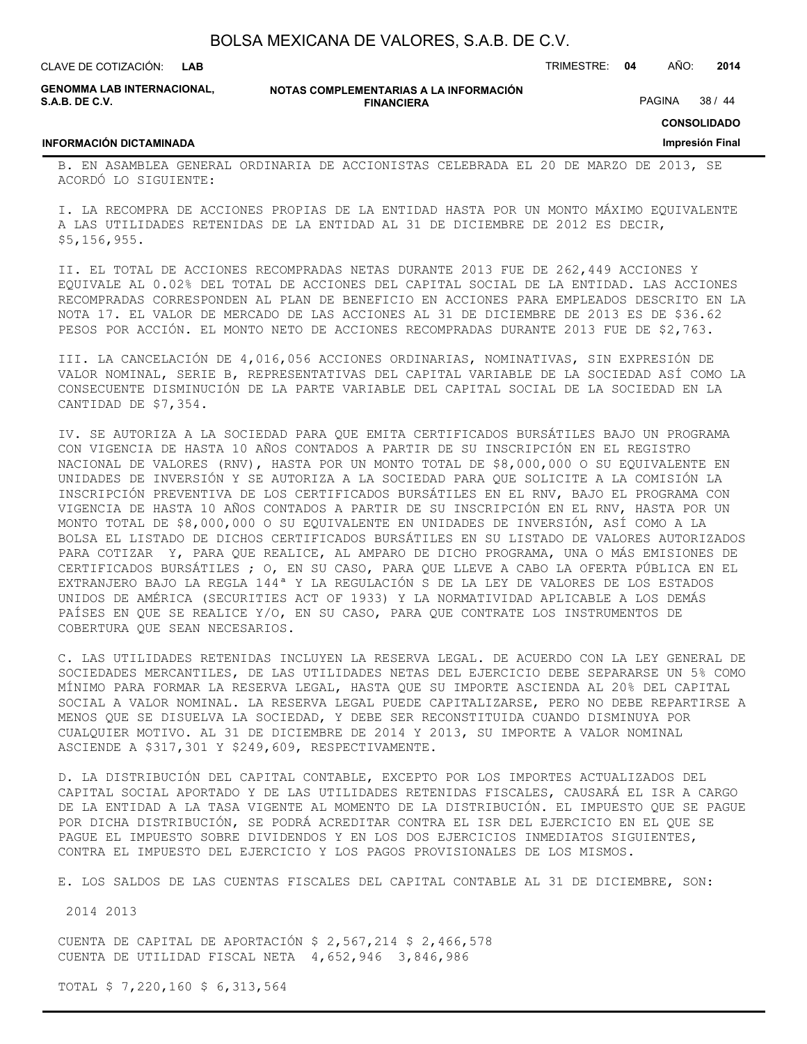B. EN ASAMBLEA GENERAL ORDINARIA DE ACCIONISTAS CELEBRADA EL 20 DE MARZO DE 2013, SE ACORDÓ LO SIGUIENTE:

I. LA RECOMPRA DE ACCIONES PROPIAS DE LA ENTIDAD HASTA POR UN MONTO MÁXIMO EQUIVALENTE A LAS UTILIDADES RETENIDAS DE LA ENTIDAD AL 31 DE DICIEMBRE DE 2012 ES DECIR, $5,156,955.

II. EL TOTAL DE ACCIONES RECOMPRADAS NETAS DURANTE 2013 FUE DE 262,449 ACCIONES Y EQUIVALE AL 0.02% DEL TOTAL DE ACCIONES DEL CAPITAL SOCIAL DE LA ENTIDAD. LAS ACCIONES RECOMPRADAS CORRESPONDEN AL PLAN DE BENEFICIO EN ACCIONES PARA EMPLEADOS DESCRITO EN LA NOTA 17. EL VALOR DE MERCADO DE LAS ACCIONES AL 31 DE DICIEMBRE DE 2013 ES DE $36.62 PESOS POR ACCIÓN. EL MONTO NETO DE ACCIONES RECOMPRADAS DURANTE 2013 FUE DE $2,763.

III. LA CANCELACIÓN DE 4,016,056 ACCIONES ORDINARIAS, NOMINATIVAS, SIN EXPRESIÓN DE VALOR NOMINAL, SERIE B, REPRESENTATIVAS DEL CAPITAL VARIABLE DE LA SOCIEDAD ASÍ COMO LA CONSECUENTE DISMINUCIÓN DE LA PARTE VARIABLE DEL CAPITAL SOCIAL DE LA SOCIEDAD EN LA CANTIDAD DE $7,354.

IV. SE AUTORIZA A LA SOCIEDAD PARA QUE EMITA CERTIFICADOS BURSÁTILES BAJO UN PROGRAMA CON VIGENCIA DE HASTA 10 AÑOS CONTADOS A PARTIR DE SU INSCRIPCIÓN EN EL REGISTRO NACIONAL DE VALORES (RNV), HASTA POR UN MONTO TOTAL DE $8,000,000 O SU EQUIVALENTE EN UNIDADES DE INVERSIÓN Y SE AUTORIZA A LA SOCIEDAD PARA QUE SOLICITE A LA COMISIÓN LA INSCRIPCIÓN PREVENTIVA DE LOS CERTIFICADOS BURSÁTILES EN EL RNV, BAJO EL PROGRAMA CON VIGENCIA DE HASTA 10 AÑOS CONTADOS A PARTIR DE SU INSCRIPCIÓN EN EL RNV, HASTA POR UN MONTO TOTAL DE $8,000,000 O SU EQUIVALENTE EN UNIDADES DE INVERSIÓN, ASÍ COMO A LA BOLSA EL LISTADO DE DICHOS CERTIFICADOS BURSÁTILES EN SU LISTADO DE VALORES AUTORIZADOS PARA COTIZAR Y, PARA QUE REALICE, AL AMPARO DE DICHO PROGRAMA, UNA O MÁS EMISIONES DE CERTIFICADOS BURSÁTILES ; O, EN SU CASO, PARA QUE LLEVE A CABO LA OFERTA PÚBLICA EN EL EXTRANJERO BAJO LA REGLA 144ª Y LA REGULACIÓN S DE LA LEY DE VALORES DE LOS ESTADOS UNIDOS DE AMÉRICA (SECURITIES ACT OF 1933) Y LA NORMATIVIDAD APLICABLE A LOS DEMÁS PAÍSES EN QUE SE REALICE Y/O, EN SU CASO, PARA QUE CONTRATE LOS INSTRUMENTOS DE COBERTURA QUE SEAN NECESARIOS.

C. LAS UTILIDADES RETENIDAS INCLUYEN LA RESERVA LEGAL. DE ACUERDO CON LA LEY GENERAL DE SOCIEDADES MERCANTILES, DE LAS UTILIDADES NETAS DEL EJERCICIO DEBE SEPARARSE UN 5% COMO MÍNIMO PARA FORMAR LA RESERVA LEGAL, HASTA QUE SU IMPORTE ASCIENDA AL 20% DEL CAPITAL SOCIAL A VALOR NOMINAL. LA RESERVA LEGAL PUEDE CAPITALIZARSE, PERO NO DEBE REPARTIRSE A MENOS QUE SE DISUELVA LA SOCIEDAD, Y DEBE SER RECONSTITUIDA CUANDO DISMINUYA POR CUALQUIER MOTIVO. AL 31 DE DICIEMBRE DE 2014 Y 2013, SU IMPORTE A VALOR NOMINAL ASCIENDE A $317,301 Y $249,609, RESPECTIVAMENTE.

D. LA DISTRIBUCIÓN DEL CAPITAL CONTABLE, EXCEPTO POR LOS IMPORTES ACTUALIZADOS DEL CAPITAL SOCIAL APORTADO Y DE LAS UTILIDADES RETENIDAS FISCALES, CAUSARÁ EL ISR A CARGO DE LA ENTIDAD A LA TASA VIGENTE AL MOMENTO DE LA DISTRIBUCIÓN. EL IMPUESTO QUE SE PAGUE POR DICHA DISTRIBUCIÓN, SE PODRÁ ACREDITAR CONTRA EL ISR DEL EJERCICIO EN EL QUE SE PAGUE EL IMPUESTO SOBRE DIVIDENDOS Y EN LOS DOS EJERCICIOS INMEDIATOS SIGUIENTES, CONTRA EL IMPUESTO DEL EJERCICIO Y LOS PAGOS PROVISIONALES DE LOS MISMOS.

E. LOS SALDOS DE LAS CUENTAS FISCALES DEL CAPITAL CONTABLE AL 31 DE DICIEMBRE, SON:

| | 2014 | 2013 |
|---|---|---|
| CUENTA DE CAPITAL DE APORTACIÓN | $ 2,567,214 | $ 2,466,578 |
| CUENTA DE UTILIDAD FISCAL NETA | 4,652,946 | 3,846,986 |
| TOTAL | $ 7,220,160 | $ 6,313,564 |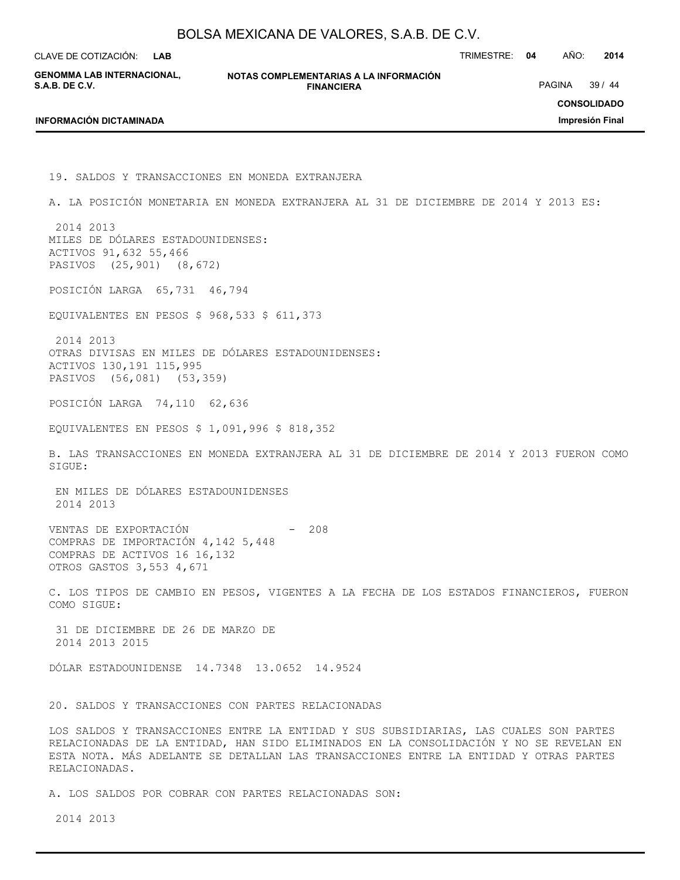## 19. SALDOS Y TRANSACCIONES EN MONEDA EXTRANJERA

A. LA POSICIÓN MONETARIA EN MONEDA EXTRANJERA AL 31 DE DICIEMBRE DE 2014 Y 2013 ES:

| | 2014 | 2013 |
|---|---|---|
| MILES DE DÓLARES ESTADOUNIDENSES: | | |
| ACTIVOS | 91,632 | 55,466 |
| PASIVOS | (25,901) | (8,672) |
| POSICIÓN LARGA | 65,731 | 46,794 |
| EQUIVALENTES EN PESOS | $ 968,533 | $ 611,373 |

| | 2014 | 2013 |
|---|---|---|
| OTRAS DIVISAS EN MILES DE DÓLARES ESTADOUNIDENSES: | | |
| ACTIVOS | 130,191 | 115,995 |
| PASIVOS | (56,081) | (53,359) |
| POSICIÓN LARGA | 74,110 | 62,636 |
| EQUIVALENTES EN PESOS | $ 1,091,996 | $ 818,352 |

B. LAS TRANSACCIONES EN MONEDA EXTRANJERA AL 31 DE DICIEMBRE DE 2014 Y 2013 FUERON COMO SIGUE:

| | EN MILES DE DÓLARES ESTADOUNIDENSES | |
|---|---|---|
| | 2014 | 2013 |
| VENTAS DE EXPORTACIÓN | - | 208 |
| COMPRAS DE IMPORTACIÓN | 4,142 | 5,448 |
| COMPRAS DE ACTIVOS | 16 | 16,132 |
| OTROS GASTOS | 3,553 | 4,671 |

C. LOS TIPOS DE CAMBIO EN PESOS, VIGENTES A LA FECHA DE LOS ESTADOS FINANCIEROS, FUERON COMO SIGUE:

| | 31 DE DICIEMBRE DE | | 26 DE MARZO DE |
|---|---|---|---|
| | 2014 | 2013 | 2015 |
| DÓLAR ESTADOUNIDENSE | 14.7348 | 13.0652 | 14.9524 |

## 20. SALDOS Y TRANSACCIONES CON PARTES RELACIONADAS

LOS SALDOS Y TRANSACCIONES ENTRE LA ENTIDAD Y SUS SUBSIDIARIAS, LAS CUALES SON PARTES RELACIONADAS DE LA ENTIDAD, HAN SIDO ELIMINADOS EN LA CONSOLIDACIÓN Y NO SE REVELAN EN ESTA NOTA. MÁS ADELANTE SE DETALLAN LAS TRANSACCIONES ENTRE LA ENTIDAD Y OTRAS PARTES RELACIONADAS.

A. LOS SALDOS POR COBRAR CON PARTES RELACIONADAS SON:

2014 2013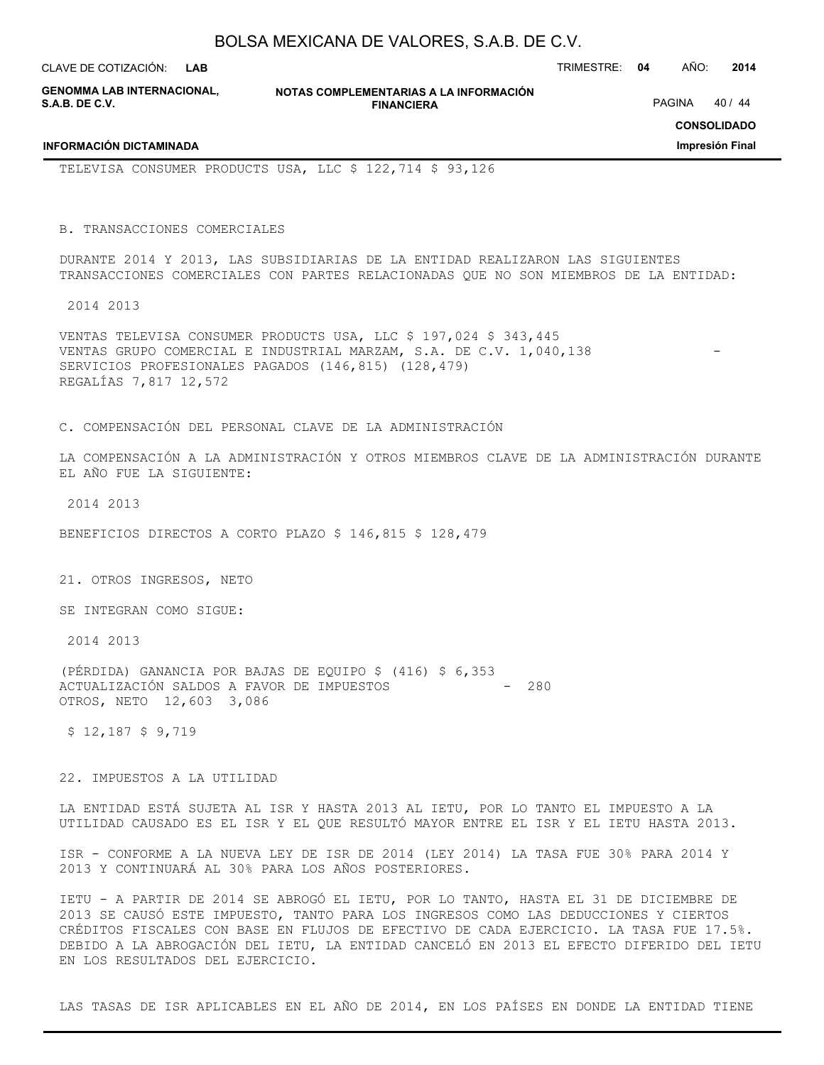| | | |
|---|---|---|
| TELEVISA CONSUMER PRODUCTS USA, LLC | $ 122,714 | $ 93,126 |

B. TRANSACCIONES COMERCIALES

DURANTE 2014 Y 2013, LAS SUBSIDIARIAS DE LA ENTIDAD REALIZARON LAS SIGUIENTES TRANSACCIONES COMERCIALES CON PARTES RELACIONADAS QUE NO SON MIEMBROS DE LA ENTIDAD:

| | 2014 | 2013 |
|---|---|---|
| VENTAS TELEVISA CONSUMER PRODUCTS USA, LLC | $ 197,024 | $ 343,445 |
| VENTAS GRUPO COMERCIAL E INDUSTRIAL MARZAM, S.A. DE C.V. | 1,040,138 | - |
| SERVICIOS PROFESIONALES PAGADOS | (146,815) | (128,479) |
| REGALÍAS | 7,817 | 12,572 |

C. COMPENSACIÓN DEL PERSONAL CLAVE DE LA ADMINISTRACIÓN

LA COMPENSACIÓN A LA ADMINISTRACIÓN Y OTROS MIEMBROS CLAVE DE LA ADMINISTRACIÓN DURANTE EL AÑO FUE LA SIGUIENTE:

| | 2014 | 2013 |
|---|---|---|
| BENEFICIOS DIRECTOS A CORTO PLAZO | $ 146,815 | $ 128,479 |

## 21. OTROS INGRESOS, NETO

SE INTEGRAN COMO SIGUE:

| | 2014 | 2013 |
|---|---|---|
| (PÉRDIDA) GANANCIA POR BAJAS DE EQUIPO | $ (416) | $ 6,353 |
| ACTUALIZACIÓN SALDOS A FAVOR DE IMPUESTOS | - | 280 |
| OTROS, NETO | 12,603 | 3,086 |
| | $ 12,187 | $ 9,719 |

## 22. IMPUESTOS A LA UTILIDAD

LA ENTIDAD ESTÁ SUJETA AL ISR Y HASTA 2013 AL IETU, POR LO TANTO EL IMPUESTO A LA UTILIDAD CAUSADO ES EL ISR Y EL QUE RESULTÓ MAYOR ENTRE EL ISR Y EL IETU HASTA 2013.

ISR - CONFORME A LA NUEVA LEY DE ISR DE 2014 (LEY 2014) LA TASA FUE 30% PARA 2014 Y 2013 Y CONTINUARÁ AL 30% PARA LOS AÑOS POSTERIORES.

IETU - A PARTIR DE 2014 SE ABROGÓ EL IETU, POR LO TANTO, HASTA EL 31 DE DICIEMBRE DE 2013 SE CAUSÓ ESTE IMPUESTO, TANTO PARA LOS INGRESOS COMO LAS DEDUCCIONES Y CIERTOS CRÉDITOS FISCALES CON BASE EN FLUJOS DE EFECTIVO DE CADA EJERCICIO. LA TASA FUE 17.5%. DEBIDO A LA ABROGACIÓN DEL IETU, LA ENTIDAD CANCELÓ EN 2013 EL EFECTO DIFERIDO DEL IETU EN LOS RESULTADOS DEL EJERCICIO.

LAS TASAS DE ISR APLICABLES EN EL AÑO DE 2014, EN LOS PAÍSES EN DONDE LA ENTIDAD TIENE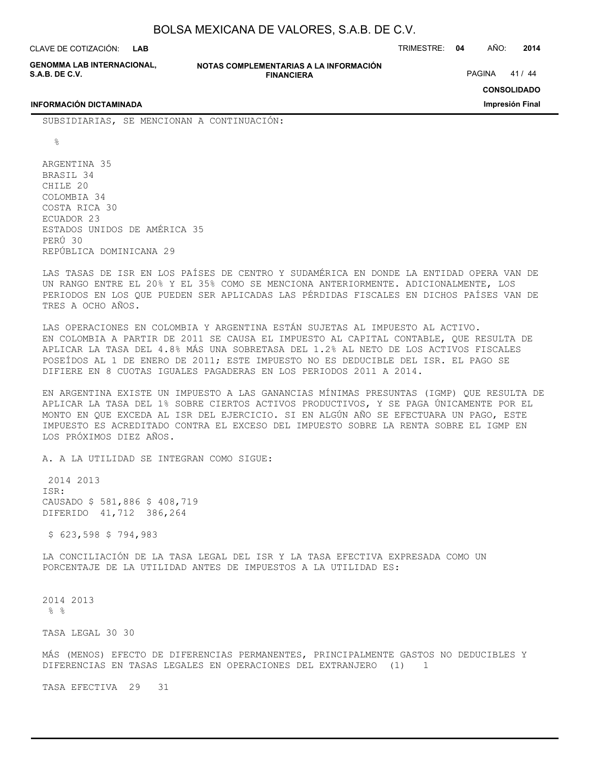SUBSIDIARIAS, SE MENCIONAN A CONTINUACIÓN:

| | % |
|---|---|
| ARGENTINA | 35 |
| BRASIL | 34 |
| CHILE | 20 |
| COLOMBIA | 34 |
| COSTA RICA | 30 |
| ECUADOR | 23 |
| ESTADOS UNIDOS DE AMÉRICA | 35 |
| PERÚ | 30 |
| REPÚBLICA DOMINICANA | 29 |

LAS TASAS DE ISR EN LOS PAÍSES DE CENTRO Y SUDAMÉRICA EN DONDE LA ENTIDAD OPERA VAN DE UN RANGO ENTRE EL 20% Y EL 35% COMO SE MENCIONA ANTERIORMENTE. ADICIONALMENTE, LOS PERIODOS EN LOS QUE PUEDEN SER APLICADAS LAS PÉRDIDAS FISCALES EN DICHOS PAÍSES VAN DE TRES A OCHO AÑOS.

LAS OPERACIONES EN COLOMBIA Y ARGENTINA ESTÁN SUJETAS AL IMPUESTO AL ACTIVO.
EN COLOMBIA A PARTIR DE 2011 SE CAUSA EL IMPUESTO AL CAPITAL CONTABLE, QUE RESULTA DE APLICAR LA TASA DEL 4.8% MÁS UNA SOBRETASA DEL 1.2% AL NETO DE LOS ACTIVOS FISCALES POSEÍDOS AL 1 DE ENERO DE 2011; ESTE IMPUESTO NO ES DEDUCIBLE DEL ISR. EL PAGO SE DIFIERE EN 8 CUOTAS IGUALES PAGADERAS EN LOS PERIODOS 2011 A 2014.

EN ARGENTINA EXISTE UN IMPUESTO A LAS GANANCIAS MÍNIMAS PRESUNTAS (IGMP) QUE RESULTA DE APLICAR LA TASA DEL 1% SOBRE CIERTOS ACTIVOS PRODUCTIVOS, Y SE PAGA ÚNICAMENTE POR EL MONTO EN QUE EXCEDA AL ISR DEL EJERCICIO. SI EN ALGÚN AÑO SE EFECTUARA UN PAGO, ESTE IMPUESTO ES ACREDITADO CONTRA EL EXCESO DEL IMPUESTO SOBRE LA RENTA SOBRE EL IGMP EN LOS PRÓXIMOS DIEZ AÑOS.

A. A LA UTILIDAD SE INTEGRAN COMO SIGUE:

| | 2014 | 2013 |
|---|---|---|
| ISR: | | |
| CAUSADO | $ 581,886 | $ 408,719 |
| DIFERIDO | 41,712 | 386,264 |
| | $ 623,598 | $ 794,983 |

LA CONCILIACIÓN DE LA TASA LEGAL DEL ISR Y LA TASA EFECTIVA EXPRESADA COMO UN PORCENTAJE DE LA UTILIDAD ANTES DE IMPUESTOS A LA UTILIDAD ES:

| | 2014 | 2013 |
|---|---|---|
| | % | % |
| TASA LEGAL | 30 | 30 |
| MÁS (MENOS) EFECTO DE DIFERENCIAS PERMANENTES, PRINCIPALMENTE GASTOS NO DEDUCIBLES Y DIFERENCIAS EN TASAS LEGALES EN OPERACIONES DEL EXTRANJERO | (1) | 1 |
| TASA EFECTIVA | 29 | 31 |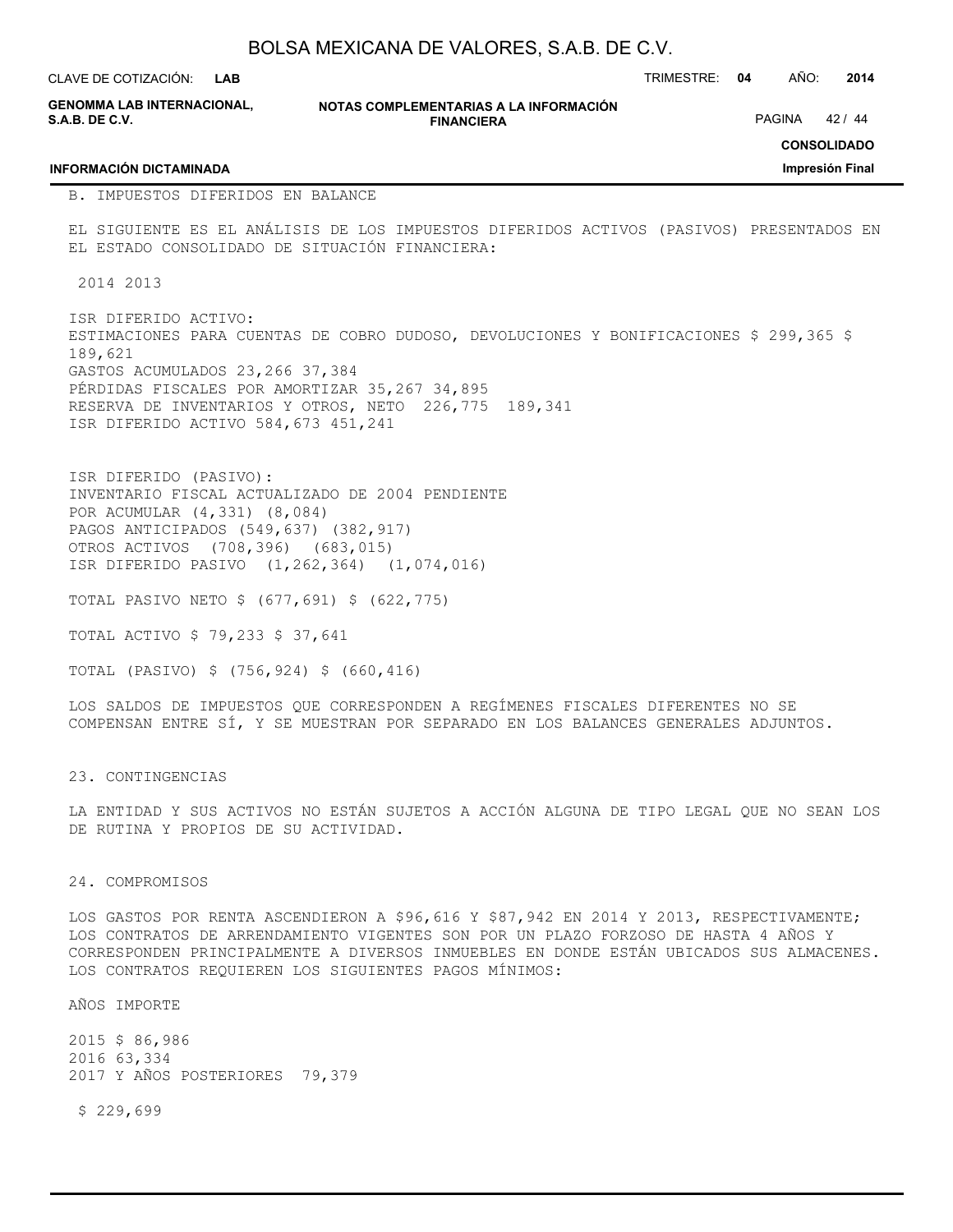B. IMPUESTOS DIFERIDOS EN BALANCE

EL SIGUIENTE ES EL ANÁLISIS DE LOS IMPUESTOS DIFERIDOS ACTIVOS (PASIVOS) PRESENTADOS EN EL ESTADO CONSOLIDADO DE SITUACIÓN FINANCIERA:

| | 2014 | 2013 |
|---|---|---|
| ISR DIFERIDO ACTIVO: | | |
| ESTIMACIONES PARA CUENTAS DE COBRO DUDOSO, DEVOLUCIONES Y BONIFICACIONES | $ 299,365 | $ 189,621 |
| GASTOS ACUMULADOS | 23,266 | 37,384 |
| PÉRDIDAS FISCALES POR AMORTIZAR | 35,267 | 34,895 |
| RESERVA DE INVENTARIOS Y OTROS, NETO | 226,775 | 189,341 |
| ISR DIFERIDO ACTIVO | 584,673 | 451,241 |
| ISR DIFERIDO (PASIVO): | | |
| INVENTARIO FISCAL ACTUALIZADO DE 2004 PENDIENTE POR ACUMULAR | (4,331) | (8,084) |
| PAGOS ANTICIPADOS | (549,637) | (382,917) |
| OTROS ACTIVOS | (708,396) | (683,015) |
| ISR DIFERIDO PASIVO | (1,262,364) | (1,074,016) |
| TOTAL PASIVO NETO | $ (677,691) | $ (622,775) |
| TOTAL ACTIVO | $ 79,233 | $ 37,641 |
| TOTAL (PASIVO) | $ (756,924) | $ (660,416) |

LOS SALDOS DE IMPUESTOS QUE CORRESPONDEN A REGÍMENES FISCALES DIFERENTES NO SE COMPENSAN ENTRE SÍ, Y SE MUESTRAN POR SEPARADO EN LOS BALANCES GENERALES ADJUNTOS.

## 23. CONTINGENCIAS

LA ENTIDAD Y SUS ACTIVOS NO ESTÁN SUJETOS A ACCIÓN ALGUNA DE TIPO LEGAL QUE NO SEAN LOS DE RUTINA Y PROPIOS DE SU ACTIVIDAD.

## 24. COMPROMISOS

LOS GASTOS POR RENTA ASCENDIERON A $96,616 Y $87,942 EN 2014 Y 2013, RESPECTIVAMENTE; LOS CONTRATOS DE ARRENDAMIENTO VIGENTES SON POR UN PLAZO FORZOSO DE HASTA 4 AÑOS Y CORRESPONDEN PRINCIPALMENTE A DIVERSOS INMUEBLES EN DONDE ESTÁN UBICADOS SUS ALMACENES. LOS CONTRATOS REQUIEREN LOS SIGUIENTES PAGOS MÍNIMOS:

| AÑOS | IMPORTE |
|---|---|
| 2015 | $ 86,986 |
| 2016 | 63,334 |
| 2017 Y AÑOS POSTERIORES | 79,379 |
| | $ 229,699 |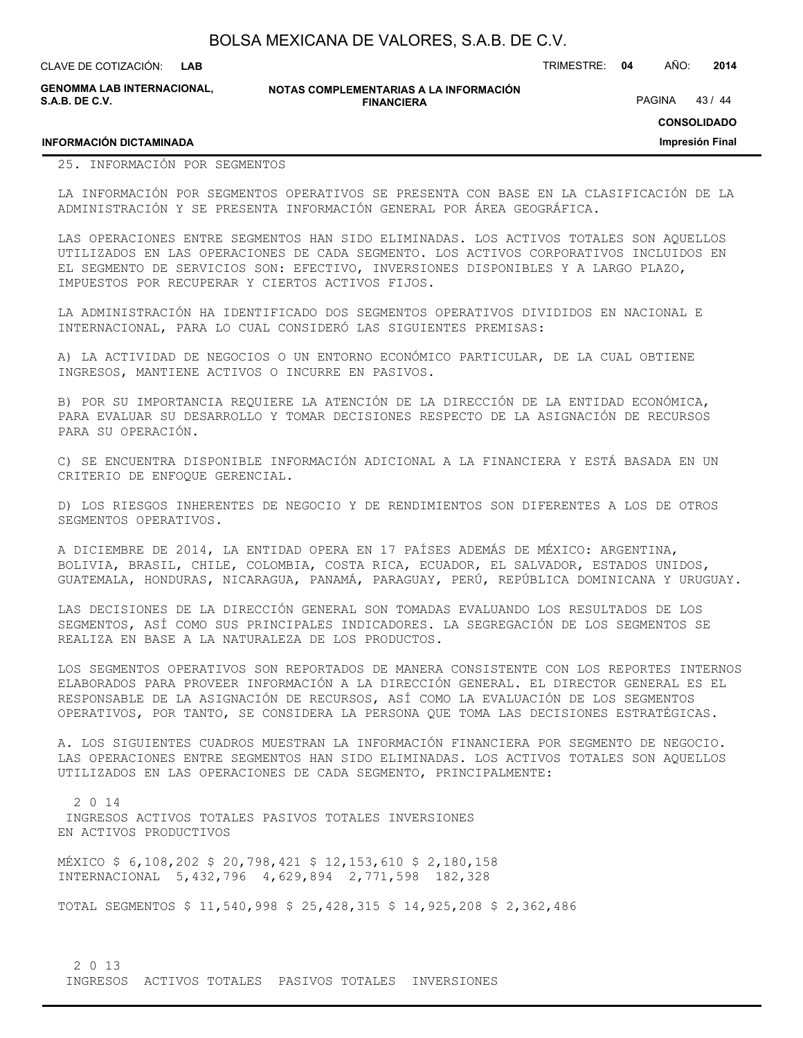## 25. INFORMACIÓN POR SEGMENTOS

LA INFORMACIÓN POR SEGMENTOS OPERATIVOS SE PRESENTA CON BASE EN LA CLASIFICACIÓN DE LA ADMINISTRACIÓN Y SE PRESENTA INFORMACIÓN GENERAL POR ÁREA GEOGRÁFICA.

LAS OPERACIONES ENTRE SEGMENTOS HAN SIDO ELIMINADAS. LOS ACTIVOS TOTALES SON AQUELLOS UTILIZADOS EN LAS OPERACIONES DE CADA SEGMENTO. LOS ACTIVOS CORPORATIVOS INCLUIDOS EN EL SEGMENTO DE SERVICIOS SON: EFECTIVO, INVERSIONES DISPONIBLES Y A LARGO PLAZO, IMPUESTOS POR RECUPERAR Y CIERTOS ACTIVOS FIJOS.

LA ADMINISTRACIÓN HA IDENTIFICADO DOS SEGMENTOS OPERATIVOS DIVIDIDOS EN NACIONAL E INTERNACIONAL, PARA LO CUAL CONSIDERÓ LAS SIGUIENTES PREMISAS:

A) LA ACTIVIDAD DE NEGOCIOS O UN ENTORNO ECONÓMICO PARTICULAR, DE LA CUAL OBTIENE INGRESOS, MANTIENE ACTIVOS O INCURRE EN PASIVOS.

B) POR SU IMPORTANCIA REQUIERE LA ATENCIÓN DE LA DIRECCIÓN DE LA ENTIDAD ECONÓMICA, PARA EVALUAR SU DESARROLLO Y TOMAR DECISIONES RESPECTO DE LA ASIGNACIÓN DE RECURSOS PARA SU OPERACIÓN.

C) SE ENCUENTRA DISPONIBLE INFORMACIÓN ADICIONAL A LA FINANCIERA Y ESTÁ BASADA EN UN CRITERIO DE ENFOQUE GERENCIAL.

D) LOS RIESGOS INHERENTES DE NEGOCIO Y DE RENDIMIENTOS SON DIFERENTES A LOS DE OTROS SEGMENTOS OPERATIVOS.

A DICIEMBRE DE 2014, LA ENTIDAD OPERA EN 17 PAÍSES ADEMÁS DE MÉXICO: ARGENTINA, BOLIVIA, BRASIL, CHILE, COLOMBIA, COSTA RICA, ECUADOR, EL SALVADOR, ESTADOS UNIDOS, GUATEMALA, HONDURAS, NICARAGUA, PANAMÁ, PARAGUAY, PERÚ, REPÚBLICA DOMINICANA Y URUGUAY.

LAS DECISIONES DE LA DIRECCIÓN GENERAL SON TOMADAS EVALUANDO LOS RESULTADOS DE LOS SEGMENTOS, ASÍ COMO SUS PRINCIPALES INDICADORES. LA SEGREGACIÓN DE LOS SEGMENTOS SE REALIZA EN BASE A LA NATURALEZA DE LOS PRODUCTOS.

LOS SEGMENTOS OPERATIVOS SON REPORTADOS DE MANERA CONSISTENTE CON LOS REPORTES INTERNOS ELABORADOS PARA PROVEER INFORMACIÓN A LA DIRECCIÓN GENERAL. EL DIRECTOR GENERAL ES EL RESPONSABLE DE LA ASIGNACIÓN DE RECURSOS, ASÍ COMO LA EVALUACIÓN DE LOS SEGMENTOS OPERATIVOS, POR TANTO, SE CONSIDERA LA PERSONA QUE TOMA LAS DECISIONES ESTRATÉGICAS.

A. LOS SIGUIENTES CUADROS MUESTRAN LA INFORMACIÓN FINANCIERA POR SEGMENTO DE NEGOCIO. LAS OPERACIONES ENTRE SEGMENTOS HAN SIDO ELIMINADAS. LOS ACTIVOS TOTALES SON AQUELLOS UTILIZADOS EN LAS OPERACIONES DE CADA SEGMENTO, PRINCIPALMENTE:

| 2 0 14 | INGRESOS | ACTIVOS TOTALES | PASIVOS TOTALES | INVERSIONES EN ACTIVOS PRODUCTIVOS |
|---|---|---|---|---|
| MÉXICO | $ 6,108,202 | $ 20,798,421 | $ 12,153,610 | $ 2,180,158 |
| INTERNACIONAL | 5,432,796 | 4,629,894 | 2,771,598 | 182,328 |
| TOTAL SEGMENTOS | $ 11,540,998 | $ 25,428,315 | $ 14,925,208 | $ 2,362,486 |

| 2 0 13 | INGRESOS | ACTIVOS TOTALES | PASIVOS TOTALES | INVERSIONES |
|---|---|---|---|---|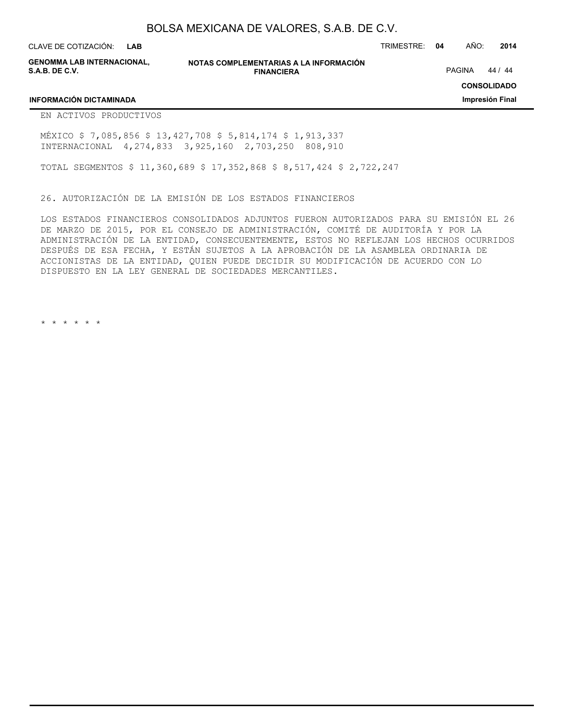EN ACTIVOS PRODUCTIVOS

| | | | | |
|---|---|---|---|---|
| MÉXICO | $ 7,085,856 | $ 13,427,708 | $ 5,814,174 | $ 1,913,337 |
| INTERNACIONAL | 4,274,833 | 3,925,160 | 2,703,250 | 808,910 |
| TOTAL SEGMENTOS | $ 11,360,689 | $ 17,352,868 | $ 8,517,424 | $ 2,722,247 |

26. AUTORIZACIÓN DE LA EMISIÓN DE LOS ESTADOS FINANCIEROS

LOS ESTADOS FINANCIEROS CONSOLIDADOS ADJUNTOS FUERON AUTORIZADOS PARA SU EMISIÓN EL 26 DE MARZO DE 2015, POR EL CONSEJO DE ADMINISTRACIÓN, COMITÉ DE AUDITORÍA Y POR LA ADMINISTRACIÓN DE LA ENTIDAD, CONSECUENTEMENTE, ESTOS NO REFLEJAN LOS HECHOS OCURRIDOS DESPUÉS DE ESA FECHA, Y ESTÁN SUJETOS A LA APROBACIÓN DE LA ASAMBLEA ORDINARIA DE ACCIONISTAS DE LA ENTIDAD, QUIEN PUEDE DECIDIR SU MODIFICACIÓN DE ACUERDO CON LO DISPUESTO EN LA LEY GENERAL DE SOCIEDADES MERCANTILES.

* * * * * *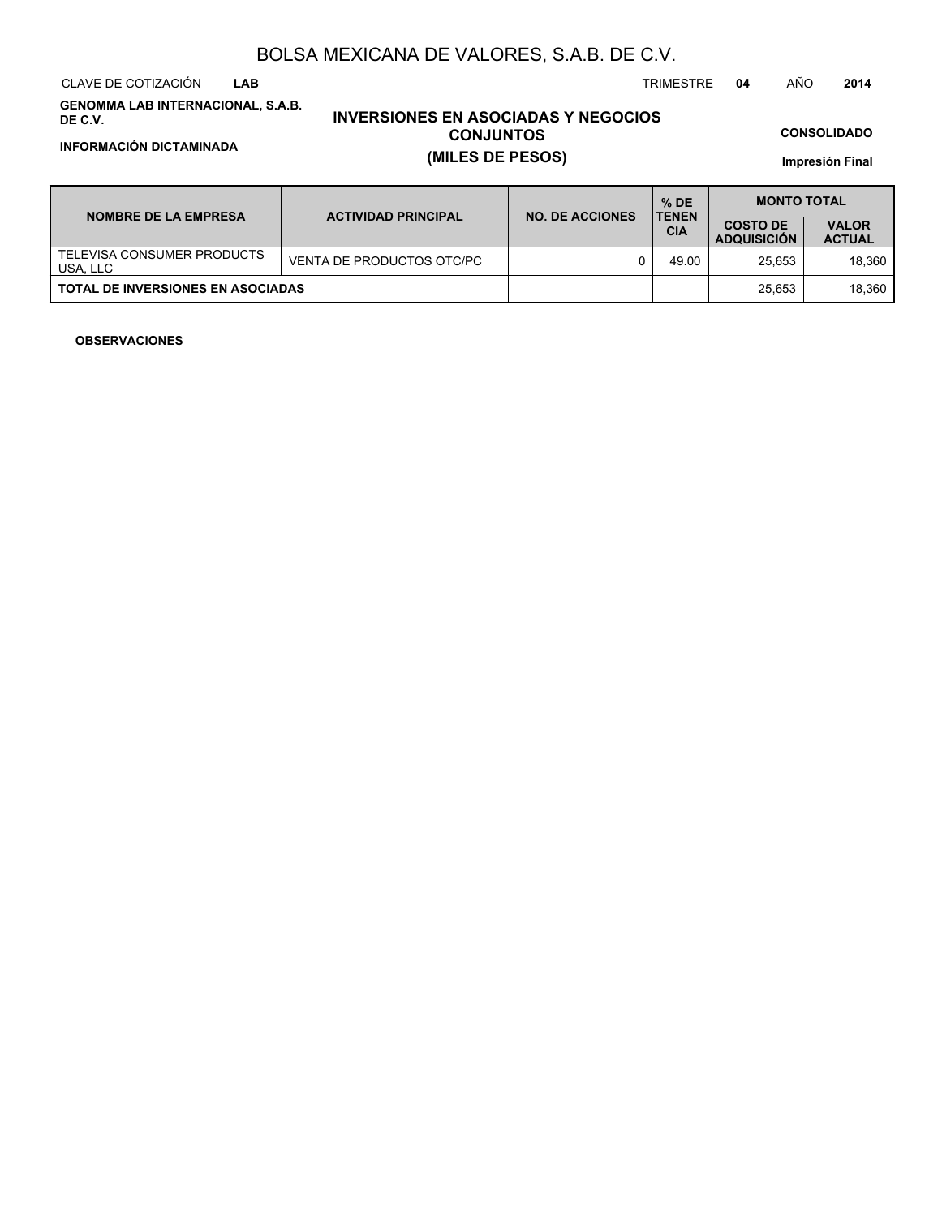BOLSA MEXICANA DE VALORES, S.A.B. DE C.V.

CLAVE DE COTIZACIÓN **LAB** TRIMESTRE **04** AÑO **2014**

**GENOMMA LAB INTERNACIONAL, S.A.B. DE C.V.**

**INFORMACIÓN DICTAMINADA**

## INVERSIONES EN ASOCIADAS Y NEGOCIOS CONJUNTOS
## (MILES DE PESOS)

**CONSOLIDADO**

**Impresión Final**

| NOMBRE DE LA EMPRESA | ACTIVIDAD PRINCIPAL | NO. DE ACCIONES | % DE TENENCIA | MONTO TOTAL | |
|---|---|---|---|---|---|
| | | | | COSTO DE ADQUISICIÓN | VALOR ACTUAL |
| TELEVISA CONSUMER PRODUCTS USA, LLC | VENTA DE PRODUCTOS OTC/PC | 0 | 49.00 | 25,653 | 18,360 |
| **TOTAL DE INVERSIONES EN ASOCIADAS** | | | | 25,653 | 18,360 |

**OBSERVACIONES**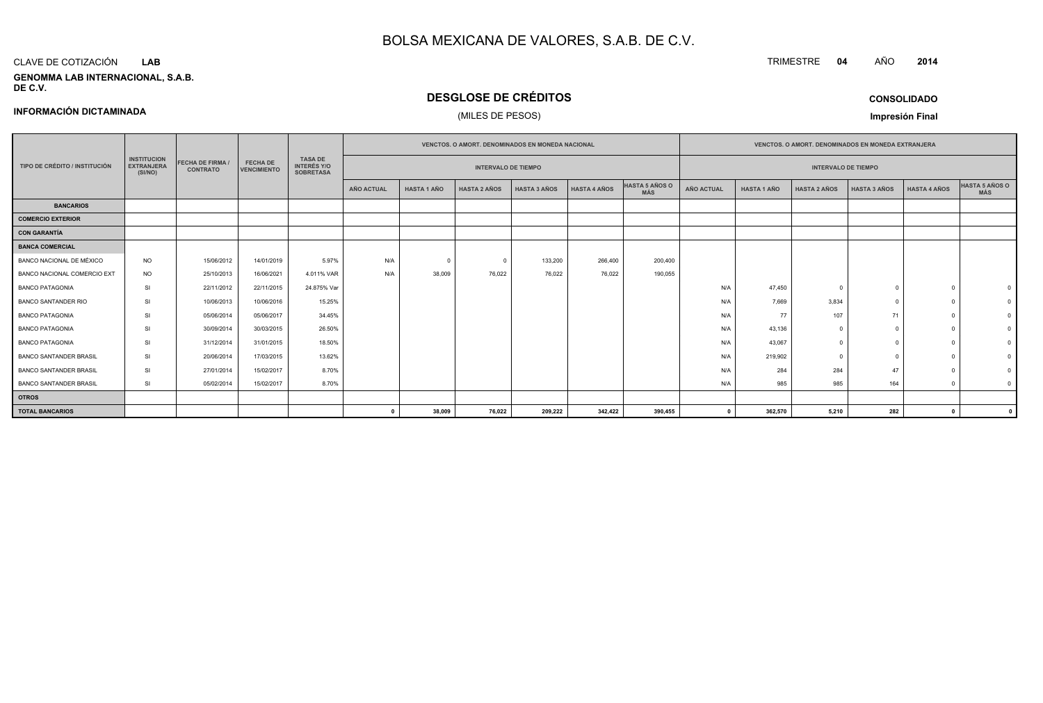# BOLSA MEXICANA DE VALORES, S.A.B. DE C.V.

CLAVE DE COTIZACIÓN **LAB**

TRIMESTRE **04** AÑO **2014**

**GENOMMA LAB INTERNACIONAL, S.A.B. DE C.V.**

## DESGLOSE DE CRÉDITOS

(MILES DE PESOS)

**INFORMACIÓN DICTAMINADA**

**CONSOLIDADO**

**Impresión Final**

| TIPO DE CRÉDITO / INSTITUCIÓN | INSTITUCION EXTRANJERA (SI/NO) | FECHA DE FIRMA / CONTRATO | FECHA DE VENCIMIENTO | TASA DE INTERÉS Y/O SOBRETASA | VENCTOS. O AMORT. DENOMINADOS EN MONEDA NACIONAL | | | | | | VENCTOS. O AMORT. DENOMINADOS EN MONEDA EXTRANJERA | | | | | |
|---|---|---|---|---|---|---|---|---|---|---|---|---|---|---|---|---|
| | | | | | INTERVALO DE TIEMPO | | | | | | INTERVALO DE TIEMPO | | | | | |
| | | | | | AÑO ACTUAL | HASTA 1 AÑO | HASTA 2 AÑOS | HASTA 3 AÑOS | HASTA 4 AÑOS | HASTA 5 AÑOS O MÁS | AÑO ACTUAL | HASTA 1 AÑO | HASTA 2 AÑOS | HASTA 3 AÑOS | HASTA 4 AÑOS | HASTA 5 AÑOS O MÁS |
| **BANCARIOS** | | | | | | | | | | | | | | | | |
| **COMERCIO EXTERIOR** | | | | | | | | | | | | | | | | |
| **CON GARANTÍA** | | | | | | | | | | | | | | | | |
| **BANCA COMERCIAL** | | | | | | | | | | | | | | | | |
| BANCO NACIONAL DE MÉXICO | NO | 15/06/2012 | 14/01/2019 | 5.97% | N/A | 0 | 0 | 133,200 | 266,400 | 200,400 | | | | | | |
| BANCO NACIONAL COMERCIO EXT | NO | 25/10/2013 | 16/06/2021 | 4.011% VAR | N/A | 38,009 | 76,022 | 76,022 | 76,022 | 190,055 | | | | | | |
| BANCO PATAGONIA | SI | 22/11/2012 | 22/11/2015 | 24.875% Var | | | | | | | N/A | 47,450 | 0 | 0 | 0 | 0 |
| BANCO SANTANDER RIO | SI | 10/06/2013 | 10/06/2016 | 15.25% | | | | | | | N/A | 7,669 | 3,834 | 0 | 0 | 0 |
| BANCO PATAGONIA | SI | 05/06/2014 | 05/06/2017 | 34.45% | | | | | | | N/A | 77 | 107 | 71 | 0 | 0 |
| BANCO PATAGONIA | SI | 30/09/2014 | 30/03/2015 | 26.50% | | | | | | | N/A | 43,136 | 0 | 0 | 0 | 0 |
| BANCO PATAGONIA | SI | 31/12/2014 | 31/01/2015 | 18.50% | | | | | | | N/A | 43,067 | 0 | 0 | 0 | 0 |
| BANCO SANTANDER BRASIL | SI | 20/06/2014 | 17/03/2015 | 13.62% | | | | | | | N/A | 219,902 | 0 | 0 | 0 | 0 |
| BANCO SANTANDER BRASIL | SI | 27/01/2014 | 15/02/2017 | 8.70% | | | | | | | N/A | 284 | 284 | 47 | 0 | 0 |
| BANCO SANTANDER BRASIL | SI | 05/02/2014 | 15/02/2017 | 8.70% | | | | | | | N/A | 985 | 985 | 164 | 0 | 0 |
| **OTROS** | | | | | | | | | | | | | | | | |
| **TOTAL BANCARIOS** | | | | | **0** | **38,009** | **76,022** | **209,222** | **342,422** | **390,455** | **0** | **362,570** | **5,210** | **282** | **0** | **0** |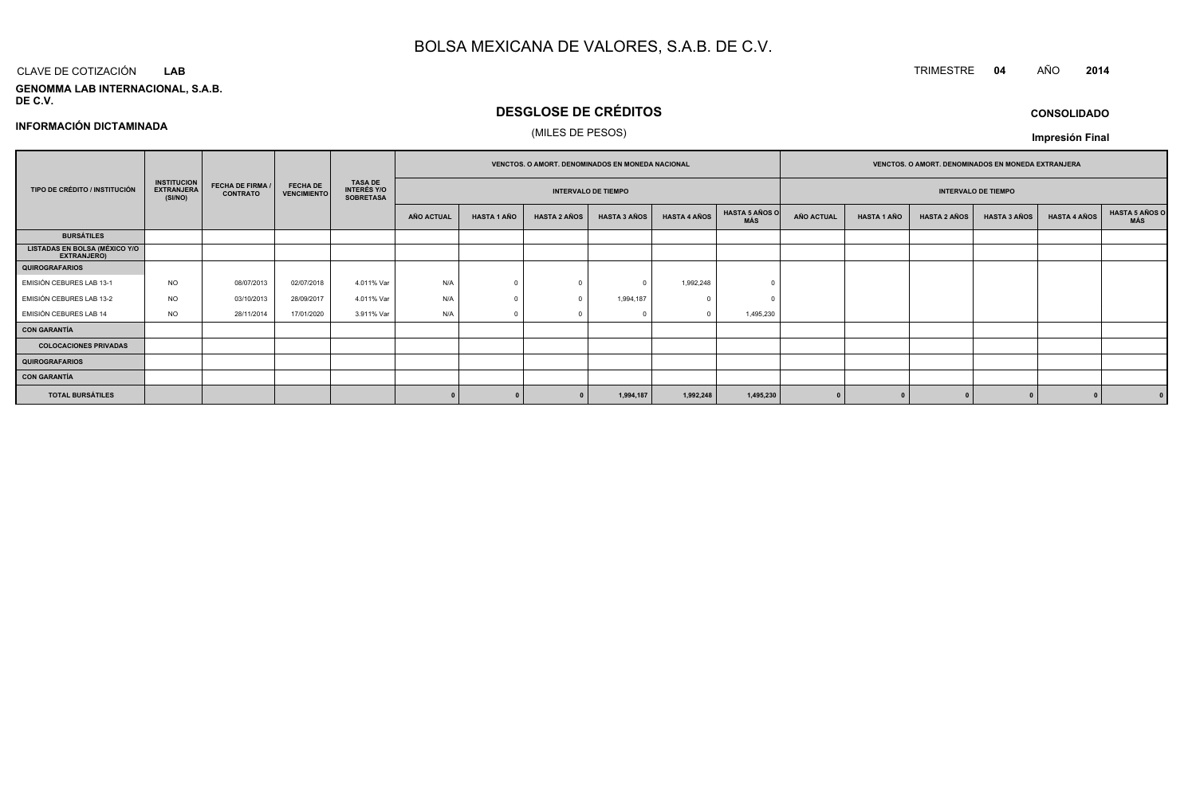# BOLSA MEXICANA DE VALORES, S.A.B. DE C.V.

CLAVE DE COTIZACIÓN **LAB**

TRIMESTRE **04** AÑO **2014**

**GENOMMA LAB INTERNACIONAL, S.A.B. DE C.V.**

## DESGLOSE DE CRÉDITOS

(MILES DE PESOS)

**CONSOLIDADO**

**INFORMACIÓN DICTAMINADA**

**Impresión Final**

| TIPO DE CRÉDITO / INSTITUCIÓN | INSTITUCION EXTRANJERA (SI/NO) | FECHA DE FIRMA / CONTRATO | FECHA DE VENCIMIENTO | TASA DE INTERÉS Y/O SOBRETASA | VENCTOS. O AMORT. DENOMINADOS EN MONEDA NACIONAL | | | | | | VENCTOS. O AMORT. DENOMINADOS EN MONEDA EXTRANJERA | | | | | |
|---|---|---|---|---|---|---|---|---|---|---|---|---|---|---|---|---|
| | | | | | INTERVALO DE TIEMPO | | | | | | INTERVALO DE TIEMPO | | | | | |
| | | | | | AÑO ACTUAL | HASTA 1 AÑO | HASTA 2 AÑOS | HASTA 3 AÑOS | HASTA 4 AÑOS | HASTA 5 AÑOS O MÁS | AÑO ACTUAL | HASTA 1 AÑO | HASTA 2 AÑOS | HASTA 3 AÑOS | HASTA 4 AÑOS | HASTA 5 AÑOS O MÁS |
| **BURSÁTILES** | | | | | | | | | | | | | | | | |
| **LISTADAS EN BOLSA (MÉXICO Y/O EXTRANJERO)** | | | | | | | | | | | | | | | | |
| **QUIROGRAFARIOS** | | | | | | | | | | | | | | | | |
| EMISIÓN CEBURES LAB 13-1 | NO | 08/07/2013 | 02/07/2018 | 4.011% Var | N/A | 0 | 0 | 0 | 1,992,248 | 0 | | | | | | |
| EMISIÓN CEBURES LAB 13-2 | NO | 03/10/2013 | 28/09/2017 | 4.011% Var | N/A | 0 | 0 | 1,994,187 | 0 | 0 | | | | | | |
| EMISIÓN CEBURES LAB 14 | NO | 28/11/2014 | 17/01/2020 | 3.911% Var | N/A | 0 | 0 | 0 | 0 | 1,495,230 | | | | | | |
| **CON GARANTÍA** | | | | | | | | | | | | | | | | |
| **COLOCACIONES PRIVADAS** | | | | | | | | | | | | | | | | |
| **QUIROGRAFARIOS** | | | | | | | | | | | | | | | | |
| **CON GARANTÍA** | | | | | | | | | | | | | | | | |
| **TOTAL BURSÁTILES** | | | | | **0** | **0** | **0** | **1,994,187** | **1,992,248** | **1,495,230** | **0** | **0** | **0** | **0** | **0** | **0** |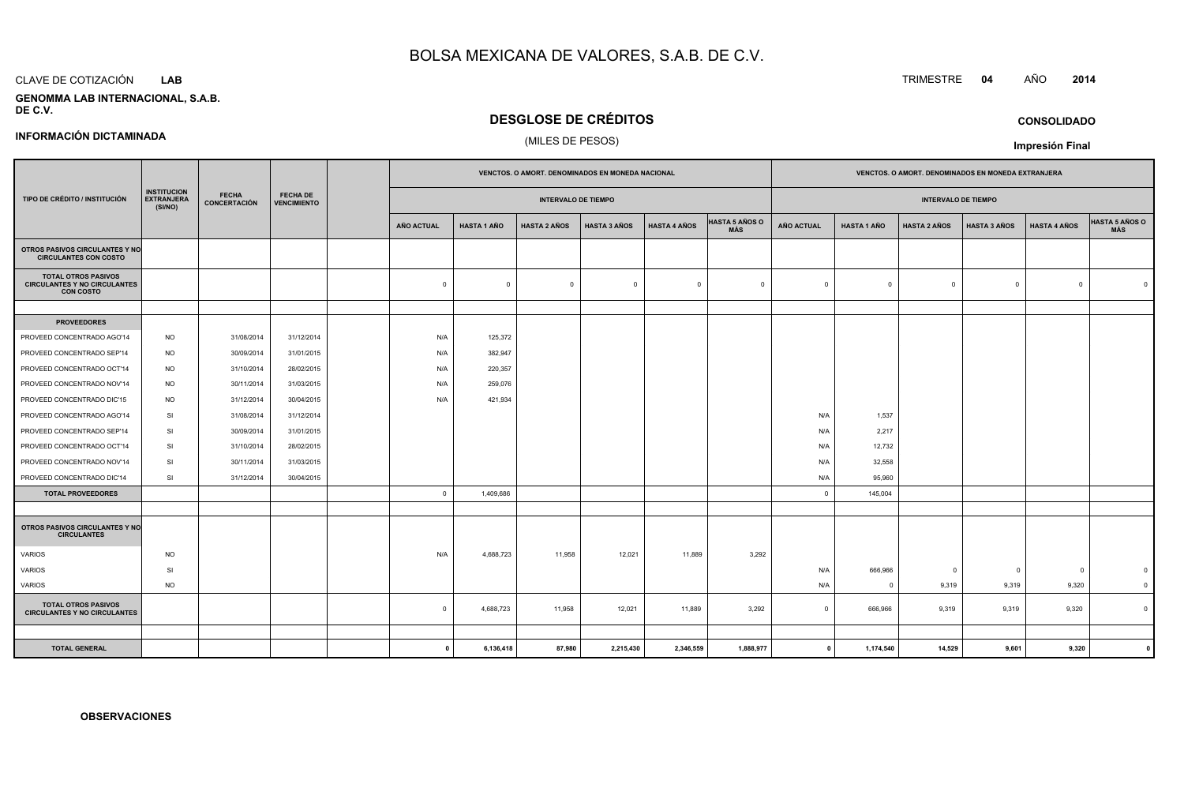# BOLSA MEXICANA DE VALORES, S.A.B. DE C.V.

CLAVE DE COTIZACIÓN **LAB**

TRIMESTRE **04** AÑO **2014**

**GENOMMA LAB INTERNACIONAL, S.A.B. DE C.V.**

## DESGLOSE DE CRÉDITOS

(MILES DE PESOS)

**CONSOLIDADO**

**INFORMACIÓN DICTAMINADA**

**Impresión Final**

| TIPO DE CRÉDITO / INSTITUCIÓN | INSTITUCION EXTRANJERA (SI/NO) | FECHA CONCERTACIÓN | FECHA DE VENCIMIENTO | | VENCTOS. O AMORT. DENOMINADOS EN MONEDA NACIONAL | | | | | | VENCTOS. O AMORT. DENOMINADOS EN MONEDA EXTRANJERA | | | | | |
|---|---|---|---|---|---|---|---|---|---|---|---|---|---|---|---|---|
| | | | | | INTERVALO DE TIEMPO | | | | | | INTERVALO DE TIEMPO | | | | | |
| | | | | | AÑO ACTUAL | HASTA 1 AÑO | HASTA 2 AÑOS | HASTA 3 AÑOS | HASTA 4 AÑOS | HASTA 5 AÑOS O MÁS | AÑO ACTUAL | HASTA 1 AÑO | HASTA 2 AÑOS | HASTA 3 AÑOS | HASTA 4 AÑOS | HASTA 5 AÑOS O MÁS |
| **OTROS PASIVOS CIRCULANTES Y NO CIRCULANTES CON COSTO** | | | | | | | | | | | | | | | | |
| **TOTAL OTROS PASIVOS CIRCULANTES Y NO CIRCULANTES CON COSTO** | | | | | 0 | 0 | 0 | 0 | 0 | 0 | 0 | 0 | 0 | 0 | 0 | 0 |
| | | | | | | | | | | | | | | | | |
| **PROVEEDORES** | | | | | | | | | | | | | | | | |
| PROVEED CONCENTRADO AGO'14 | NO | 31/08/2014 | 31/12/2014 | | N/A | 125,372 | | | | | | | | | | |
| PROVEED CONCENTRADO SEP'14 | NO | 30/09/2014 | 31/01/2015 | | N/A | 382,947 | | | | | | | | | | |
| PROVEED CONCENTRADO OCT'14 | NO | 31/10/2014 | 28/02/2015 | | N/A | 220,357 | | | | | | | | | | |
| PROVEED CONCENTRADO NOV'14 | NO | 30/11/2014 | 31/03/2015 | | N/A | 259,076 | | | | | | | | | | |
| PROVEED CONCENTRADO DIC'15 | NO | 31/12/2014 | 30/04/2015 | | N/A | 421,934 | | | | | | | | | | |
| PROVEED CONCENTRADO AGO'14 | SI | 31/08/2014 | 31/12/2014 | | | | | | | | N/A | 1,537 | | | | |
| PROVEED CONCENTRADO SEP'14 | SI | 30/09/2014 | 31/01/2015 | | | | | | | | N/A | 2,217 | | | | |
| PROVEED CONCENTRADO OCT'14 | SI | 31/10/2014 | 28/02/2015 | | | | | | | | N/A | 12,732 | | | | |
| PROVEED CONCENTRADO NOV'14 | SI | 30/11/2014 | 31/03/2015 | | | | | | | | N/A | 32,558 | | | | |
| PROVEED CONCENTRADO DIC'14 | SI | 31/12/2014 | 30/04/2015 | | | | | | | | N/A | 95,960 | | | | |
| **TOTAL PROVEEDORES** | | | | | 0 | 1,409,686 | | | | | 0 | 145,004 | | | | |
| | | | | | | | | | | | | | | | | |
| **OTROS PASIVOS CIRCULANTES Y NO CIRCULANTES** | | | | | | | | | | | | | | | | |
| VARIOS | NO | | | | N/A | 4,688,723 | 11,958 | 12,021 | 11,889 | 3,292 | | | | | | |
| VARIOS | SI | | | | | | | | | | N/A | 666,966 | 0 | 0 | 0 | 0 |
| VARIOS | NO | | | | | | | | | | N/A | 0 | 9,319 | 9,319 | 9,320 | 0 |
| **TOTAL OTROS PASIVOS CIRCULANTES Y NO CIRCULANTES** | | | | | 0 | 4,688,723 | 11,958 | 12,021 | 11,889 | 3,292 | 0 | 666,966 | 9,319 | 9,319 | 9,320 | 0 |
| | | | | | | | | | | | | | | | | |
| **TOTAL GENERAL** | | | | | **0** | **6,136,418** | **87,980** | **2,215,430** | **2,346,559** | **1,888,977** | **0** | **1,174,540** | **14,529** | **9,601** | **9,320** | **0** |

**OBSERVACIONES**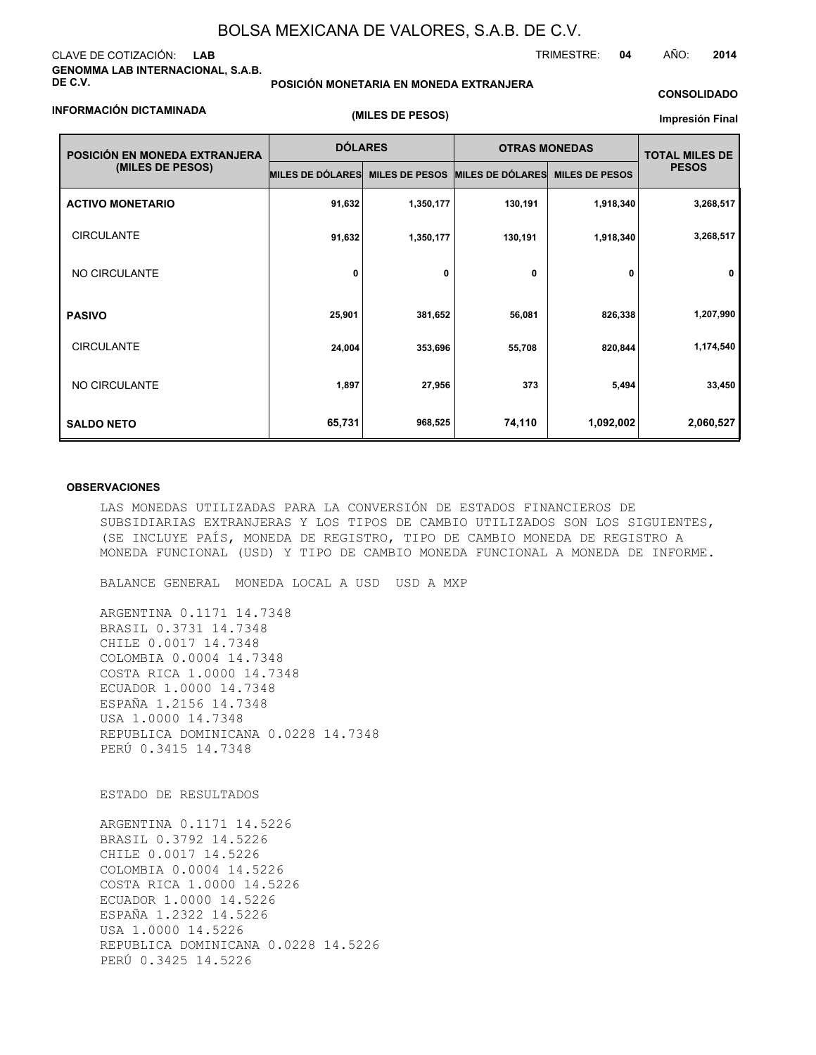# BOLSA MEXICANA DE VALORES, S.A.B. DE C.V.

CLAVE DE COTIZACIÓN: **LAB**

TRIMESTRE: **04** AÑO: **2014**

**GENOMMA LAB INTERNACIONAL, S.A.B. DE C.V.**

**POSICIÓN MONETARIA EN MONEDA EXTRANJERA**

**CONSOLIDADO**

**INFORMACIÓN DICTAMINADA**

**(MILES DE PESOS)**

**Impresión Final**

| POSICIÓN EN MONEDA EXTRANJERA (MILES DE PESOS) | DÓLARES | | OTRAS MONEDAS | | TOTAL MILES DE PESOS |
|---|---|---|---|---|---|
| | MILES DE DÓLARES | MILES DE PESOS | MILES DE DÓLARES | MILES DE PESOS | |
| **ACTIVO MONETARIO** | 91,632 | 1,350,177 | 130,191 | 1,918,340 | 3,268,517 |
| CIRCULANTE | 91,632 | 1,350,177 | 130,191 | 1,918,340 | 3,268,517 |
| NO CIRCULANTE | 0 | 0 | 0 | 0 | 0 |
| **PASIVO** | 25,901 | 381,652 | 56,081 | 826,338 | 1,207,990 |
| CIRCULANTE | 24,004 | 353,696 | 55,708 | 820,844 | 1,174,540 |
| NO CIRCULANTE | 1,897 | 27,956 | 373 | 5,494 | 33,450 |
| **SALDO NETO** | 65,731 | 968,525 | 74,110 | 1,092,002 | 2,060,527 |

**OBSERVACIONES**

LAS MONEDAS UTILIZADAS PARA LA CONVERSIÓN DE ESTADOS FINANCIEROS DE SUBSIDIARIAS EXTRANJERAS Y LOS TIPOS DE CAMBIO UTILIZADOS SON LOS SIGUIENTES, (SE INCLUYE PAÍS, MONEDA DE REGISTRO, TIPO DE CAMBIO MONEDA DE REGISTRO A MONEDA FUNCIONAL (USD) Y TIPO DE CAMBIO MONEDA FUNCIONAL A MONEDA DE INFORME.

BALANCE GENERAL MONEDA LOCAL A USD USD A MXP

ARGENTINA 0.1171 14.7348
BRASIL 0.3731 14.7348
CHILE 0.0017 14.7348
COLOMBIA 0.0004 14.7348
COSTA RICA 1.0000 14.7348
ECUADOR 1.0000 14.7348
ESPAÑA 1.2156 14.7348
USA 1.0000 14.7348
REPUBLICA DOMINICANA 0.0228 14.7348
PERÚ 0.3415 14.7348

ESTADO DE RESULTADOS

ARGENTINA 0.1171 14.5226
BRASIL 0.3792 14.5226
CHILE 0.0017 14.5226
COLOMBIA 0.0004 14.5226
COSTA RICA 1.0000 14.5226
ECUADOR 1.0000 14.5226
ESPAÑA 1.2322 14.5226
USA 1.0000 14.5226
REPUBLICA DOMINICANA 0.0228 14.5226
PERÚ 0.3425 14.5226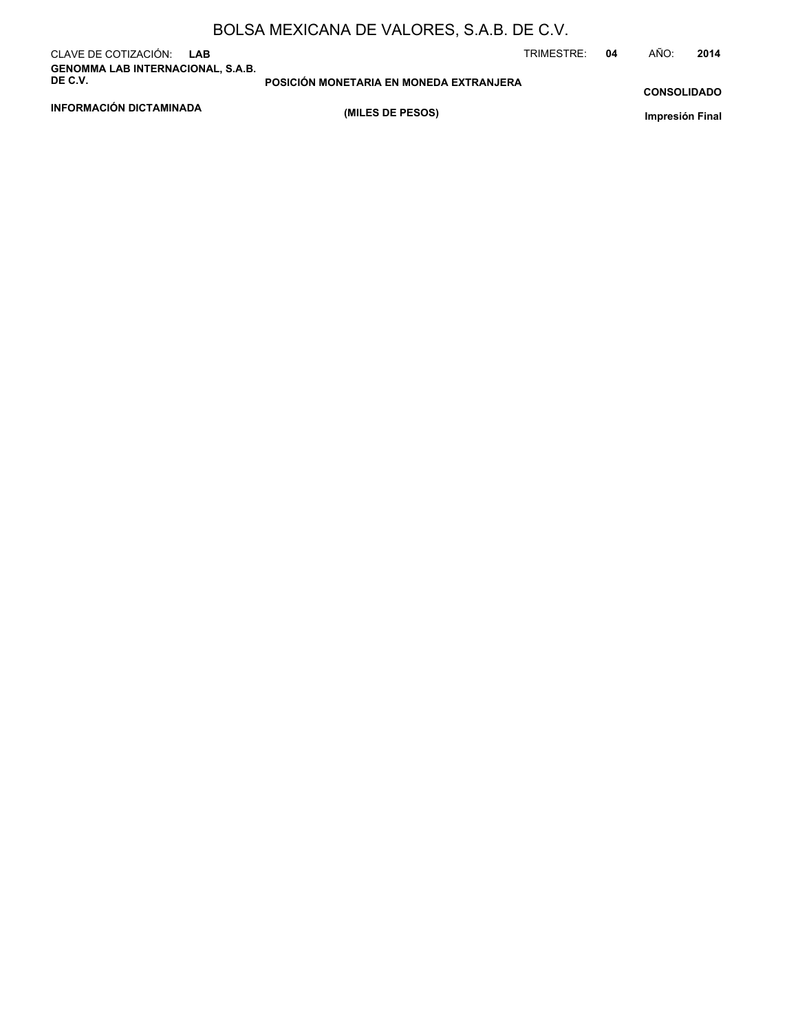BOLSA MEXICANA DE VALORES, S.A.B. DE C.V.

CLAVE DE COTIZACIÓN: **LAB**

TRIMESTRE: **04** AÑO: **2014**

**GENOMMA LAB INTERNACIONAL, S.A.B. DE C.V.**

**POSICIÓN MONETARIA EN MONEDA EXTRANJERA**

**CONSOLIDADO**

**INFORMACIÓN DICTAMINADA**

**(MILES DE PESOS)**

**Impresión Final**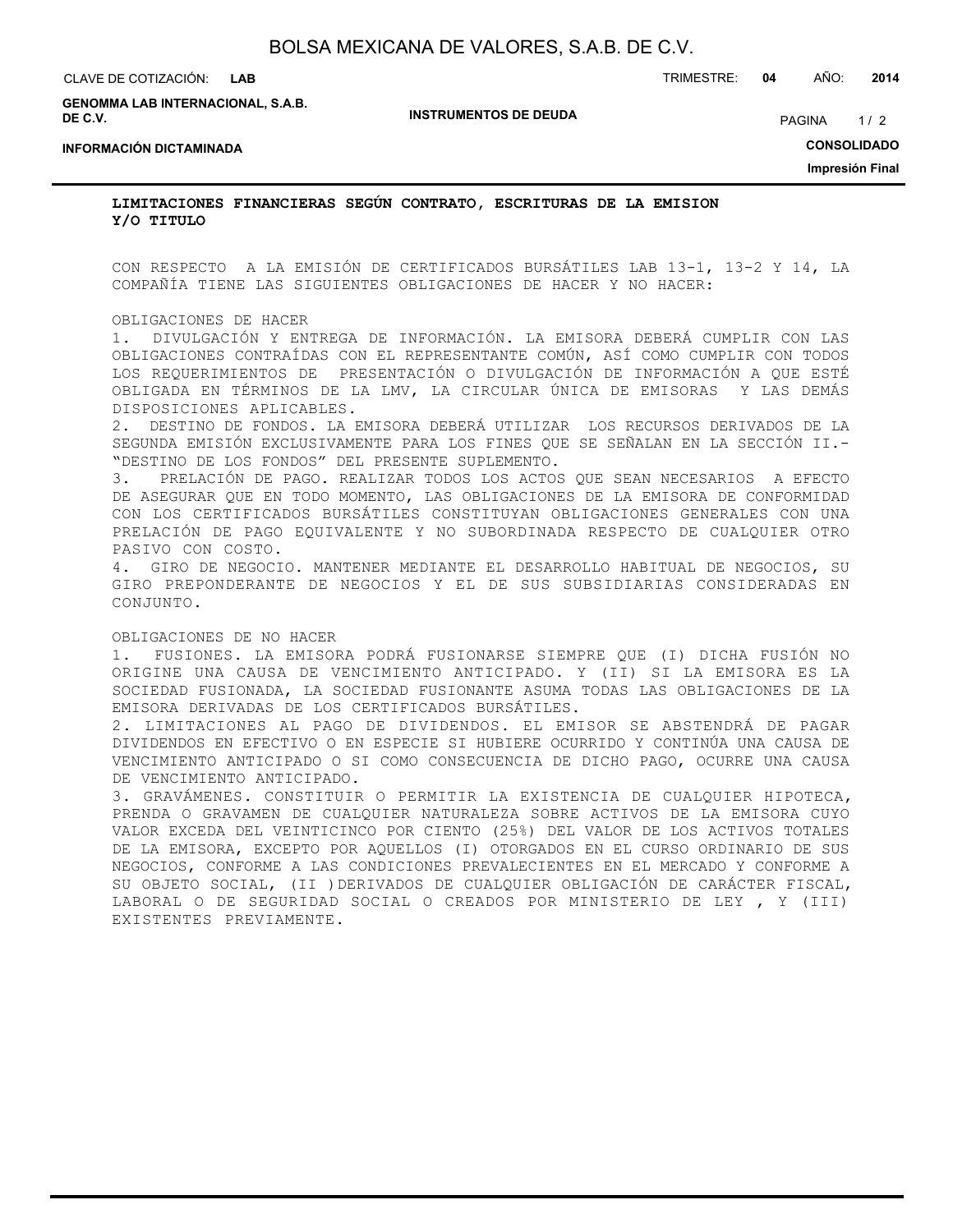## LIMITACIONES FINANCIERAS SEGÚN CONTRATO, ESCRITURAS DE LA EMISION Y/O TITULO

CON RESPECTO A LA EMISIÓN DE CERTIFICADOS BURSÁTILES LAB 13-1, 13-2 Y 14, LA COMPAÑÍA TIENE LAS SIGUIENTES OBLIGACIONES DE HACER Y NO HACER:

OBLIGACIONES DE HACER

1. DIVULGACIÓN Y ENTREGA DE INFORMACIÓN. LA EMISORA DEBERÁ CUMPLIR CON LAS OBLIGACIONES CONTRAÍDAS CON EL REPRESENTANTE COMÚN, ASÍ COMO CUMPLIR CON TODOS LOS REQUERIMIENTOS DE PRESENTACIÓN O DIVULGACIÓN DE INFORMACIÓN A QUE ESTÉ OBLIGADA EN TÉRMINOS DE LA LMV, LA CIRCULAR ÚNICA DE EMISORAS Y LAS DEMÁS DISPOSICIONES APLICABLES.
2. DESTINO DE FONDOS. LA EMISORA DEBERÁ UTILIZAR LOS RECURSOS DERIVADOS DE LA SEGUNDA EMISIÓN EXCLUSIVAMENTE PARA LOS FINES QUE SE SEÑALAN EN LA SECCIÓN II.- "DESTINO DE LOS FONDOS" DEL PRESENTE SUPLEMENTO.
3. PRELACIÓN DE PAGO. REALIZAR TODOS LOS ACTOS QUE SEAN NECESARIOS A EFECTO DE ASEGURAR QUE EN TODO MOMENTO, LAS OBLIGACIONES DE LA EMISORA DE CONFORMIDAD CON LOS CERTIFICADOS BURSÁTILES CONSTITUYAN OBLIGACIONES GENERALES CON UNA PRELACIÓN DE PAGO EQUIVALENTE Y NO SUBORDINADA RESPECTO DE CUALQUIER OTRO PASIVO CON COSTO.
4. GIRO DE NEGOCIO. MANTENER MEDIANTE EL DESARROLLO HABITUAL DE NEGOCIOS, SU GIRO PREPONDERANTE DE NEGOCIOS Y EL DE SUS SUBSIDIARIAS CONSIDERADAS EN CONJUNTO.

OBLIGACIONES DE NO HACER

1. FUSIONES. LA EMISORA PODRÁ FUSIONARSE SIEMPRE QUE (I) DICHA FUSIÓN NO ORIGINE UNA CAUSA DE VENCIMIENTO ANTICIPADO. Y (II) SI LA EMISORA ES LA SOCIEDAD FUSIONADA, LA SOCIEDAD FUSIONANTE ASUMA TODAS LAS OBLIGACIONES DE LA EMISORA DERIVADAS DE LOS CERTIFICADOS BURSÁTILES.
2. LIMITACIONES AL PAGO DE DIVIDENDOS. EL EMISOR SE ABSTENDRÁ DE PAGAR DIVIDENDOS EN EFECTIVO O EN ESPECIE SI HUBIERE OCURRIDO Y CONTINÚA UNA CAUSA DE VENCIMIENTO ANTICIPADO O SI COMO CONSECUENCIA DE DICHO PAGO, OCURRE UNA CAUSA DE VENCIMIENTO ANTICIPADO.
3. GRAVÁMENES. CONSTITUIR O PERMITIR LA EXISTENCIA DE CUALQUIER HIPOTECA, PRENDA O GRAVAMEN DE CUALQUIER NATURALEZA SOBRE ACTIVOS DE LA EMISORA CUYO VALOR EXCEDA DEL VEINTICINCO POR CIENTO (25%) DEL VALOR DE LOS ACTIVOS TOTALES DE LA EMISORA, EXCEPTO POR AQUELLOS (I) OTORGADOS EN EL CURSO ORDINARIO DE SUS NEGOCIOS, CONFORME A LAS CONDICIONES PREVALECIENTES EN EL MERCADO Y CONFORME A SU OBJETO SOCIAL, (II )DERIVADOS DE CUALQUIER OBLIGACIÓN DE CARÁCTER FISCAL, LABORAL O DE SEGURIDAD SOCIAL O CREADOS POR MINISTERIO DE LEY , Y (III) EXISTENTES PREVIAMENTE.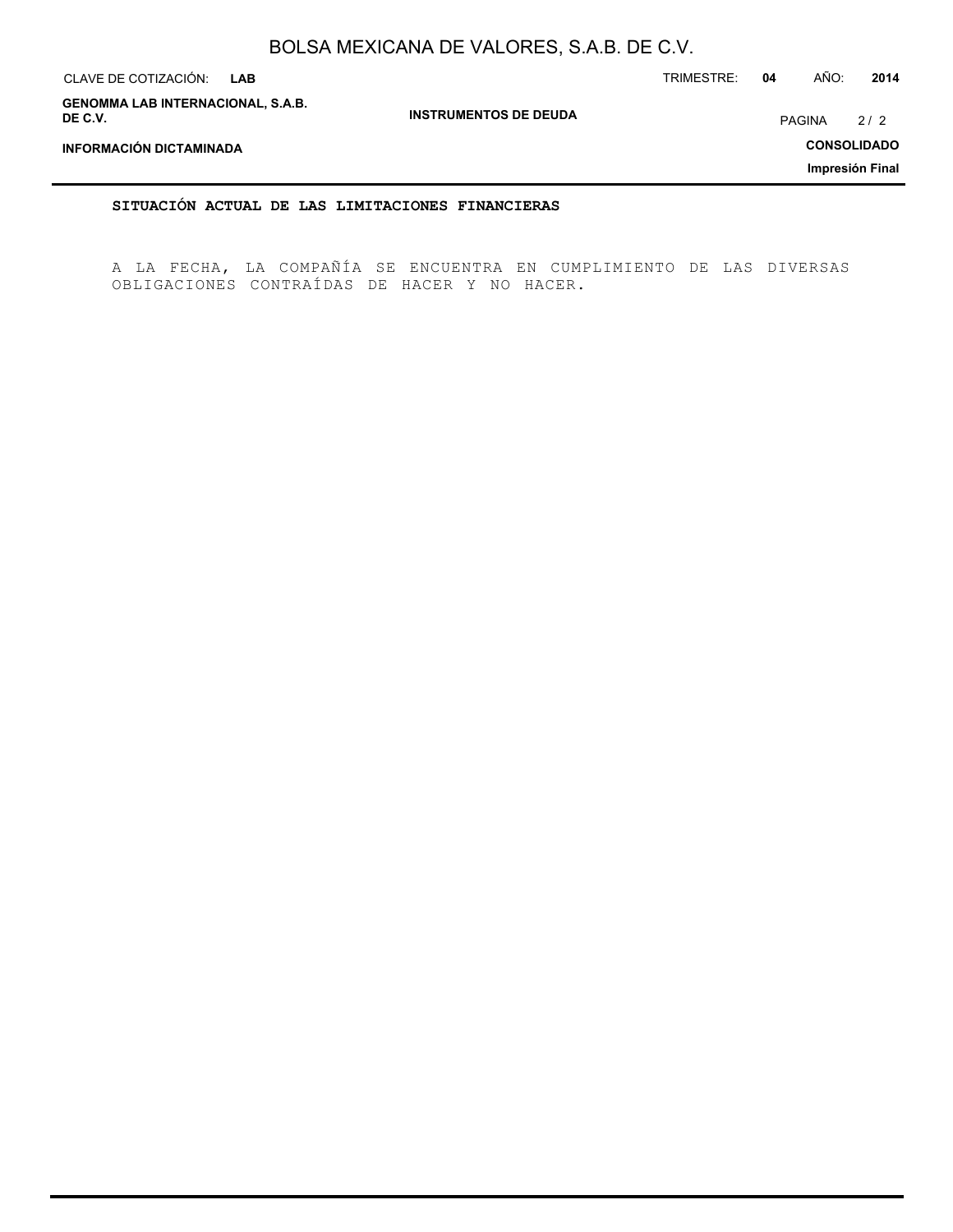**SITUACIÓN ACTUAL DE LAS LIMITACIONES FINANCIERAS**

A LA FECHA, LA COMPAÑÍA SE ENCUENTRA EN CUMPLIMIENTO DE LAS DIVERSAS OBLIGACIONES CONTRAÍDAS DE HACER Y NO HACER.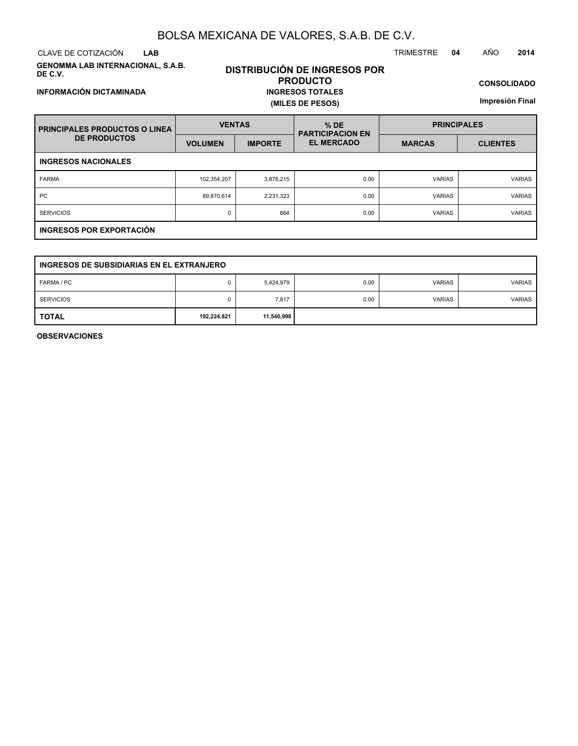# BOLSA MEXICANA DE VALORES, S.A.B. DE C.V.

CLAVE DE COTIZACIÓN **LAB** TRIMESTRE **04** AÑO **2014**

**GENOMMA LAB INTERNACIONAL, S.A.B. DE C.V.**

## DISTRIBUCIÓN DE INGRESOS POR PRODUCTO

**INGRESOS TOTALES**

**(MILES DE PESOS)**

**INFORMACIÓN DICTAMINADA**

**CONSOLIDADO**

**Impresión Final**

| PRINCIPALES PRODUCTOS O LINEA DE PRODUCTOS | VENTAS | | % DE PARTICIPACION EN EL MERCADO | PRINCIPALES | |
|---|---|---|---|---|---|
| | VOLUMEN | IMPORTE | | MARCAS | CLIENTES |
| **INGRESOS NACIONALES** | | | | | |
| FARMA | 102,354,207 | 3,876,215 | 0.00 | VARIAS | VARIAS |
| PC | 89,870,614 | 2,231,323 | 0.00 | VARIAS | VARIAS |
| SERVICIOS | 0 | 664 | 0.00 | VARIAS | VARIAS |
| **INGRESOS POR EXPORTACIÓN** | | | | | |
| **INGRESOS DE SUBSIDIARIAS EN EL EXTRANJERO** | | | | | |
| FARMA / PC | 0 | 5,424,979 | 0.00 | VARIAS | VARIAS |
| SERVICIOS | 0 | 7,817 | 0.00 | VARIAS | VARIAS |
| **TOTAL** | **192,224,821** | **11,540,998** | | | |

**OBSERVACIONES**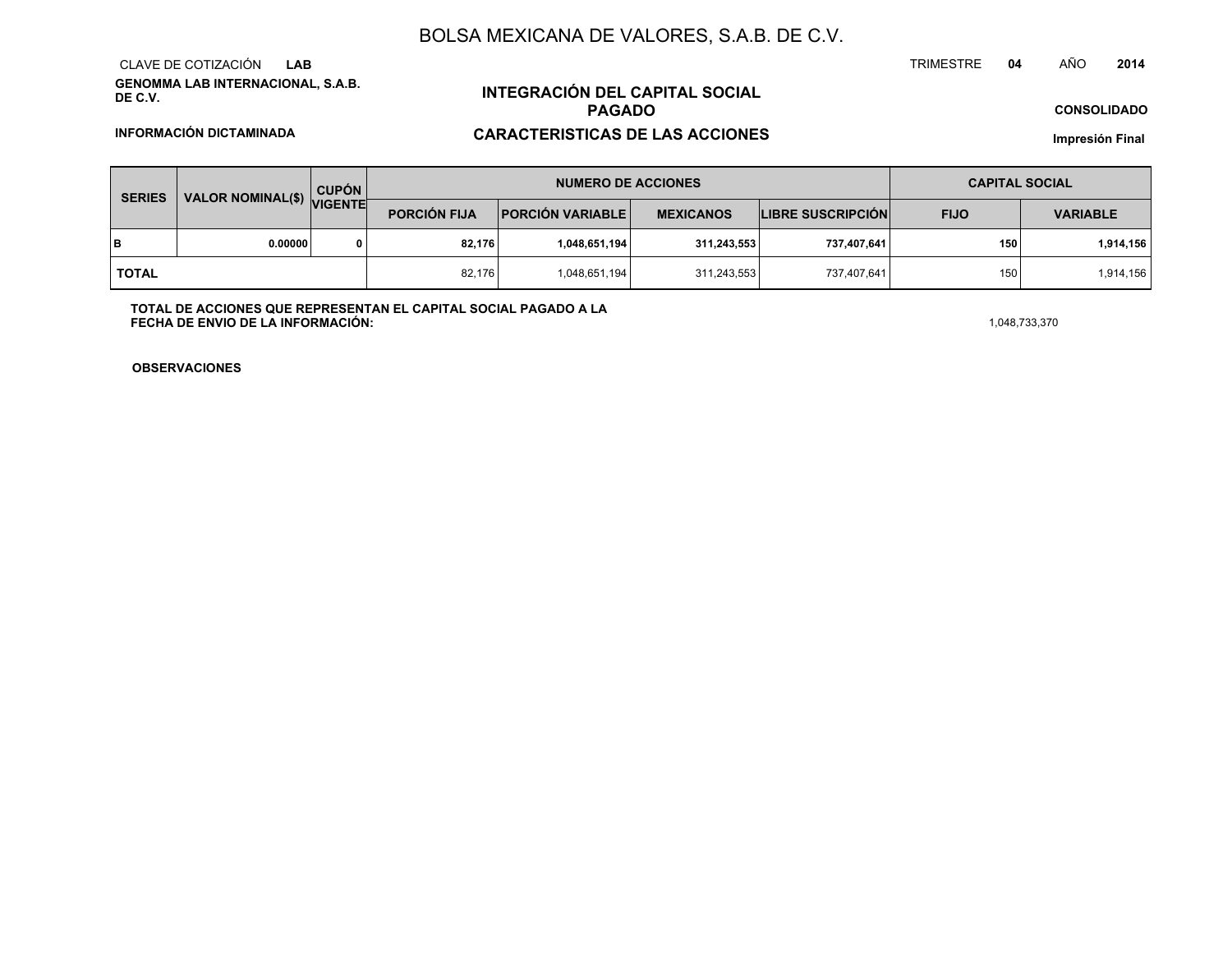# BOLSA MEXICANA DE VALORES, S.A.B. DE C.V.

CLAVE DE COTIZACIÓN **LAB**

TRIMESTRE **04** AÑO **2014**

**GENOMMA LAB INTERNACIONAL, S.A.B. DE C.V.**

## INTEGRACIÓN DEL CAPITAL SOCIAL PAGADO

**CONSOLIDADO**

**INFORMACIÓN DICTAMINADA**

## CARACTERISTICAS DE LAS ACCIONES

**Impresión Final**

| SERIES | VALOR NOMINAL($) | CUPÓN VIGENTE | NUMERO DE ACCIONES | | | | CAPITAL SOCIAL | |
|---|---|---|---|---|---|---|---|---|
| | | | PORCIÓN FIJA | PORCIÓN VARIABLE | MEXICANOS | LIBRE SUSCRIPCIÓN | FIJO | VARIABLE |
| **B** | **0.00000** | **0** | **82,176** | **1,048,651,194** | **311,243,553** | **737,407,641** | **150** | **1,914,156** |
| **TOTAL** | | | 82,176 | 1,048,651,194 | 311,243,553 | 737,407,641 | 150 | 1,914,156 |

**TOTAL DE ACCIONES QUE REPRESENTAN EL CAPITAL SOCIAL PAGADO A LA FECHA DE ENVIO DE LA INFORMACIÓN:** 1,048,733,370

**OBSERVACIONES**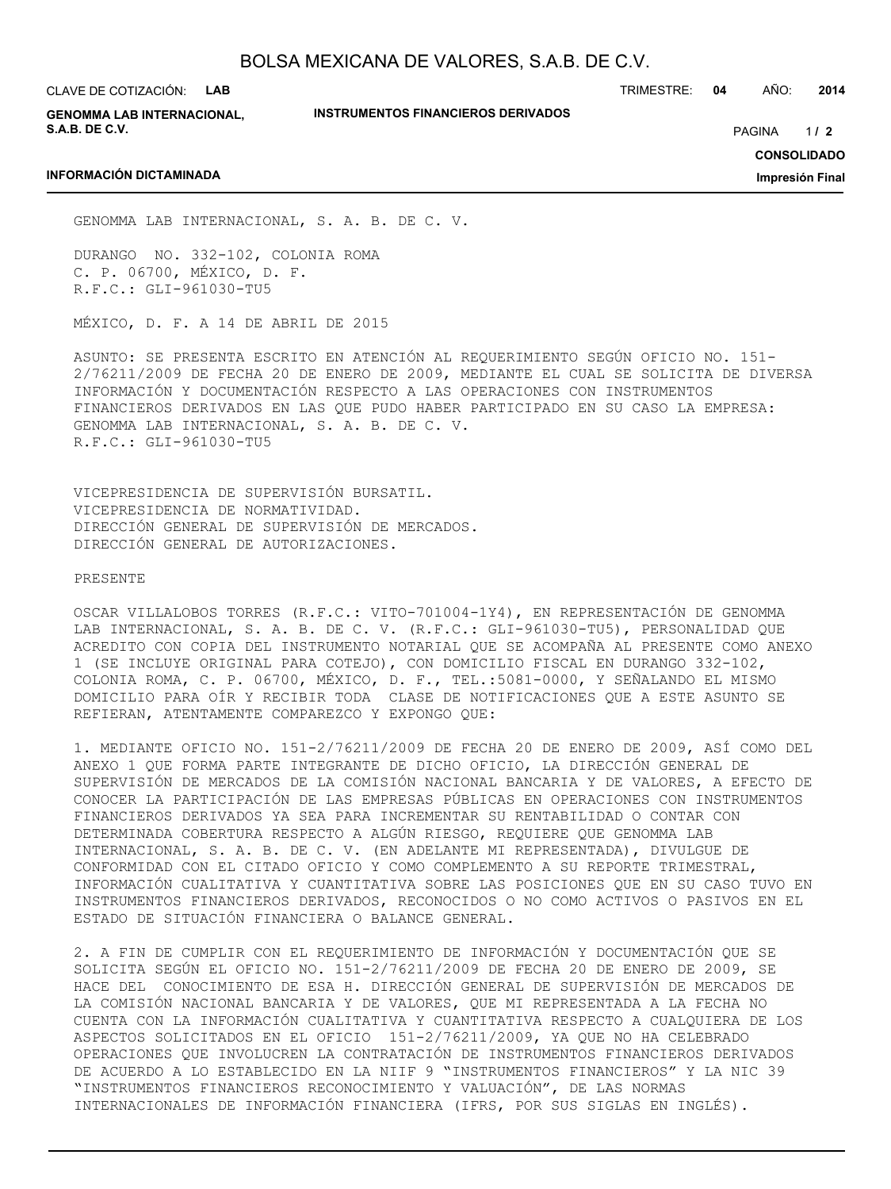GENOMMA LAB INTERNACIONAL, S. A. B. DE C. V.

DURANGO NO. 332-102, COLONIA ROMA
C. P. 06700, MÉXICO, D. F.
R.F.C.: GLI-961030-TU5

MÉXICO, D. F. A 14 DE ABRIL DE 2015

ASUNTO: SE PRESENTA ESCRITO EN ATENCIÓN AL REQUERIMIENTO SEGÚN OFICIO NO. 151-2/76211/2009 DE FECHA 20 DE ENERO DE 2009, MEDIANTE EL CUAL SE SOLICITA DE DIVERSA INFORMACIÓN Y DOCUMENTACIÓN RESPECTO A LAS OPERACIONES CON INSTRUMENTOS FINANCIEROS DERIVADOS EN LAS QUE PUDO HABER PARTICIPADO EN SU CASO LA EMPRESA: GENOMMA LAB INTERNACIONAL, S. A. B. DE C. V.
R.F.C.: GLI-961030-TU5

VICEPRESIDENCIA DE SUPERVISIÓN BURSATIL.
VICEPRESIDENCIA DE NORMATIVIDAD.
DIRECCIÓN GENERAL DE SUPERVISIÓN DE MERCADOS.
DIRECCIÓN GENERAL DE AUTORIZACIONES.

PRESENTE

OSCAR VILLALOBOS TORRES (R.F.C.: VITO-701004-1Y4), EN REPRESENTACIÓN DE GENOMMA LAB INTERNACIONAL, S. A. B. DE C. V. (R.F.C.: GLI-961030-TU5), PERSONALIDAD QUE ACREDITO CON COPIA DEL INSTRUMENTO NOTARIAL QUE SE ACOMPAÑA AL PRESENTE COMO ANEXO 1 (SE INCLUYE ORIGINAL PARA COTEJO), CON DOMICILIO FISCAL EN DURANGO 332-102, COLONIA ROMA, C. P. 06700, MÉXICO, D. F., TEL.:5081-0000, Y SEÑALANDO EL MISMO DOMICILIO PARA OÍR Y RECIBIR TODA CLASE DE NOTIFICACIONES QUE A ESTE ASUNTO SE REFIERAN, ATENTAMENTE COMPAREZCO Y EXPONGO QUE:

1. MEDIANTE OFICIO NO. 151-2/76211/2009 DE FECHA 20 DE ENERO DE 2009, ASÍ COMO DEL ANEXO 1 QUE FORMA PARTE INTEGRANTE DE DICHO OFICIO, LA DIRECCIÓN GENERAL DE SUPERVISIÓN DE MERCADOS DE LA COMISIÓN NACIONAL BANCARIA Y DE VALORES, A EFECTO DE CONOCER LA PARTICIPACIÓN DE LAS EMPRESAS PÚBLICAS EN OPERACIONES CON INSTRUMENTOS FINANCIEROS DERIVADOS YA SEA PARA INCREMENTAR SU RENTABILIDAD O CONTAR CON DETERMINADA COBERTURA RESPECTO A ALGÚN RIESGO, REQUIERE QUE GENOMMA LAB INTERNACIONAL, S. A. B. DE C. V. (EN ADELANTE MI REPRESENTADA), DIVULGUE DE CONFORMIDAD CON EL CITADO OFICIO Y COMO COMPLEMENTO A SU REPORTE TRIMESTRAL, INFORMACIÓN CUALITATIVA Y CUANTITATIVA SOBRE LAS POSICIONES QUE EN SU CASO TUVO EN INSTRUMENTOS FINANCIEROS DERIVADOS, RECONOCIDOS O NO COMO ACTIVOS O PASIVOS EN EL ESTADO DE SITUACIÓN FINANCIERA O BALANCE GENERAL.

2. A FIN DE CUMPLIR CON EL REQUERIMIENTO DE INFORMACIÓN Y DOCUMENTACIÓN QUE SE SOLICITA SEGÚN EL OFICIO NO. 151-2/76211/2009 DE FECHA 20 DE ENERO DE 2009, SE HACE DEL CONOCIMIENTO DE ESA H. DIRECCIÓN GENERAL DE SUPERVISIÓN DE MERCADOS DE LA COMISIÓN NACIONAL BANCARIA Y DE VALORES, QUE MI REPRESENTADA A LA FECHA NO CUENTA CON LA INFORMACIÓN CUALITATIVA Y CUANTITATIVA RESPECTO A CUALQUIERA DE LOS ASPECTOS SOLICITADOS EN EL OFICIO 151-2/76211/2009, YA QUE NO HA CELEBRADO OPERACIONES QUE INVOLUCREN LA CONTRATACIÓN DE INSTRUMENTOS FINANCIEROS DERIVADOS DE ACUERDO A LO ESTABLECIDO EN LA NIIF 9 "INSTRUMENTOS FINANCIEROS" Y LA NIC 39 "INSTRUMENTOS FINANCIEROS RECONOCIMIENTO Y VALUACIÓN", DE LAS NORMAS INTERNACIONALES DE INFORMACIÓN FINANCIERA (IFRS, POR SUS SIGLAS EN INGLÉS).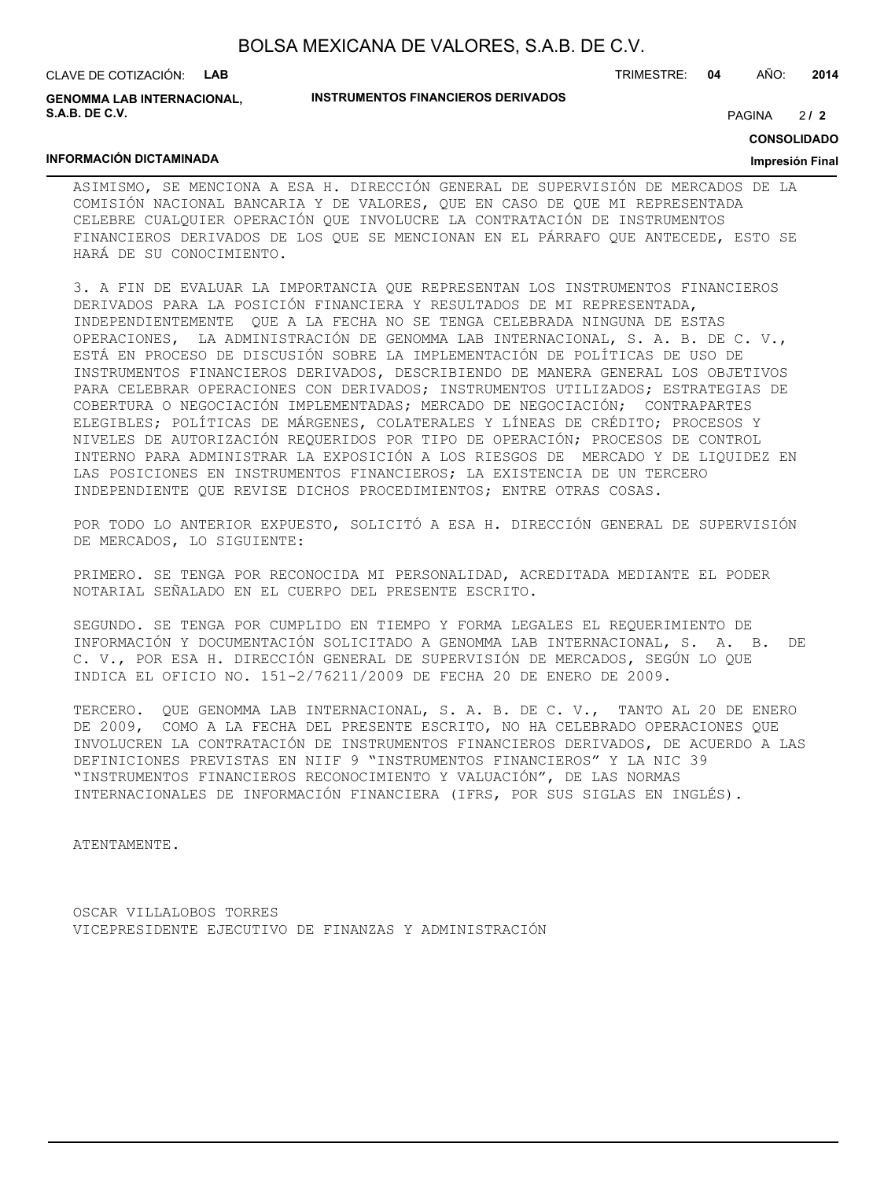ASIMISMO, SE MENCIONA A ESA H. DIRECCIÓN GENERAL DE SUPERVISIÓN DE MERCADOS DE LA COMISIÓN NACIONAL BANCARIA Y DE VALORES, QUE EN CASO DE QUE MI REPRESENTADA CELEBRE CUALQUIER OPERACIÓN QUE INVOLUCRE LA CONTRATACIÓN DE INSTRUMENTOS FINANCIEROS DERIVADOS DE LOS QUE SE MENCIONAN EN EL PÁRRAFO QUE ANTECEDE, ESTO SE HARÁ DE SU CONOCIMIENTO.

3. A FIN DE EVALUAR LA IMPORTANCIA QUE REPRESENTAN LOS INSTRUMENTOS FINANCIEROS DERIVADOS PARA LA POSICIÓN FINANCIERA Y RESULTADOS DE MI REPRESENTADA, INDEPENDIENTEMENTE QUE A LA FECHA NO SE TENGA CELEBRADA NINGUNA DE ESTAS OPERACIONES, LA ADMINISTRACIÓN DE GENOMMA LAB INTERNACIONAL, S. A. B. DE C. V., ESTÁ EN PROCESO DE DISCUSIÓN SOBRE LA IMPLEMENTACIÓN DE POLÍTICAS DE USO DE INSTRUMENTOS FINANCIEROS DERIVADOS, DESCRIBIENDO DE MANERA GENERAL LOS OBJETIVOS PARA CELEBRAR OPERACIONES CON DERIVADOS; INSTRUMENTOS UTILIZADOS; ESTRATEGIAS DE COBERTURA O NEGOCIACIÓN IMPLEMENTADAS; MERCADO DE NEGOCIACIÓN; CONTRAPARTES ELEGIBLES; POLÍTICAS DE MÁRGENES, COLATERALES Y LÍNEAS DE CRÉDITO; PROCESOS Y NIVELES DE AUTORIZACIÓN REQUERIDOS POR TIPO DE OPERACIÓN; PROCESOS DE CONTROL INTERNO PARA ADMINISTRAR LA EXPOSICIÓN A LOS RIESGOS DE MERCADO Y DE LIQUIDEZ EN LAS POSICIONES EN INSTRUMENTOS FINANCIEROS; LA EXISTENCIA DE UN TERCERO INDEPENDIENTE QUE REVISE DICHOS PROCEDIMIENTOS; ENTRE OTRAS COSAS.

POR TODO LO ANTERIOR EXPUESTO, SOLICITÓ A ESA H. DIRECCIÓN GENERAL DE SUPERVISIÓN DE MERCADOS, LO SIGUIENTE:

PRIMERO. SE TENGA POR RECONOCIDA MI PERSONALIDAD, ACREDITADA MEDIANTE EL PODER NOTARIAL SEÑALADO EN EL CUERPO DEL PRESENTE ESCRITO.

SEGUNDO. SE TENGA POR CUMPLIDO EN TIEMPO Y FORMA LEGALES EL REQUERIMIENTO DE INFORMACIÓN Y DOCUMENTACIÓN SOLICITADO A GENOMMA LAB INTERNACIONAL, S. A. B. DE C. V., POR ESA H. DIRECCIÓN GENERAL DE SUPERVISIÓN DE MERCADOS, SEGÚN LO QUE INDICA EL OFICIO NO. 151-2/76211/2009 DE FECHA 20 DE ENERO DE 2009.

TERCERO. QUE GENOMMA LAB INTERNACIONAL, S. A. B. DE C. V., TANTO AL 20 DE ENERO DE 2009, COMO A LA FECHA DEL PRESENTE ESCRITO, NO HA CELEBRADO OPERACIONES QUE INVOLUCREN LA CONTRATACIÓN DE INSTRUMENTOS FINANCIEROS DERIVADOS, DE ACUERDO A LAS DEFINICIONES PREVISTAS EN NIIF 9 "INSTRUMENTOS FINANCIEROS" Y LA NIC 39 "INSTRUMENTOS FINANCIEROS RECONOCIMIENTO Y VALUACIÓN", DE LAS NORMAS INTERNACIONALES DE INFORMACIÓN FINANCIERA (IFRS, POR SUS SIGLAS EN INGLÉS).

ATENTAMENTE.

OSCAR VILLALOBOS TORRES
VICEPRESIDENTE EJECUTIVO DE FINANZAS Y ADMINISTRACIÓN